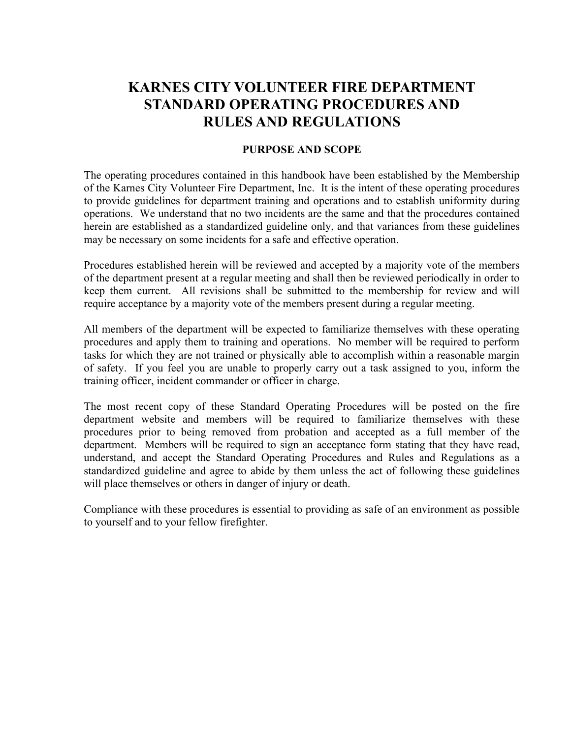# KARNES CITY VOLUNTEER FIRE DEPARTMENT STANDARD OPERATING PROCEDURES AND RULES AND REGULATIONS

## PURPOSE AND SCOPE

The operating procedures contained in this handbook have been established by the Membership of the Karnes City Volunteer Fire Department, Inc. It is the intent of these operating procedures to provide guidelines for department training and operations and to establish uniformity during operations. We understand that no two incidents are the same and that the procedures contained herein are established as a standardized guideline only, and that variances from these guidelines may be necessary on some incidents for a safe and effective operation.

Procedures established herein will be reviewed and accepted by a majority vote of the members of the department present at a regular meeting and shall then be reviewed periodically in order to keep them current. All revisions shall be submitted to the membership for review and will require acceptance by a majority vote of the members present during a regular meeting.

All members of the department will be expected to familiarize themselves with these operating procedures and apply them to training and operations. No member will be required to perform tasks for which they are not trained or physically able to accomplish within a reasonable margin of safety. If you feel you are unable to properly carry out a task assigned to you, inform the training officer, incident commander or officer in charge.

The most recent copy of these Standard Operating Procedures will be posted on the fire department website and members will be required to familiarize themselves with these procedures prior to being removed from probation and accepted as a full member of the department. Members will be required to sign an acceptance form stating that they have read, understand, and accept the Standard Operating Procedures and Rules and Regulations as a standardized guideline and agree to abide by them unless the act of following these guidelines will place themselves or others in danger of injury or death.

Compliance with these procedures is essential to providing as safe of an environment as possible to yourself and to your fellow firefighter.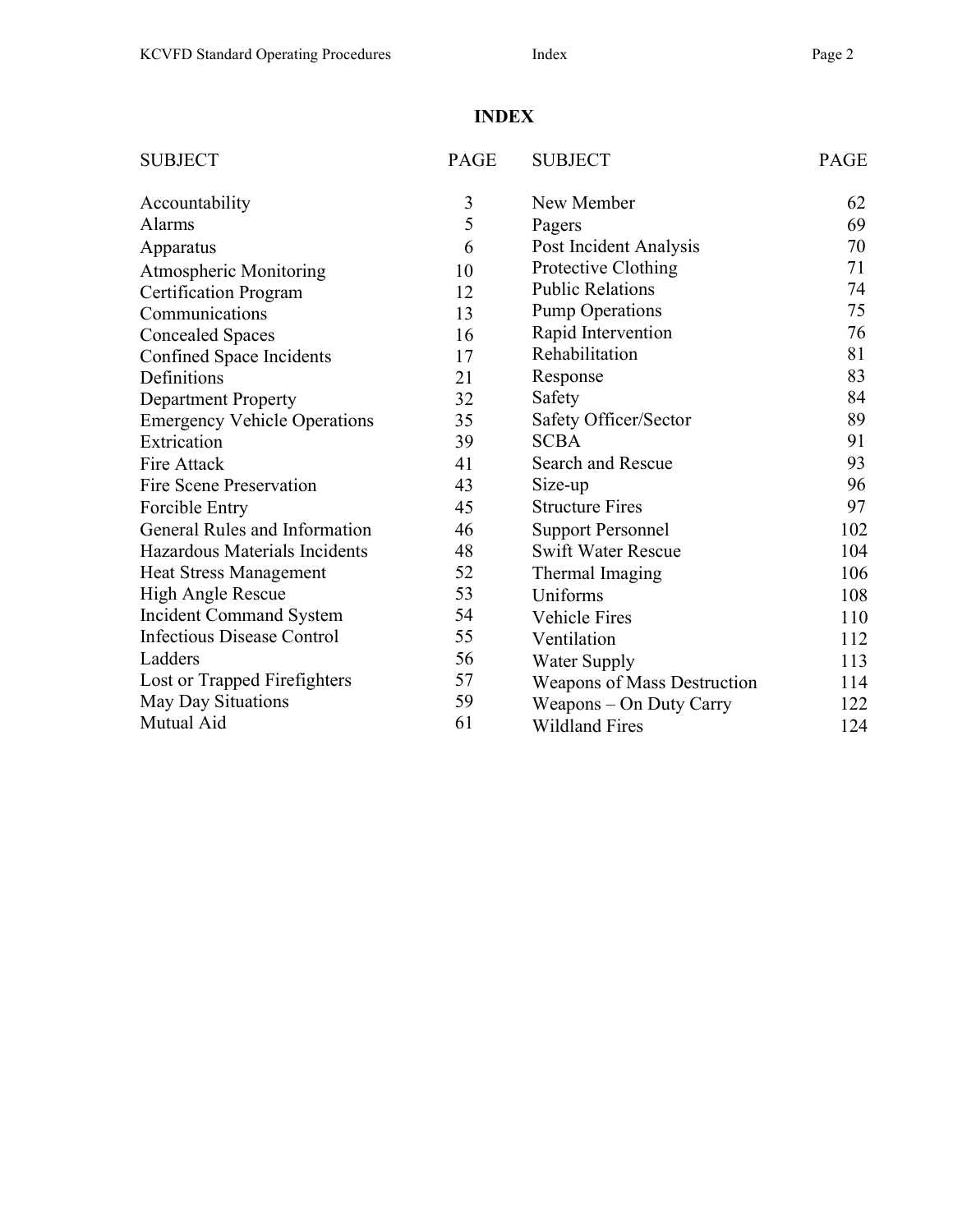# INDEX

| SUBJECT | PAGE | SUBJECT | PAGE |
|---|---|---|---|
| Accountability | 3 | New Member | 62 |
| Alarms | 5 | Pagers | 69 |
| Apparatus | 6 | Post Incident Analysis | 70 |
| Atmospheric Monitoring | 10 | Protective Clothing | 71 |
| Certification Program | 12 | Public Relations | 74 |
| Communications | 13 | Pump Operations | 75 |
| Concealed Spaces | 16 | Rapid Intervention | 76 |
| Confined Space Incidents | 17 | Rehabilitation | 81 |
| Definitions | 21 | Response | 83 |
| Department Property | 32 | Safety | 84 |
| Emergency Vehicle Operations | 35 | Safety Officer/Sector | 89 |
| Extrication | 39 | SCBA | 91 |
| Fire Attack | 41 | Search and Rescue | 93 |
| Fire Scene Preservation | 43 | Size-up | 96 |
| Forcible Entry | 45 | Structure Fires | 97 |
| General Rules and Information | 46 | Support Personnel | 102 |
| Hazardous Materials Incidents | 48 | Swift Water Rescue | 104 |
| Heat Stress Management | 52 | Thermal Imaging | 106 |
| High Angle Rescue | 53 | Uniforms | 108 |
| Incident Command System | 54 | Vehicle Fires | 110 |
| Infectious Disease Control | 55 | Ventilation | 112 |
| Ladders | 56 | Water Supply | 113 |
| Lost or Trapped Firefighters | 57 | Weapons of Mass Destruction | 114 |
| May Day Situations | 59 | Weapons – On Duty Carry | 122 |
| Mutual Aid | 61 | Wildland Fires | 124 |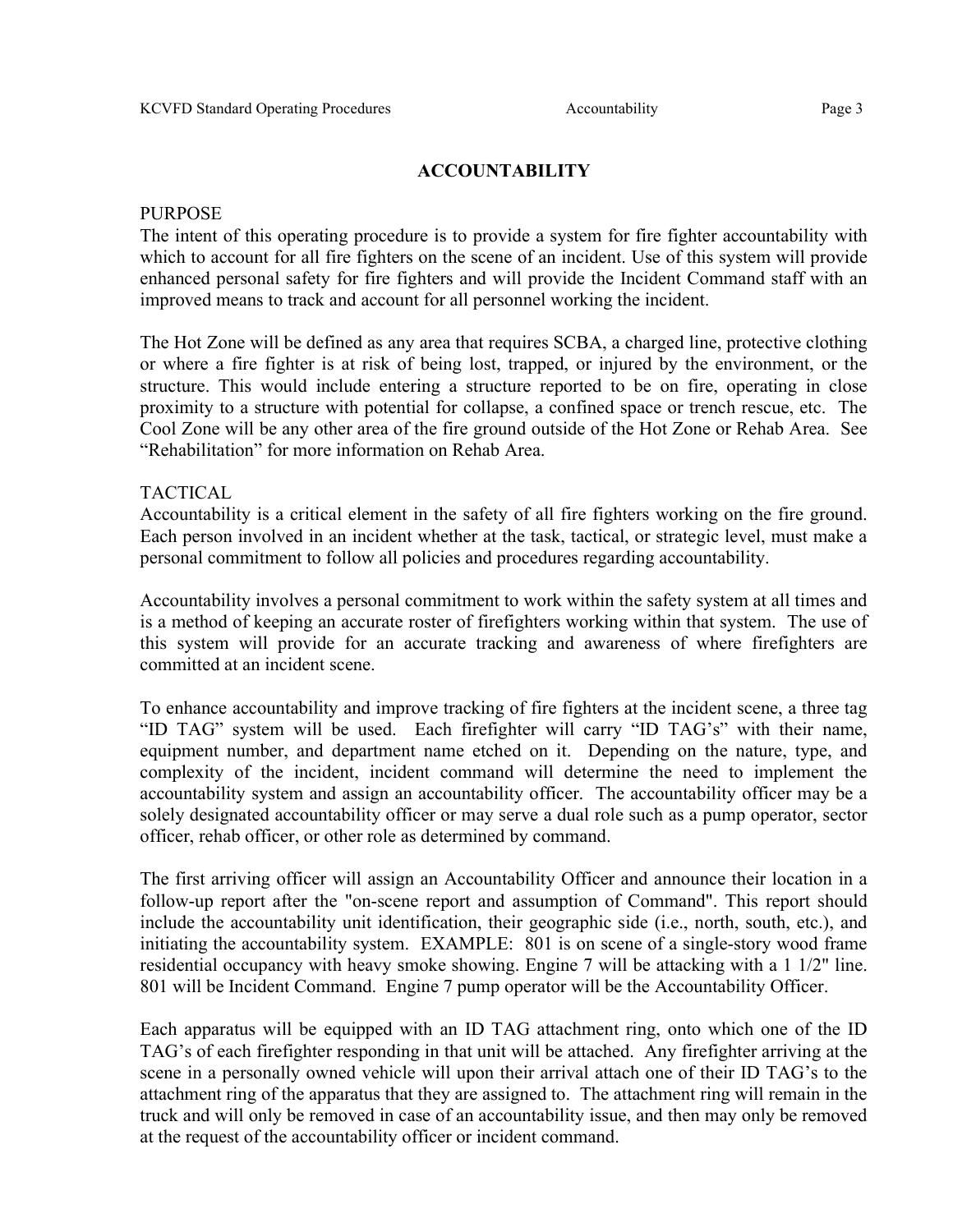# ACCOUNTABILITY

PURPOSE

The intent of this operating procedure is to provide a system for fire fighter accountability with which to account for all fire fighters on the scene of an incident. Use of this system will provide enhanced personal safety for fire fighters and will provide the Incident Command staff with an improved means to track and account for all personnel working the incident.

The Hot Zone will be defined as any area that requires SCBA, a charged line, protective clothing or where a fire fighter is at risk of being lost, trapped, or injured by the environment, or the structure. This would include entering a structure reported to be on fire, operating in close proximity to a structure with potential for collapse, a confined space or trench rescue, etc. The Cool Zone will be any other area of the fire ground outside of the Hot Zone or Rehab Area. See "Rehabilitation" for more information on Rehab Area.

TACTICAL

Accountability is a critical element in the safety of all fire fighters working on the fire ground. Each person involved in an incident whether at the task, tactical, or strategic level, must make a personal commitment to follow all policies and procedures regarding accountability.

Accountability involves a personal commitment to work within the safety system at all times and is a method of keeping an accurate roster of firefighters working within that system. The use of this system will provide for an accurate tracking and awareness of where firefighters are committed at an incident scene.

To enhance accountability and improve tracking of fire fighters at the incident scene, a three tag "ID TAG" system will be used. Each firefighter will carry "ID TAG's" with their name, equipment number, and department name etched on it. Depending on the nature, type, and complexity of the incident, incident command will determine the need to implement the accountability system and assign an accountability officer. The accountability officer may be a solely designated accountability officer or may serve a dual role such as a pump operator, sector officer, rehab officer, or other role as determined by command.

The first arriving officer will assign an Accountability Officer and announce their location in a follow-up report after the "on-scene report and assumption of Command". This report should include the accountability unit identification, their geographic side (i.e., north, south, etc.), and initiating the accountability system. EXAMPLE: 801 is on scene of a single-story wood frame residential occupancy with heavy smoke showing. Engine 7 will be attacking with a 1 1/2" line. 801 will be Incident Command. Engine 7 pump operator will be the Accountability Officer.

Each apparatus will be equipped with an ID TAG attachment ring, onto which one of the ID TAG's of each firefighter responding in that unit will be attached. Any firefighter arriving at the scene in a personally owned vehicle will upon their arrival attach one of their ID TAG's to the attachment ring of the apparatus that they are assigned to. The attachment ring will remain in the truck and will only be removed in case of an accountability issue, and then may only be removed at the request of the accountability officer or incident command.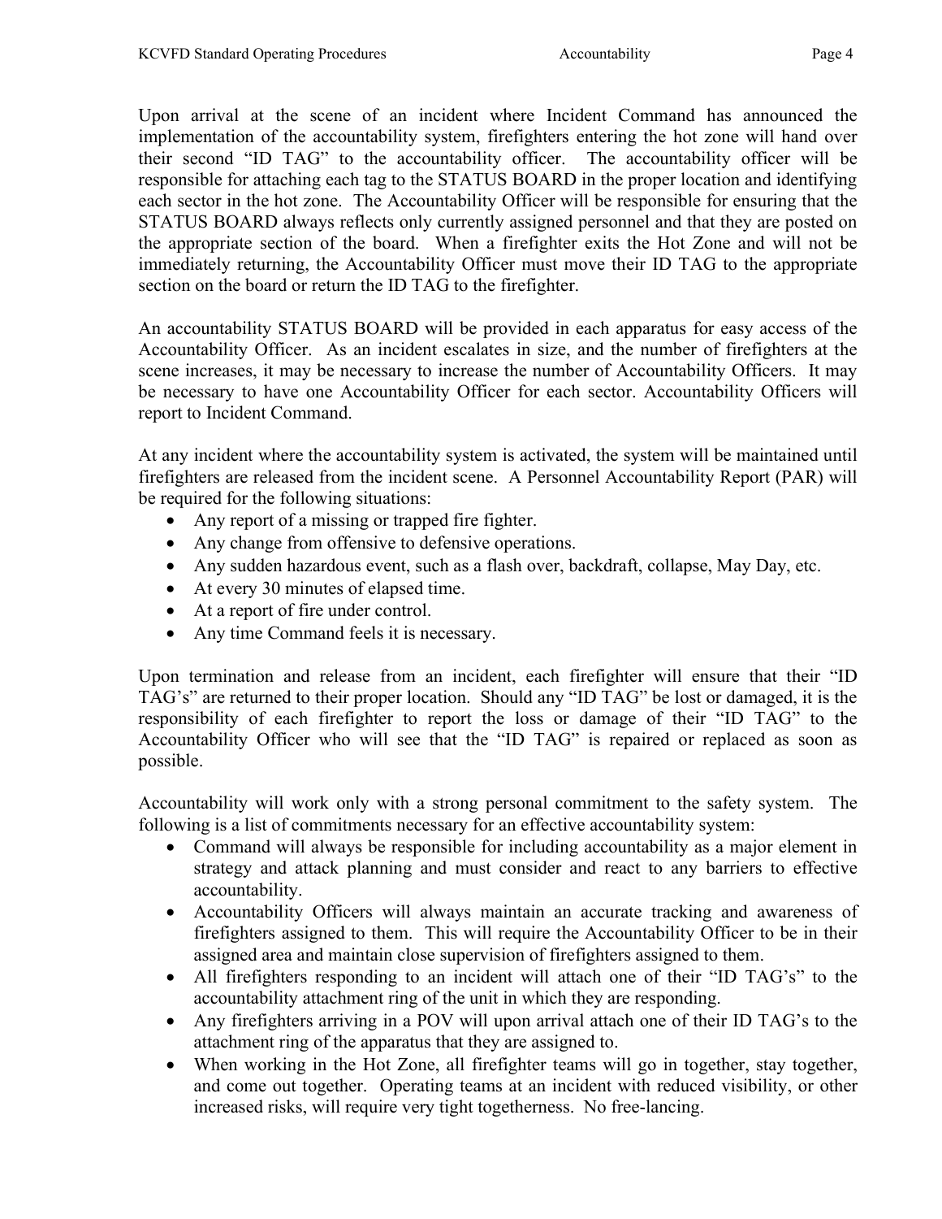Upon arrival at the scene of an incident where Incident Command has announced the implementation of the accountability system, firefighters entering the hot zone will hand over their second "ID TAG" to the accountability officer. The accountability officer will be responsible for attaching each tag to the STATUS BOARD in the proper location and identifying each sector in the hot zone. The Accountability Officer will be responsible for ensuring that the STATUS BOARD always reflects only currently assigned personnel and that they are posted on the appropriate section of the board. When a firefighter exits the Hot Zone and will not be immediately returning, the Accountability Officer must move their ID TAG to the appropriate section on the board or return the ID TAG to the firefighter.

An accountability STATUS BOARD will be provided in each apparatus for easy access of the Accountability Officer. As an incident escalates in size, and the number of firefighters at the scene increases, it may be necessary to increase the number of Accountability Officers. It may be necessary to have one Accountability Officer for each sector. Accountability Officers will report to Incident Command.

At any incident where the accountability system is activated, the system will be maintained until firefighters are released from the incident scene. A Personnel Accountability Report (PAR) will be required for the following situations:

- Any report of a missing or trapped fire fighter.
- Any change from offensive to defensive operations.
- Any sudden hazardous event, such as a flash over, backdraft, collapse, May Day, etc.
- At every 30 minutes of elapsed time.
- At a report of fire under control.
- Any time Command feels it is necessary.

Upon termination and release from an incident, each firefighter will ensure that their "ID TAG's" are returned to their proper location. Should any "ID TAG" be lost or damaged, it is the responsibility of each firefighter to report the loss or damage of their "ID TAG" to the Accountability Officer who will see that the "ID TAG" is repaired or replaced as soon as possible.

Accountability will work only with a strong personal commitment to the safety system. The following is a list of commitments necessary for an effective accountability system:

- Command will always be responsible for including accountability as a major element in strategy and attack planning and must consider and react to any barriers to effective accountability.
- Accountability Officers will always maintain an accurate tracking and awareness of firefighters assigned to them. This will require the Accountability Officer to be in their assigned area and maintain close supervision of firefighters assigned to them.
- All firefighters responding to an incident will attach one of their "ID TAG's" to the accountability attachment ring of the unit in which they are responding.
- Any firefighters arriving in a POV will upon arrival attach one of their ID TAG's to the attachment ring of the apparatus that they are assigned to.
- When working in the Hot Zone, all firefighter teams will go in together, stay together, and come out together. Operating teams at an incident with reduced visibility, or other increased risks, will require very tight togetherness. No free-lancing.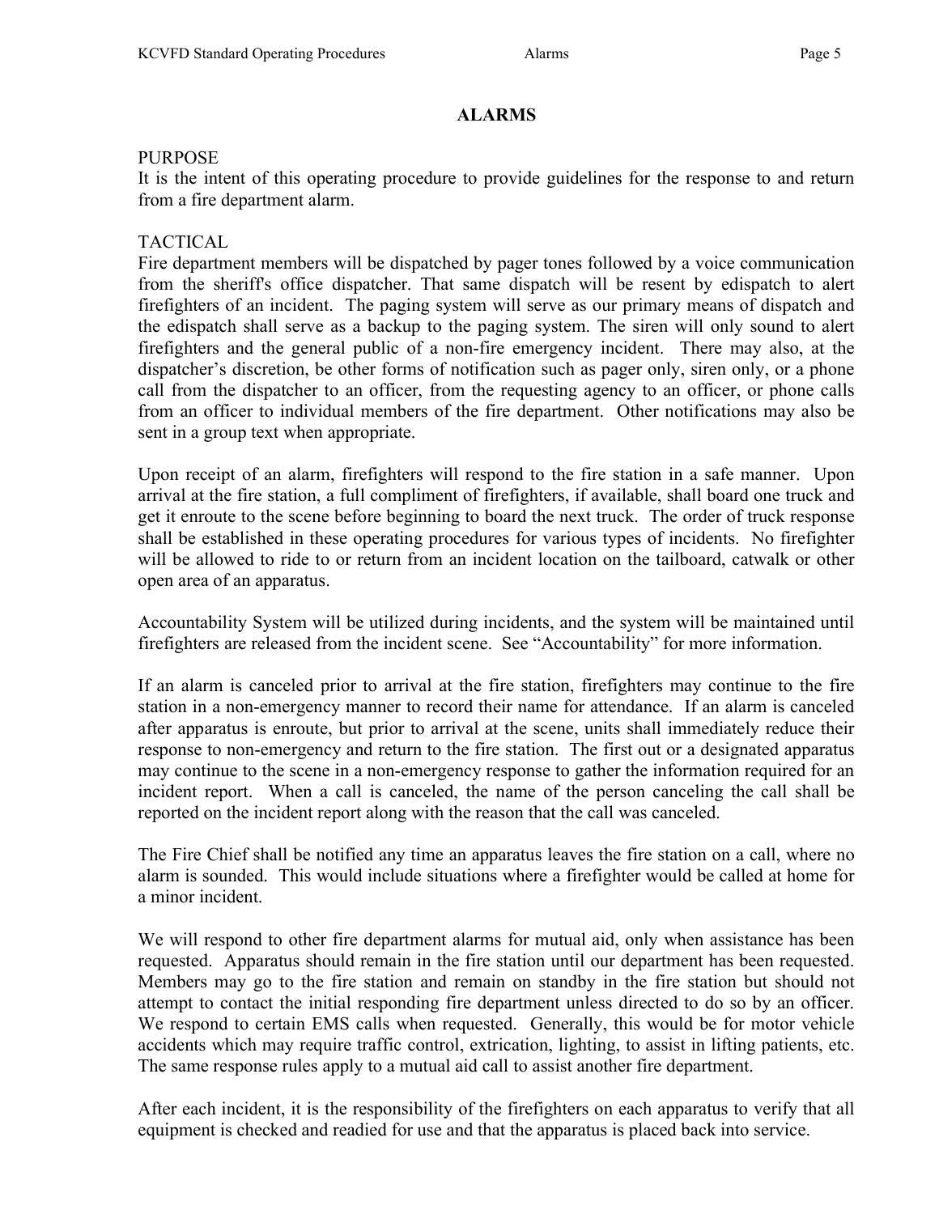# ALARMS

PURPOSE

It is the intent of this operating procedure to provide guidelines for the response to and return from a fire department alarm.

TACTICAL

Fire department members will be dispatched by pager tones followed by a voice communication from the sheriff's office dispatcher. That same dispatch will be resent by edispatch to alert firefighters of an incident. The paging system will serve as our primary means of dispatch and the edispatch shall serve as a backup to the paging system. The siren will only sound to alert firefighters and the general public of a non-fire emergency incident. There may also, at the dispatcher's discretion, be other forms of notification such as pager only, siren only, or a phone call from the dispatcher to an officer, from the requesting agency to an officer, or phone calls from an officer to individual members of the fire department. Other notifications may also be sent in a group text when appropriate.

Upon receipt of an alarm, firefighters will respond to the fire station in a safe manner. Upon arrival at the fire station, a full compliment of firefighters, if available, shall board one truck and get it enroute to the scene before beginning to board the next truck. The order of truck response shall be established in these operating procedures for various types of incidents. No firefighter will be allowed to ride to or return from an incident location on the tailboard, catwalk or other open area of an apparatus.

Accountability System will be utilized during incidents, and the system will be maintained until firefighters are released from the incident scene. See "Accountability" for more information.

If an alarm is canceled prior to arrival at the fire station, firefighters may continue to the fire station in a non-emergency manner to record their name for attendance. If an alarm is canceled after apparatus is enroute, but prior to arrival at the scene, units shall immediately reduce their response to non-emergency and return to the fire station. The first out or a designated apparatus may continue to the scene in a non-emergency response to gather the information required for an incident report. When a call is canceled, the name of the person canceling the call shall be reported on the incident report along with the reason that the call was canceled.

The Fire Chief shall be notified any time an apparatus leaves the fire station on a call, where no alarm is sounded. This would include situations where a firefighter would be called at home for a minor incident.

We will respond to other fire department alarms for mutual aid, only when assistance has been requested. Apparatus should remain in the fire station until our department has been requested. Members may go to the fire station and remain on standby in the fire station but should not attempt to contact the initial responding fire department unless directed to do so by an officer. We respond to certain EMS calls when requested. Generally, this would be for motor vehicle accidents which may require traffic control, extrication, lighting, to assist in lifting patients, etc. The same response rules apply to a mutual aid call to assist another fire department.

After each incident, it is the responsibility of the firefighters on each apparatus to verify that all equipment is checked and readied for use and that the apparatus is placed back into service.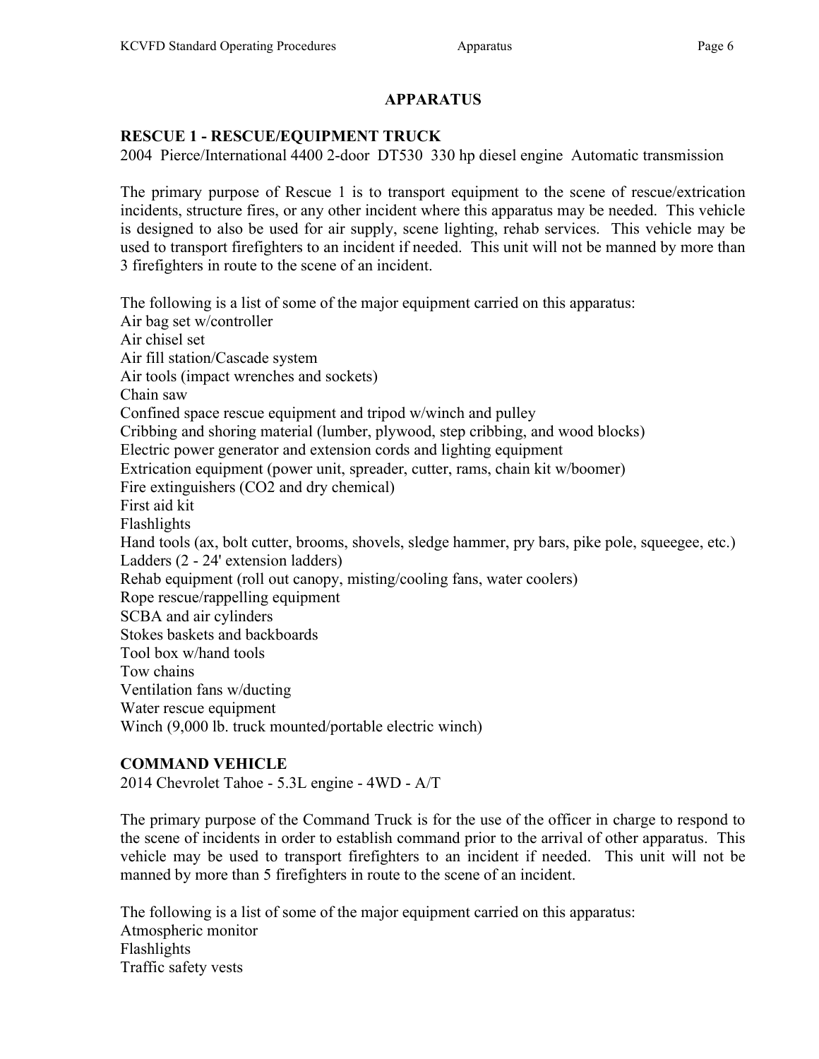# APPARATUS

## RESCUE 1 - RESCUE/EQUIPMENT TRUCK

2004 Pierce/International 4400 2-door DT530 330 hp diesel engine Automatic transmission

The primary purpose of Rescue 1 is to transport equipment to the scene of rescue/extrication incidents, structure fires, or any other incident where this apparatus may be needed. This vehicle is designed to also be used for air supply, scene lighting, rehab services. This vehicle may be used to transport firefighters to an incident if needed. This unit will not be manned by more than 3 firefighters in route to the scene of an incident.

The following is a list of some of the major equipment carried on this apparatus:

Air bag set w/controller
Air chisel set
Air fill station/Cascade system
Air tools (impact wrenches and sockets)
Chain saw
Confined space rescue equipment and tripod w/winch and pulley
Cribbing and shoring material (lumber, plywood, step cribbing, and wood blocks)
Electric power generator and extension cords and lighting equipment
Extrication equipment (power unit, spreader, cutter, rams, chain kit w/boomer)
Fire extinguishers (CO2 and dry chemical)
First aid kit
Flashlights
Hand tools (ax, bolt cutter, brooms, shovels, sledge hammer, pry bars, pike pole, squeegee, etc.)
Ladders (2 - 24' extension ladders)
Rehab equipment (roll out canopy, misting/cooling fans, water coolers)
Rope rescue/rappelling equipment
SCBA and air cylinders
Stokes baskets and backboards
Tool box w/hand tools
Tow chains
Ventilation fans w/ducting
Water rescue equipment
Winch (9,000 lb. truck mounted/portable electric winch)

## COMMAND VEHICLE

2014 Chevrolet Tahoe - 5.3L engine - 4WD - A/T

The primary purpose of the Command Truck is for the use of the officer in charge to respond to the scene of incidents in order to establish command prior to the arrival of other apparatus. This vehicle may be used to transport firefighters to an incident if needed. This unit will not be manned by more than 5 firefighters in route to the scene of an incident.

The following is a list of some of the major equipment carried on this apparatus:

Atmospheric monitor
Flashlights
Traffic safety vests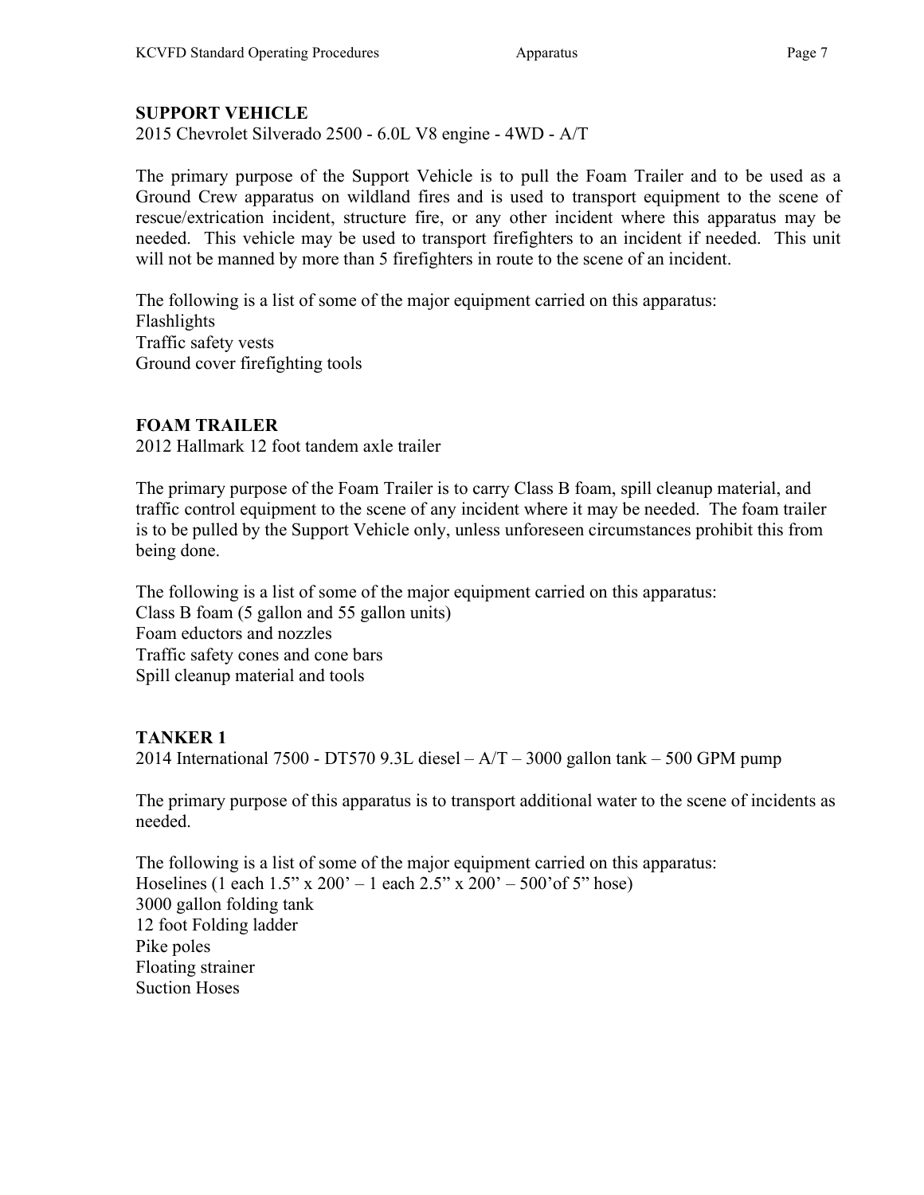## SUPPORT VEHICLE

2015 Chevrolet Silverado 2500 - 6.0L V8 engine - 4WD - A/T

The primary purpose of the Support Vehicle is to pull the Foam Trailer and to be used as a Ground Crew apparatus on wildland fires and is used to transport equipment to the scene of rescue/extrication incident, structure fire, or any other incident where this apparatus may be needed. This vehicle may be used to transport firefighters to an incident if needed. This unit will not be manned by more than 5 firefighters in route to the scene of an incident.

The following is a list of some of the major equipment carried on this apparatus:
Flashlights
Traffic safety vests
Ground cover firefighting tools

## FOAM TRAILER

2012 Hallmark 12 foot tandem axle trailer

The primary purpose of the Foam Trailer is to carry Class B foam, spill cleanup material, and traffic control equipment to the scene of any incident where it may be needed. The foam trailer is to be pulled by the Support Vehicle only, unless unforeseen circumstances prohibit this from being done.

The following is a list of some of the major equipment carried on this apparatus:
Class B foam (5 gallon and 55 gallon units)
Foam eductors and nozzles
Traffic safety cones and cone bars
Spill cleanup material and tools

## TANKER 1

2014 International 7500 - DT570 9.3L diesel – A/T – 3000 gallon tank – 500 GPM pump

The primary purpose of this apparatus is to transport additional water to the scene of incidents as needed.

The following is a list of some of the major equipment carried on this apparatus:
Hoselines (1 each 1.5" x 200' – 1 each 2.5" x 200' – 500'of 5" hose)
3000 gallon folding tank
12 foot Folding ladder
Pike poles
Floating strainer
Suction Hoses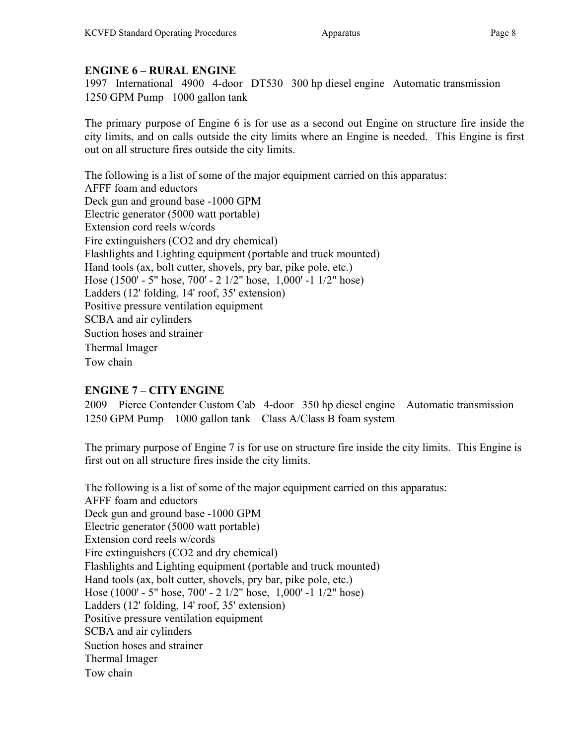### ENGINE 6 – RURAL ENGINE

1997 International 4900 4-door DT530 300 hp diesel engine Automatic transmission
1250 GPM Pump 1000 gallon tank

The primary purpose of Engine 6 is for use as a second out Engine on structure fire inside the city limits, and on calls outside the city limits where an Engine is needed. This Engine is first out on all structure fires outside the city limits.

The following is a list of some of the major equipment carried on this apparatus:
AFFF foam and eductors
Deck gun and ground base -1000 GPM
Electric generator (5000 watt portable)
Extension cord reels w/cords
Fire extinguishers (CO2 and dry chemical)
Flashlights and Lighting equipment (portable and truck mounted)
Hand tools (ax, bolt cutter, shovels, pry bar, pike pole, etc.)
Hose (1500' - 5" hose, 700' - 2 1/2" hose, 1,000' -1 1/2" hose)
Ladders (12' folding, 14' roof, 35' extension)
Positive pressure ventilation equipment
SCBA and air cylinders
Suction hoses and strainer
Thermal Imager
Tow chain

### ENGINE 7 – CITY ENGINE

2009 Pierce Contender Custom Cab 4-door 350 hp diesel engine Automatic transmission
1250 GPM Pump 1000 gallon tank Class A/Class B foam system

The primary purpose of Engine 7 is for use on structure fire inside the city limits. This Engine is first out on all structure fires inside the city limits.

The following is a list of some of the major equipment carried on this apparatus:
AFFF foam and eductors
Deck gun and ground base -1000 GPM
Electric generator (5000 watt portable)
Extension cord reels w/cords
Fire extinguishers (CO2 and dry chemical)
Flashlights and Lighting equipment (portable and truck mounted)
Hand tools (ax, bolt cutter, shovels, pry bar, pike pole, etc.)
Hose (1000' - 5" hose, 700' - 2 1/2" hose, 1,000' -1 1/2" hose)
Ladders (12' folding, 14' roof, 35' extension)
Positive pressure ventilation equipment
SCBA and air cylinders
Suction hoses and strainer
Thermal Imager
Tow chain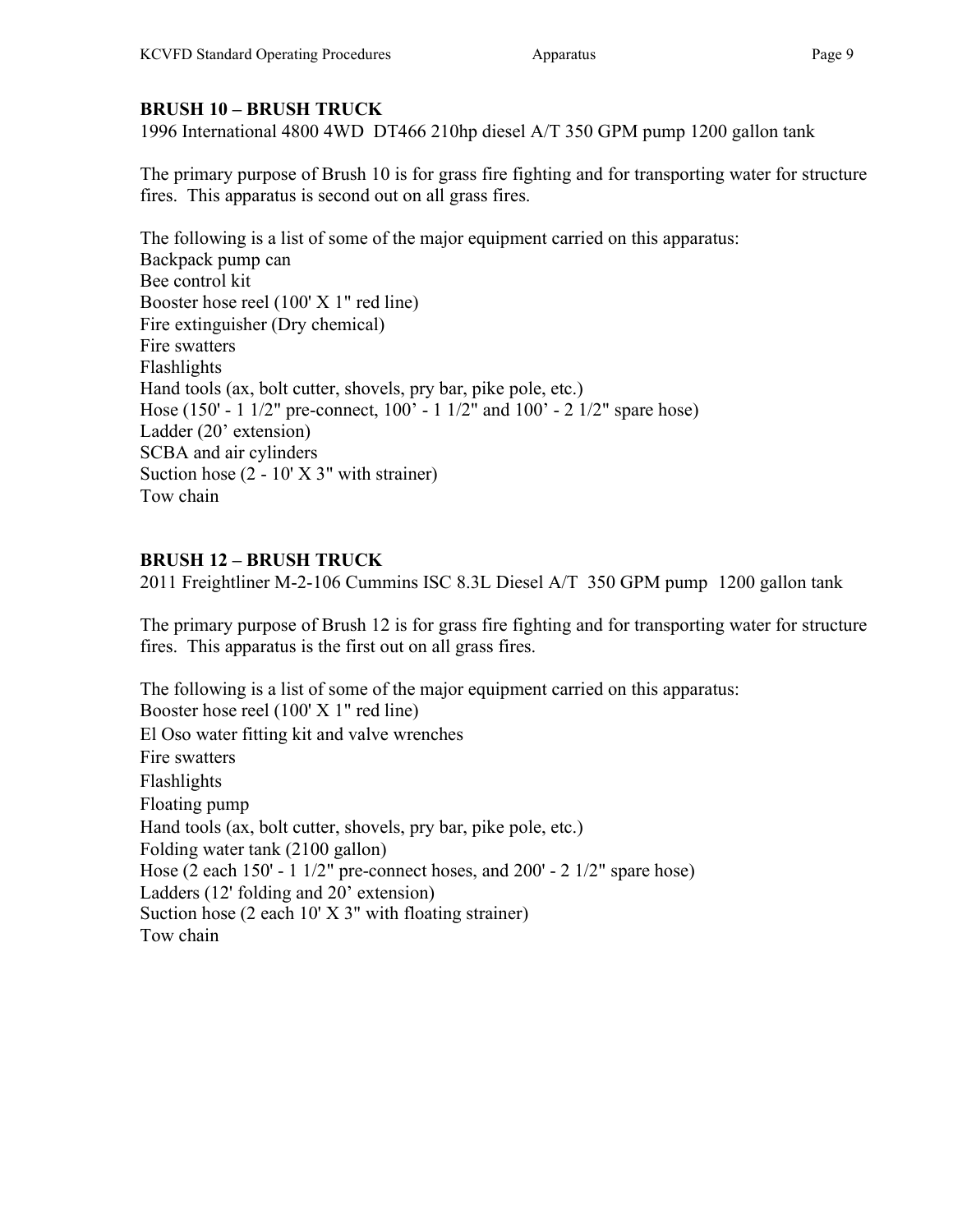**BRUSH 10 – BRUSH TRUCK**

1996 International 4800 4WD DT466 210hp diesel A/T 350 GPM pump 1200 gallon tank

The primary purpose of Brush 10 is for grass fire fighting and for transporting water for structure fires. This apparatus is second out on all grass fires.

The following is a list of some of the major equipment carried on this apparatus:

Backpack pump can
Bee control kit
Booster hose reel (100' X 1" red line)
Fire extinguisher (Dry chemical)
Fire swatters
Flashlights
Hand tools (ax, bolt cutter, shovels, pry bar, pike pole, etc.)
Hose (150' - 1 1/2" pre-connect, 100' - 1 1/2" and 100' - 2 1/2" spare hose)
Ladder (20' extension)
SCBA and air cylinders
Suction hose (2 - 10' X 3" with strainer)
Tow chain

**BRUSH 12 – BRUSH TRUCK**

2011 Freightliner M-2-106 Cummins ISC 8.3L Diesel A/T 350 GPM pump 1200 gallon tank

The primary purpose of Brush 12 is for grass fire fighting and for transporting water for structure fires. This apparatus is the first out on all grass fires.

The following is a list of some of the major equipment carried on this apparatus:

Booster hose reel (100' X 1" red line)
El Oso water fitting kit and valve wrenches
Fire swatters
Flashlights
Floating pump
Hand tools (ax, bolt cutter, shovels, pry bar, pike pole, etc.)
Folding water tank (2100 gallon)
Hose (2 each 150' - 1 1/2" pre-connect hoses, and 200' - 2 1/2" spare hose)
Ladders (12' folding and 20' extension)
Suction hose (2 each 10' X 3" with floating strainer)
Tow chain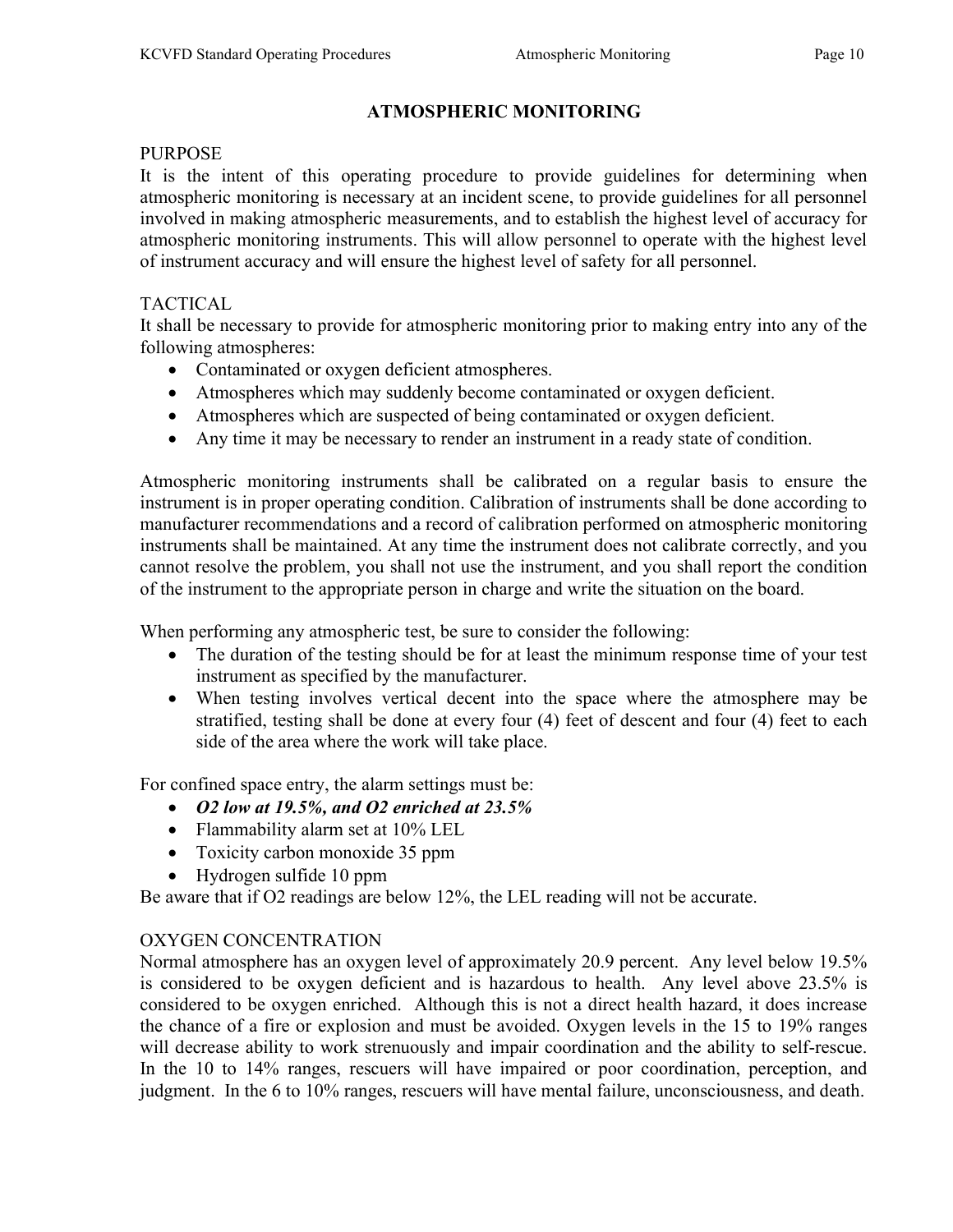# ATMOSPHERIC MONITORING

## PURPOSE

It is the intent of this operating procedure to provide guidelines for determining when atmospheric monitoring is necessary at an incident scene, to provide guidelines for all personnel involved in making atmospheric measurements, and to establish the highest level of accuracy for atmospheric monitoring instruments. This will allow personnel to operate with the highest level of instrument accuracy and will ensure the highest level of safety for all personnel.

## TACTICAL

It shall be necessary to provide for atmospheric monitoring prior to making entry into any of the following atmospheres:

- Contaminated or oxygen deficient atmospheres.
- Atmospheres which may suddenly become contaminated or oxygen deficient.
- Atmospheres which are suspected of being contaminated or oxygen deficient.
- Any time it may be necessary to render an instrument in a ready state of condition.

Atmospheric monitoring instruments shall be calibrated on a regular basis to ensure the instrument is in proper operating condition. Calibration of instruments shall be done according to manufacturer recommendations and a record of calibration performed on atmospheric monitoring instruments shall be maintained. At any time the instrument does not calibrate correctly, and you cannot resolve the problem, you shall not use the instrument, and you shall report the condition of the instrument to the appropriate person in charge and write the situation on the board.

When performing any atmospheric test, be sure to consider the following:

- The duration of the testing should be for at least the minimum response time of your test instrument as specified by the manufacturer.
- When testing involves vertical decent into the space where the atmosphere may be stratified, testing shall be done at every four (4) feet of descent and four (4) feet to each side of the area where the work will take place.

For confined space entry, the alarm settings must be:

- ***O2 low at 19.5%, and O2 enriched at 23.5%***
- Flammability alarm set at 10% LEL
- Toxicity carbon monoxide 35 ppm
- Hydrogen sulfide 10 ppm

Be aware that if O2 readings are below 12%, the LEL reading will not be accurate.

## OXYGEN CONCENTRATION

Normal atmosphere has an oxygen level of approximately 20.9 percent. Any level below 19.5% is considered to be oxygen deficient and is hazardous to health. Any level above 23.5% is considered to be oxygen enriched. Although this is not a direct health hazard, it does increase the chance of a fire or explosion and must be avoided. Oxygen levels in the 15 to 19% ranges will decrease ability to work strenuously and impair coordination and the ability to self-rescue. In the 10 to 14% ranges, rescuers will have impaired or poor coordination, perception, and judgment. In the 6 to 10% ranges, rescuers will have mental failure, unconsciousness, and death.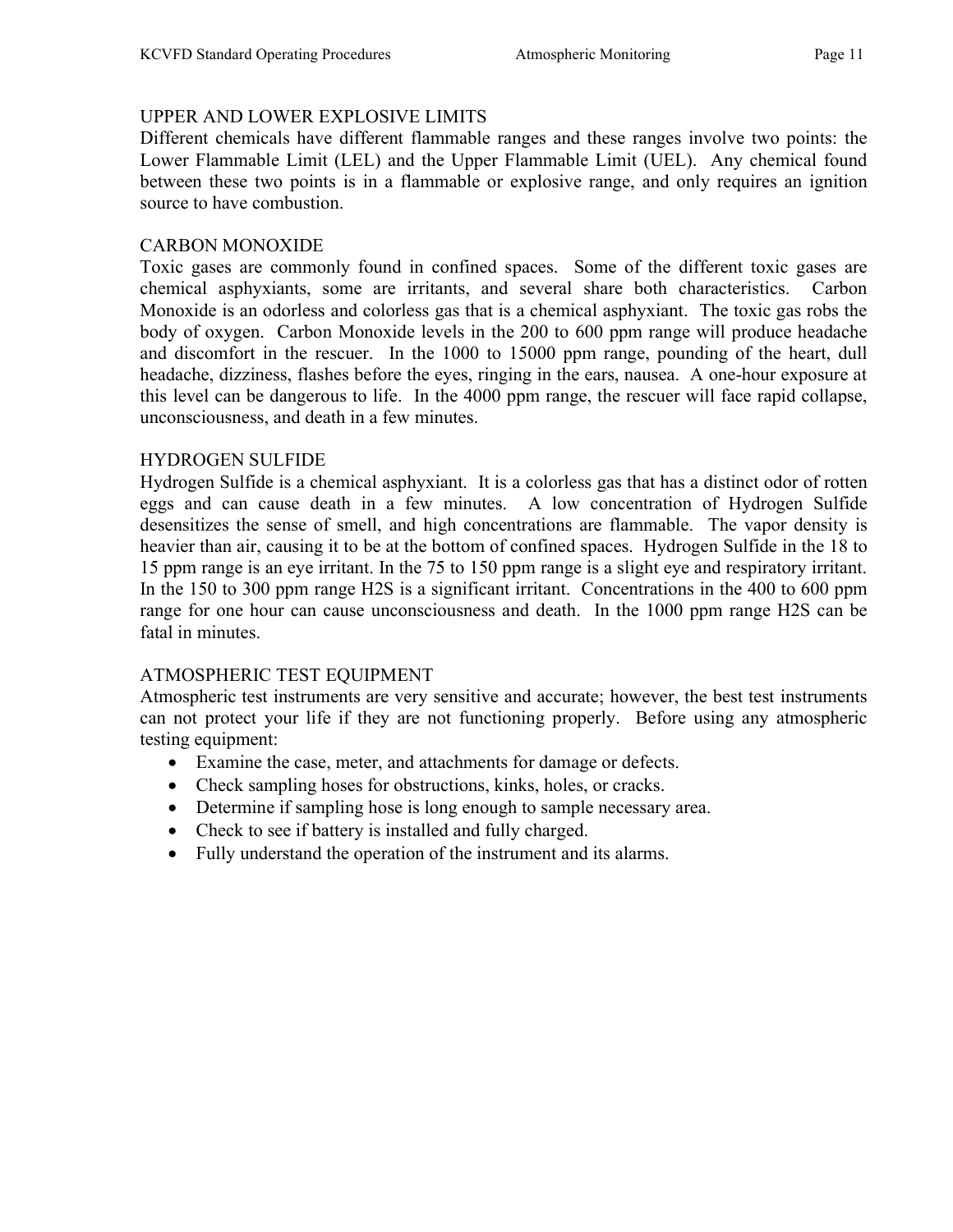## UPPER AND LOWER EXPLOSIVE LIMITS

Different chemicals have different flammable ranges and these ranges involve two points: the Lower Flammable Limit (LEL) and the Upper Flammable Limit (UEL). Any chemical found between these two points is in a flammable or explosive range, and only requires an ignition source to have combustion.

## CARBON MONOXIDE

Toxic gases are commonly found in confined spaces. Some of the different toxic gases are chemical asphyxiants, some are irritants, and several share both characteristics. Carbon Monoxide is an odorless and colorless gas that is a chemical asphyxiant. The toxic gas robs the body of oxygen. Carbon Monoxide levels in the 200 to 600 ppm range will produce headache and discomfort in the rescuer. In the 1000 to 15000 ppm range, pounding of the heart, dull headache, dizziness, flashes before the eyes, ringing in the ears, nausea. A one-hour exposure at this level can be dangerous to life. In the 4000 ppm range, the rescuer will face rapid collapse, unconsciousness, and death in a few minutes.

## HYDROGEN SULFIDE

Hydrogen Sulfide is a chemical asphyxiant. It is a colorless gas that has a distinct odor of rotten eggs and can cause death in a few minutes. A low concentration of Hydrogen Sulfide desensitizes the sense of smell, and high concentrations are flammable. The vapor density is heavier than air, causing it to be at the bottom of confined spaces. Hydrogen Sulfide in the 18 to 15 ppm range is an eye irritant. In the 75 to 150 ppm range is a slight eye and respiratory irritant. In the 150 to 300 ppm range $H_2S$ is a significant irritant. Concentrations in the 400 to 600 ppm range for one hour can cause unconsciousness and death. In the 1000 ppm range $H_2S$ can be fatal in minutes.

## ATMOSPHERIC TEST EQUIPMENT

Atmospheric test instruments are very sensitive and accurate; however, the best test instruments can not protect your life if they are not functioning properly. Before using any atmospheric testing equipment:

- Examine the case, meter, and attachments for damage or defects.
- Check sampling hoses for obstructions, kinks, holes, or cracks.
- Determine if sampling hose is long enough to sample necessary area.
- Check to see if battery is installed and fully charged.
- Fully understand the operation of the instrument and its alarms.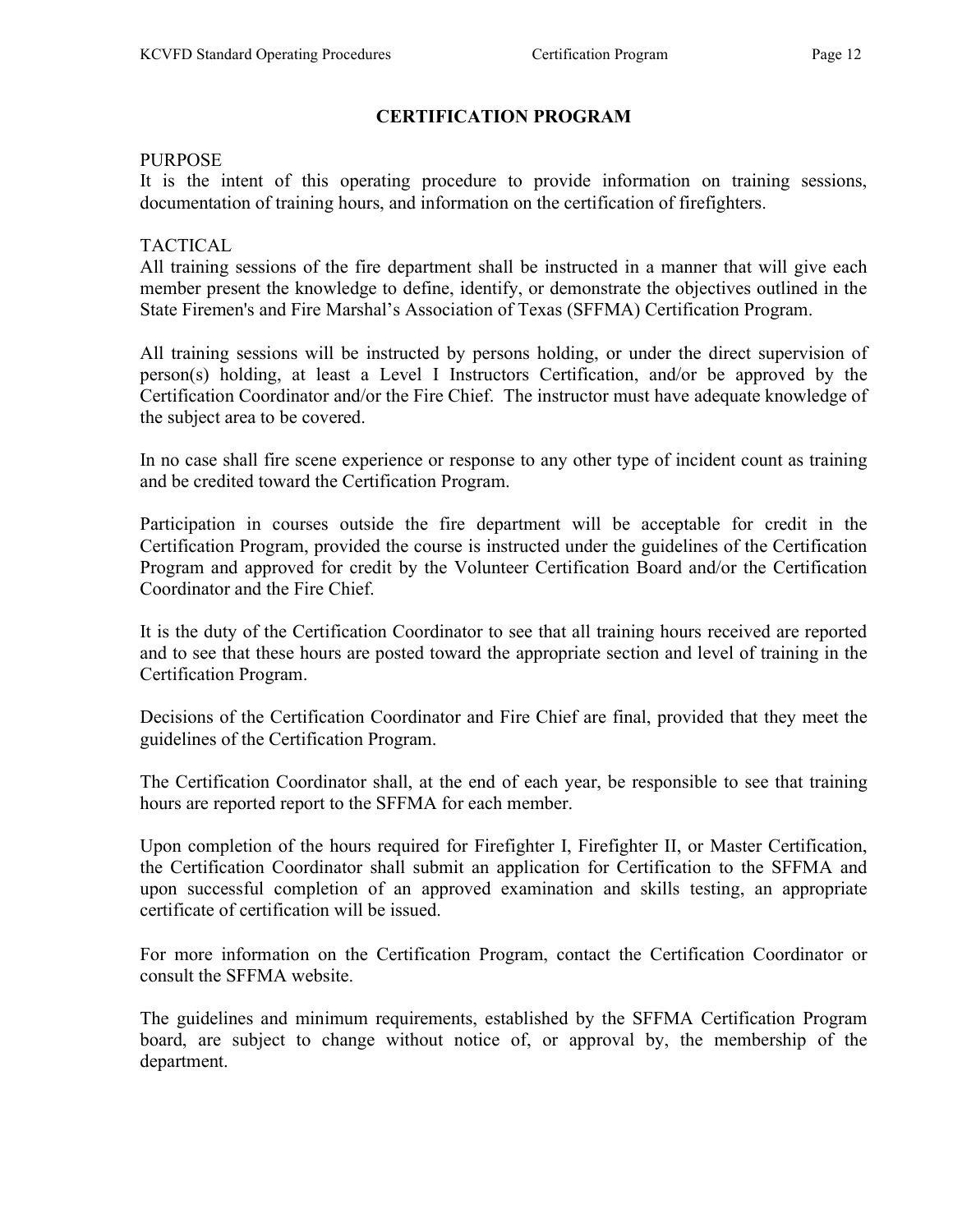# CERTIFICATION PROGRAM

PURPOSE

It is the intent of this operating procedure to provide information on training sessions, documentation of training hours, and information on the certification of firefighters.

TACTICAL

All training sessions of the fire department shall be instructed in a manner that will give each member present the knowledge to define, identify, or demonstrate the objectives outlined in the State Firemen's and Fire Marshal's Association of Texas (SFFMA) Certification Program.

All training sessions will be instructed by persons holding, or under the direct supervision of person(s) holding, at least a Level I Instructors Certification, and/or be approved by the Certification Coordinator and/or the Fire Chief. The instructor must have adequate knowledge of the subject area to be covered.

In no case shall fire scene experience or response to any other type of incident count as training and be credited toward the Certification Program.

Participation in courses outside the fire department will be acceptable for credit in the Certification Program, provided the course is instructed under the guidelines of the Certification Program and approved for credit by the Volunteer Certification Board and/or the Certification Coordinator and the Fire Chief.

It is the duty of the Certification Coordinator to see that all training hours received are reported and to see that these hours are posted toward the appropriate section and level of training in the Certification Program.

Decisions of the Certification Coordinator and Fire Chief are final, provided that they meet the guidelines of the Certification Program.

The Certification Coordinator shall, at the end of each year, be responsible to see that training hours are reported report to the SFFMA for each member.

Upon completion of the hours required for Firefighter I, Firefighter II, or Master Certification, the Certification Coordinator shall submit an application for Certification to the SFFMA and upon successful completion of an approved examination and skills testing, an appropriate certificate of certification will be issued.

For more information on the Certification Program, contact the Certification Coordinator or consult the SFFMA website.

The guidelines and minimum requirements, established by the SFFMA Certification Program board, are subject to change without notice of, or approval by, the membership of the department.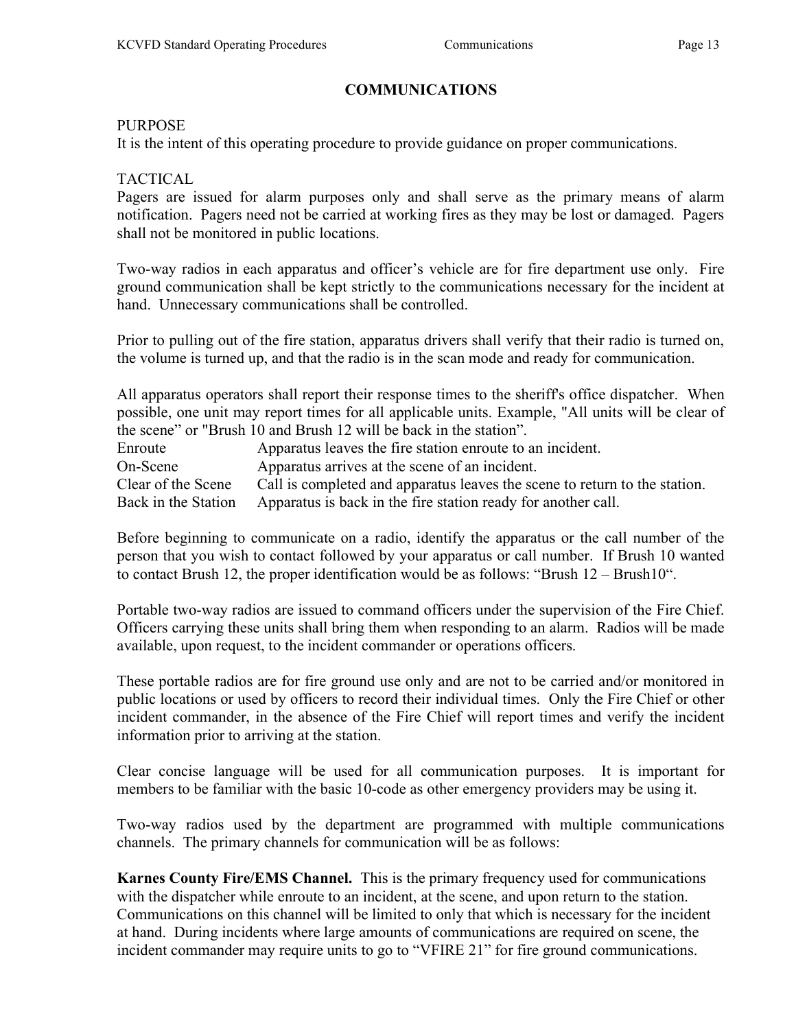# COMMUNICATIONS

PURPOSE
It is the intent of this operating procedure to provide guidance on proper communications.

TACTICAL
Pagers are issued for alarm purposes only and shall serve as the primary means of alarm notification. Pagers need not be carried at working fires as they may be lost or damaged. Pagers shall not be monitored in public locations.

Two-way radios in each apparatus and officer's vehicle are for fire department use only. Fire ground communication shall be kept strictly to the communications necessary for the incident at hand. Unnecessary communications shall be controlled.

Prior to pulling out of the fire station, apparatus drivers shall verify that their radio is turned on, the volume is turned up, and that the radio is in the scan mode and ready for communication.

All apparatus operators shall report their response times to the sheriff's office dispatcher. When possible, one unit may report times for all applicable units. Example, "All units will be clear of the scene" or "Brush 10 and Brush 12 will be back in the station".

| | |
|---|---|
| Enroute | Apparatus leaves the fire station enroute to an incident. |
| On-Scene | Apparatus arrives at the scene of an incident. |
| Clear of the Scene | Call is completed and apparatus leaves the scene to return to the station. |
| Back in the Station | Apparatus is back in the fire station ready for another call. |

Before beginning to communicate on a radio, identify the apparatus or the call number of the person that you wish to contact followed by your apparatus or call number. If Brush 10 wanted to contact Brush 12, the proper identification would be as follows: "Brush 12 – Brush10".

Portable two-way radios are issued to command officers under the supervision of the Fire Chief. Officers carrying these units shall bring them when responding to an alarm. Radios will be made available, upon request, to the incident commander or operations officers.

These portable radios are for fire ground use only and are not to be carried and/or monitored in public locations or used by officers to record their individual times. Only the Fire Chief or other incident commander, in the absence of the Fire Chief will report times and verify the incident information prior to arriving at the station.

Clear concise language will be used for all communication purposes. It is important for members to be familiar with the basic 10-code as other emergency providers may be using it.

Two-way radios used by the department are programmed with multiple communications channels. The primary channels for communication will be as follows:

**Karnes County Fire/EMS Channel.** This is the primary frequency used for communications with the dispatcher while enroute to an incident, at the scene, and upon return to the station. Communications on this channel will be limited to only that which is necessary for the incident at hand. During incidents where large amounts of communications are required on scene, the incident commander may require units to go to "VFIRE 21" for fire ground communications.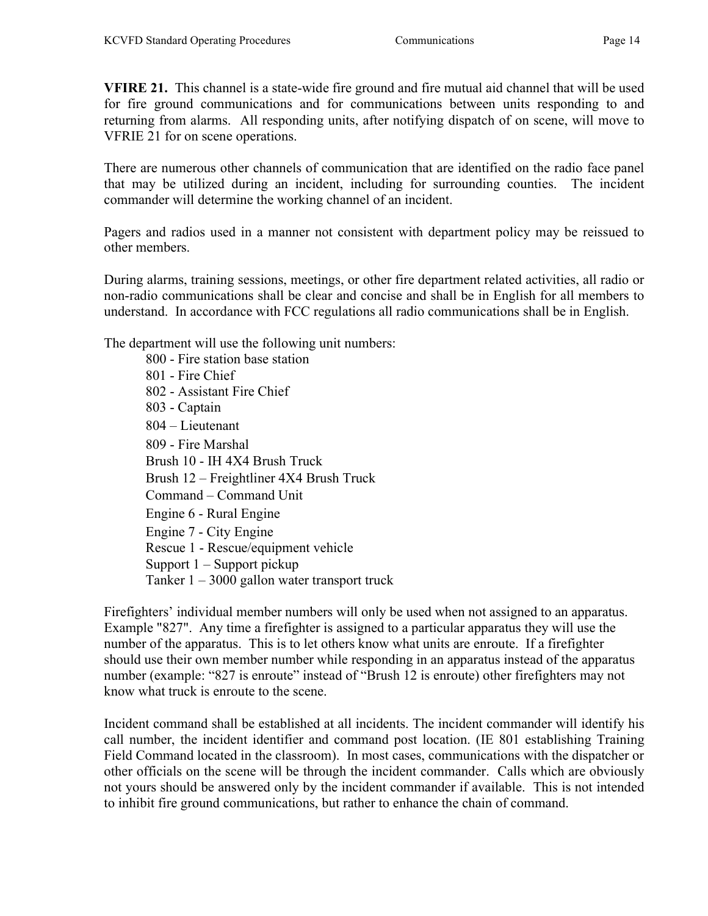**VFIRE 21.** This channel is a state-wide fire ground and fire mutual aid channel that will be used for fire ground communications and for communications between units responding to and returning from alarms. All responding units, after notifying dispatch of on scene, will move to VFRIE 21 for on scene operations.

There are numerous other channels of communication that are identified on the radio face panel that may be utilized during an incident, including for surrounding counties. The incident commander will determine the working channel of an incident.

Pagers and radios used in a manner not consistent with department policy may be reissued to other members.

During alarms, training sessions, meetings, or other fire department related activities, all radio or non-radio communications shall be clear and concise and shall be in English for all members to understand. In accordance with FCC regulations all radio communications shall be in English.

The department will use the following unit numbers:

- 800 - Fire station base station
- 801 - Fire Chief
- 802 - Assistant Fire Chief
- 803 - Captain
- 804 – Lieutenant
- 809 - Fire Marshal
- Brush 10 - IH 4X4 Brush Truck
- Brush 12 – Freightliner 4X4 Brush Truck
- Command – Command Unit
- Engine 6 - Rural Engine
- Engine 7 - City Engine
- Rescue 1 - Rescue/equipment vehicle
- Support 1 – Support pickup
- Tanker 1 – 3000 gallon water transport truck

Firefighters' individual member numbers will only be used when not assigned to an apparatus. Example "827". Any time a firefighter is assigned to a particular apparatus they will use the number of the apparatus. This is to let others know what units are enroute. If a firefighter should use their own member number while responding in an apparatus instead of the apparatus number (example: "827 is enroute" instead of "Brush 12 is enroute) other firefighters may not know what truck is enroute to the scene.

Incident command shall be established at all incidents. The incident commander will identify his call number, the incident identifier and command post location. (IE 801 establishing Training Field Command located in the classroom). In most cases, communications with the dispatcher or other officials on the scene will be through the incident commander. Calls which are obviously not yours should be answered only by the incident commander if available. This is not intended to inhibit fire ground communications, but rather to enhance the chain of command.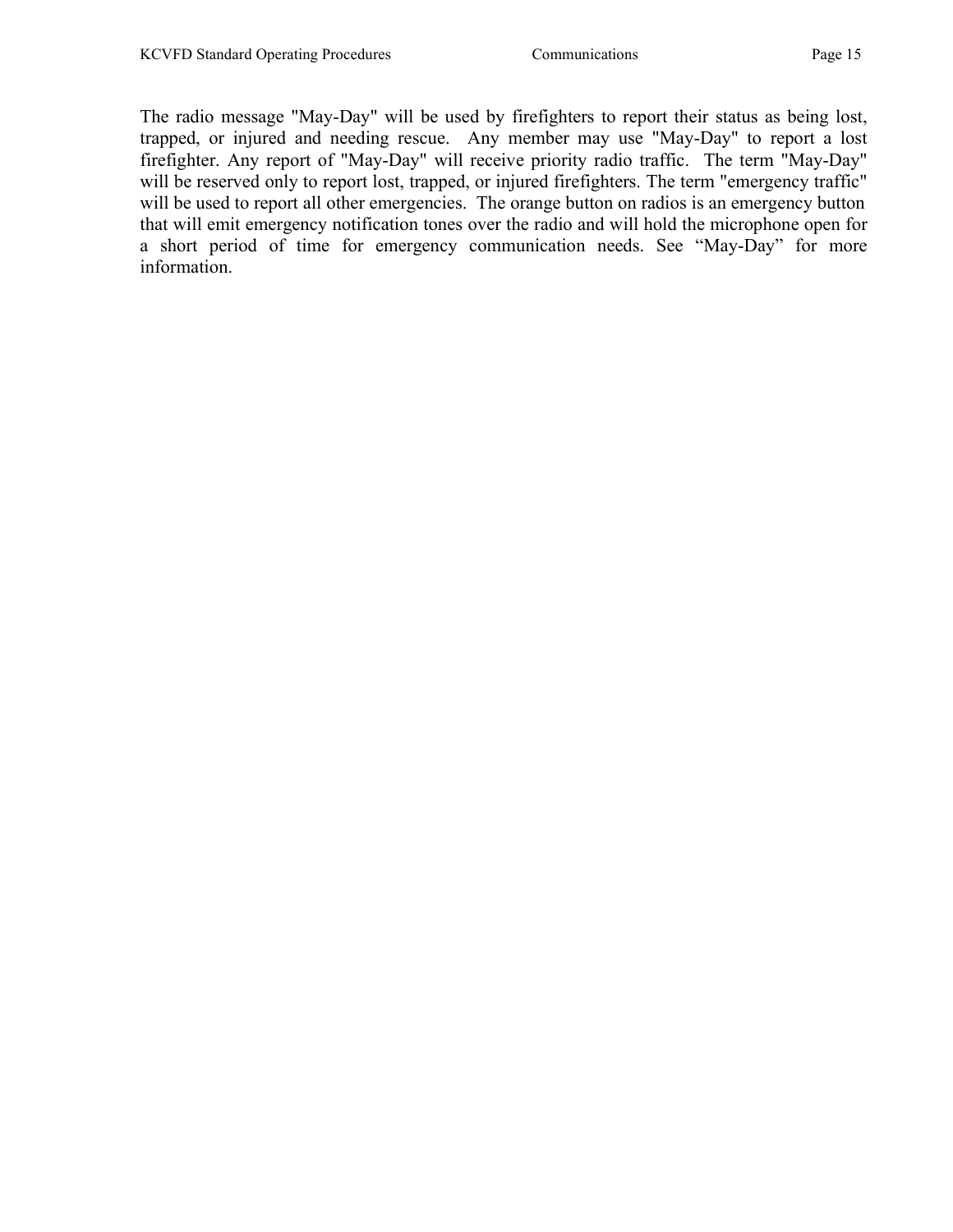The radio message "May-Day" will be used by firefighters to report their status as being lost, trapped, or injured and needing rescue.  Any member may use "May-Day" to report a lost firefighter. Any report of "May-Day" will receive priority radio traffic.  The term "May-Day" will be reserved only to report lost, trapped, or injured firefighters. The term "emergency traffic" will be used to report all other emergencies.  The orange button on radios is an emergency button that will emit emergency notification tones over the radio and will hold the microphone open for a short period of time for emergency communication needs. See "May-Day" for more information.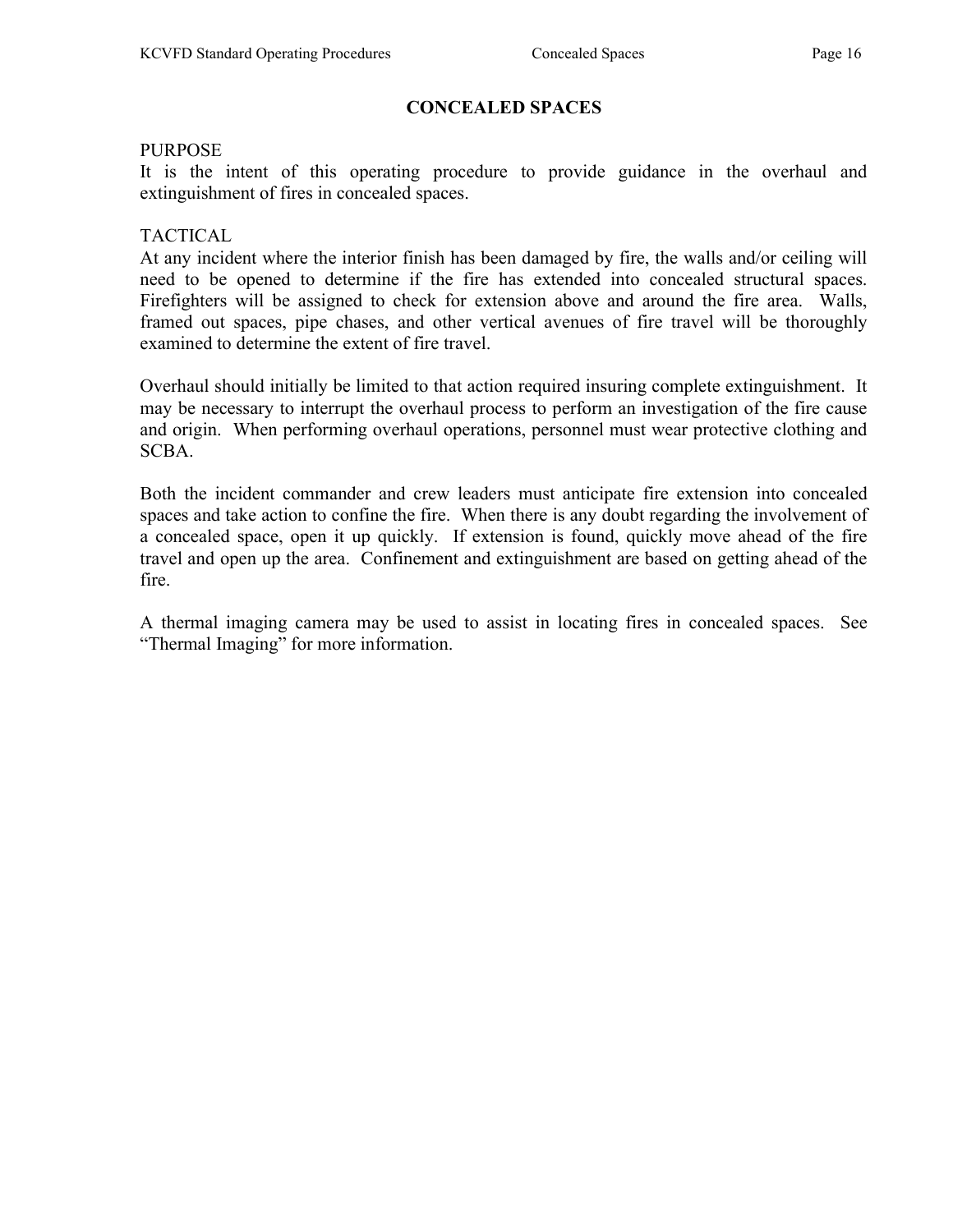# CONCEALED SPACES

PURPOSE
It is the intent of this operating procedure to provide guidance in the overhaul and extinguishment of fires in concealed spaces.

TACTICAL
At any incident where the interior finish has been damaged by fire, the walls and/or ceiling will need to be opened to determine if the fire has extended into concealed structural spaces. Firefighters will be assigned to check for extension above and around the fire area. Walls, framed out spaces, pipe chases, and other vertical avenues of fire travel will be thoroughly examined to determine the extent of fire travel.

Overhaul should initially be limited to that action required insuring complete extinguishment. It may be necessary to interrupt the overhaul process to perform an investigation of the fire cause and origin. When performing overhaul operations, personnel must wear protective clothing and SCBA.

Both the incident commander and crew leaders must anticipate fire extension into concealed spaces and take action to confine the fire. When there is any doubt regarding the involvement of a concealed space, open it up quickly. If extension is found, quickly move ahead of the fire travel and open up the area. Confinement and extinguishment are based on getting ahead of the fire.

A thermal imaging camera may be used to assist in locating fires in concealed spaces. See "Thermal Imaging" for more information.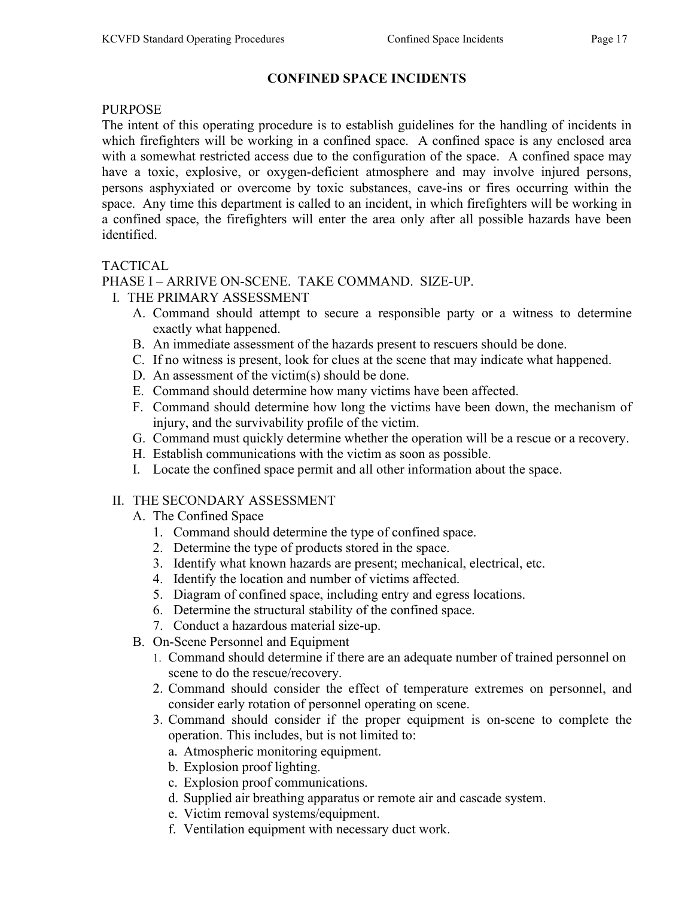# CONFINED SPACE INCIDENTS

## PURPOSE

The intent of this operating procedure is to establish guidelines for the handling of incidents in which firefighters will be working in a confined space. A confined space is any enclosed area with a somewhat restricted access due to the configuration of the space. A confined space may have a toxic, explosive, or oxygen-deficient atmosphere and may involve injured persons, persons asphyxiated or overcome by toxic substances, cave-ins or fires occurring within the space. Any time this department is called to an incident, in which firefighters will be working in a confined space, the firefighters will enter the area only after all possible hazards have been identified.

## TACTICAL

PHASE I – ARRIVE ON-SCENE. TAKE COMMAND. SIZE-UP.

I. THE PRIMARY ASSESSMENT
   - A. Command should attempt to secure a responsible party or a witness to determine exactly what happened.
   - B. An immediate assessment of the hazards present to rescuers should be done.
   - C. If no witness is present, look for clues at the scene that may indicate what happened.
   - D. An assessment of the victim(s) should be done.
   - E. Command should determine how many victims have been affected.
   - F. Command should determine how long the victims have been down, the mechanism of injury, and the survivability profile of the victim.
   - G. Command must quickly determine whether the operation will be a rescue or a recovery.
   - H. Establish communications with the victim as soon as possible.
   - I. Locate the confined space permit and all other information about the space.

II. THE SECONDARY ASSESSMENT
   - A. The Confined Space
     1. Command should determine the type of confined space.
     2. Determine the type of products stored in the space.
     3. Identify what known hazards are present; mechanical, electrical, etc.
     4. Identify the location and number of victims affected.
     5. Diagram of confined space, including entry and egress locations.
     6. Determine the structural stability of the confined space.
     7. Conduct a hazardous material size-up.
   - B. On-Scene Personnel and Equipment
     1. Command should determine if there are an adequate number of trained personnel on scene to do the rescue/recovery.
     2. Command should consider the effect of temperature extremes on personnel, and consider early rotation of personnel operating on scene.
     3. Command should consider if the proper equipment is on-scene to complete the operation. This includes, but is not limited to:
        - a. Atmospheric monitoring equipment.
        - b. Explosion proof lighting.
        - c. Explosion proof communications.
        - d. Supplied air breathing apparatus or remote air and cascade system.
        - e. Victim removal systems/equipment.
        - f. Ventilation equipment with necessary duct work.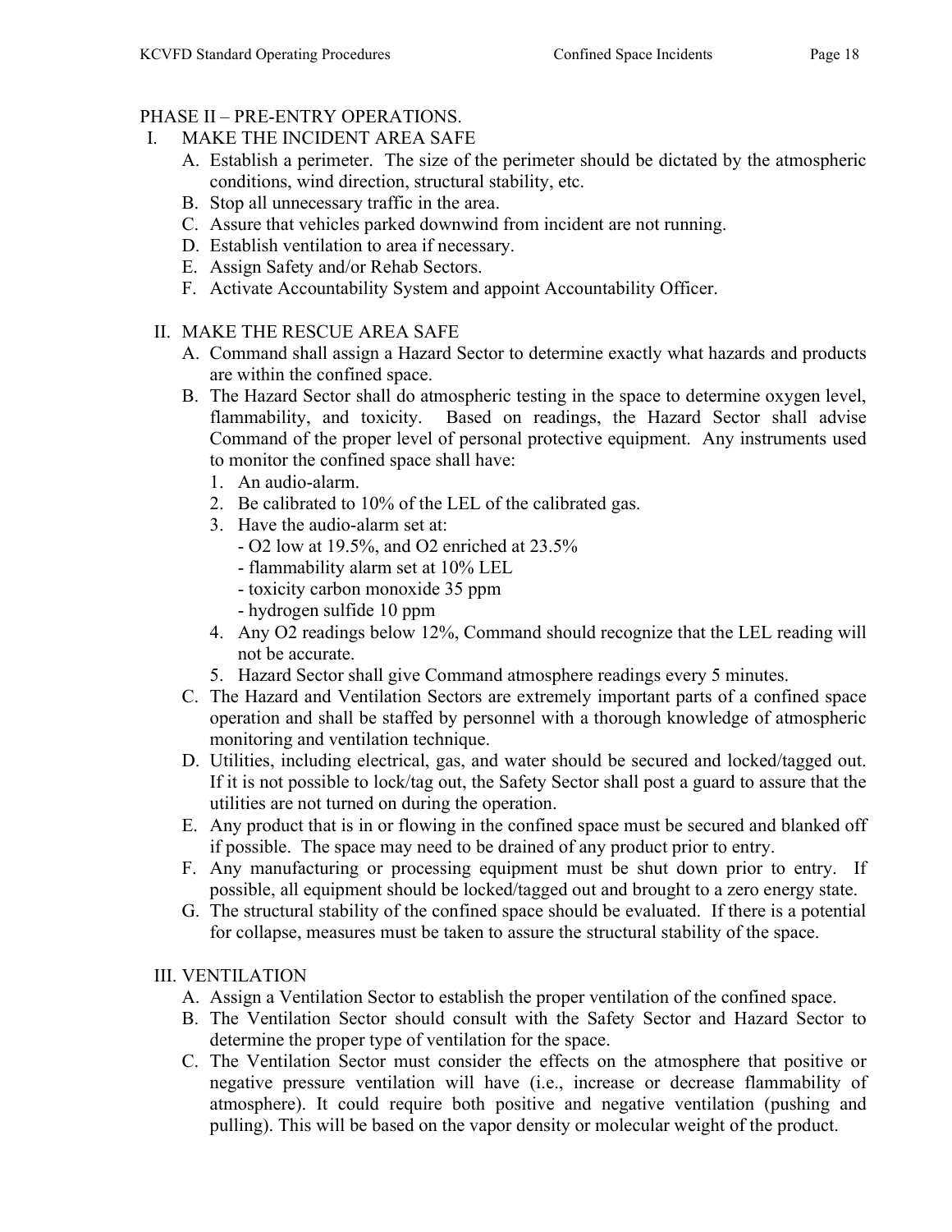## PHASE II – PRE-ENTRY OPERATIONS.

I. MAKE THE INCIDENT AREA SAFE

A. Establish a perimeter. The size of the perimeter should be dictated by the atmospheric conditions, wind direction, structural stability, etc.

B. Stop all unnecessary traffic in the area.

C. Assure that vehicles parked downwind from incident are not running.

D. Establish ventilation to area if necessary.

E. Assign Safety and/or Rehab Sectors.

F. Activate Accountability System and appoint Accountability Officer.

II. MAKE THE RESCUE AREA SAFE

A. Command shall assign a Hazard Sector to determine exactly what hazards and products are within the confined space.

B. The Hazard Sector shall do atmospheric testing in the space to determine oxygen level, flammability, and toxicity. Based on readings, the Hazard Sector shall advise Command of the proper level of personal protective equipment. Any instruments used to monitor the confined space shall have:

1. An audio-alarm.
2. Be calibrated to 10% of the LEL of the calibrated gas.
3. Have the audio-alarm set at:
   - $O_2$ low at 19.5%, and $O_2$ enriched at 23.5%
   - flammability alarm set at 10% LEL
   - toxicity carbon monoxide 35 ppm
   - hydrogen sulfide 10 ppm
4. Any $O_2$ readings below 12%, Command should recognize that the LEL reading will not be accurate.
5. Hazard Sector shall give Command atmosphere readings every 5 minutes.

C. The Hazard and Ventilation Sectors are extremely important parts of a confined space operation and shall be staffed by personnel with a thorough knowledge of atmospheric monitoring and ventilation technique.

D. Utilities, including electrical, gas, and water should be secured and locked/tagged out. If it is not possible to lock/tag out, the Safety Sector shall post a guard to assure that the utilities are not turned on during the operation.

E. Any product that is in or flowing in the confined space must be secured and blanked off if possible. The space may need to be drained of any product prior to entry.

F. Any manufacturing or processing equipment must be shut down prior to entry. If possible, all equipment should be locked/tagged out and brought to a zero energy state.

G. The structural stability of the confined space should be evaluated. If there is a potential for collapse, measures must be taken to assure the structural stability of the space.

III. VENTILATION

A. Assign a Ventilation Sector to establish the proper ventilation of the confined space.

B. The Ventilation Sector should consult with the Safety Sector and Hazard Sector to determine the proper type of ventilation for the space.

C. The Ventilation Sector must consider the effects on the atmosphere that positive or negative pressure ventilation will have (i.e., increase or decrease flammability of atmosphere). It could require both positive and negative ventilation (pushing and pulling). This will be based on the vapor density or molecular weight of the product.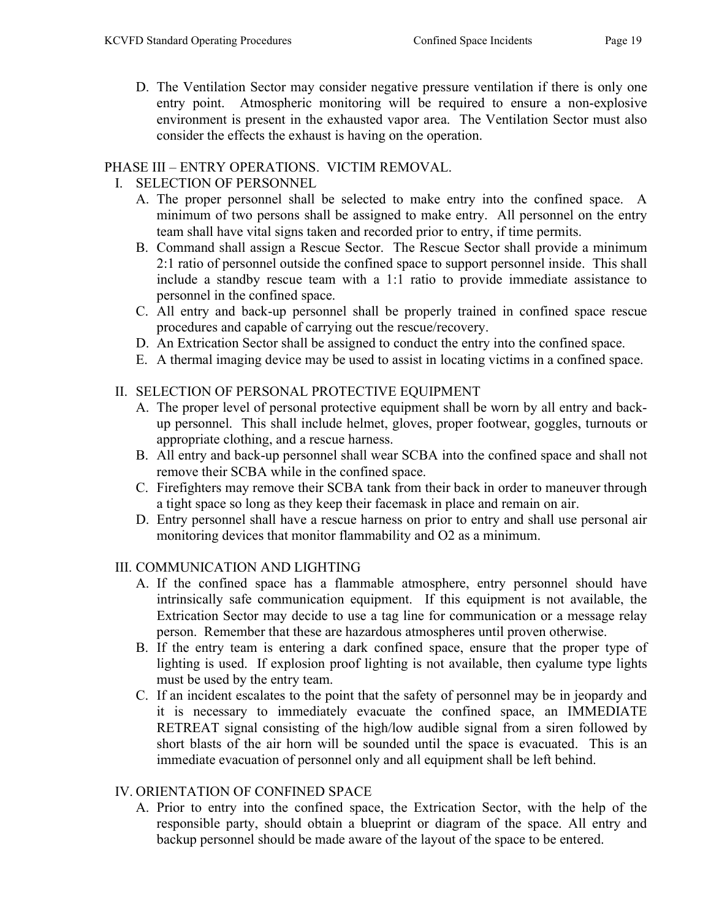D. The Ventilation Sector may consider negative pressure ventilation if there is only one entry point. Atmospheric monitoring will be required to ensure a non-explosive environment is present in the exhausted vapor area. The Ventilation Sector must also consider the effects the exhaust is having on the operation.

## PHASE III – ENTRY OPERATIONS. VICTIM REMOVAL.

### I. SELECTION OF PERSONNEL

A. The proper personnel shall be selected to make entry into the confined space. A minimum of two persons shall be assigned to make entry. All personnel on the entry team shall have vital signs taken and recorded prior to entry, if time permits.

B. Command shall assign a Rescue Sector. The Rescue Sector shall provide a minimum 2:1 ratio of personnel outside the confined space to support personnel inside. This shall include a standby rescue team with a 1:1 ratio to provide immediate assistance to personnel in the confined space.

C. All entry and back-up personnel shall be properly trained in confined space rescue procedures and capable of carrying out the rescue/recovery.

D. An Extrication Sector shall be assigned to conduct the entry into the confined space.

E. A thermal imaging device may be used to assist in locating victims in a confined space.

### II. SELECTION OF PERSONAL PROTECTIVE EQUIPMENT

A. The proper level of personal protective equipment shall be worn by all entry and back-up personnel. This shall include helmet, gloves, proper footwear, goggles, turnouts or appropriate clothing, and a rescue harness.

B. All entry and back-up personnel shall wear SCBA into the confined space and shall not remove their SCBA while in the confined space.

C. Firefighters may remove their SCBA tank from their back in order to maneuver through a tight space so long as they keep their facemask in place and remain on air.

D. Entry personnel shall have a rescue harness on prior to entry and shall use personal air monitoring devices that monitor flammability and O2 as a minimum.

### III. COMMUNICATION AND LIGHTING

A. If the confined space has a flammable atmosphere, entry personnel should have intrinsically safe communication equipment. If this equipment is not available, the Extrication Sector may decide to use a tag line for communication or a message relay person. Remember that these are hazardous atmospheres until proven otherwise.

B. If the entry team is entering a dark confined space, ensure that the proper type of lighting is used. If explosion proof lighting is not available, then cyalume type lights must be used by the entry team.

C. If an incident escalates to the point that the safety of personnel may be in jeopardy and it is necessary to immediately evacuate the confined space, an IMMEDIATE RETREAT signal consisting of the high/low audible signal from a siren followed by short blasts of the air horn will be sounded until the space is evacuated. This is an immediate evacuation of personnel only and all equipment shall be left behind.

### IV. ORIENTATION OF CONFINED SPACE

A. Prior to entry into the confined space, the Extrication Sector, with the help of the responsible party, should obtain a blueprint or diagram of the space. All entry and backup personnel should be made aware of the layout of the space to be entered.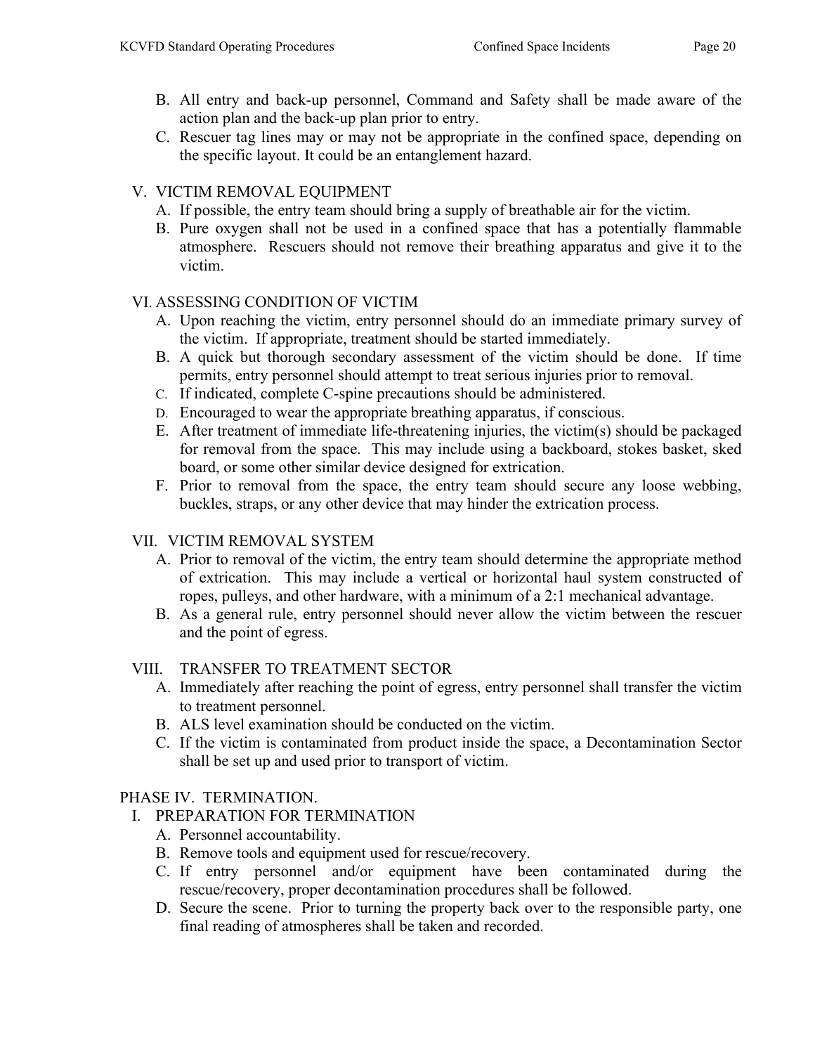B. All entry and back-up personnel, Command and Safety shall be made aware of the action plan and the back-up plan prior to entry.
C. Rescuer tag lines may or may not be appropriate in the confined space, depending on the specific layout. It could be an entanglement hazard.

V. VICTIM REMOVAL EQUIPMENT
A. If possible, the entry team should bring a supply of breathable air for the victim.
B. Pure oxygen shall not be used in a confined space that has a potentially flammable atmosphere. Rescuers should not remove their breathing apparatus and give it to the victim.

VI. ASSESSING CONDITION OF VICTIM
A. Upon reaching the victim, entry personnel should do an immediate primary survey of the victim. If appropriate, treatment should be started immediately.
B. A quick but thorough secondary assessment of the victim should be done. If time permits, entry personnel should attempt to treat serious injuries prior to removal.
C. If indicated, complete C-spine precautions should be administered.
D. Encouraged to wear the appropriate breathing apparatus, if conscious.
E. After treatment of immediate life-threatening injuries, the victim(s) should be packaged for removal from the space. This may include using a backboard, stokes basket, sked board, or some other similar device designed for extrication.
F. Prior to removal from the space, the entry team should secure any loose webbing, buckles, straps, or any other device that may hinder the extrication process.

VII. VICTIM REMOVAL SYSTEM
A. Prior to removal of the victim, the entry team should determine the appropriate method of extrication. This may include a vertical or horizontal haul system constructed of ropes, pulleys, and other hardware, with a minimum of a 2:1 mechanical advantage.
B. As a general rule, entry personnel should never allow the victim between the rescuer and the point of egress.

VIII. TRANSFER TO TREATMENT SECTOR
A. Immediately after reaching the point of egress, entry personnel shall transfer the victim to treatment personnel.
B. ALS level examination should be conducted on the victim.
C. If the victim is contaminated from product inside the space, a Decontamination Sector shall be set up and used prior to transport of victim.

PHASE IV. TERMINATION.

I. PREPARATION FOR TERMINATION
A. Personnel accountability.
B. Remove tools and equipment used for rescue/recovery.
C. If entry personnel and/or equipment have been contaminated during the rescue/recovery, proper decontamination procedures shall be followed.
D. Secure the scene. Prior to turning the property back over to the responsible party, one final reading of atmospheres shall be taken and recorded.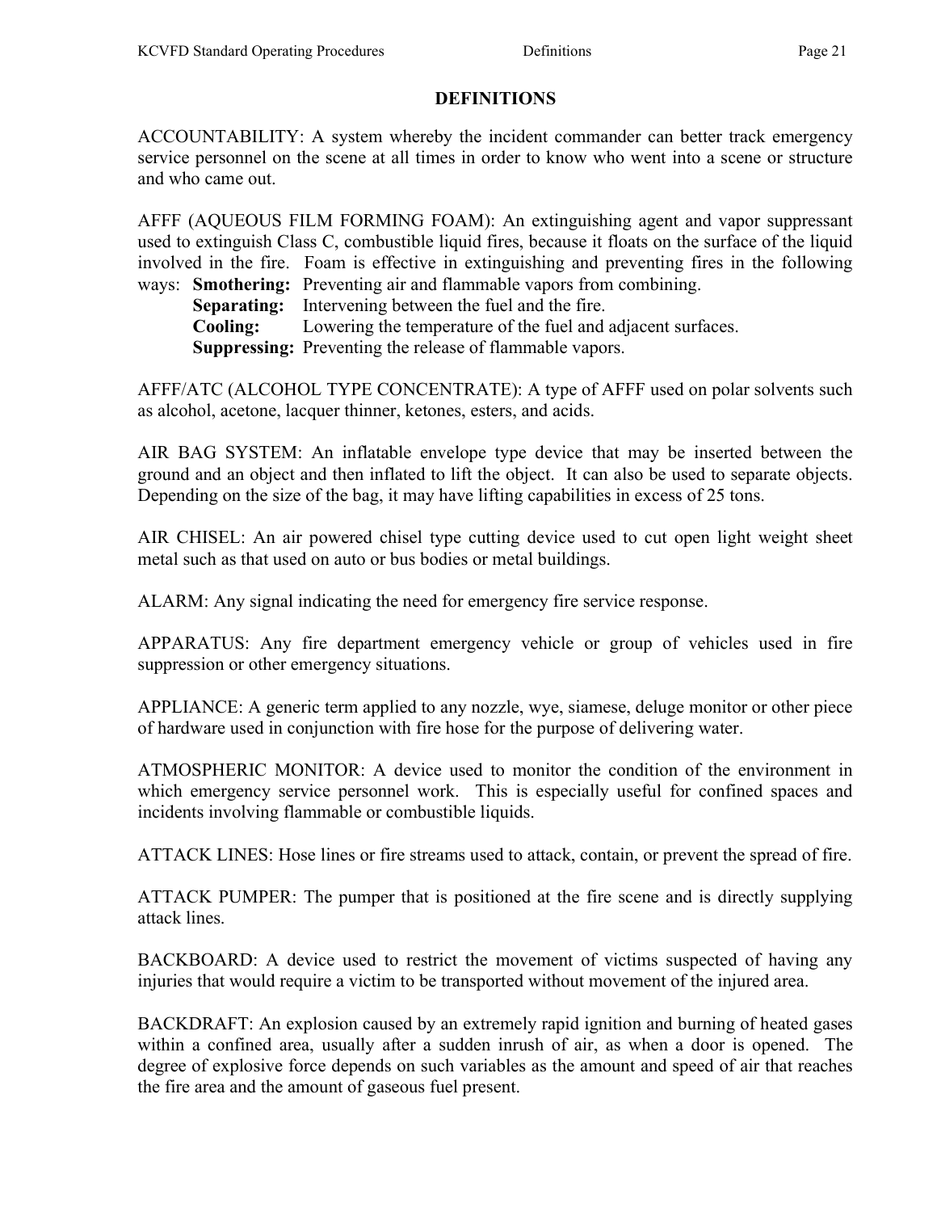# DEFINITIONS

ACCOUNTABILITY: A system whereby the incident commander can better track emergency service personnel on the scene at all times in order to know who went into a scene or structure and who came out.

AFFF (AQUEOUS FILM FORMING FOAM): An extinguishing agent and vapor suppressant used to extinguish Class C, combustible liquid fires, because it floats on the surface of the liquid involved in the fire. Foam is effective in extinguishing and preventing fires in the following ways:

- **Smothering:** Preventing air and flammable vapors from combining.
- **Separating:** Intervening between the fuel and the fire.
- **Cooling:** Lowering the temperature of the fuel and adjacent surfaces.
- **Suppressing:** Preventing the release of flammable vapors.

AFFF/ATC (ALCOHOL TYPE CONCENTRATE): A type of AFFF used on polar solvents such as alcohol, acetone, lacquer thinner, ketones, esters, and acids.

AIR BAG SYSTEM: An inflatable envelope type device that may be inserted between the ground and an object and then inflated to lift the object. It can also be used to separate objects. Depending on the size of the bag, it may have lifting capabilities in excess of 25 tons.

AIR CHISEL: An air powered chisel type cutting device used to cut open light weight sheet metal such as that used on auto or bus bodies or metal buildings.

ALARM: Any signal indicating the need for emergency fire service response.

APPARATUS: Any fire department emergency vehicle or group of vehicles used in fire suppression or other emergency situations.

APPLIANCE: A generic term applied to any nozzle, wye, siamese, deluge monitor or other piece of hardware used in conjunction with fire hose for the purpose of delivering water.

ATMOSPHERIC MONITOR: A device used to monitor the condition of the environment in which emergency service personnel work. This is especially useful for confined spaces and incidents involving flammable or combustible liquids.

ATTACK LINES: Hose lines or fire streams used to attack, contain, or prevent the spread of fire.

ATTACK PUMPER: The pumper that is positioned at the fire scene and is directly supplying attack lines.

BACKBOARD: A device used to restrict the movement of victims suspected of having any injuries that would require a victim to be transported without movement of the injured area.

BACKDRAFT: An explosion caused by an extremely rapid ignition and burning of heated gases within a confined area, usually after a sudden inrush of air, as when a door is opened. The degree of explosive force depends on such variables as the amount and speed of air that reaches the fire area and the amount of gaseous fuel present.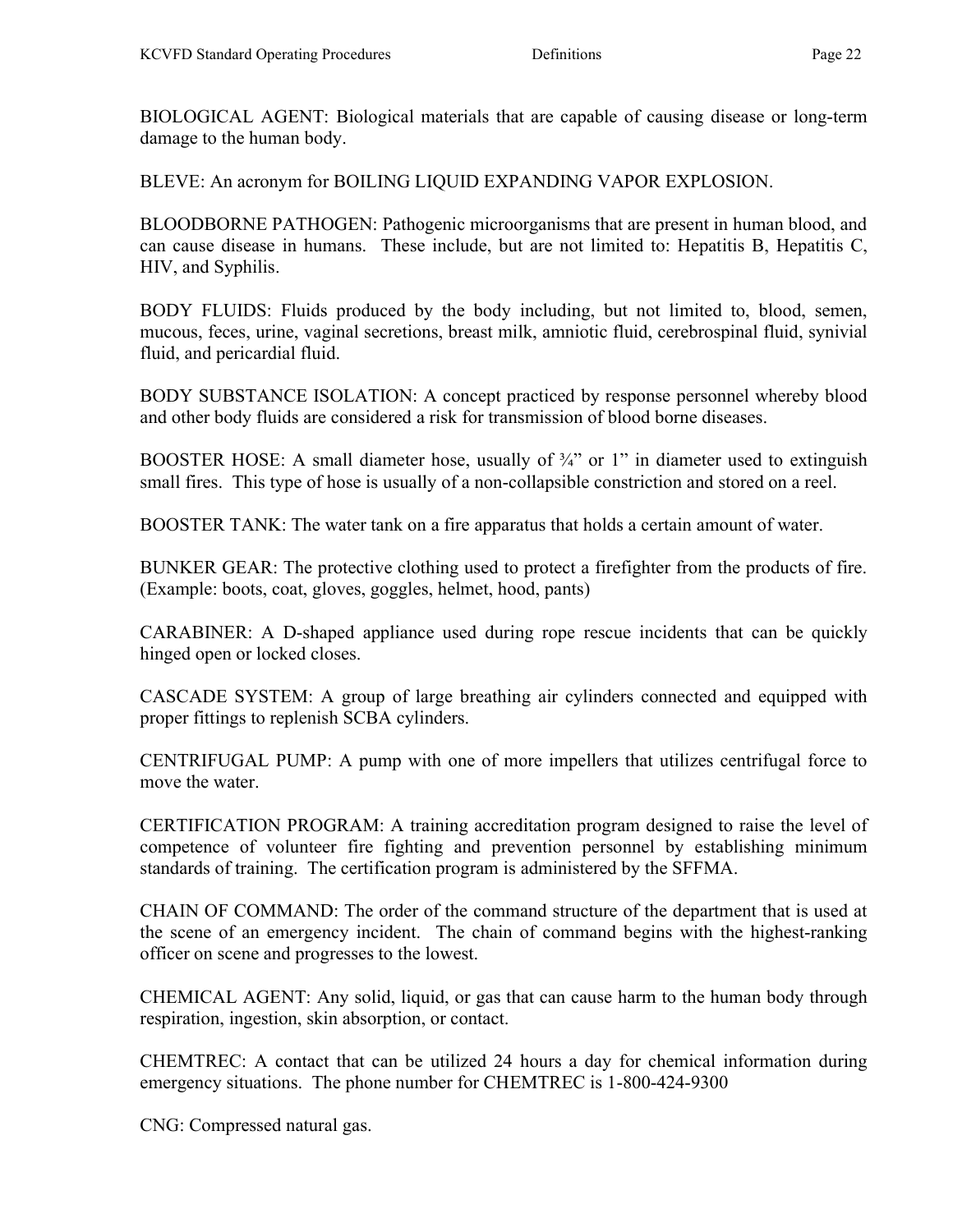BIOLOGICAL AGENT: Biological materials that are capable of causing disease or long-term damage to the human body.

BLEVE: An acronym for BOILING LIQUID EXPANDING VAPOR EXPLOSION.

BLOODBORNE PATHOGEN: Pathogenic microorganisms that are present in human blood, and can cause disease in humans. These include, but are not limited to: Hepatitis B, Hepatitis C, HIV, and Syphilis.

BODY FLUIDS: Fluids produced by the body including, but not limited to, blood, semen, mucous, feces, urine, vaginal secretions, breast milk, amniotic fluid, cerebrospinal fluid, synivial fluid, and pericardial fluid.

BODY SUBSTANCE ISOLATION: A concept practiced by response personnel whereby blood and other body fluids are considered a risk for transmission of blood borne diseases.

BOOSTER HOSE: A small diameter hose, usually of ¾" or 1" in diameter used to extinguish small fires. This type of hose is usually of a non-collapsible constriction and stored on a reel.

BOOSTER TANK: The water tank on a fire apparatus that holds a certain amount of water.

BUNKER GEAR: The protective clothing used to protect a firefighter from the products of fire. (Example: boots, coat, gloves, goggles, helmet, hood, pants)

CARABINER: A D-shaped appliance used during rope rescue incidents that can be quickly hinged open or locked closes.

CASCADE SYSTEM: A group of large breathing air cylinders connected and equipped with proper fittings to replenish SCBA cylinders.

CENTRIFUGAL PUMP: A pump with one of more impellers that utilizes centrifugal force to move the water.

CERTIFICATION PROGRAM: A training accreditation program designed to raise the level of competence of volunteer fire fighting and prevention personnel by establishing minimum standards of training. The certification program is administered by the SFFMA.

CHAIN OF COMMAND: The order of the command structure of the department that is used at the scene of an emergency incident. The chain of command begins with the highest-ranking officer on scene and progresses to the lowest.

CHEMICAL AGENT: Any solid, liquid, or gas that can cause harm to the human body through respiration, ingestion, skin absorption, or contact.

CHEMTREC: A contact that can be utilized 24 hours a day for chemical information during emergency situations. The phone number for CHEMTREC is 1-800-424-9300

CNG: Compressed natural gas.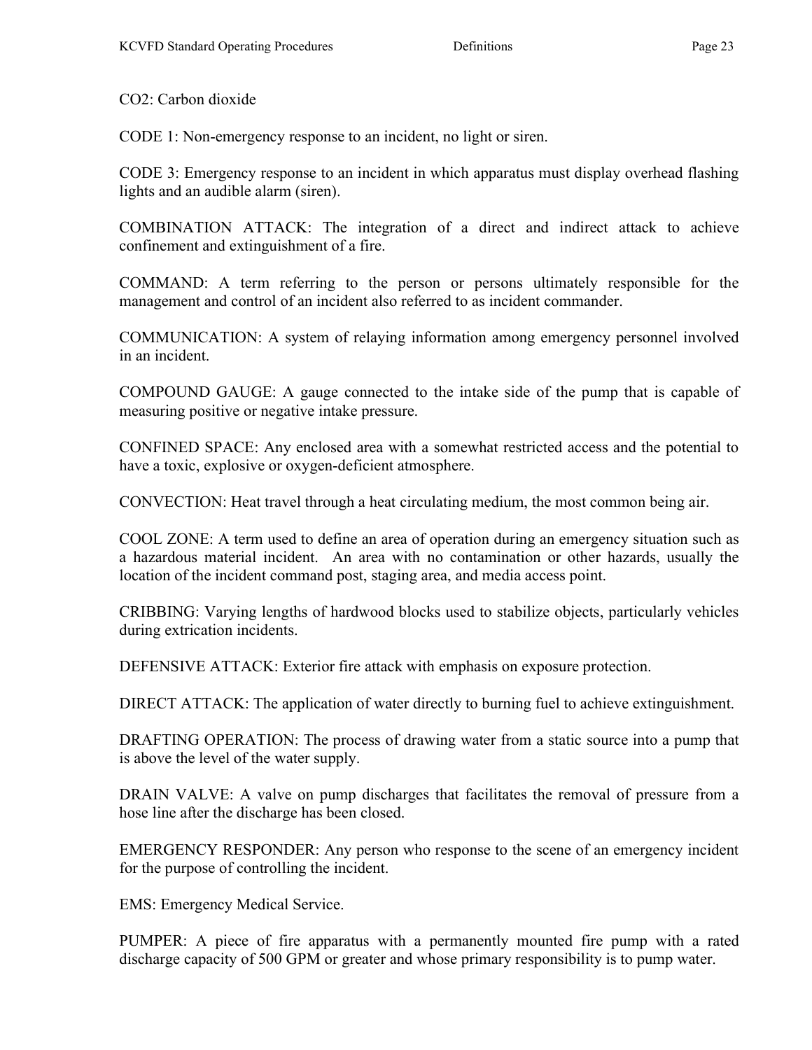$CO_2$: Carbon dioxide

CODE 1: Non-emergency response to an incident, no light or siren.

CODE 3: Emergency response to an incident in which apparatus must display overhead flashing lights and an audible alarm (siren).

COMBINATION ATTACK: The integration of a direct and indirect attack to achieve confinement and extinguishment of a fire.

COMMAND: A term referring to the person or persons ultimately responsible for the management and control of an incident also referred to as incident commander.

COMMUNICATION: A system of relaying information among emergency personnel involved in an incident.

COMPOUND GAUGE: A gauge connected to the intake side of the pump that is capable of measuring positive or negative intake pressure.

CONFINED SPACE: Any enclosed area with a somewhat restricted access and the potential to have a toxic, explosive or oxygen-deficient atmosphere.

CONVECTION: Heat travel through a heat circulating medium, the most common being air.

COOL ZONE: A term used to define an area of operation during an emergency situation such as a hazardous material incident. An area with no contamination or other hazards, usually the location of the incident command post, staging area, and media access point.

CRIBBING: Varying lengths of hardwood blocks used to stabilize objects, particularly vehicles during extrication incidents.

DEFENSIVE ATTACK: Exterior fire attack with emphasis on exposure protection.

DIRECT ATTACK: The application of water directly to burning fuel to achieve extinguishment.

DRAFTING OPERATION: The process of drawing water from a static source into a pump that is above the level of the water supply.

DRAIN VALVE: A valve on pump discharges that facilitates the removal of pressure from a hose line after the discharge has been closed.

EMERGENCY RESPONDER: Any person who response to the scene of an emergency incident for the purpose of controlling the incident.

EMS: Emergency Medical Service.

PUMPER: A piece of fire apparatus with a permanently mounted fire pump with a rated discharge capacity of 500 GPM or greater and whose primary responsibility is to pump water.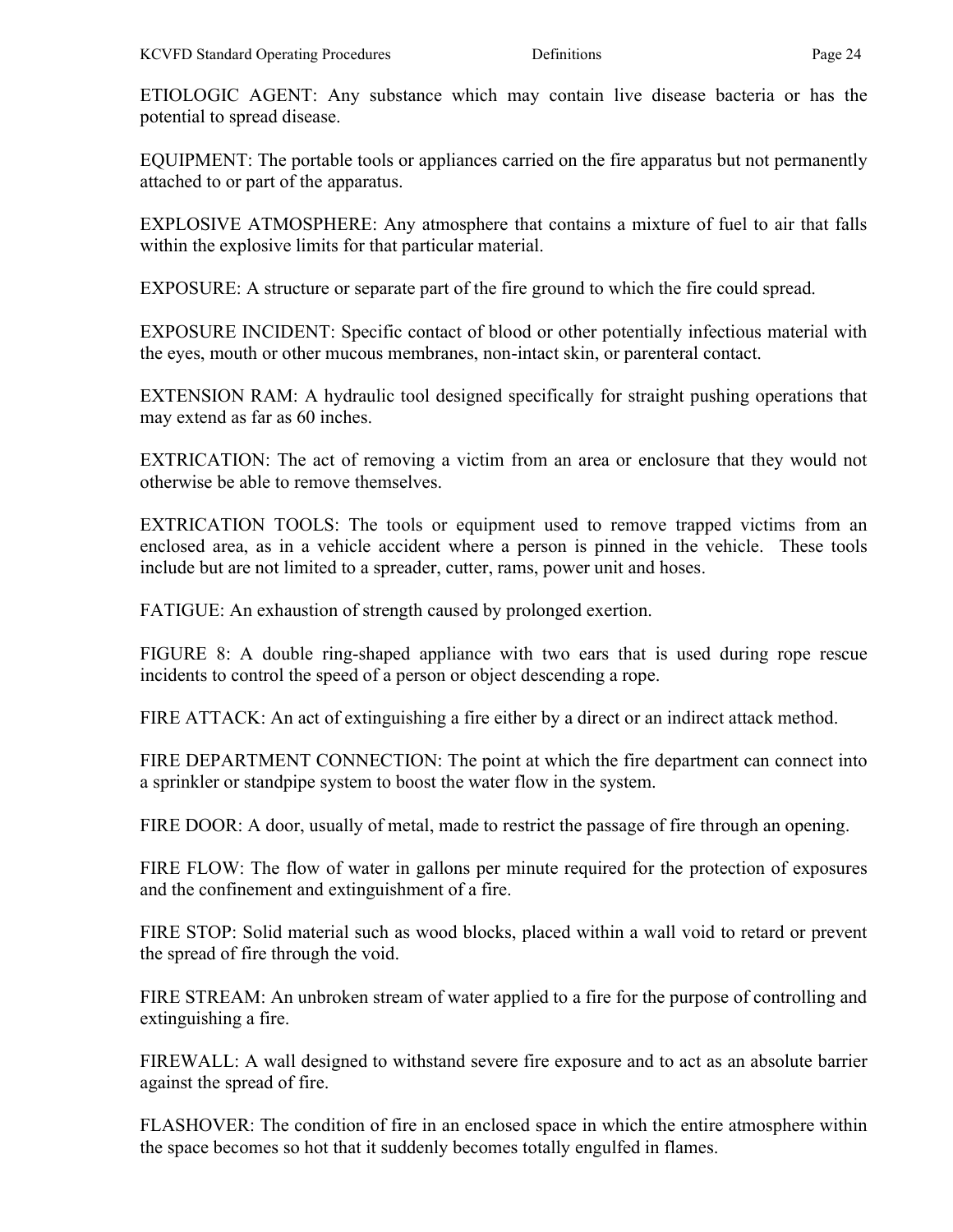ETIOLOGIC AGENT: Any substance which may contain live disease bacteria or has the potential to spread disease.

EQUIPMENT: The portable tools or appliances carried on the fire apparatus but not permanently attached to or part of the apparatus.

EXPLOSIVE ATMOSPHERE: Any atmosphere that contains a mixture of fuel to air that falls within the explosive limits for that particular material.

EXPOSURE: A structure or separate part of the fire ground to which the fire could spread.

EXPOSURE INCIDENT: Specific contact of blood or other potentially infectious material with the eyes, mouth or other mucous membranes, non-intact skin, or parenteral contact.

EXTENSION RAM: A hydraulic tool designed specifically for straight pushing operations that may extend as far as 60 inches.

EXTRICATION: The act of removing a victim from an area or enclosure that they would not otherwise be able to remove themselves.

EXTRICATION TOOLS: The tools or equipment used to remove trapped victims from an enclosed area, as in a vehicle accident where a person is pinned in the vehicle. These tools include but are not limited to a spreader, cutter, rams, power unit and hoses.

FATIGUE: An exhaustion of strength caused by prolonged exertion.

FIGURE 8: A double ring-shaped appliance with two ears that is used during rope rescue incidents to control the speed of a person or object descending a rope.

FIRE ATTACK: An act of extinguishing a fire either by a direct or an indirect attack method.

FIRE DEPARTMENT CONNECTION: The point at which the fire department can connect into a sprinkler or standpipe system to boost the water flow in the system.

FIRE DOOR: A door, usually of metal, made to restrict the passage of fire through an opening.

FIRE FLOW: The flow of water in gallons per minute required for the protection of exposures and the confinement and extinguishment of a fire.

FIRE STOP: Solid material such as wood blocks, placed within a wall void to retard or prevent the spread of fire through the void.

FIRE STREAM: An unbroken stream of water applied to a fire for the purpose of controlling and extinguishing a fire.

FIREWALL: A wall designed to withstand severe fire exposure and to act as an absolute barrier against the spread of fire.

FLASHOVER: The condition of fire in an enclosed space in which the entire atmosphere within the space becomes so hot that it suddenly becomes totally engulfed in flames.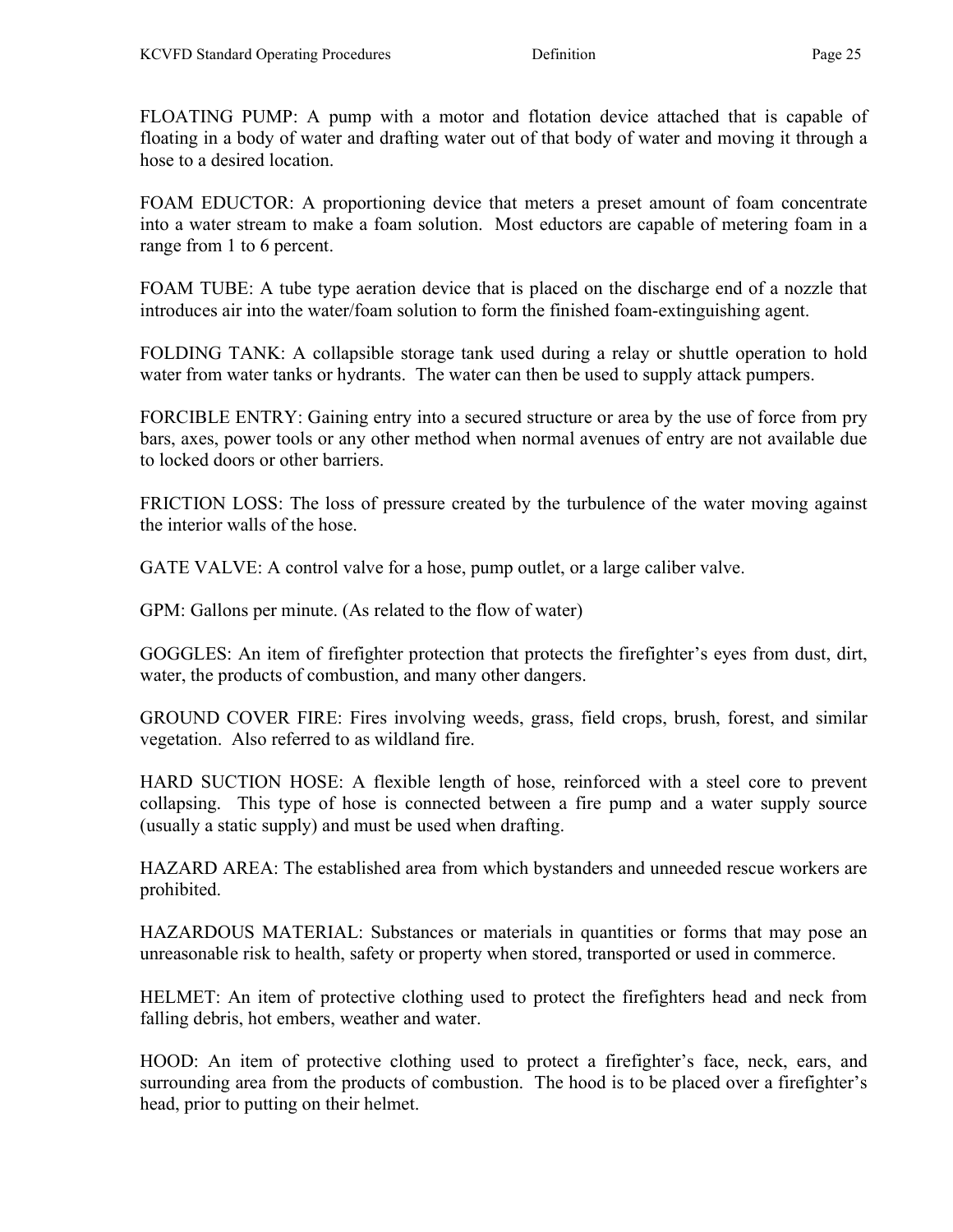FLOATING PUMP: A pump with a motor and flotation device attached that is capable of floating in a body of water and drafting water out of that body of water and moving it through a hose to a desired location.

FOAM EDUCTOR: A proportioning device that meters a preset amount of foam concentrate into a water stream to make a foam solution. Most eductors are capable of metering foam in a range from 1 to 6 percent.

FOAM TUBE: A tube type aeration device that is placed on the discharge end of a nozzle that introduces air into the water/foam solution to form the finished foam-extinguishing agent.

FOLDING TANK: A collapsible storage tank used during a relay or shuttle operation to hold water from water tanks or hydrants. The water can then be used to supply attack pumpers.

FORCIBLE ENTRY: Gaining entry into a secured structure or area by the use of force from pry bars, axes, power tools or any other method when normal avenues of entry are not available due to locked doors or other barriers.

FRICTION LOSS: The loss of pressure created by the turbulence of the water moving against the interior walls of the hose.

GATE VALVE: A control valve for a hose, pump outlet, or a large caliber valve.

GPM: Gallons per minute. (As related to the flow of water)

GOGGLES: An item of firefighter protection that protects the firefighter's eyes from dust, dirt, water, the products of combustion, and many other dangers.

GROUND COVER FIRE: Fires involving weeds, grass, field crops, brush, forest, and similar vegetation. Also referred to as wildland fire.

HARD SUCTION HOSE: A flexible length of hose, reinforced with a steel core to prevent collapsing. This type of hose is connected between a fire pump and a water supply source (usually a static supply) and must be used when drafting.

HAZARD AREA: The established area from which bystanders and unneeded rescue workers are prohibited.

HAZARDOUS MATERIAL: Substances or materials in quantities or forms that may pose an unreasonable risk to health, safety or property when stored, transported or used in commerce.

HELMET: An item of protective clothing used to protect the firefighters head and neck from falling debris, hot embers, weather and water.

HOOD: An item of protective clothing used to protect a firefighter's face, neck, ears, and surrounding area from the products of combustion. The hood is to be placed over a firefighter's head, prior to putting on their helmet.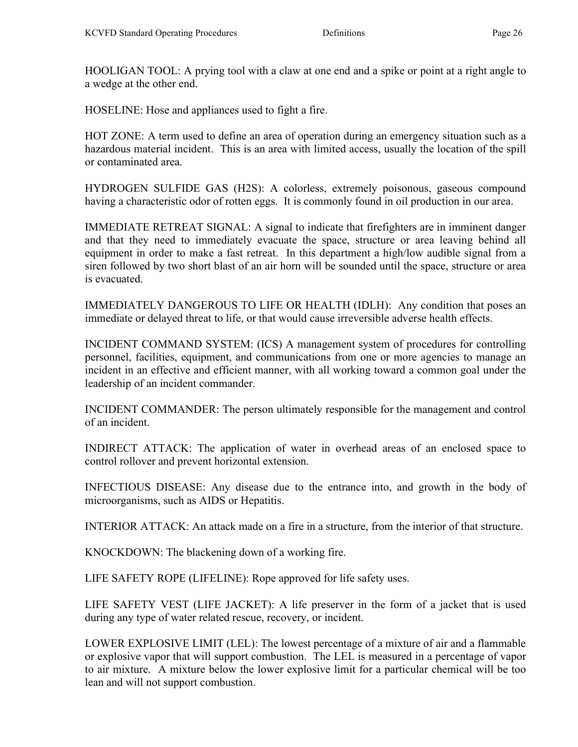HOOLIGAN TOOL: A prying tool with a claw at one end and a spike or point at a right angle to a wedge at the other end.

HOSELINE: Hose and appliances used to fight a fire.

HOT ZONE: A term used to define an area of operation during an emergency situation such as a hazardous material incident. This is an area with limited access, usually the location of the spill or contaminated area.

HYDROGEN SULFIDE GAS ($H_2S$): A colorless, extremely poisonous, gaseous compound having a characteristic odor of rotten eggs. It is commonly found in oil production in our area.

IMMEDIATE RETREAT SIGNAL: A signal to indicate that firefighters are in imminent danger and that they need to immediately evacuate the space, structure or area leaving behind all equipment in order to make a fast retreat. In this department a high/low audible signal from a siren followed by two short blast of an air horn will be sounded until the space, structure or area is evacuated.

IMMEDIATELY DANGEROUS TO LIFE OR HEALTH (IDLH): Any condition that poses an immediate or delayed threat to life, or that would cause irreversible adverse health effects.

INCIDENT COMMAND SYSTEM: (ICS) A management system of procedures for controlling personnel, facilities, equipment, and communications from one or more agencies to manage an incident in an effective and efficient manner, with all working toward a common goal under the leadership of an incident commander.

INCIDENT COMMANDER: The person ultimately responsible for the management and control of an incident.

INDIRECT ATTACK: The application of water in overhead areas of an enclosed space to control rollover and prevent horizontal extension.

INFECTIOUS DISEASE: Any disease due to the entrance into, and growth in the body of microorganisms, such as AIDS or Hepatitis.

INTERIOR ATTACK: An attack made on a fire in a structure, from the interior of that structure.

KNOCKDOWN: The blackening down of a working fire.

LIFE SAFETY ROPE (LIFELINE): Rope approved for life safety uses.

LIFE SAFETY VEST (LIFE JACKET): A life preserver in the form of a jacket that is used during any type of water related rescue, recovery, or incident.

LOWER EXPLOSIVE LIMIT (LEL): The lowest percentage of a mixture of air and a flammable or explosive vapor that will support combustion. The LEL is measured in a percentage of vapor to air mixture. A mixture below the lower explosive limit for a particular chemical will be too lean and will not support combustion.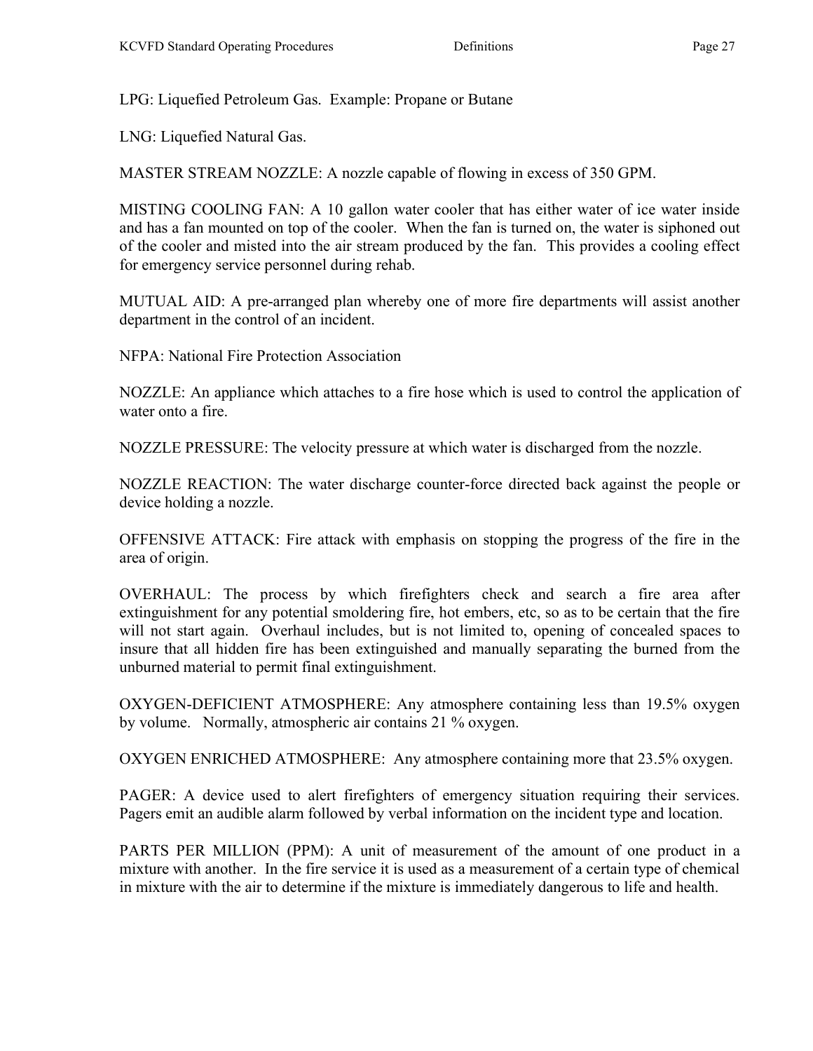LPG: Liquefied Petroleum Gas. Example: Propane or Butane

LNG: Liquefied Natural Gas.

MASTER STREAM NOZZLE: A nozzle capable of flowing in excess of 350 GPM.

MISTING COOLING FAN: A 10 gallon water cooler that has either water of ice water inside and has a fan mounted on top of the cooler. When the fan is turned on, the water is siphoned out of the cooler and misted into the air stream produced by the fan. This provides a cooling effect for emergency service personnel during rehab.

MUTUAL AID: A pre-arranged plan whereby one of more fire departments will assist another department in the control of an incident.

NFPA: National Fire Protection Association

NOZZLE: An appliance which attaches to a fire hose which is used to control the application of water onto a fire.

NOZZLE PRESSURE: The velocity pressure at which water is discharged from the nozzle.

NOZZLE REACTION: The water discharge counter-force directed back against the people or device holding a nozzle.

OFFENSIVE ATTACK: Fire attack with emphasis on stopping the progress of the fire in the area of origin.

OVERHAUL: The process by which firefighters check and search a fire area after extinguishment for any potential smoldering fire, hot embers, etc, so as to be certain that the fire will not start again. Overhaul includes, but is not limited to, opening of concealed spaces to insure that all hidden fire has been extinguished and manually separating the burned from the unburned material to permit final extinguishment.

OXYGEN-DEFICIENT ATMOSPHERE: Any atmosphere containing less than 19.5% oxygen by volume. Normally, atmospheric air contains 21 % oxygen.

OXYGEN ENRICHED ATMOSPHERE: Any atmosphere containing more that 23.5% oxygen.

PAGER: A device used to alert firefighters of emergency situation requiring their services. Pagers emit an audible alarm followed by verbal information on the incident type and location.

PARTS PER MILLION (PPM): A unit of measurement of the amount of one product in a mixture with another. In the fire service it is used as a measurement of a certain type of chemical in mixture with the air to determine if the mixture is immediately dangerous to life and health.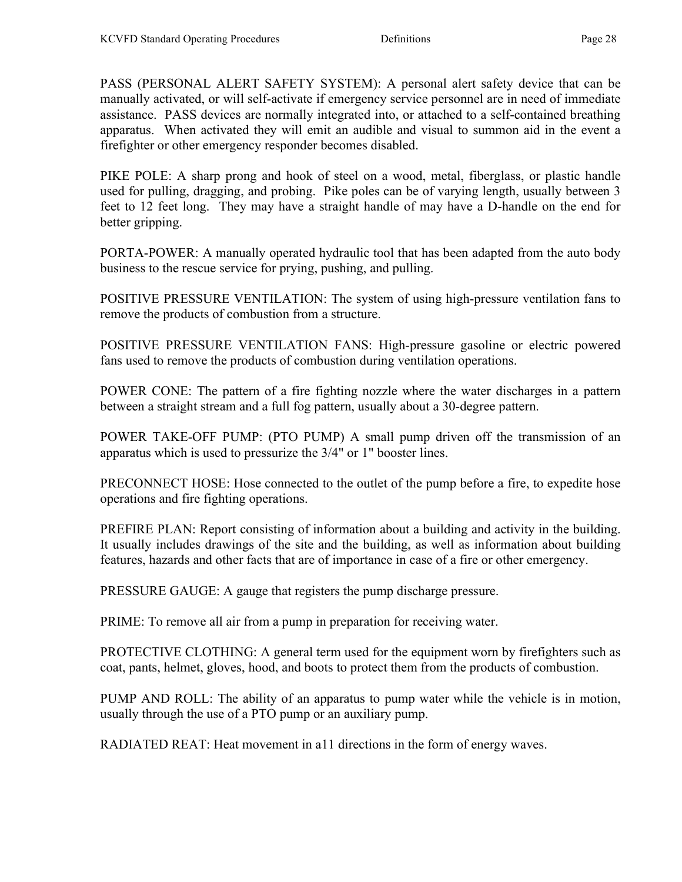PASS (PERSONAL ALERT SAFETY SYSTEM): A personal alert safety device that can be manually activated, or will self-activate if emergency service personnel are in need of immediate assistance. PASS devices are normally integrated into, or attached to a self-contained breathing apparatus. When activated they will emit an audible and visual to summon aid in the event a firefighter or other emergency responder becomes disabled.

PIKE POLE: A sharp prong and hook of steel on a wood, metal, fiberglass, or plastic handle used for pulling, dragging, and probing. Pike poles can be of varying length, usually between 3 feet to 12 feet long. They may have a straight handle of may have a D-handle on the end for better gripping.

PORTA-POWER: A manually operated hydraulic tool that has been adapted from the auto body business to the rescue service for prying, pushing, and pulling.

POSITIVE PRESSURE VENTILATION: The system of using high-pressure ventilation fans to remove the products of combustion from a structure.

POSITIVE PRESSURE VENTILATION FANS: High-pressure gasoline or electric powered fans used to remove the products of combustion during ventilation operations.

POWER CONE: The pattern of a fire fighting nozzle where the water discharges in a pattern between a straight stream and a full fog pattern, usually about a 30-degree pattern.

POWER TAKE-OFF PUMP: (PTO PUMP) A small pump driven off the transmission of an apparatus which is used to pressurize the 3/4" or 1" booster lines.

PRECONNECT HOSE: Hose connected to the outlet of the pump before a fire, to expedite hose operations and fire fighting operations.

PREFIRE PLAN: Report consisting of information about a building and activity in the building. It usually includes drawings of the site and the building, as well as information about building features, hazards and other facts that are of importance in case of a fire or other emergency.

PRESSURE GAUGE: A gauge that registers the pump discharge pressure.

PRIME: To remove all air from a pump in preparation for receiving water.

PROTECTIVE CLOTHING: A general term used for the equipment worn by firefighters such as coat, pants, helmet, gloves, hood, and boots to protect them from the products of combustion.

PUMP AND ROLL: The ability of an apparatus to pump water while the vehicle is in motion, usually through the use of a PTO pump or an auxiliary pump.

RADIATED REAT: Heat movement in a11 directions in the form of energy waves.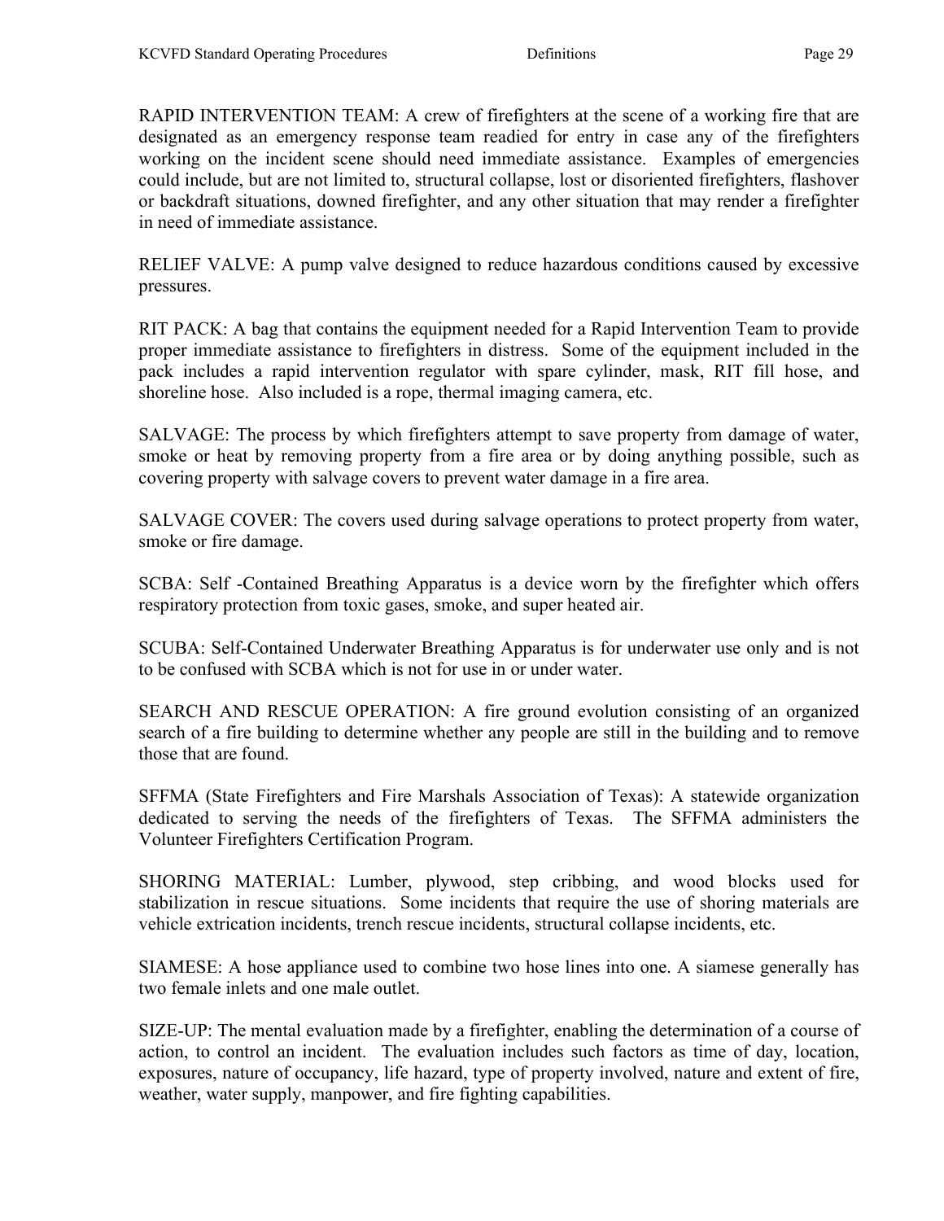RAPID INTERVENTION TEAM: A crew of firefighters at the scene of a working fire that are designated as an emergency response team readied for entry in case any of the firefighters working on the incident scene should need immediate assistance. Examples of emergencies could include, but are not limited to, structural collapse, lost or disoriented firefighters, flashover or backdraft situations, downed firefighter, and any other situation that may render a firefighter in need of immediate assistance.

RELIEF VALVE: A pump valve designed to reduce hazardous conditions caused by excessive pressures.

RIT PACK: A bag that contains the equipment needed for a Rapid Intervention Team to provide proper immediate assistance to firefighters in distress. Some of the equipment included in the pack includes a rapid intervention regulator with spare cylinder, mask, RIT fill hose, and shoreline hose. Also included is a rope, thermal imaging camera, etc.

SALVAGE: The process by which firefighters attempt to save property from damage of water, smoke or heat by removing property from a fire area or by doing anything possible, such as covering property with salvage covers to prevent water damage in a fire area.

SALVAGE COVER: The covers used during salvage operations to protect property from water, smoke or fire damage.

SCBA: Self -Contained Breathing Apparatus is a device worn by the firefighter which offers respiratory protection from toxic gases, smoke, and super heated air.

SCUBA: Self-Contained Underwater Breathing Apparatus is for underwater use only and is not to be confused with SCBA which is not for use in or under water.

SEARCH AND RESCUE OPERATION: A fire ground evolution consisting of an organized search of a fire building to determine whether any people are still in the building and to remove those that are found.

SFFMA (State Firefighters and Fire Marshals Association of Texas): A statewide organization dedicated to serving the needs of the firefighters of Texas. The SFFMA administers the Volunteer Firefighters Certification Program.

SHORING MATERIAL: Lumber, plywood, step cribbing, and wood blocks used for stabilization in rescue situations. Some incidents that require the use of shoring materials are vehicle extrication incidents, trench rescue incidents, structural collapse incidents, etc.

SIAMESE: A hose appliance used to combine two hose lines into one. A siamese generally has two female inlets and one male outlet.

SIZE-UP: The mental evaluation made by a firefighter, enabling the determination of a course of action, to control an incident. The evaluation includes such factors as time of day, location, exposures, nature of occupancy, life hazard, type of property involved, nature and extent of fire, weather, water supply, manpower, and fire fighting capabilities.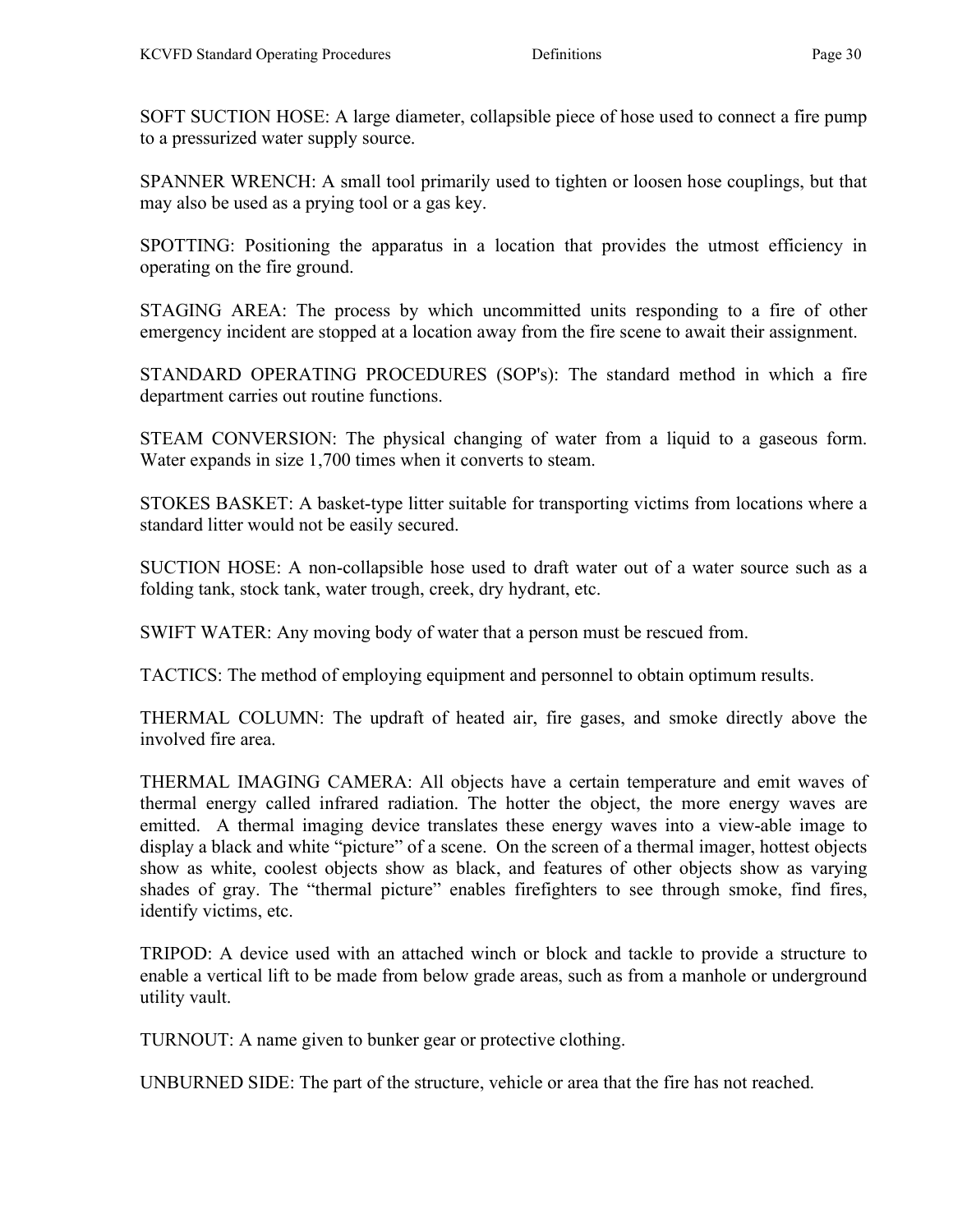SOFT SUCTION HOSE: A large diameter, collapsible piece of hose used to connect a fire pump to a pressurized water supply source.

SPANNER WRENCH: A small tool primarily used to tighten or loosen hose couplings, but that may also be used as a prying tool or a gas key.

SPOTTING: Positioning the apparatus in a location that provides the utmost efficiency in operating on the fire ground.

STAGING AREA: The process by which uncommitted units responding to a fire of other emergency incident are stopped at a location away from the fire scene to await their assignment.

STANDARD OPERATING PROCEDURES (SOP's): The standard method in which a fire department carries out routine functions.

STEAM CONVERSION: The physical changing of water from a liquid to a gaseous form. Water expands in size 1,700 times when it converts to steam.

STOKES BASKET: A basket-type litter suitable for transporting victims from locations where a standard litter would not be easily secured.

SUCTION HOSE: A non-collapsible hose used to draft water out of a water source such as a folding tank, stock tank, water trough, creek, dry hydrant, etc.

SWIFT WATER: Any moving body of water that a person must be rescued from.

TACTICS: The method of employing equipment and personnel to obtain optimum results.

THERMAL COLUMN: The updraft of heated air, fire gases, and smoke directly above the involved fire area.

THERMAL IMAGING CAMERA: All objects have a certain temperature and emit waves of thermal energy called infrared radiation. The hotter the object, the more energy waves are emitted. A thermal imaging device translates these energy waves into a view-able image to display a black and white "picture" of a scene. On the screen of a thermal imager, hottest objects show as white, coolest objects show as black, and features of other objects show as varying shades of gray. The "thermal picture" enables firefighters to see through smoke, find fires, identify victims, etc.

TRIPOD: A device used with an attached winch or block and tackle to provide a structure to enable a vertical lift to be made from below grade areas, such as from a manhole or underground utility vault.

TURNOUT: A name given to bunker gear or protective clothing.

UNBURNED SIDE: The part of the structure, vehicle or area that the fire has not reached.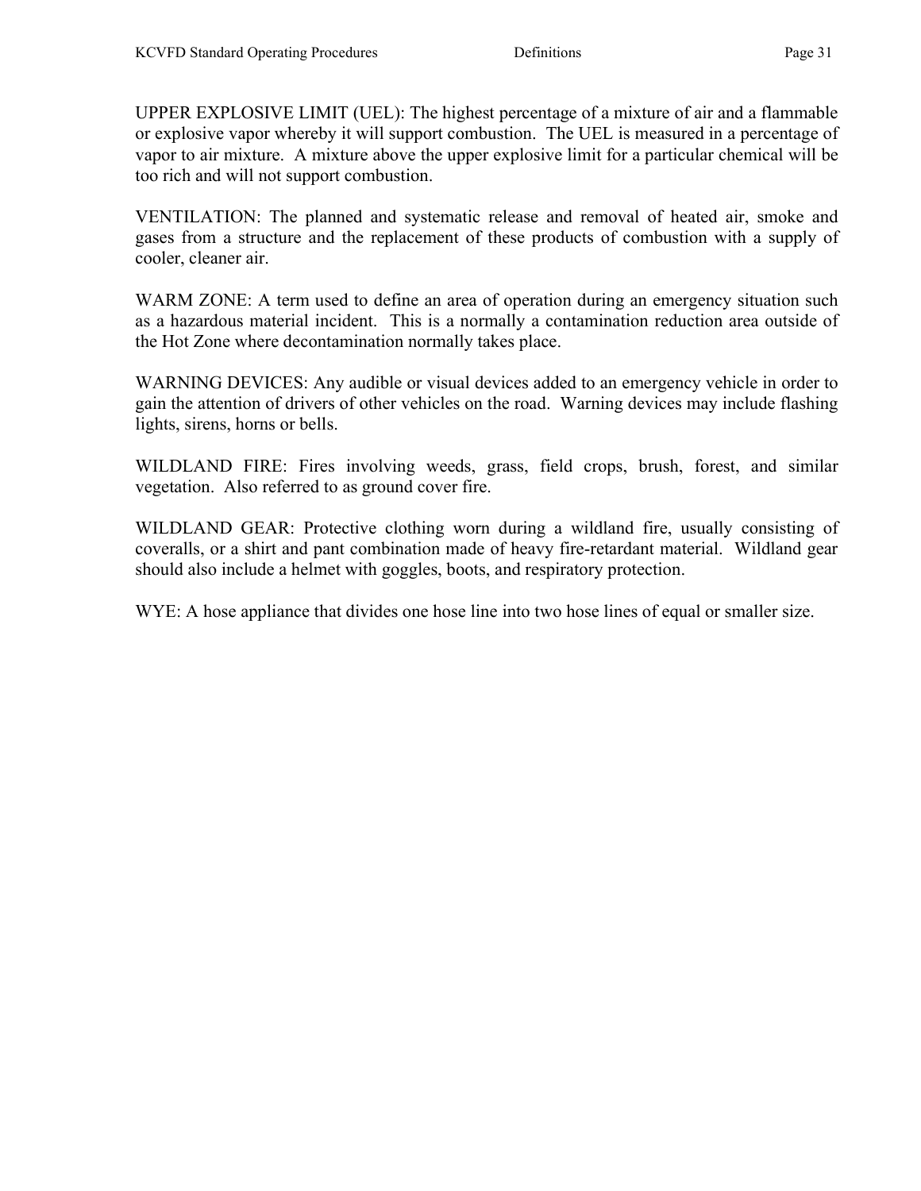UPPER EXPLOSIVE LIMIT (UEL): The highest percentage of a mixture of air and a flammable or explosive vapor whereby it will support combustion. The UEL is measured in a percentage of vapor to air mixture. A mixture above the upper explosive limit for a particular chemical will be too rich and will not support combustion.

VENTILATION: The planned and systematic release and removal of heated air, smoke and gases from a structure and the replacement of these products of combustion with a supply of cooler, cleaner air.

WARM ZONE: A term used to define an area of operation during an emergency situation such as a hazardous material incident. This is a normally a contamination reduction area outside of the Hot Zone where decontamination normally takes place.

WARNING DEVICES: Any audible or visual devices added to an emergency vehicle in order to gain the attention of drivers of other vehicles on the road. Warning devices may include flashing lights, sirens, horns or bells.

WILDLAND FIRE: Fires involving weeds, grass, field crops, brush, forest, and similar vegetation. Also referred to as ground cover fire.

WILDLAND GEAR: Protective clothing worn during a wildland fire, usually consisting of coveralls, or a shirt and pant combination made of heavy fire-retardant material. Wildland gear should also include a helmet with goggles, boots, and respiratory protection.

WYE: A hose appliance that divides one hose line into two hose lines of equal or smaller size.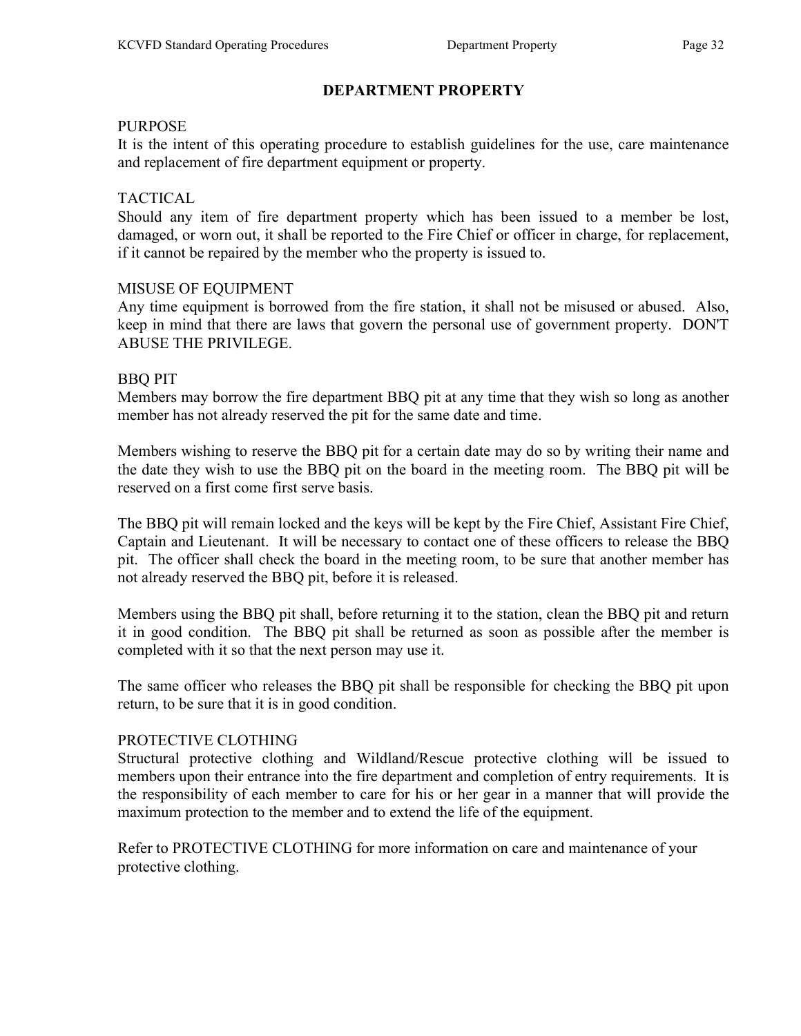# DEPARTMENT PROPERTY

PURPOSE
It is the intent of this operating procedure to establish guidelines for the use, care maintenance and replacement of fire department equipment or property.

TACTICAL
Should any item of fire department property which has been issued to a member be lost, damaged, or worn out, it shall be reported to the Fire Chief or officer in charge, for replacement, if it cannot be repaired by the member who the property is issued to.

MISUSE OF EQUIPMENT
Any time equipment is borrowed from the fire station, it shall not be misused or abused. Also, keep in mind that there are laws that govern the personal use of government property. DON'T ABUSE THE PRIVILEGE.

BBQ PIT
Members may borrow the fire department BBQ pit at any time that they wish so long as another member has not already reserved the pit for the same date and time.

Members wishing to reserve the BBQ pit for a certain date may do so by writing their name and the date they wish to use the BBQ pit on the board in the meeting room. The BBQ pit will be reserved on a first come first serve basis.

The BBQ pit will remain locked and the keys will be kept by the Fire Chief, Assistant Fire Chief, Captain and Lieutenant. It will be necessary to contact one of these officers to release the BBQ pit. The officer shall check the board in the meeting room, to be sure that another member has not already reserved the BBQ pit, before it is released.

Members using the BBQ pit shall, before returning it to the station, clean the BBQ pit and return it in good condition. The BBQ pit shall be returned as soon as possible after the member is completed with it so that the next person may use it.

The same officer who releases the BBQ pit shall be responsible for checking the BBQ pit upon return, to be sure that it is in good condition.

PROTECTIVE CLOTHING
Structural protective clothing and Wildland/Rescue protective clothing will be issued to members upon their entrance into the fire department and completion of entry requirements. It is the responsibility of each member to care for his or her gear in a manner that will provide the maximum protection to the member and to extend the life of the equipment.

Refer to PROTECTIVE CLOTHING for more information on care and maintenance of your protective clothing.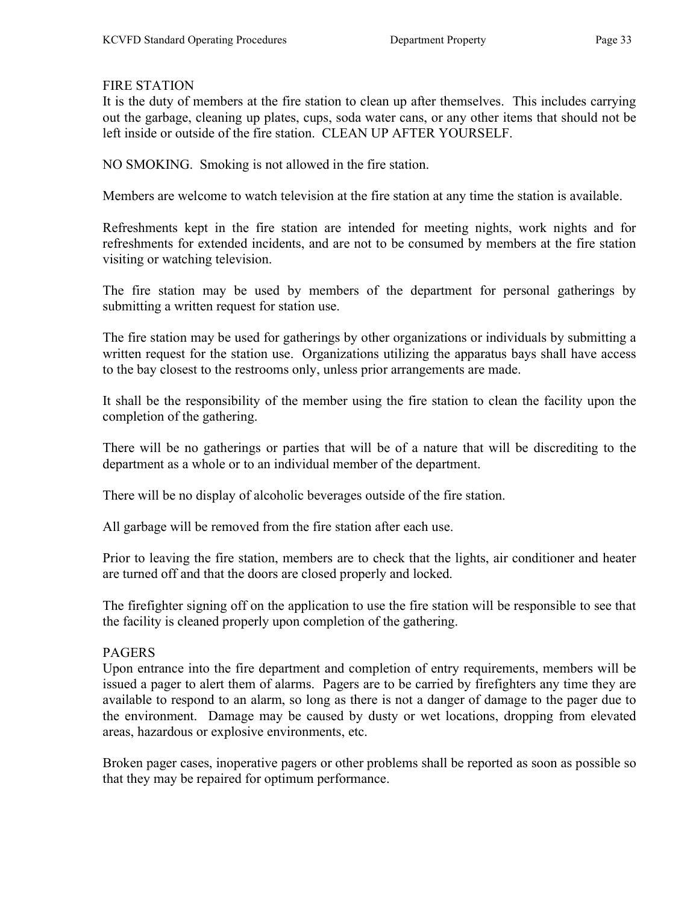## FIRE STATION

It is the duty of members at the fire station to clean up after themselves. This includes carrying out the garbage, cleaning up plates, cups, soda water cans, or any other items that should not be left inside or outside of the fire station. CLEAN UP AFTER YOURSELF.

NO SMOKING. Smoking is not allowed in the fire station.

Members are welcome to watch television at the fire station at any time the station is available.

Refreshments kept in the fire station are intended for meeting nights, work nights and for refreshments for extended incidents, and are not to be consumed by members at the fire station visiting or watching television.

The fire station may be used by members of the department for personal gatherings by submitting a written request for station use.

The fire station may be used for gatherings by other organizations or individuals by submitting a written request for the station use. Organizations utilizing the apparatus bays shall have access to the bay closest to the restrooms only, unless prior arrangements are made.

It shall be the responsibility of the member using the fire station to clean the facility upon the completion of the gathering.

There will be no gatherings or parties that will be of a nature that will be discrediting to the department as a whole or to an individual member of the department.

There will be no display of alcoholic beverages outside of the fire station.

All garbage will be removed from the fire station after each use.

Prior to leaving the fire station, members are to check that the lights, air conditioner and heater are turned off and that the doors are closed properly and locked.

The firefighter signing off on the application to use the fire station will be responsible to see that the facility is cleaned properly upon completion of the gathering.

## PAGERS

Upon entrance into the fire department and completion of entry requirements, members will be issued a pager to alert them of alarms. Pagers are to be carried by firefighters any time they are available to respond to an alarm, so long as there is not a danger of damage to the pager due to the environment. Damage may be caused by dusty or wet locations, dropping from elevated areas, hazardous or explosive environments, etc.

Broken pager cases, inoperative pagers or other problems shall be reported as soon as possible so that they may be repaired for optimum performance.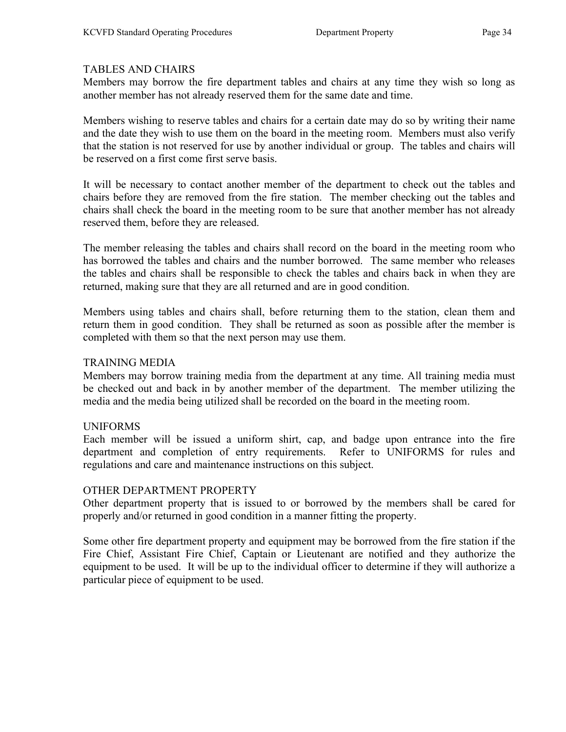## TABLES AND CHAIRS

Members may borrow the fire department tables and chairs at any time they wish so long as another member has not already reserved them for the same date and time.

Members wishing to reserve tables and chairs for a certain date may do so by writing their name and the date they wish to use them on the board in the meeting room. Members must also verify that the station is not reserved for use by another individual or group. The tables and chairs will be reserved on a first come first serve basis.

It will be necessary to contact another member of the department to check out the tables and chairs before they are removed from the fire station. The member checking out the tables and chairs shall check the board in the meeting room to be sure that another member has not already reserved them, before they are released.

The member releasing the tables and chairs shall record on the board in the meeting room who has borrowed the tables and chairs and the number borrowed. The same member who releases the tables and chairs shall be responsible to check the tables and chairs back in when they are returned, making sure that they are all returned and are in good condition.

Members using tables and chairs shall, before returning them to the station, clean them and return them in good condition. They shall be returned as soon as possible after the member is completed with them so that the next person may use them.

## TRAINING MEDIA

Members may borrow training media from the department at any time. All training media must be checked out and back in by another member of the department. The member utilizing the media and the media being utilized shall be recorded on the board in the meeting room.

## UNIFORMS

Each member will be issued a uniform shirt, cap, and badge upon entrance into the fire department and completion of entry requirements. Refer to UNIFORMS for rules and regulations and care and maintenance instructions on this subject.

## OTHER DEPARTMENT PROPERTY

Other department property that is issued to or borrowed by the members shall be cared for properly and/or returned in good condition in a manner fitting the property.

Some other fire department property and equipment may be borrowed from the fire station if the Fire Chief, Assistant Fire Chief, Captain or Lieutenant are notified and they authorize the equipment to be used. It will be up to the individual officer to determine if they will authorize a particular piece of equipment to be used.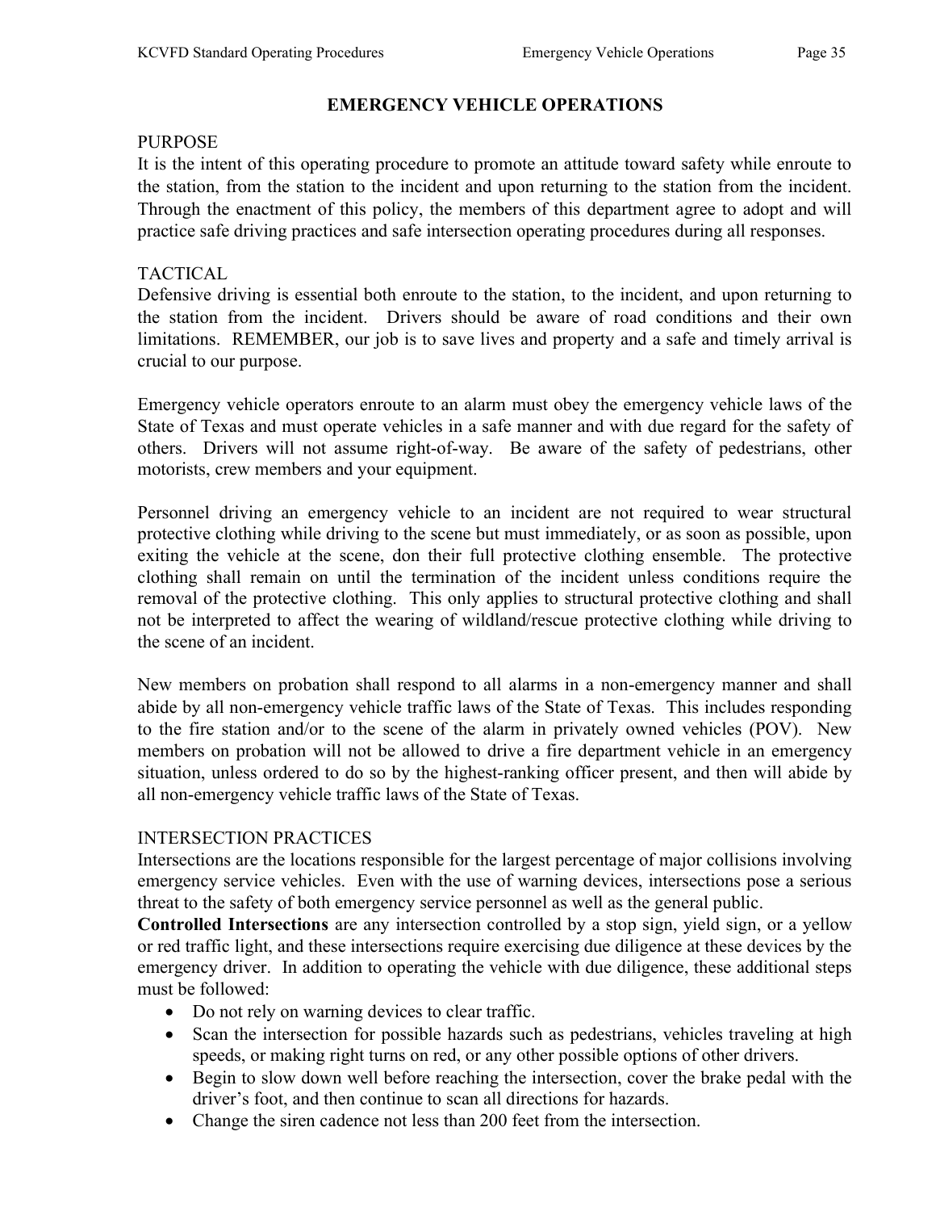# EMERGENCY VEHICLE OPERATIONS

## PURPOSE

It is the intent of this operating procedure to promote an attitude toward safety while enroute to the station, from the station to the incident and upon returning to the station from the incident. Through the enactment of this policy, the members of this department agree to adopt and will practice safe driving practices and safe intersection operating procedures during all responses.

## TACTICAL

Defensive driving is essential both enroute to the station, to the incident, and upon returning to the station from the incident. Drivers should be aware of road conditions and their own limitations. REMEMBER, our job is to save lives and property and a safe and timely arrival is crucial to our purpose.

Emergency vehicle operators enroute to an alarm must obey the emergency vehicle laws of the State of Texas and must operate vehicles in a safe manner and with due regard for the safety of others. Drivers will not assume right-of-way. Be aware of the safety of pedestrians, other motorists, crew members and your equipment.

Personnel driving an emergency vehicle to an incident are not required to wear structural protective clothing while driving to the scene but must immediately, or as soon as possible, upon exiting the vehicle at the scene, don their full protective clothing ensemble. The protective clothing shall remain on until the termination of the incident unless conditions require the removal of the protective clothing. This only applies to structural protective clothing and shall not be interpreted to affect the wearing of wildland/rescue protective clothing while driving to the scene of an incident.

New members on probation shall respond to all alarms in a non-emergency manner and shall abide by all non-emergency vehicle traffic laws of the State of Texas. This includes responding to the fire station and/or to the scene of the alarm in privately owned vehicles (POV). New members on probation will not be allowed to drive a fire department vehicle in an emergency situation, unless ordered to do so by the highest-ranking officer present, and then will abide by all non-emergency vehicle traffic laws of the State of Texas.

## INTERSECTION PRACTICES

Intersections are the locations responsible for the largest percentage of major collisions involving emergency service vehicles. Even with the use of warning devices, intersections pose a serious threat to the safety of both emergency service personnel as well as the general public.

**Controlled Intersections** are any intersection controlled by a stop sign, yield sign, or a yellow or red traffic light, and these intersections require exercising due diligence at these devices by the emergency driver. In addition to operating the vehicle with due diligence, these additional steps must be followed:

- Do not rely on warning devices to clear traffic.
- Scan the intersection for possible hazards such as pedestrians, vehicles traveling at high speeds, or making right turns on red, or any other possible options of other drivers.
- Begin to slow down well before reaching the intersection, cover the brake pedal with the driver's foot, and then continue to scan all directions for hazards.
- Change the siren cadence not less than 200 feet from the intersection.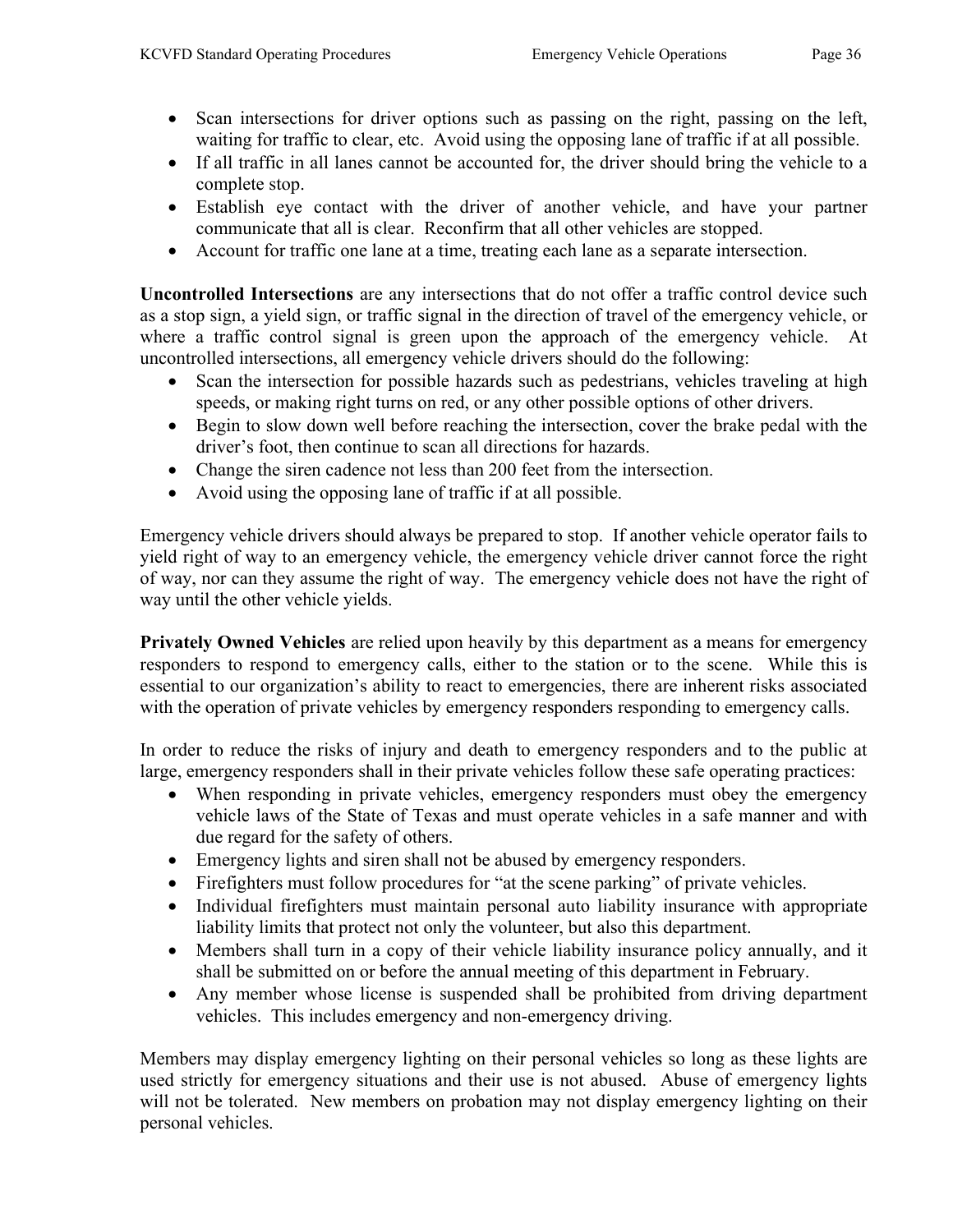- Scan intersections for driver options such as passing on the right, passing on the left, waiting for traffic to clear, etc. Avoid using the opposing lane of traffic if at all possible.
- If all traffic in all lanes cannot be accounted for, the driver should bring the vehicle to a complete stop.
- Establish eye contact with the driver of another vehicle, and have your partner communicate that all is clear. Reconfirm that all other vehicles are stopped.
- Account for traffic one lane at a time, treating each lane as a separate intersection.

**Uncontrolled Intersections** are any intersections that do not offer a traffic control device such as a stop sign, a yield sign, or traffic signal in the direction of travel of the emergency vehicle, or where a traffic control signal is green upon the approach of the emergency vehicle. At uncontrolled intersections, all emergency vehicle drivers should do the following:

- Scan the intersection for possible hazards such as pedestrians, vehicles traveling at high speeds, or making right turns on red, or any other possible options of other drivers.
- Begin to slow down well before reaching the intersection, cover the brake pedal with the driver's foot, then continue to scan all directions for hazards.
- Change the siren cadence not less than 200 feet from the intersection.
- Avoid using the opposing lane of traffic if at all possible.

Emergency vehicle drivers should always be prepared to stop. If another vehicle operator fails to yield right of way to an emergency vehicle, the emergency vehicle driver cannot force the right of way, nor can they assume the right of way. The emergency vehicle does not have the right of way until the other vehicle yields.

**Privately Owned Vehicles** are relied upon heavily by this department as a means for emergency responders to respond to emergency calls, either to the station or to the scene. While this is essential to our organization's ability to react to emergencies, there are inherent risks associated with the operation of private vehicles by emergency responders responding to emergency calls.

In order to reduce the risks of injury and death to emergency responders and to the public at large, emergency responders shall in their private vehicles follow these safe operating practices:

- When responding in private vehicles, emergency responders must obey the emergency vehicle laws of the State of Texas and must operate vehicles in a safe manner and with due regard for the safety of others.
- Emergency lights and siren shall not be abused by emergency responders.
- Firefighters must follow procedures for "at the scene parking" of private vehicles.
- Individual firefighters must maintain personal auto liability insurance with appropriate liability limits that protect not only the volunteer, but also this department.
- Members shall turn in a copy of their vehicle liability insurance policy annually, and it shall be submitted on or before the annual meeting of this department in February.
- Any member whose license is suspended shall be prohibited from driving department vehicles. This includes emergency and non-emergency driving.

Members may display emergency lighting on their personal vehicles so long as these lights are used strictly for emergency situations and their use is not abused. Abuse of emergency lights will not be tolerated. New members on probation may not display emergency lighting on their personal vehicles.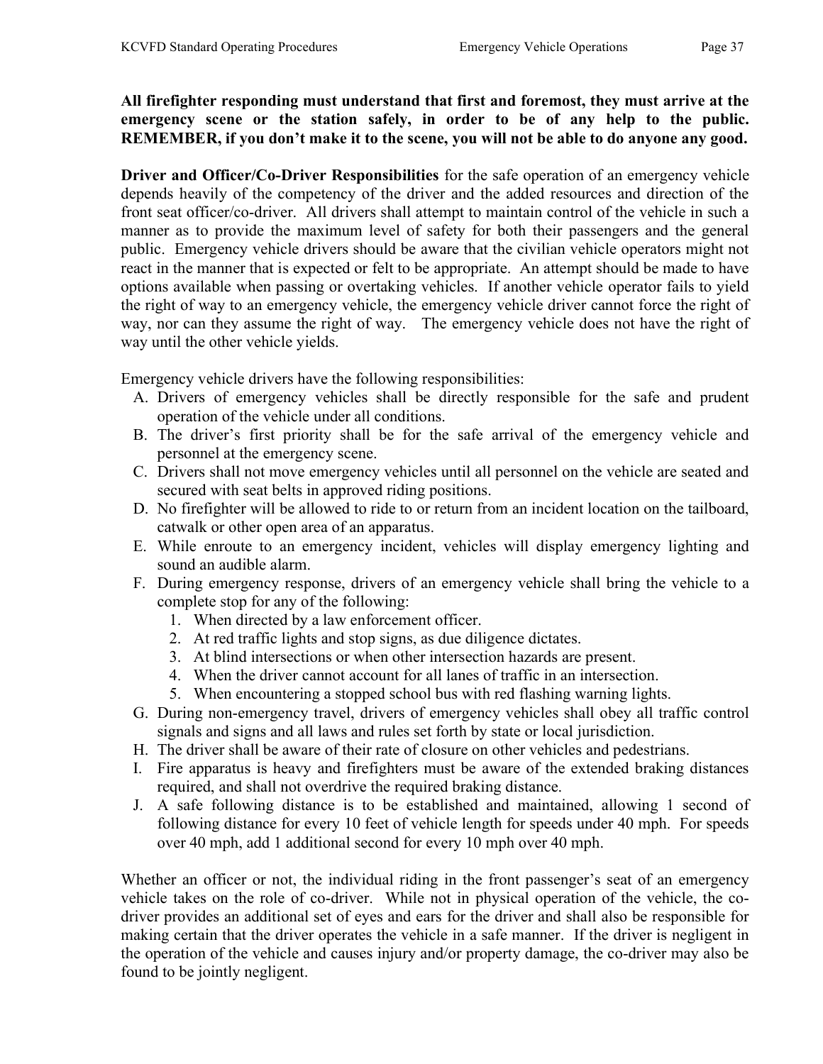**All firefighter responding must understand that first and foremost, they must arrive at the emergency scene or the station safely, in order to be of any help to the public. REMEMBER, if you don't make it to the scene, you will not be able to do anyone any good.**

**Driver and Officer/Co-Driver Responsibilities** for the safe operation of an emergency vehicle depends heavily of the competency of the driver and the added resources and direction of the front seat officer/co-driver. All drivers shall attempt to maintain control of the vehicle in such a manner as to provide the maximum level of safety for both their passengers and the general public. Emergency vehicle drivers should be aware that the civilian vehicle operators might not react in the manner that is expected or felt to be appropriate. An attempt should be made to have options available when passing or overtaking vehicles. If another vehicle operator fails to yield the right of way to an emergency vehicle, the emergency vehicle driver cannot force the right of way, nor can they assume the right of way. The emergency vehicle does not have the right of way until the other vehicle yields.

Emergency vehicle drivers have the following responsibilities:

A. Drivers of emergency vehicles shall be directly responsible for the safe and prudent operation of the vehicle under all conditions.
B. The driver's first priority shall be for the safe arrival of the emergency vehicle and personnel at the emergency scene.
C. Drivers shall not move emergency vehicles until all personnel on the vehicle are seated and secured with seat belts in approved riding positions.
D. No firefighter will be allowed to ride to or return from an incident location on the tailboard, catwalk or other open area of an apparatus.
E. While enroute to an emergency incident, vehicles will display emergency lighting and sound an audible alarm.
F. During emergency response, drivers of an emergency vehicle shall bring the vehicle to a complete stop for any of the following:
    1. When directed by a law enforcement officer.
    2. At red traffic lights and stop signs, as due diligence dictates.
    3. At blind intersections or when other intersection hazards are present.
    4. When the driver cannot account for all lanes of traffic in an intersection.
    5. When encountering a stopped school bus with red flashing warning lights.
G. During non-emergency travel, drivers of emergency vehicles shall obey all traffic control signals and signs and all laws and rules set forth by state or local jurisdiction.
H. The driver shall be aware of their rate of closure on other vehicles and pedestrians.
I. Fire apparatus is heavy and firefighters must be aware of the extended braking distances required, and shall not overdrive the required braking distance.
J. A safe following distance is to be established and maintained, allowing 1 second of following distance for every 10 feet of vehicle length for speeds under 40 mph. For speeds over 40 mph, add 1 additional second for every 10 mph over 40 mph.

Whether an officer or not, the individual riding in the front passenger's seat of an emergency vehicle takes on the role of co-driver. While not in physical operation of the vehicle, the co-driver provides an additional set of eyes and ears for the driver and shall also be responsible for making certain that the driver operates the vehicle in a safe manner. If the driver is negligent in the operation of the vehicle and causes injury and/or property damage, the co-driver may also be found to be jointly negligent.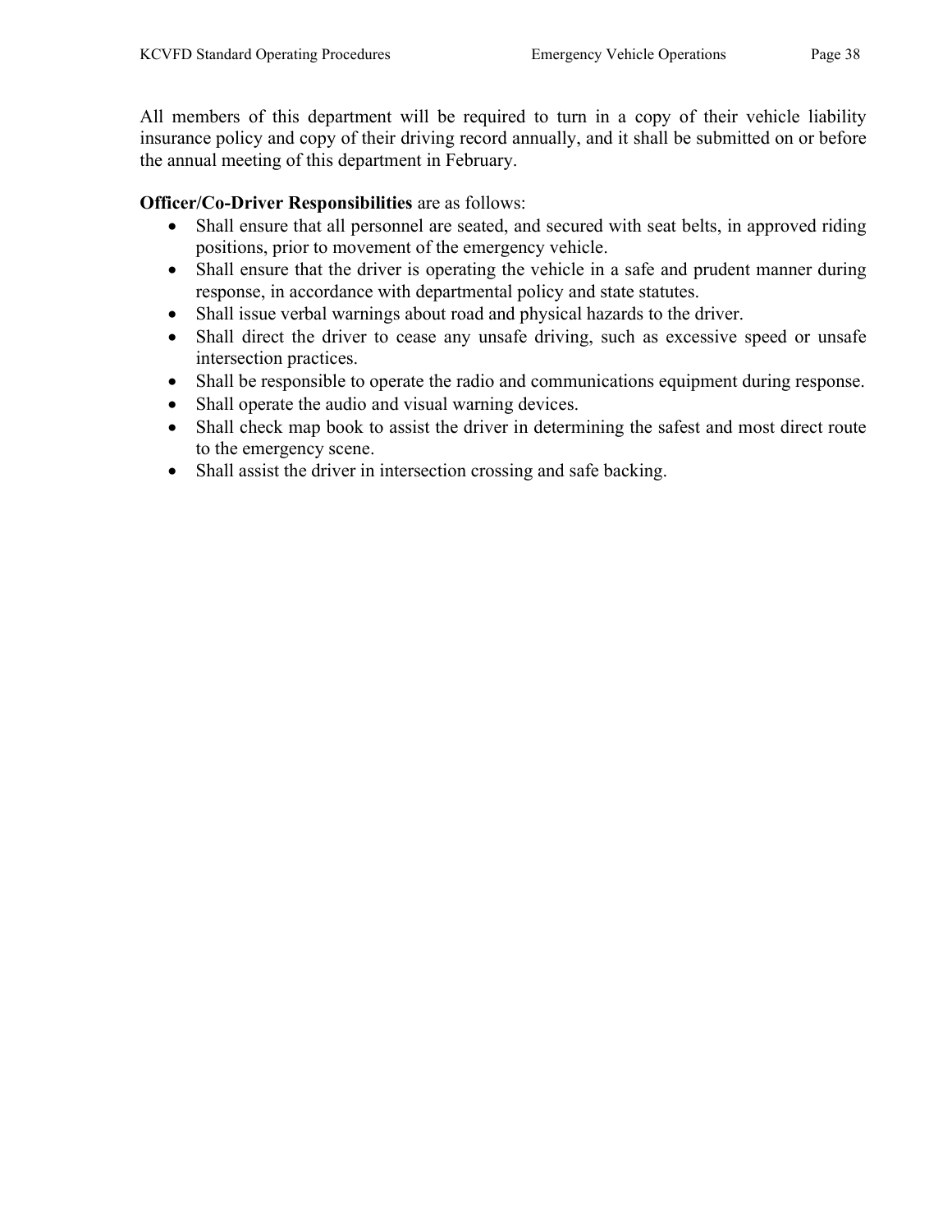All members of this department will be required to turn in a copy of their vehicle liability insurance policy and copy of their driving record annually, and it shall be submitted on or before the annual meeting of this department in February.

**Officer/Co-Driver Responsibilities** are as follows:

- Shall ensure that all personnel are seated, and secured with seat belts, in approved riding positions, prior to movement of the emergency vehicle.
- Shall ensure that the driver is operating the vehicle in a safe and prudent manner during response, in accordance with departmental policy and state statutes.
- Shall issue verbal warnings about road and physical hazards to the driver.
- Shall direct the driver to cease any unsafe driving, such as excessive speed or unsafe intersection practices.
- Shall be responsible to operate the radio and communications equipment during response.
- Shall operate the audio and visual warning devices.
- Shall check map book to assist the driver in determining the safest and most direct route to the emergency scene.
- Shall assist the driver in intersection crossing and safe backing.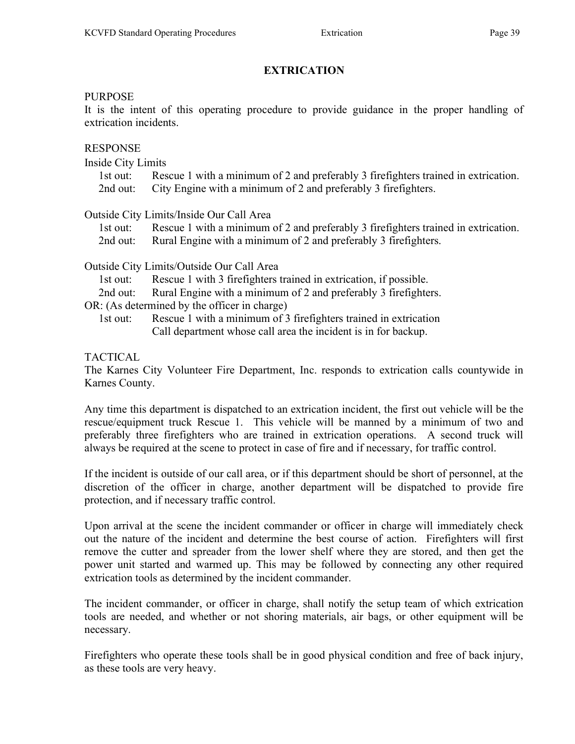# EXTRICATION

## PURPOSE

It is the intent of this operating procedure to provide guidance in the proper handling of extrication incidents.

## RESPONSE

Inside City Limits

- 1st out: Rescue 1 with a minimum of 2 and preferably 3 firefighters trained in extrication.
- 2nd out: City Engine with a minimum of 2 and preferably 3 firefighters.

Outside City Limits/Inside Our Call Area

- 1st out: Rescue 1 with a minimum of 2 and preferably 3 firefighters trained in extrication.
- 2nd out: Rural Engine with a minimum of 2 and preferably 3 firefighters.

Outside City Limits/Outside Our Call Area

- 1st out: Rescue 1 with 3 firefighters trained in extrication, if possible.
- 2nd out: Rural Engine with a minimum of 2 and preferably 3 firefighters.

OR: (As determined by the officer in charge)

- 1st out: Rescue 1 with a minimum of 3 firefighters trained in extrication
  Call department whose call area the incident is in for backup.

## TACTICAL

The Karnes City Volunteer Fire Department, Inc. responds to extrication calls countywide in Karnes County.

Any time this department is dispatched to an extrication incident, the first out vehicle will be the rescue/equipment truck Rescue 1. This vehicle will be manned by a minimum of two and preferably three firefighters who are trained in extrication operations. A second truck will always be required at the scene to protect in case of fire and if necessary, for traffic control.

If the incident is outside of our call area, or if this department should be short of personnel, at the discretion of the officer in charge, another department will be dispatched to provide fire protection, and if necessary traffic control.

Upon arrival at the scene the incident commander or officer in charge will immediately check out the nature of the incident and determine the best course of action. Firefighters will first remove the cutter and spreader from the lower shelf where they are stored, and then get the power unit started and warmed up. This may be followed by connecting any other required extrication tools as determined by the incident commander.

The incident commander, or officer in charge, shall notify the setup team of which extrication tools are needed, and whether or not shoring materials, air bags, or other equipment will be necessary.

Firefighters who operate these tools shall be in good physical condition and free of back injury, as these tools are very heavy.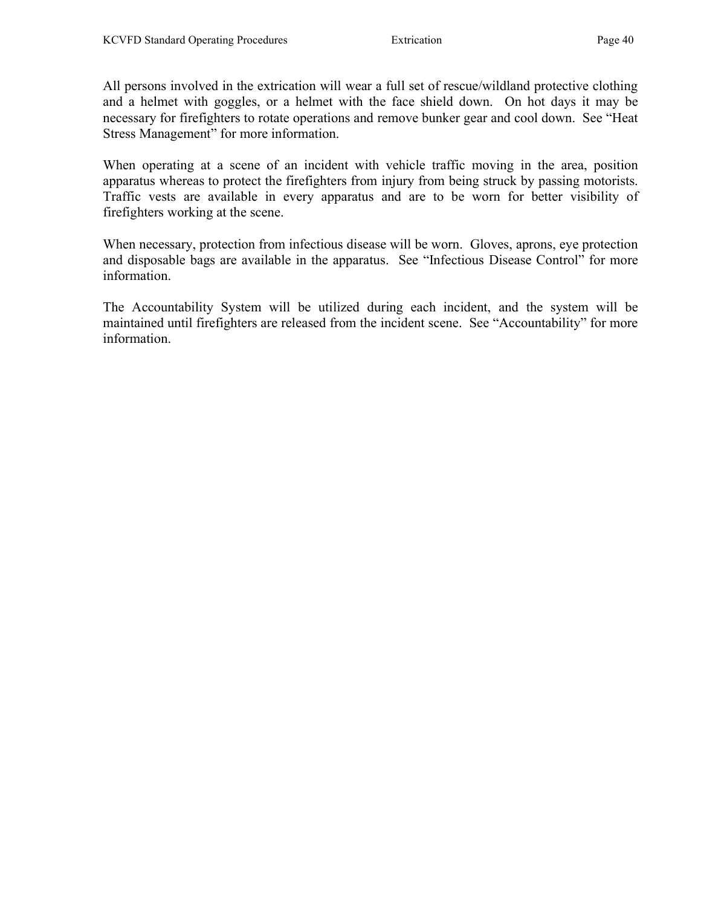All persons involved in the extrication will wear a full set of rescue/wildland protective clothing and a helmet with goggles, or a helmet with the face shield down. On hot days it may be necessary for firefighters to rotate operations and remove bunker gear and cool down. See "Heat Stress Management" for more information.

When operating at a scene of an incident with vehicle traffic moving in the area, position apparatus whereas to protect the firefighters from injury from being struck by passing motorists. Traffic vests are available in every apparatus and are to be worn for better visibility of firefighters working at the scene.

When necessary, protection from infectious disease will be worn. Gloves, aprons, eye protection and disposable bags are available in the apparatus. See "Infectious Disease Control" for more information.

The Accountability System will be utilized during each incident, and the system will be maintained until firefighters are released from the incident scene. See "Accountability" for more information.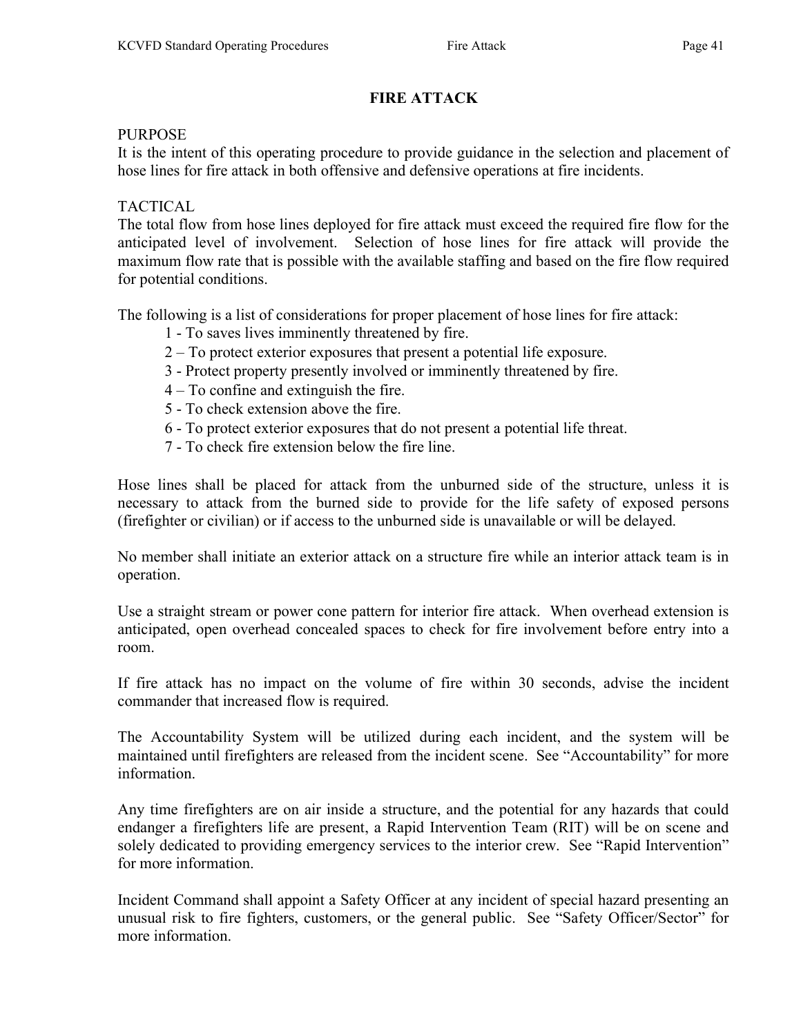# FIRE ATTACK

PURPOSE
It is the intent of this operating procedure to provide guidance in the selection and placement of hose lines for fire attack in both offensive and defensive operations at fire incidents.

TACTICAL
The total flow from hose lines deployed for fire attack must exceed the required fire flow for the anticipated level of involvement. Selection of hose lines for fire attack will provide the maximum flow rate that is possible with the available staffing and based on the fire flow required for potential conditions.

The following is a list of considerations for proper placement of hose lines for fire attack:

1 - To saves lives imminently threatened by fire.
2 – To protect exterior exposures that present a potential life exposure.
3 - Protect property presently involved or imminently threatened by fire.
4 – To confine and extinguish the fire.
5 - To check extension above the fire.
6 - To protect exterior exposures that do not present a potential life threat.
7 - To check fire extension below the fire line.

Hose lines shall be placed for attack from the unburned side of the structure, unless it is necessary to attack from the burned side to provide for the life safety of exposed persons (firefighter or civilian) or if access to the unburned side is unavailable or will be delayed.

No member shall initiate an exterior attack on a structure fire while an interior attack team is in operation.

Use a straight stream or power cone pattern for interior fire attack. When overhead extension is anticipated, open overhead concealed spaces to check for fire involvement before entry into a room.

If fire attack has no impact on the volume of fire within 30 seconds, advise the incident commander that increased flow is required.

The Accountability System will be utilized during each incident, and the system will be maintained until firefighters are released from the incident scene. See "Accountability" for more information.

Any time firefighters are on air inside a structure, and the potential for any hazards that could endanger a firefighters life are present, a Rapid Intervention Team (RIT) will be on scene and solely dedicated to providing emergency services to the interior crew. See "Rapid Intervention" for more information.

Incident Command shall appoint a Safety Officer at any incident of special hazard presenting an unusual risk to fire fighters, customers, or the general public. See "Safety Officer/Sector" for more information.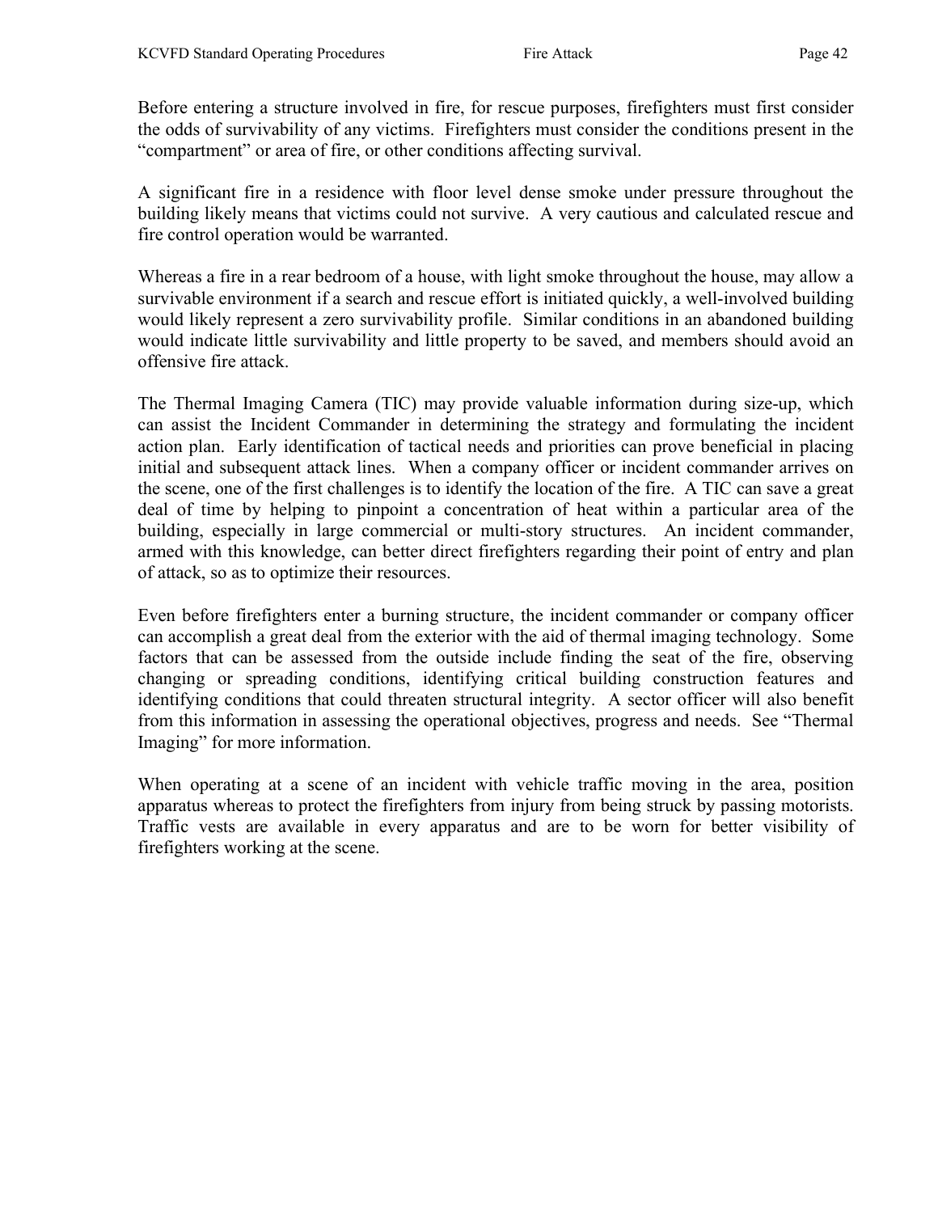Before entering a structure involved in fire, for rescue purposes, firefighters must first consider the odds of survivability of any victims. Firefighters must consider the conditions present in the "compartment" or area of fire, or other conditions affecting survival.

A significant fire in a residence with floor level dense smoke under pressure throughout the building likely means that victims could not survive. A very cautious and calculated rescue and fire control operation would be warranted.

Whereas a fire in a rear bedroom of a house, with light smoke throughout the house, may allow a survivable environment if a search and rescue effort is initiated quickly, a well-involved building would likely represent a zero survivability profile. Similar conditions in an abandoned building would indicate little survivability and little property to be saved, and members should avoid an offensive fire attack.

The Thermal Imaging Camera (TIC) may provide valuable information during size-up, which can assist the Incident Commander in determining the strategy and formulating the incident action plan. Early identification of tactical needs and priorities can prove beneficial in placing initial and subsequent attack lines. When a company officer or incident commander arrives on the scene, one of the first challenges is to identify the location of the fire. A TIC can save a great deal of time by helping to pinpoint a concentration of heat within a particular area of the building, especially in large commercial or multi-story structures. An incident commander, armed with this knowledge, can better direct firefighters regarding their point of entry and plan of attack, so as to optimize their resources.

Even before firefighters enter a burning structure, the incident commander or company officer can accomplish a great deal from the exterior with the aid of thermal imaging technology. Some factors that can be assessed from the outside include finding the seat of the fire, observing changing or spreading conditions, identifying critical building construction features and identifying conditions that could threaten structural integrity. A sector officer will also benefit from this information in assessing the operational objectives, progress and needs. See "Thermal Imaging" for more information.

When operating at a scene of an incident with vehicle traffic moving in the area, position apparatus whereas to protect the firefighters from injury from being struck by passing motorists. Traffic vests are available in every apparatus and are to be worn for better visibility of firefighters working at the scene.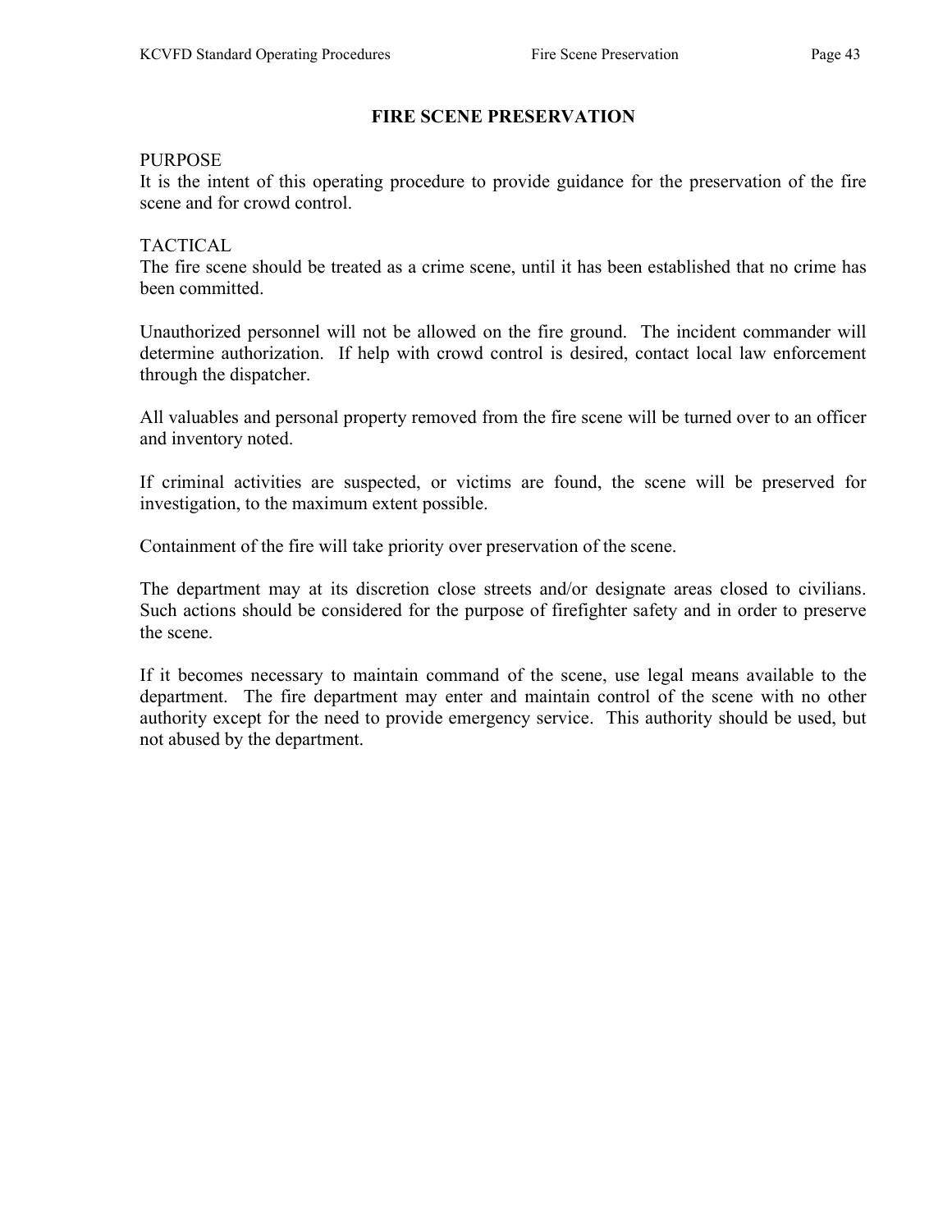# FIRE SCENE PRESERVATION

PURPOSE

It is the intent of this operating procedure to provide guidance for the preservation of the fire scene and for crowd control.

TACTICAL

The fire scene should be treated as a crime scene, until it has been established that no crime has been committed.

Unauthorized personnel will not be allowed on the fire ground. The incident commander will determine authorization. If help with crowd control is desired, contact local law enforcement through the dispatcher.

All valuables and personal property removed from the fire scene will be turned over to an officer and inventory noted.

If criminal activities are suspected, or victims are found, the scene will be preserved for investigation, to the maximum extent possible.

Containment of the fire will take priority over preservation of the scene.

The department may at its discretion close streets and/or designate areas closed to civilians. Such actions should be considered for the purpose of firefighter safety and in order to preserve the scene.

If it becomes necessary to maintain command of the scene, use legal means available to the department. The fire department may enter and maintain control of the scene with no other authority except for the need to provide emergency service. This authority should be used, but not abused by the department.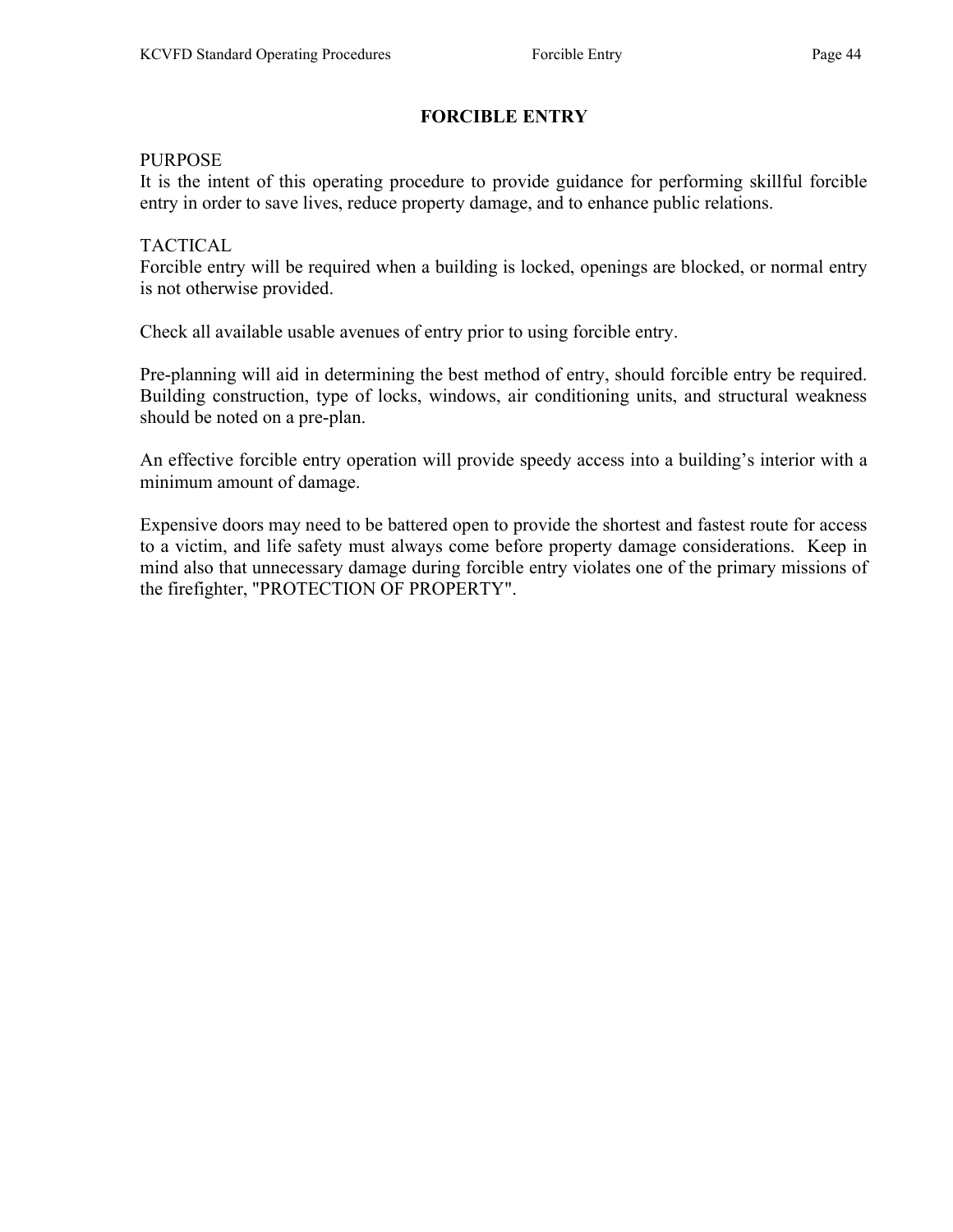# FORCIBLE ENTRY

PURPOSE

It is the intent of this operating procedure to provide guidance for performing skillful forcible entry in order to save lives, reduce property damage, and to enhance public relations.

TACTICAL

Forcible entry will be required when a building is locked, openings are blocked, or normal entry is not otherwise provided.

Check all available usable avenues of entry prior to using forcible entry.

Pre-planning will aid in determining the best method of entry, should forcible entry be required. Building construction, type of locks, windows, air conditioning units, and structural weakness should be noted on a pre-plan.

An effective forcible entry operation will provide speedy access into a building's interior with a minimum amount of damage.

Expensive doors may need to be battered open to provide the shortest and fastest route for access to a victim, and life safety must always come before property damage considerations. Keep in mind also that unnecessary damage during forcible entry violates one of the primary missions of the firefighter, "PROTECTION OF PROPERTY".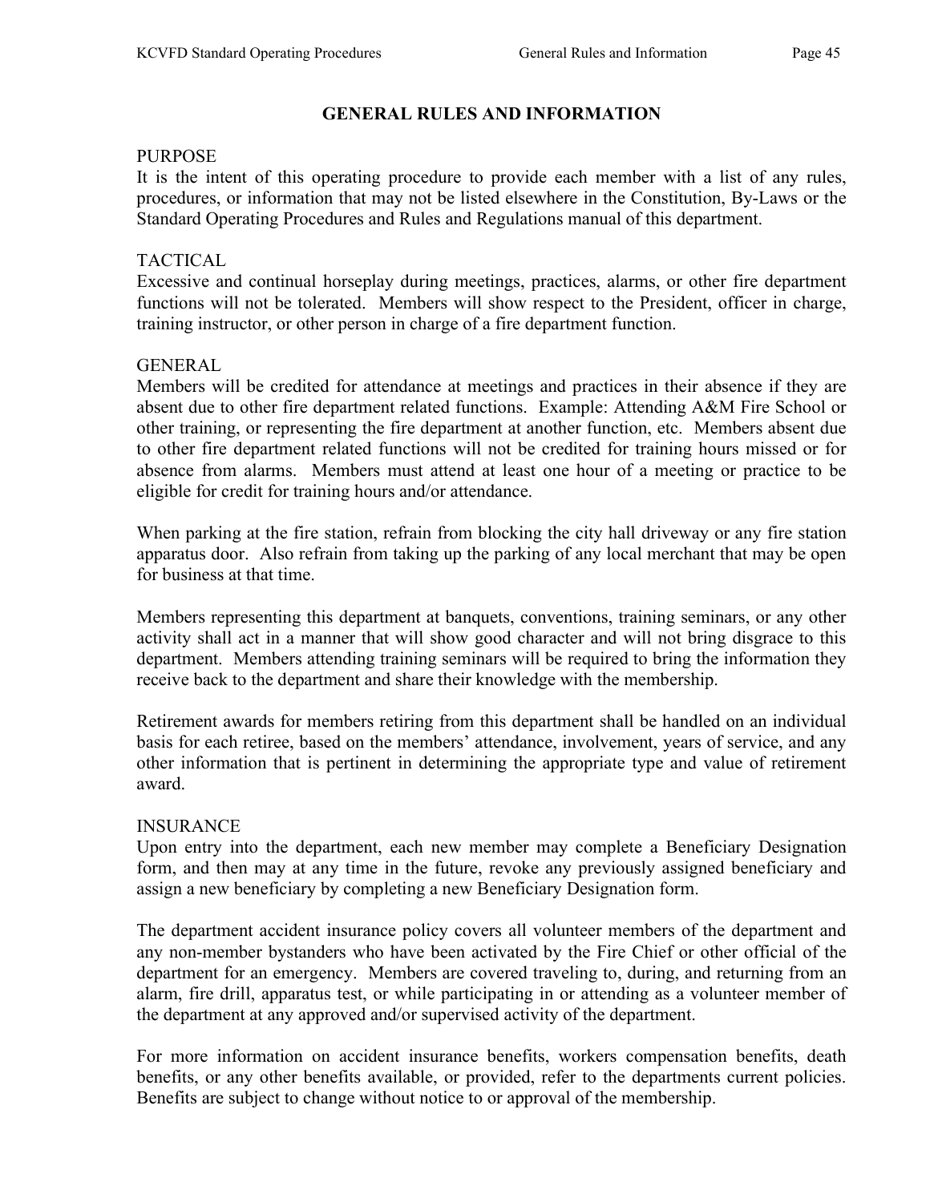# GENERAL RULES AND INFORMATION

## PURPOSE

It is the intent of this operating procedure to provide each member with a list of any rules, procedures, or information that may not be listed elsewhere in the Constitution, By-Laws or the Standard Operating Procedures and Rules and Regulations manual of this department.

## TACTICAL

Excessive and continual horseplay during meetings, practices, alarms, or other fire department functions will not be tolerated. Members will show respect to the President, officer in charge, training instructor, or other person in charge of a fire department function.

## GENERAL

Members will be credited for attendance at meetings and practices in their absence if they are absent due to other fire department related functions. Example: Attending A&M Fire School or other training, or representing the fire department at another function, etc. Members absent due to other fire department related functions will not be credited for training hours missed or for absence from alarms. Members must attend at least one hour of a meeting or practice to be eligible for credit for training hours and/or attendance.

When parking at the fire station, refrain from blocking the city hall driveway or any fire station apparatus door. Also refrain from taking up the parking of any local merchant that may be open for business at that time.

Members representing this department at banquets, conventions, training seminars, or any other activity shall act in a manner that will show good character and will not bring disgrace to this department. Members attending training seminars will be required to bring the information they receive back to the department and share their knowledge with the membership.

Retirement awards for members retiring from this department shall be handled on an individual basis for each retiree, based on the members' attendance, involvement, years of service, and any other information that is pertinent in determining the appropriate type and value of retirement award.

## INSURANCE

Upon entry into the department, each new member may complete a Beneficiary Designation form, and then may at any time in the future, revoke any previously assigned beneficiary and assign a new beneficiary by completing a new Beneficiary Designation form.

The department accident insurance policy covers all volunteer members of the department and any non-member bystanders who have been activated by the Fire Chief or other official of the department for an emergency. Members are covered traveling to, during, and returning from an alarm, fire drill, apparatus test, or while participating in or attending as a volunteer member of the department at any approved and/or supervised activity of the department.

For more information on accident insurance benefits, workers compensation benefits, death benefits, or any other benefits available, or provided, refer to the departments current policies. Benefits are subject to change without notice to or approval of the membership.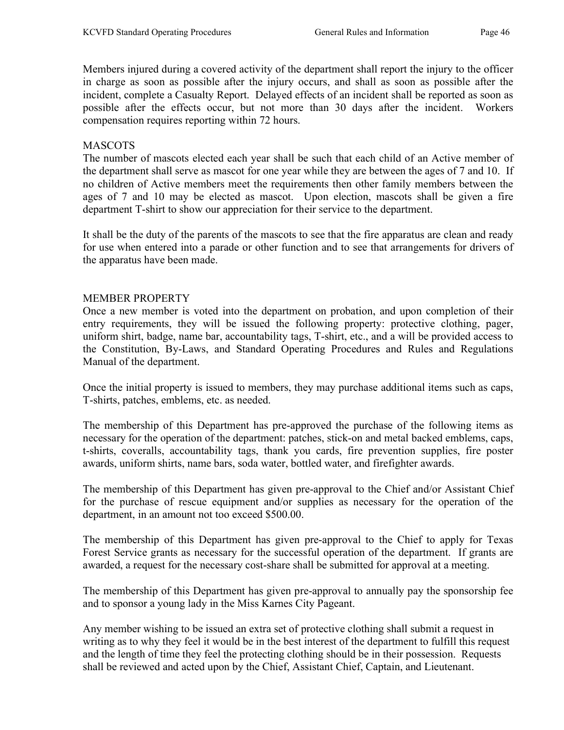Members injured during a covered activity of the department shall report the injury to the officer in charge as soon as possible after the injury occurs, and shall as soon as possible after the incident, complete a Casualty Report. Delayed effects of an incident shall be reported as soon as possible after the effects occur, but not more than 30 days after the incident. Workers compensation requires reporting within 72 hours.

## MASCOTS

The number of mascots elected each year shall be such that each child of an Active member of the department shall serve as mascot for one year while they are between the ages of 7 and 10. If no children of Active members meet the requirements then other family members between the ages of 7 and 10 may be elected as mascot. Upon election, mascots shall be given a fire department T-shirt to show our appreciation for their service to the department.

It shall be the duty of the parents of the mascots to see that the fire apparatus are clean and ready for use when entered into a parade or other function and to see that arrangements for drivers of the apparatus have been made.

## MEMBER PROPERTY

Once a new member is voted into the department on probation, and upon completion of their entry requirements, they will be issued the following property: protective clothing, pager, uniform shirt, badge, name bar, accountability tags, T-shirt, etc., and a will be provided access to the Constitution, By-Laws, and Standard Operating Procedures and Rules and Regulations Manual of the department.

Once the initial property is issued to members, they may purchase additional items such as caps, T-shirts, patches, emblems, etc. as needed.

The membership of this Department has pre-approved the purchase of the following items as necessary for the operation of the department: patches, stick-on and metal backed emblems, caps, t-shirts, coveralls, accountability tags, thank you cards, fire prevention supplies, fire poster awards, uniform shirts, name bars, soda water, bottled water, and firefighter awards.

The membership of this Department has given pre-approval to the Chief and/or Assistant Chief for the purchase of rescue equipment and/or supplies as necessary for the operation of the department, in an amount not too exceed $500.00.

The membership of this Department has given pre-approval to the Chief to apply for Texas Forest Service grants as necessary for the successful operation of the department. If grants are awarded, a request for the necessary cost-share shall be submitted for approval at a meeting.

The membership of this Department has given pre-approval to annually pay the sponsorship fee and to sponsor a young lady in the Miss Karnes City Pageant.

Any member wishing to be issued an extra set of protective clothing shall submit a request in writing as to why they feel it would be in the best interest of the department to fulfill this request and the length of time they feel the protecting clothing should be in their possession. Requests shall be reviewed and acted upon by the Chief, Assistant Chief, Captain, and Lieutenant.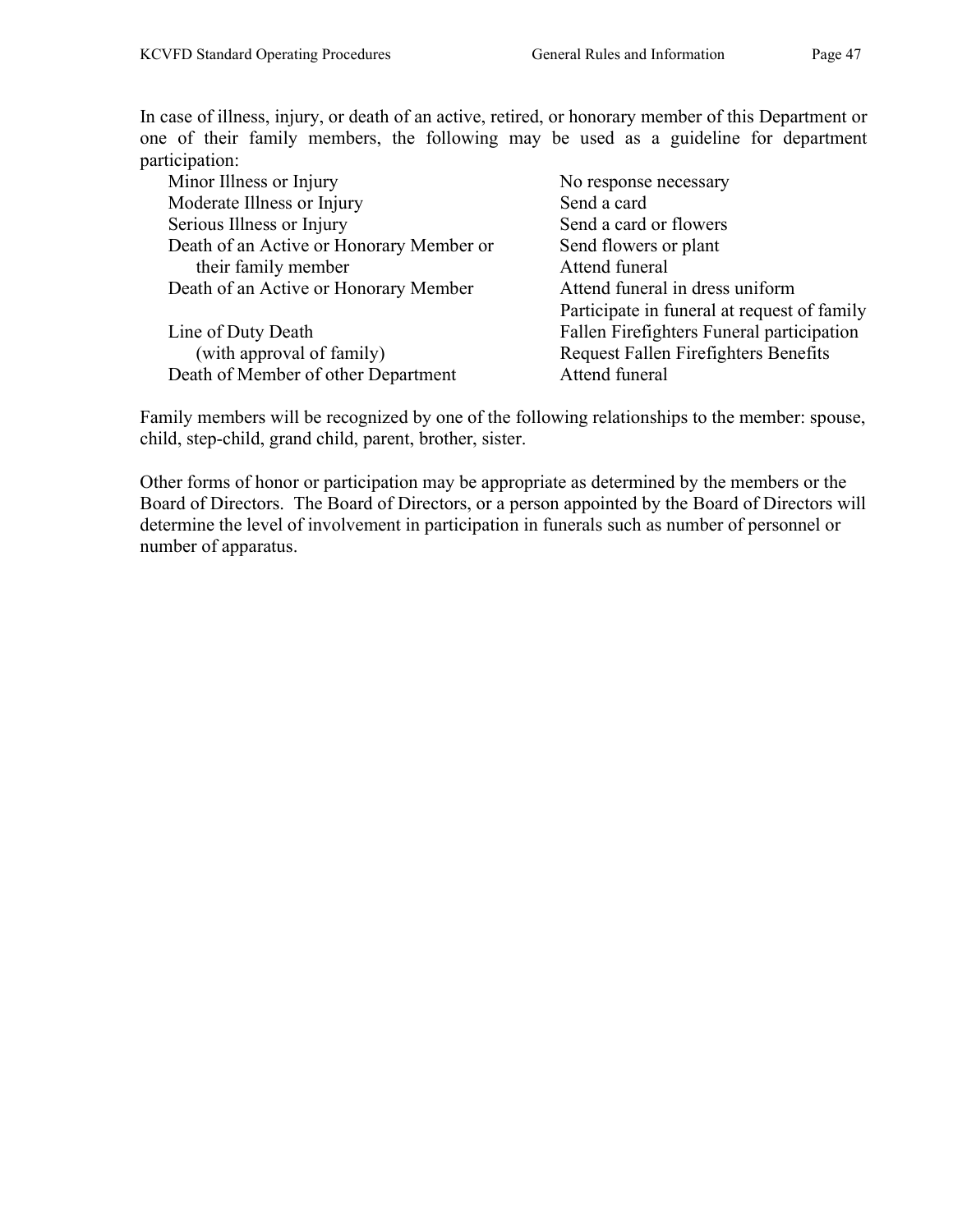In case of illness, injury, or death of an active, retired, or honorary member of this Department or one of their family members, the following may be used as a guideline for department participation:

| | |
|---|---|
| Minor Illness or Injury | No response necessary |
| Moderate Illness or Injury | Send a card |
| Serious Illness or Injury | Send a card or flowers |
| Death of an Active or Honorary Member or their family member | Send flowers or plant<br>Attend funeral |
| Death of an Active or Honorary Member | Attend funeral in dress uniform<br>Participate in funeral at request of family |
| Line of Duty Death (with approval of family) | Fallen Firefighters Funeral participation<br>Request Fallen Firefighters Benefits |
| Death of Member of other Department | Attend funeral |

Family members will be recognized by one of the following relationships to the member: spouse, child, step-child, grand child, parent, brother, sister.

Other forms of honor or participation may be appropriate as determined by the members or the Board of Directors. The Board of Directors, or a person appointed by the Board of Directors will determine the level of involvement in participation in funerals such as number of personnel or number of apparatus.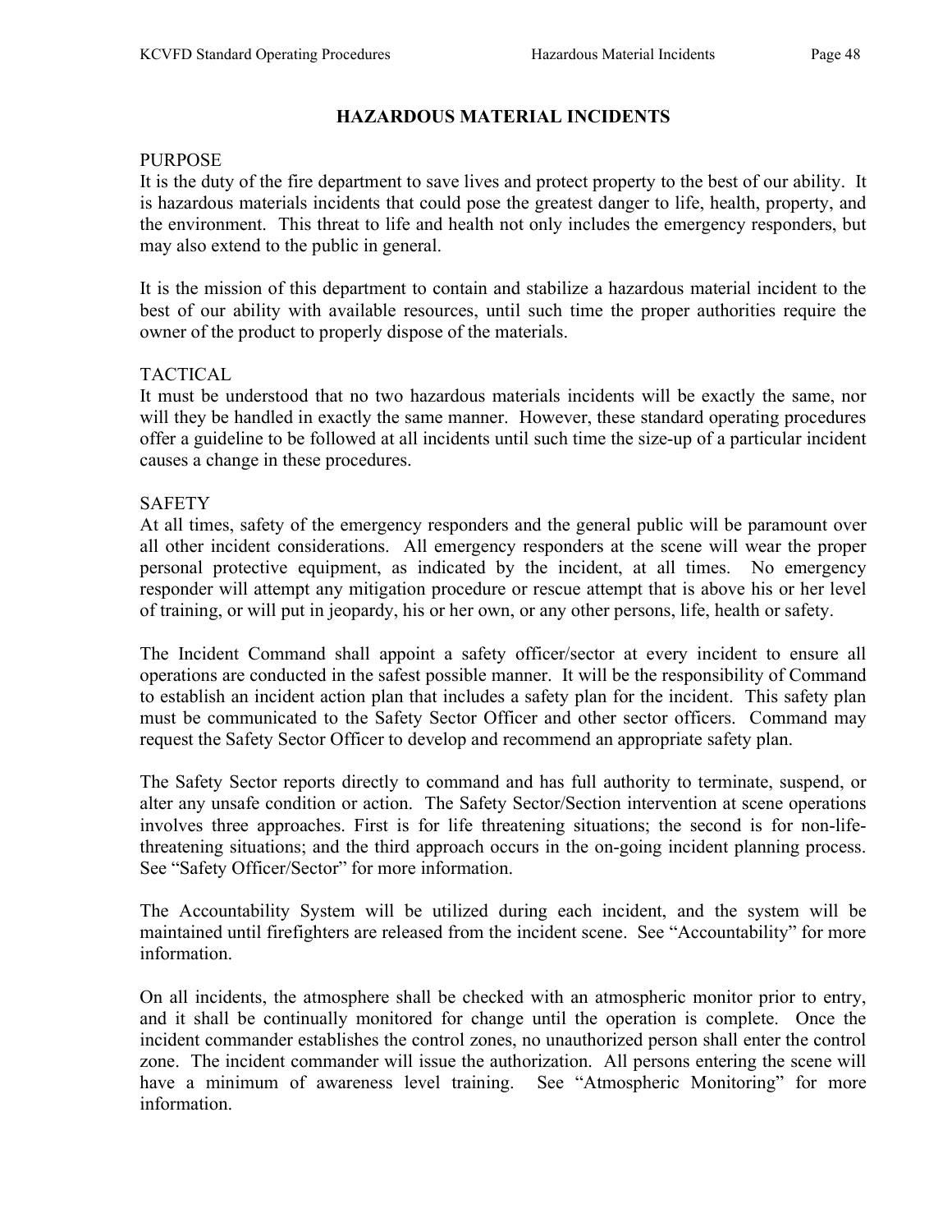# HAZARDOUS MATERIAL INCIDENTS

## PURPOSE

It is the duty of the fire department to save lives and protect property to the best of our ability. It is hazardous materials incidents that could pose the greatest danger to life, health, property, and the environment. This threat to life and health not only includes the emergency responders, but may also extend to the public in general.

It is the mission of this department to contain and stabilize a hazardous material incident to the best of our ability with available resources, until such time the proper authorities require the owner of the product to properly dispose of the materials.

## TACTICAL

It must be understood that no two hazardous materials incidents will be exactly the same, nor will they be handled in exactly the same manner. However, these standard operating procedures offer a guideline to be followed at all incidents until such time the size-up of a particular incident causes a change in these procedures.

## SAFETY

At all times, safety of the emergency responders and the general public will be paramount over all other incident considerations. All emergency responders at the scene will wear the proper personal protective equipment, as indicated by the incident, at all times. No emergency responder will attempt any mitigation procedure or rescue attempt that is above his or her level of training, or will put in jeopardy, his or her own, or any other persons, life, health or safety.

The Incident Command shall appoint a safety officer/sector at every incident to ensure all operations are conducted in the safest possible manner. It will be the responsibility of Command to establish an incident action plan that includes a safety plan for the incident. This safety plan must be communicated to the Safety Sector Officer and other sector officers. Command may request the Safety Sector Officer to develop and recommend an appropriate safety plan.

The Safety Sector reports directly to command and has full authority to terminate, suspend, or alter any unsafe condition or action. The Safety Sector/Section intervention at scene operations involves three approaches. First is for life threatening situations; the second is for non-life-threatening situations; and the third approach occurs in the on-going incident planning process. See "Safety Officer/Sector" for more information.

The Accountability System will be utilized during each incident, and the system will be maintained until firefighters are released from the incident scene. See "Accountability" for more information.

On all incidents, the atmosphere shall be checked with an atmospheric monitor prior to entry, and it shall be continually monitored for change until the operation is complete. Once the incident commander establishes the control zones, no unauthorized person shall enter the control zone. The incident commander will issue the authorization. All persons entering the scene will have a minimum of awareness level training. See "Atmospheric Monitoring" for more information.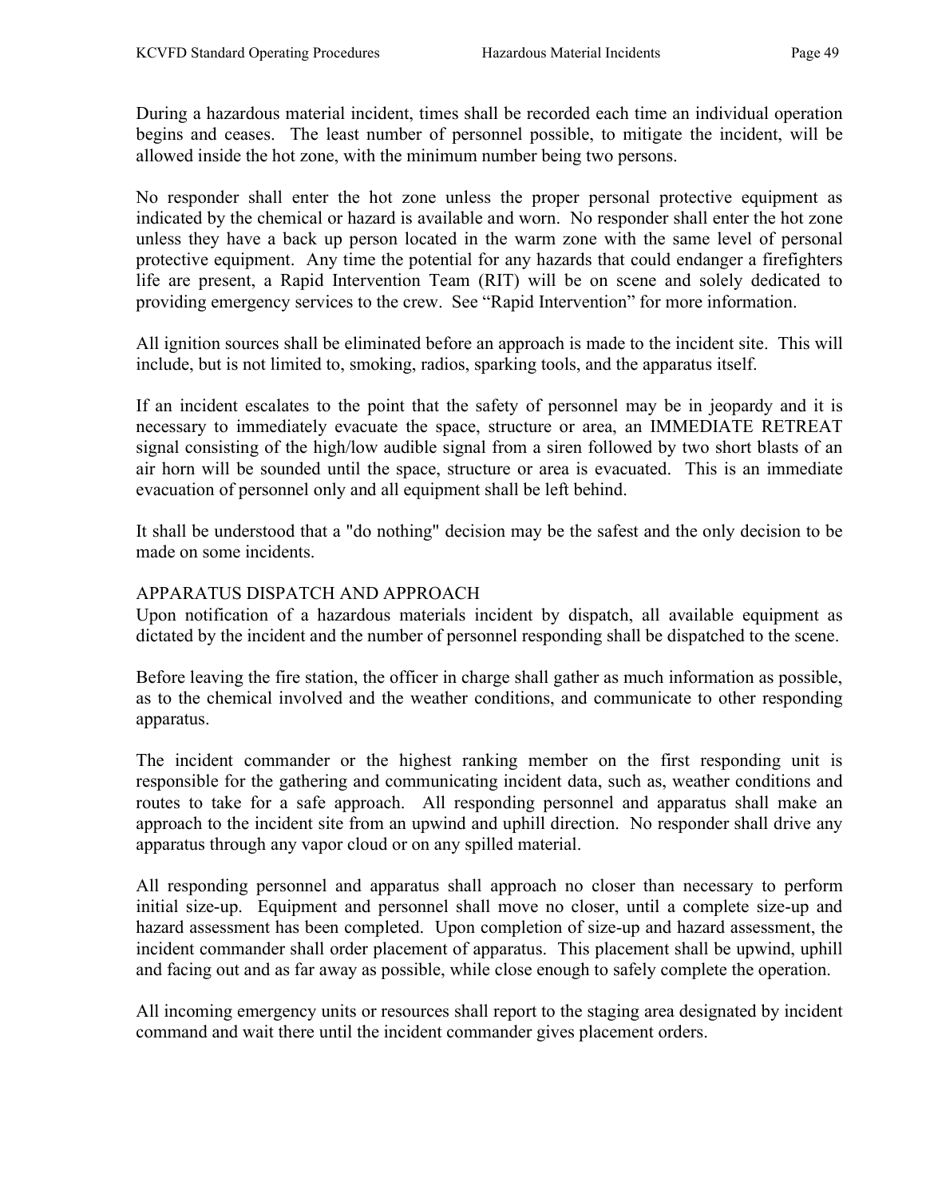During a hazardous material incident, times shall be recorded each time an individual operation begins and ceases. The least number of personnel possible, to mitigate the incident, will be allowed inside the hot zone, with the minimum number being two persons.

No responder shall enter the hot zone unless the proper personal protective equipment as indicated by the chemical or hazard is available and worn. No responder shall enter the hot zone unless they have a back up person located in the warm zone with the same level of personal protective equipment. Any time the potential for any hazards that could endanger a firefighters life are present, a Rapid Intervention Team (RIT) will be on scene and solely dedicated to providing emergency services to the crew. See "Rapid Intervention" for more information.

All ignition sources shall be eliminated before an approach is made to the incident site. This will include, but is not limited to, smoking, radios, sparking tools, and the apparatus itself.

If an incident escalates to the point that the safety of personnel may be in jeopardy and it is necessary to immediately evacuate the space, structure or area, an IMMEDIATE RETREAT signal consisting of the high/low audible signal from a siren followed by two short blasts of an air horn will be sounded until the space, structure or area is evacuated. This is an immediate evacuation of personnel only and all equipment shall be left behind.

It shall be understood that a "do nothing" decision may be the safest and the only decision to be made on some incidents.

## APPARATUS DISPATCH AND APPROACH

Upon notification of a hazardous materials incident by dispatch, all available equipment as dictated by the incident and the number of personnel responding shall be dispatched to the scene.

Before leaving the fire station, the officer in charge shall gather as much information as possible, as to the chemical involved and the weather conditions, and communicate to other responding apparatus.

The incident commander or the highest ranking member on the first responding unit is responsible for the gathering and communicating incident data, such as, weather conditions and routes to take for a safe approach. All responding personnel and apparatus shall make an approach to the incident site from an upwind and uphill direction. No responder shall drive any apparatus through any vapor cloud or on any spilled material.

All responding personnel and apparatus shall approach no closer than necessary to perform initial size-up. Equipment and personnel shall move no closer, until a complete size-up and hazard assessment has been completed. Upon completion of size-up and hazard assessment, the incident commander shall order placement of apparatus. This placement shall be upwind, uphill and facing out and as far away as possible, while close enough to safely complete the operation.

All incoming emergency units or resources shall report to the staging area designated by incident command and wait there until the incident commander gives placement orders.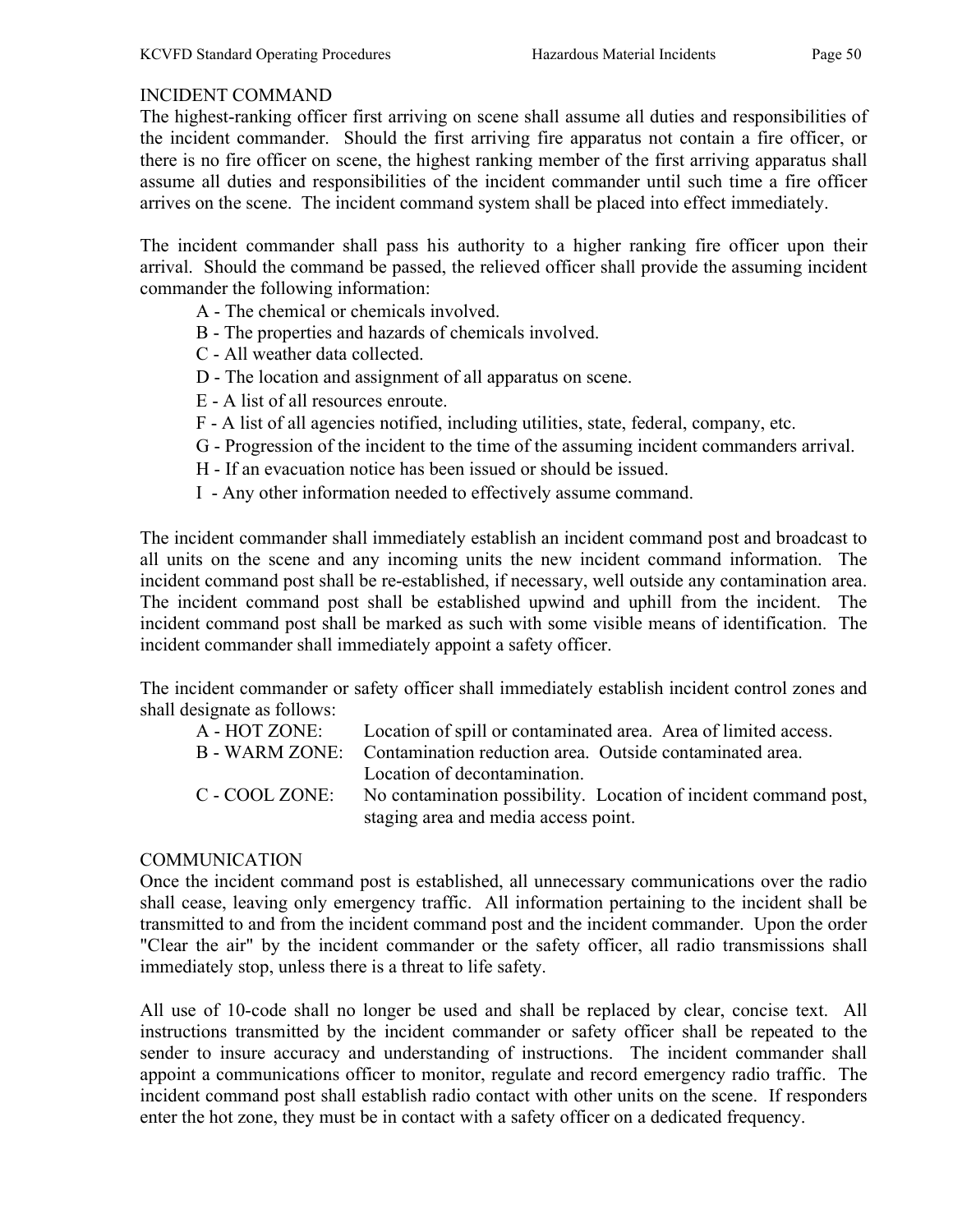## INCIDENT COMMAND

The highest-ranking officer first arriving on scene shall assume all duties and responsibilities of the incident commander. Should the first arriving fire apparatus not contain a fire officer, or there is no fire officer on scene, the highest ranking member of the first arriving apparatus shall assume all duties and responsibilities of the incident commander until such time a fire officer arrives on the scene. The incident command system shall be placed into effect immediately.

The incident commander shall pass his authority to a higher ranking fire officer upon their arrival. Should the command be passed, the relieved officer shall provide the assuming incident commander the following information:

A - The chemical or chemicals involved.
B - The properties and hazards of chemicals involved.
C - All weather data collected.
D - The location and assignment of all apparatus on scene.
E - A list of all resources enroute.
F - A list of all agencies notified, including utilities, state, federal, company, etc.
G - Progression of the incident to the time of the assuming incident commanders arrival.
H - If an evacuation notice has been issued or should be issued.
I - Any other information needed to effectively assume command.

The incident commander shall immediately establish an incident command post and broadcast to all units on the scene and any incoming units the new incident command information. The incident command post shall be re-established, if necessary, well outside any contamination area. The incident command post shall be established upwind and uphill from the incident. The incident command post shall be marked as such with some visible means of identification. The incident commander shall immediately appoint a safety officer.

The incident commander or safety officer shall immediately establish incident control zones and shall designate as follows:

A - HOT ZONE: Location of spill or contaminated area. Area of limited access.
B - WARM ZONE: Contamination reduction area. Outside contaminated area. Location of decontamination.
C - COOL ZONE: No contamination possibility. Location of incident command post, staging area and media access point.

## COMMUNICATION

Once the incident command post is established, all unnecessary communications over the radio shall cease, leaving only emergency traffic. All information pertaining to the incident shall be transmitted to and from the incident command post and the incident commander. Upon the order "Clear the air" by the incident commander or the safety officer, all radio transmissions shall immediately stop, unless there is a threat to life safety.

All use of 10-code shall no longer be used and shall be replaced by clear, concise text. All instructions transmitted by the incident commander or safety officer shall be repeated to the sender to insure accuracy and understanding of instructions. The incident commander shall appoint a communications officer to monitor, regulate and record emergency radio traffic. The incident command post shall establish radio contact with other units on the scene. If responders enter the hot zone, they must be in contact with a safety officer on a dedicated frequency.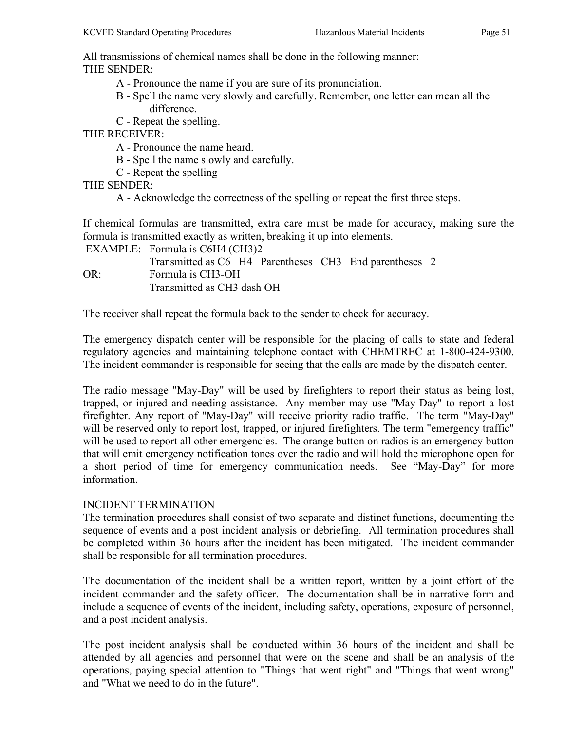All transmissions of chemical names shall be done in the following manner:

THE SENDER:

A - Pronounce the name if you are sure of its pronunciation.

B - Spell the name very slowly and carefully. Remember, one letter can mean all the difference.

C - Repeat the spelling.

THE RECEIVER:

A - Pronounce the name heard.

B - Spell the name slowly and carefully.

C - Repeat the spelling

THE SENDER:

A - Acknowledge the correctness of the spelling or repeat the first three steps.

If chemical formulas are transmitted, extra care must be made for accuracy, making sure the formula is transmitted exactly as written, breaking it up into elements.

EXAMPLE: Formula is C6H4 (CH3)2

Transmitted as C6 H4 Parentheses CH3 End parentheses 2

OR: Formula is CH3-OH

Transmitted as CH3 dash OH

The receiver shall repeat the formula back to the sender to check for accuracy.

The emergency dispatch center will be responsible for the placing of calls to state and federal regulatory agencies and maintaining telephone contact with CHEMTREC at 1-800-424-9300. The incident commander is responsible for seeing that the calls are made by the dispatch center.

The radio message "May-Day" will be used by firefighters to report their status as being lost, trapped, or injured and needing assistance. Any member may use "May-Day" to report a lost firefighter. Any report of "May-Day" will receive priority radio traffic. The term "May-Day" will be reserved only to report lost, trapped, or injured firefighters. The term "emergency traffic" will be used to report all other emergencies. The orange button on radios is an emergency button that will emit emergency notification tones over the radio and will hold the microphone open for a short period of time for emergency communication needs. See "May-Day" for more information.

INCIDENT TERMINATION

The termination procedures shall consist of two separate and distinct functions, documenting the sequence of events and a post incident analysis or debriefing. All termination procedures shall be completed within 36 hours after the incident has been mitigated. The incident commander shall be responsible for all termination procedures.

The documentation of the incident shall be a written report, written by a joint effort of the incident commander and the safety officer. The documentation shall be in narrative form and include a sequence of events of the incident, including safety, operations, exposure of personnel, and a post incident analysis.

The post incident analysis shall be conducted within 36 hours of the incident and shall be attended by all agencies and personnel that were on the scene and shall be an analysis of the operations, paying special attention to "Things that went right" and "Things that went wrong" and "What we need to do in the future".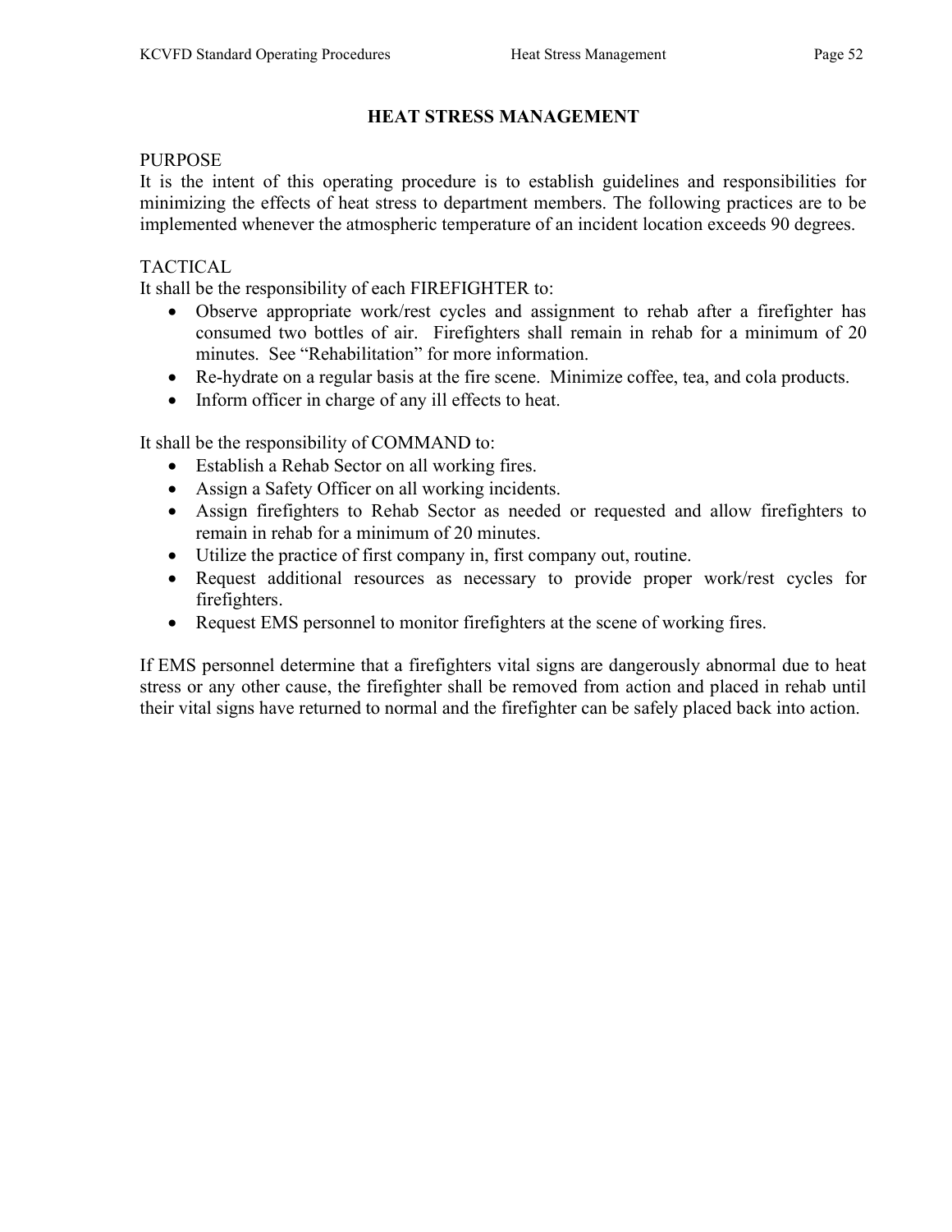# HEAT STRESS MANAGEMENT

PURPOSE

It is the intent of this operating procedure is to establish guidelines and responsibilities for minimizing the effects of heat stress to department members. The following practices are to be implemented whenever the atmospheric temperature of an incident location exceeds 90 degrees.

TACTICAL

It shall be the responsibility of each FIREFIGHTER to:

- Observe appropriate work/rest cycles and assignment to rehab after a firefighter has consumed two bottles of air. Firefighters shall remain in rehab for a minimum of 20 minutes. See “Rehabilitation” for more information.
- Re-hydrate on a regular basis at the fire scene. Minimize coffee, tea, and cola products.
- Inform officer in charge of any ill effects to heat.

It shall be the responsibility of COMMAND to:

- Establish a Rehab Sector on all working fires.
- Assign a Safety Officer on all working incidents.
- Assign firefighters to Rehab Sector as needed or requested and allow firefighters to remain in rehab for a minimum of 20 minutes.
- Utilize the practice of first company in, first company out, routine.
- Request additional resources as necessary to provide proper work/rest cycles for firefighters.
- Request EMS personnel to monitor firefighters at the scene of working fires.

If EMS personnel determine that a firefighters vital signs are dangerously abnormal due to heat stress or any other cause, the firefighter shall be removed from action and placed in rehab until their vital signs have returned to normal and the firefighter can be safely placed back into action.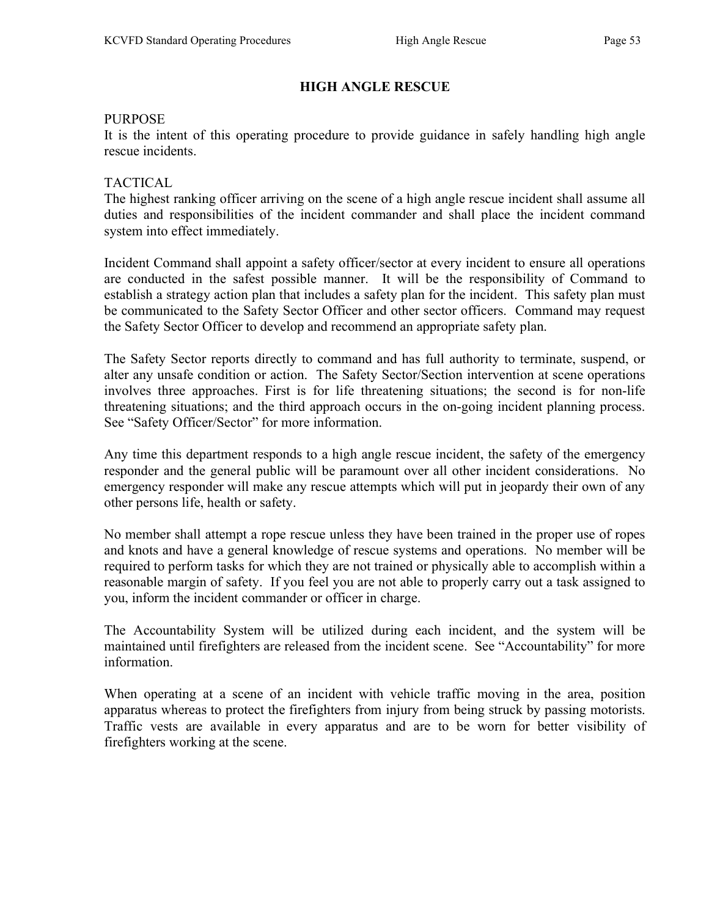# HIGH ANGLE RESCUE

PURPOSE
It is the intent of this operating procedure to provide guidance in safely handling high angle rescue incidents.

TACTICAL
The highest ranking officer arriving on the scene of a high angle rescue incident shall assume all duties and responsibilities of the incident commander and shall place the incident command system into effect immediately.

Incident Command shall appoint a safety officer/sector at every incident to ensure all operations are conducted in the safest possible manner. It will be the responsibility of Command to establish a strategy action plan that includes a safety plan for the incident. This safety plan must be communicated to the Safety Sector Officer and other sector officers. Command may request the Safety Sector Officer to develop and recommend an appropriate safety plan.

The Safety Sector reports directly to command and has full authority to terminate, suspend, or alter any unsafe condition or action. The Safety Sector/Section intervention at scene operations involves three approaches. First is for life threatening situations; the second is for non-life threatening situations; and the third approach occurs in the on-going incident planning process. See "Safety Officer/Sector" for more information.

Any time this department responds to a high angle rescue incident, the safety of the emergency responder and the general public will be paramount over all other incident considerations. No emergency responder will make any rescue attempts which will put in jeopardy their own of any other persons life, health or safety.

No member shall attempt a rope rescue unless they have been trained in the proper use of ropes and knots and have a general knowledge of rescue systems and operations. No member will be required to perform tasks for which they are not trained or physically able to accomplish within a reasonable margin of safety. If you feel you are not able to properly carry out a task assigned to you, inform the incident commander or officer in charge.

The Accountability System will be utilized during each incident, and the system will be maintained until firefighters are released from the incident scene. See "Accountability" for more information.

When operating at a scene of an incident with vehicle traffic moving in the area, position apparatus whereas to protect the firefighters from injury from being struck by passing motorists. Traffic vests are available in every apparatus and are to be worn for better visibility of firefighters working at the scene.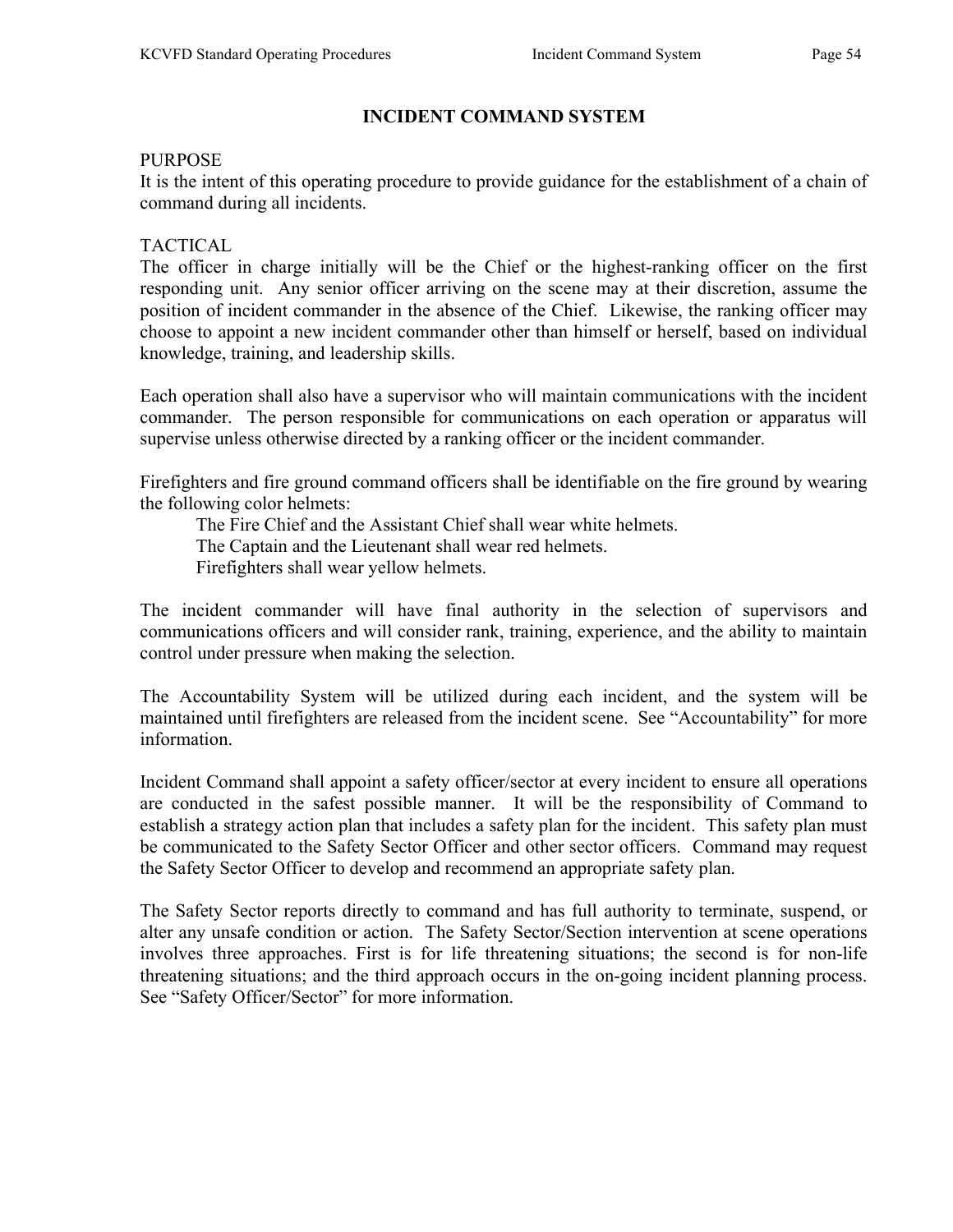# INCIDENT COMMAND SYSTEM

PURPOSE

It is the intent of this operating procedure to provide guidance for the establishment of a chain of command during all incidents.

TACTICAL

The officer in charge initially will be the Chief or the highest-ranking officer on the first responding unit. Any senior officer arriving on the scene may at their discretion, assume the position of incident commander in the absence of the Chief. Likewise, the ranking officer may choose to appoint a new incident commander other than himself or herself, based on individual knowledge, training, and leadership skills.

Each operation shall also have a supervisor who will maintain communications with the incident commander. The person responsible for communications on each operation or apparatus will supervise unless otherwise directed by a ranking officer or the incident commander.

Firefighters and fire ground command officers shall be identifiable on the fire ground by wearing the following color helmets:

The Fire Chief and the Assistant Chief shall wear white helmets.
The Captain and the Lieutenant shall wear red helmets.
Firefighters shall wear yellow helmets.

The incident commander will have final authority in the selection of supervisors and communications officers and will consider rank, training, experience, and the ability to maintain control under pressure when making the selection.

The Accountability System will be utilized during each incident, and the system will be maintained until firefighters are released from the incident scene. See "Accountability" for more information.

Incident Command shall appoint a safety officer/sector at every incident to ensure all operations are conducted in the safest possible manner. It will be the responsibility of Command to establish a strategy action plan that includes a safety plan for the incident. This safety plan must be communicated to the Safety Sector Officer and other sector officers. Command may request the Safety Sector Officer to develop and recommend an appropriate safety plan.

The Safety Sector reports directly to command and has full authority to terminate, suspend, or alter any unsafe condition or action. The Safety Sector/Section intervention at scene operations involves three approaches. First is for life threatening situations; the second is for non-life threatening situations; and the third approach occurs in the on-going incident planning process. See "Safety Officer/Sector" for more information.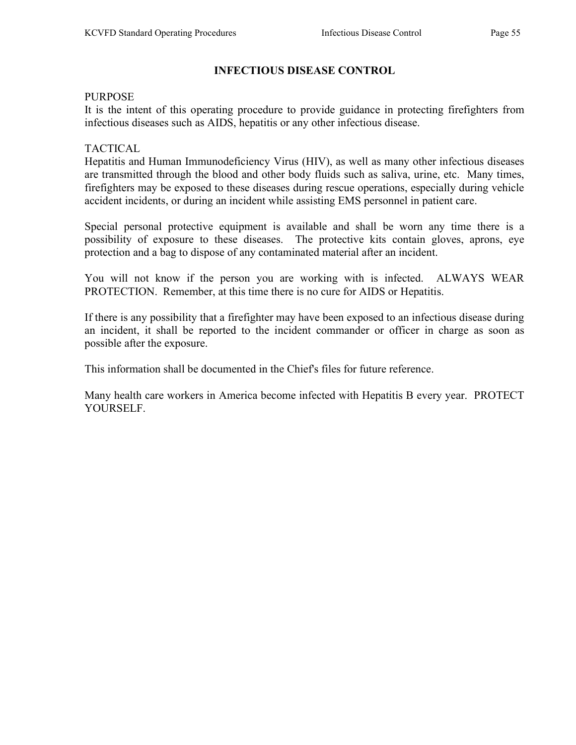# INFECTIOUS DISEASE CONTROL

PURPOSE
It is the intent of this operating procedure to provide guidance in protecting firefighters from infectious diseases such as AIDS, hepatitis or any other infectious disease.

TACTICAL
Hepatitis and Human Immunodeficiency Virus (HIV), as well as many other infectious diseases are transmitted through the blood and other body fluids such as saliva, urine, etc. Many times, firefighters may be exposed to these diseases during rescue operations, especially during vehicle accident incidents, or during an incident while assisting EMS personnel in patient care.

Special personal protective equipment is available and shall be worn any time there is a possibility of exposure to these diseases. The protective kits contain gloves, aprons, eye protection and a bag to dispose of any contaminated material after an incident.

You will not know if the person you are working with is infected. ALWAYS WEAR PROTECTION. Remember, at this time there is no cure for AIDS or Hepatitis.

If there is any possibility that a firefighter may have been exposed to an infectious disease during an incident, it shall be reported to the incident commander or officer in charge as soon as possible after the exposure.

This information shall be documented in the Chief's files for future reference.

Many health care workers in America become infected with Hepatitis B every year. PROTECT YOURSELF.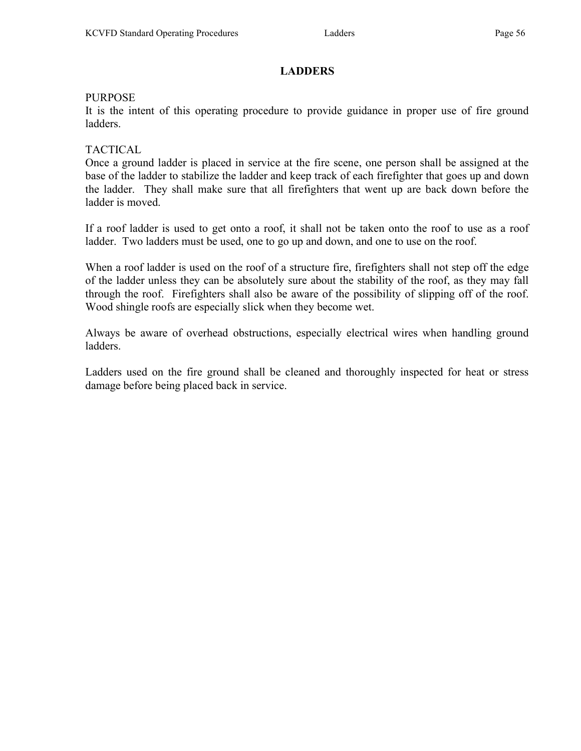# LADDERS

PURPOSE
It is the intent of this operating procedure to provide guidance in proper use of fire ground ladders.

TACTICAL
Once a ground ladder is placed in service at the fire scene, one person shall be assigned at the base of the ladder to stabilize the ladder and keep track of each firefighter that goes up and down the ladder. They shall make sure that all firefighters that went up are back down before the ladder is moved.

If a roof ladder is used to get onto a roof, it shall not be taken onto the roof to use as a roof ladder. Two ladders must be used, one to go up and down, and one to use on the roof.

When a roof ladder is used on the roof of a structure fire, firefighters shall not step off the edge of the ladder unless they can be absolutely sure about the stability of the roof, as they may fall through the roof. Firefighters shall also be aware of the possibility of slipping off of the roof. Wood shingle roofs are especially slick when they become wet.

Always be aware of overhead obstructions, especially electrical wires when handling ground ladders.

Ladders used on the fire ground shall be cleaned and thoroughly inspected for heat or stress damage before being placed back in service.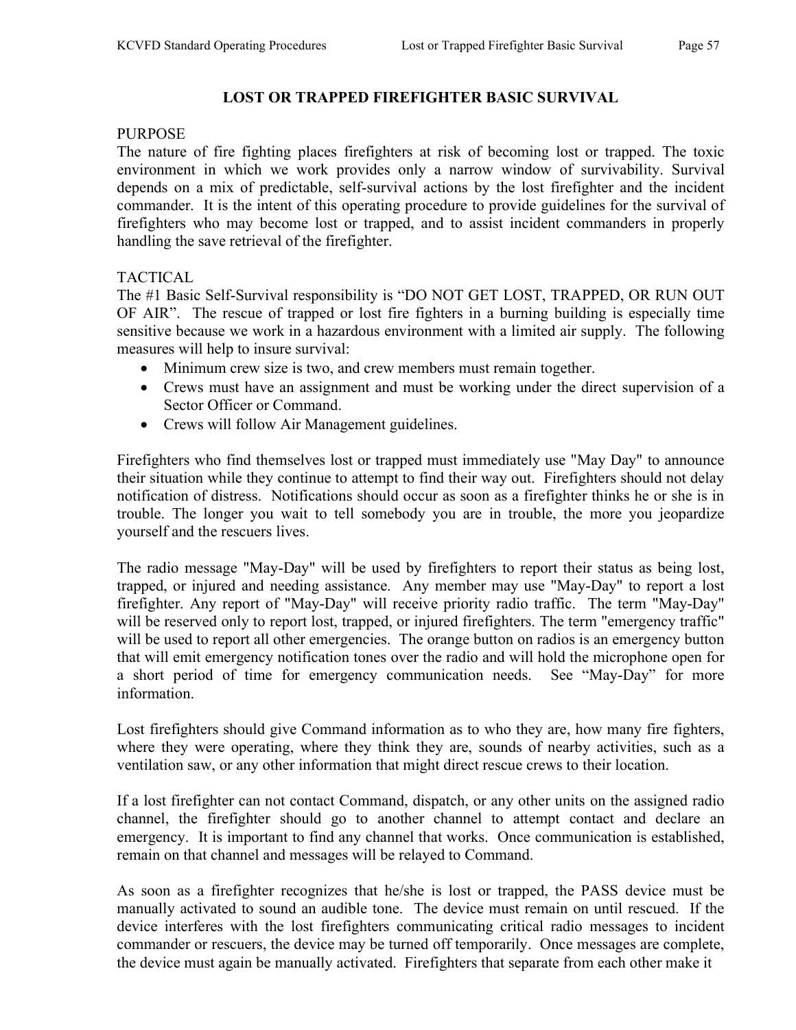# LOST OR TRAPPED FIREFIGHTER BASIC SURVIVAL

## PURPOSE

The nature of fire fighting places firefighters at risk of becoming lost or trapped. The toxic environment in which we work provides only a narrow window of survivability. Survival depends on a mix of predictable, self-survival actions by the lost firefighter and the incident commander. It is the intent of this operating procedure to provide guidelines for the survival of firefighters who may become lost or trapped, and to assist incident commanders in properly handling the save retrieval of the firefighter.

## TACTICAL

The #1 Basic Self-Survival responsibility is "DO NOT GET LOST, TRAPPED, OR RUN OUT OF AIR". The rescue of trapped or lost fire fighters in a burning building is especially time sensitive because we work in a hazardous environment with a limited air supply. The following measures will help to insure survival:

- Minimum crew size is two, and crew members must remain together.
- Crews must have an assignment and must be working under the direct supervision of a Sector Officer or Command.
- Crews will follow Air Management guidelines.

Firefighters who find themselves lost or trapped must immediately use "May Day" to announce their situation while they continue to attempt to find their way out. Firefighters should not delay notification of distress. Notifications should occur as soon as a firefighter thinks he or she is in trouble. The longer you wait to tell somebody you are in trouble, the more you jeopardize yourself and the rescuers lives.

The radio message "May-Day" will be used by firefighters to report their status as being lost, trapped, or injured and needing assistance. Any member may use "May-Day" to report a lost firefighter. Any report of "May-Day" will receive priority radio traffic. The term "May-Day" will be reserved only to report lost, trapped, or injured firefighters. The term "emergency traffic" will be used to report all other emergencies. The orange button on radios is an emergency button that will emit emergency notification tones over the radio and will hold the microphone open for a short period of time for emergency communication needs. See "May-Day" for more information.

Lost firefighters should give Command information as to who they are, how many fire fighters, where they were operating, where they think they are, sounds of nearby activities, such as a ventilation saw, or any other information that might direct rescue crews to their location.

If a lost firefighter can not contact Command, dispatch, or any other units on the assigned radio channel, the firefighter should go to another channel to attempt contact and declare an emergency. It is important to find any channel that works. Once communication is established, remain on that channel and messages will be relayed to Command.

As soon as a firefighter recognizes that he/she is lost or trapped, the PASS device must be manually activated to sound an audible tone. The device must remain on until rescued. If the device interferes with the lost firefighters communicating critical radio messages to incident commander or rescuers, the device may be turned off temporarily. Once messages are complete, the device must again be manually activated. Firefighters that separate from each other make it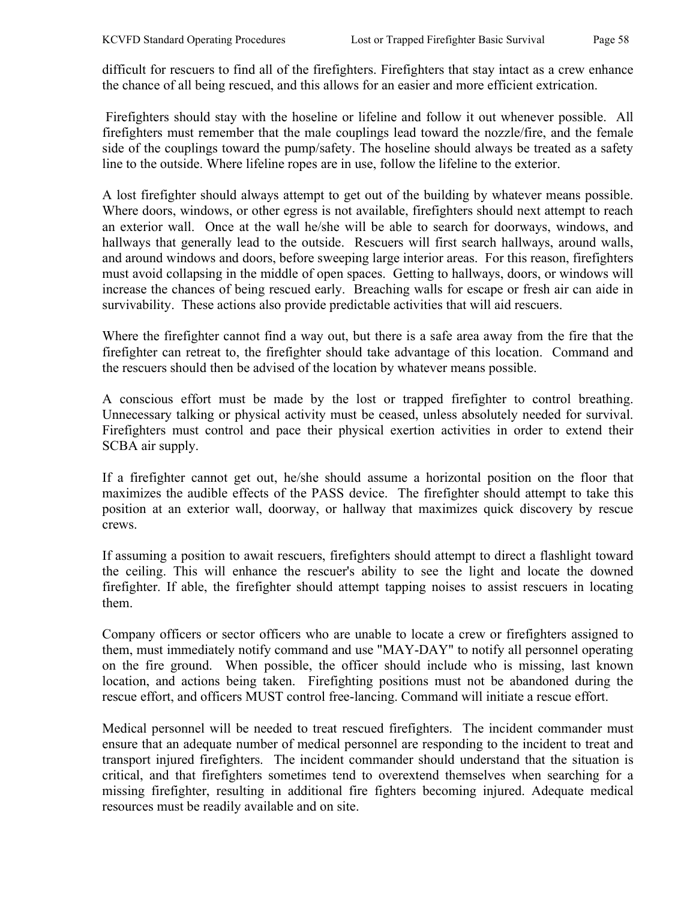difficult for rescuers to find all of the firefighters. Firefighters that stay intact as a crew enhance the chance of all being rescued, and this allows for an easier and more efficient extrication.

Firefighters should stay with the hoseline or lifeline and follow it out whenever possible. All firefighters must remember that the male couplings lead toward the nozzle/fire, and the female side of the couplings toward the pump/safety. The hoseline should always be treated as a safety line to the outside. Where lifeline ropes are in use, follow the lifeline to the exterior.

A lost firefighter should always attempt to get out of the building by whatever means possible. Where doors, windows, or other egress is not available, firefighters should next attempt to reach an exterior wall. Once at the wall he/she will be able to search for doorways, windows, and hallways that generally lead to the outside. Rescuers will first search hallways, around walls, and around windows and doors, before sweeping large interior areas. For this reason, firefighters must avoid collapsing in the middle of open spaces. Getting to hallways, doors, or windows will increase the chances of being rescued early. Breaching walls for escape or fresh air can aide in survivability. These actions also provide predictable activities that will aid rescuers.

Where the firefighter cannot find a way out, but there is a safe area away from the fire that the firefighter can retreat to, the firefighter should take advantage of this location. Command and the rescuers should then be advised of the location by whatever means possible.

A conscious effort must be made by the lost or trapped firefighter to control breathing. Unnecessary talking or physical activity must be ceased, unless absolutely needed for survival. Firefighters must control and pace their physical exertion activities in order to extend their SCBA air supply.

If a firefighter cannot get out, he/she should assume a horizontal position on the floor that maximizes the audible effects of the PASS device. The firefighter should attempt to take this position at an exterior wall, doorway, or hallway that maximizes quick discovery by rescue crews.

If assuming a position to await rescuers, firefighters should attempt to direct a flashlight toward the ceiling. This will enhance the rescuer's ability to see the light and locate the downed firefighter. If able, the firefighter should attempt tapping noises to assist rescuers in locating them.

Company officers or sector officers who are unable to locate a crew or firefighters assigned to them, must immediately notify command and use "MAY-DAY" to notify all personnel operating on the fire ground. When possible, the officer should include who is missing, last known location, and actions being taken. Firefighting positions must not be abandoned during the rescue effort, and officers MUST control free-lancing. Command will initiate a rescue effort.

Medical personnel will be needed to treat rescued firefighters. The incident commander must ensure that an adequate number of medical personnel are responding to the incident to treat and transport injured firefighters. The incident commander should understand that the situation is critical, and that firefighters sometimes tend to overextend themselves when searching for a missing firefighter, resulting in additional fire fighters becoming injured. Adequate medical resources must be readily available and on site.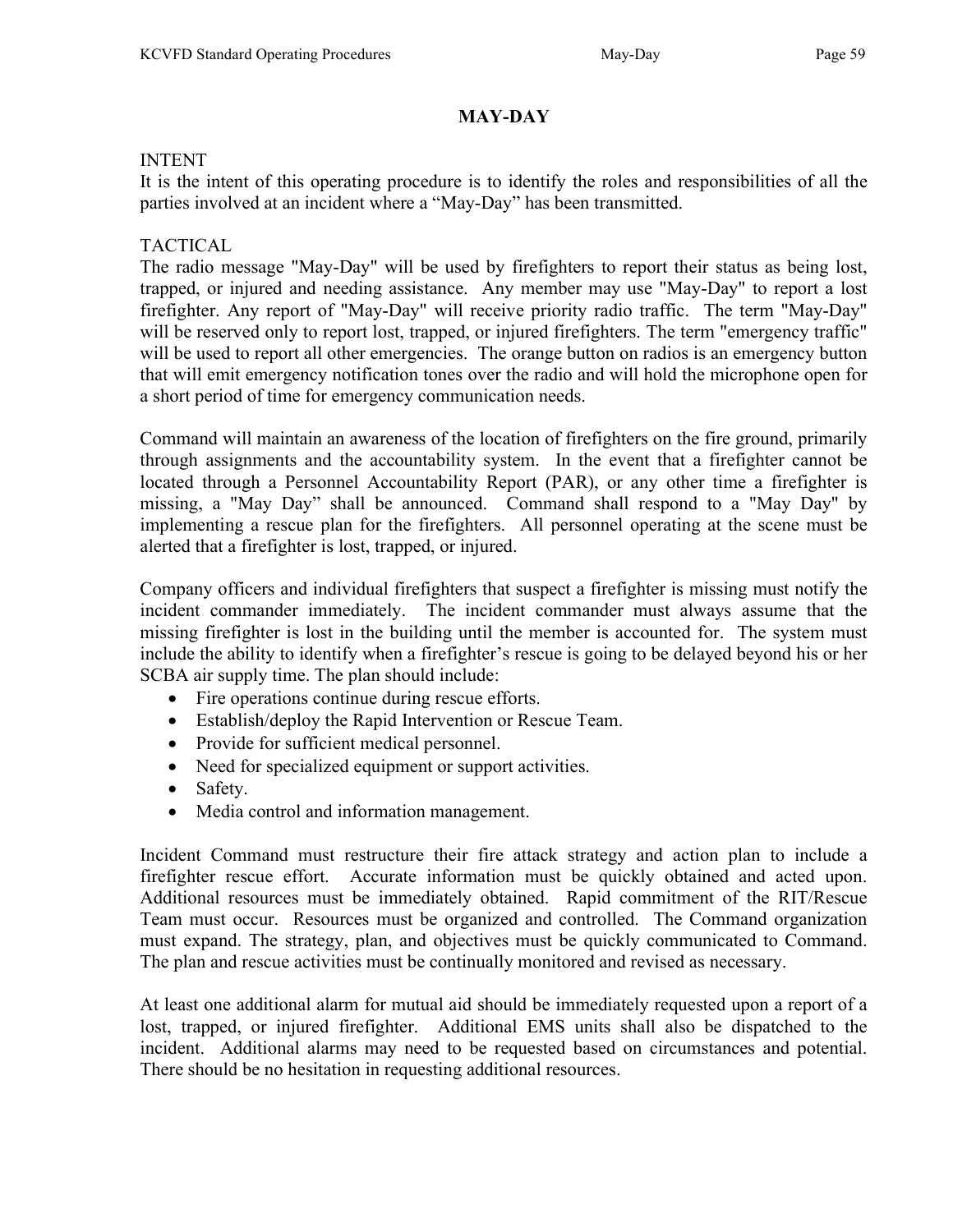# MAY-DAY

INTENT

It is the intent of this operating procedure is to identify the roles and responsibilities of all the parties involved at an incident where a "May-Day" has been transmitted.

TACTICAL

The radio message "May-Day" will be used by firefighters to report their status as being lost, trapped, or injured and needing assistance. Any member may use "May-Day" to report a lost firefighter. Any report of "May-Day" will receive priority radio traffic. The term "May-Day" will be reserved only to report lost, trapped, or injured firefighters. The term "emergency traffic" will be used to report all other emergencies. The orange button on radios is an emergency button that will emit emergency notification tones over the radio and will hold the microphone open for a short period of time for emergency communication needs.

Command will maintain an awareness of the location of firefighters on the fire ground, primarily through assignments and the accountability system. In the event that a firefighter cannot be located through a Personnel Accountability Report (PAR), or any other time a firefighter is missing, a "May Day" shall be announced. Command shall respond to a "May Day" by implementing a rescue plan for the firefighters. All personnel operating at the scene must be alerted that a firefighter is lost, trapped, or injured.

Company officers and individual firefighters that suspect a firefighter is missing must notify the incident commander immediately. The incident commander must always assume that the missing firefighter is lost in the building until the member is accounted for. The system must include the ability to identify when a firefighter's rescue is going to be delayed beyond his or her SCBA air supply time. The plan should include:

- Fire operations continue during rescue efforts.
- Establish/deploy the Rapid Intervention or Rescue Team.
- Provide for sufficient medical personnel.
- Need for specialized equipment or support activities.
- Safety.
- Media control and information management.

Incident Command must restructure their fire attack strategy and action plan to include a firefighter rescue effort. Accurate information must be quickly obtained and acted upon. Additional resources must be immediately obtained. Rapid commitment of the RIT/Rescue Team must occur. Resources must be organized and controlled. The Command organization must expand. The strategy, plan, and objectives must be quickly communicated to Command. The plan and rescue activities must be continually monitored and revised as necessary.

At least one additional alarm for mutual aid should be immediately requested upon a report of a lost, trapped, or injured firefighter. Additional EMS units shall also be dispatched to the incident. Additional alarms may need to be requested based on circumstances and potential. There should be no hesitation in requesting additional resources.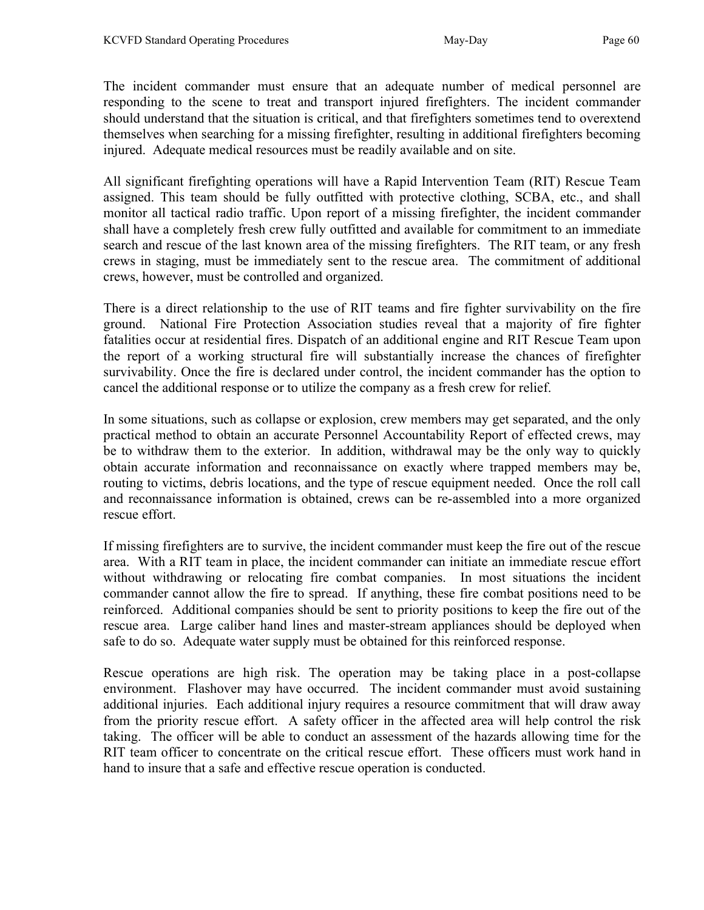The incident commander must ensure that an adequate number of medical personnel are responding to the scene to treat and transport injured firefighters. The incident commander should understand that the situation is critical, and that firefighters sometimes tend to overextend themselves when searching for a missing firefighter, resulting in additional firefighters becoming injured. Adequate medical resources must be readily available and on site.

All significant firefighting operations will have a Rapid Intervention Team (RIT) Rescue Team assigned. This team should be fully outfitted with protective clothing, SCBA, etc., and shall monitor all tactical radio traffic. Upon report of a missing firefighter, the incident commander shall have a completely fresh crew fully outfitted and available for commitment to an immediate search and rescue of the last known area of the missing firefighters. The RIT team, or any fresh crews in staging, must be immediately sent to the rescue area. The commitment of additional crews, however, must be controlled and organized.

There is a direct relationship to the use of RIT teams and fire fighter survivability on the fire ground. National Fire Protection Association studies reveal that a majority of fire fighter fatalities occur at residential fires. Dispatch of an additional engine and RIT Rescue Team upon the report of a working structural fire will substantially increase the chances of firefighter survivability. Once the fire is declared under control, the incident commander has the option to cancel the additional response or to utilize the company as a fresh crew for relief.

In some situations, such as collapse or explosion, crew members may get separated, and the only practical method to obtain an accurate Personnel Accountability Report of effected crews, may be to withdraw them to the exterior. In addition, withdrawal may be the only way to quickly obtain accurate information and reconnaissance on exactly where trapped members may be, routing to victims, debris locations, and the type of rescue equipment needed. Once the roll call and reconnaissance information is obtained, crews can be re-assembled into a more organized rescue effort.

If missing firefighters are to survive, the incident commander must keep the fire out of the rescue area. With a RIT team in place, the incident commander can initiate an immediate rescue effort without withdrawing or relocating fire combat companies. In most situations the incident commander cannot allow the fire to spread. If anything, these fire combat positions need to be reinforced. Additional companies should be sent to priority positions to keep the fire out of the rescue area. Large caliber hand lines and master-stream appliances should be deployed when safe to do so. Adequate water supply must be obtained for this reinforced response.

Rescue operations are high risk. The operation may be taking place in a post-collapse environment. Flashover may have occurred. The incident commander must avoid sustaining additional injuries. Each additional injury requires a resource commitment that will draw away from the priority rescue effort. A safety officer in the affected area will help control the risk taking. The officer will be able to conduct an assessment of the hazards allowing time for the RIT team officer to concentrate on the critical rescue effort. These officers must work hand in hand to insure that a safe and effective rescue operation is conducted.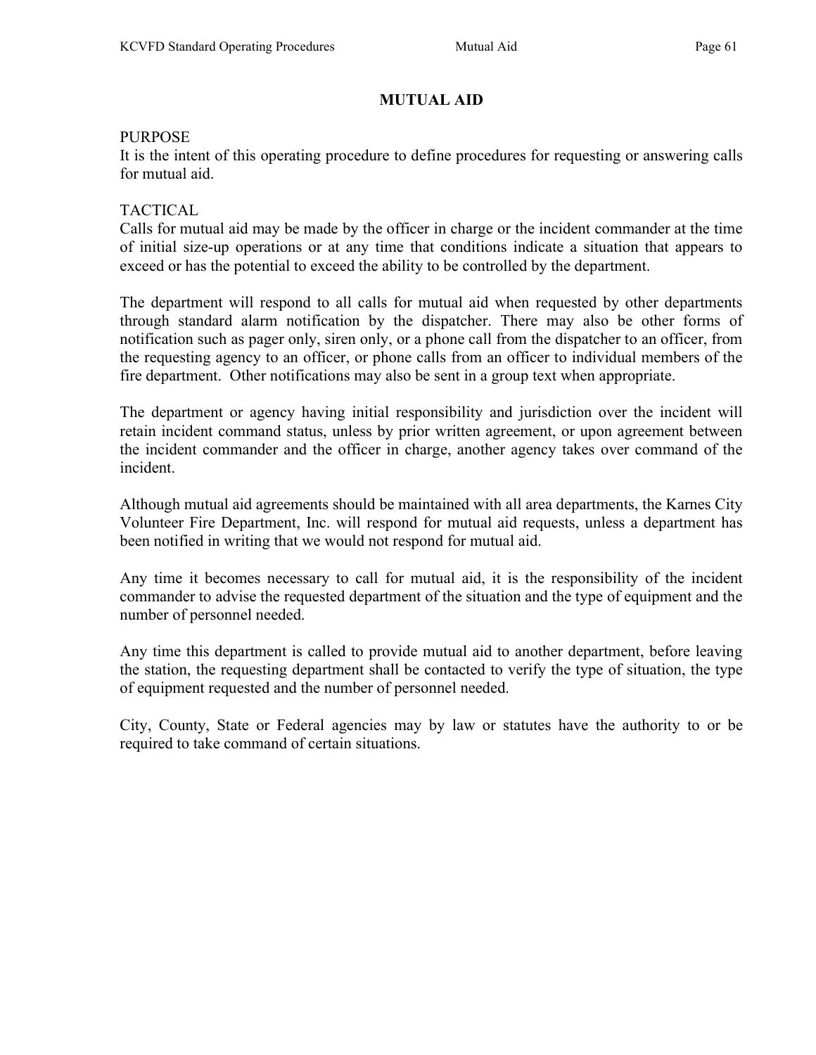# MUTUAL AID

## PURPOSE

It is the intent of this operating procedure to define procedures for requesting or answering calls for mutual aid.

## TACTICAL

Calls for mutual aid may be made by the officer in charge or the incident commander at the time of initial size-up operations or at any time that conditions indicate a situation that appears to exceed or has the potential to exceed the ability to be controlled by the department.

The department will respond to all calls for mutual aid when requested by other departments through standard alarm notification by the dispatcher. There may also be other forms of notification such as pager only, siren only, or a phone call from the dispatcher to an officer, from the requesting agency to an officer, or phone calls from an officer to individual members of the fire department. Other notifications may also be sent in a group text when appropriate.

The department or agency having initial responsibility and jurisdiction over the incident will retain incident command status, unless by prior written agreement, or upon agreement between the incident commander and the officer in charge, another agency takes over command of the incident.

Although mutual aid agreements should be maintained with all area departments, the Karnes City Volunteer Fire Department, Inc. will respond for mutual aid requests, unless a department has been notified in writing that we would not respond for mutual aid.

Any time it becomes necessary to call for mutual aid, it is the responsibility of the incident commander to advise the requested department of the situation and the type of equipment and the number of personnel needed.

Any time this department is called to provide mutual aid to another department, before leaving the station, the requesting department shall be contacted to verify the type of situation, the type of equipment requested and the number of personnel needed.

City, County, State or Federal agencies may by law or statutes have the authority to or be required to take command of certain situations.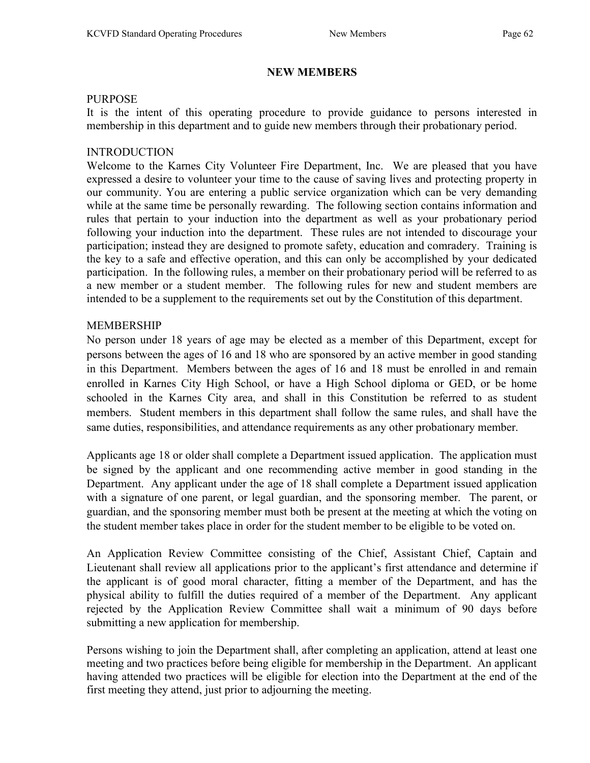# NEW MEMBERS

## PURPOSE

It is the intent of this operating procedure to provide guidance to persons interested in membership in this department and to guide new members through their probationary period.

## INTRODUCTION

Welcome to the Karnes City Volunteer Fire Department, Inc. We are pleased that you have expressed a desire to volunteer your time to the cause of saving lives and protecting property in our community. You are entering a public service organization which can be very demanding while at the same time be personally rewarding. The following section contains information and rules that pertain to your induction into the department as well as your probationary period following your induction into the department. These rules are not intended to discourage your participation; instead they are designed to promote safety, education and comradery. Training is the key to a safe and effective operation, and this can only be accomplished by your dedicated participation. In the following rules, a member on their probationary period will be referred to as a new member or a student member. The following rules for new and student members are intended to be a supplement to the requirements set out by the Constitution of this department.

## MEMBERSHIP

No person under 18 years of age may be elected as a member of this Department, except for persons between the ages of 16 and 18 who are sponsored by an active member in good standing in this Department. Members between the ages of 16 and 18 must be enrolled in and remain enrolled in Karnes City High School, or have a High School diploma or GED, or be home schooled in the Karnes City area, and shall in this Constitution be referred to as student members. Student members in this department shall follow the same rules, and shall have the same duties, responsibilities, and attendance requirements as any other probationary member.

Applicants age 18 or older shall complete a Department issued application. The application must be signed by the applicant and one recommending active member in good standing in the Department. Any applicant under the age of 18 shall complete a Department issued application with a signature of one parent, or legal guardian, and the sponsoring member. The parent, or guardian, and the sponsoring member must both be present at the meeting at which the voting on the student member takes place in order for the student member to be eligible to be voted on.

An Application Review Committee consisting of the Chief, Assistant Chief, Captain and Lieutenant shall review all applications prior to the applicant's first attendance and determine if the applicant is of good moral character, fitting a member of the Department, and has the physical ability to fulfill the duties required of a member of the Department. Any applicant rejected by the Application Review Committee shall wait a minimum of 90 days before submitting a new application for membership.

Persons wishing to join the Department shall, after completing an application, attend at least one meeting and two practices before being eligible for membership in the Department. An applicant having attended two practices will be eligible for election into the Department at the end of the first meeting they attend, just prior to adjourning the meeting.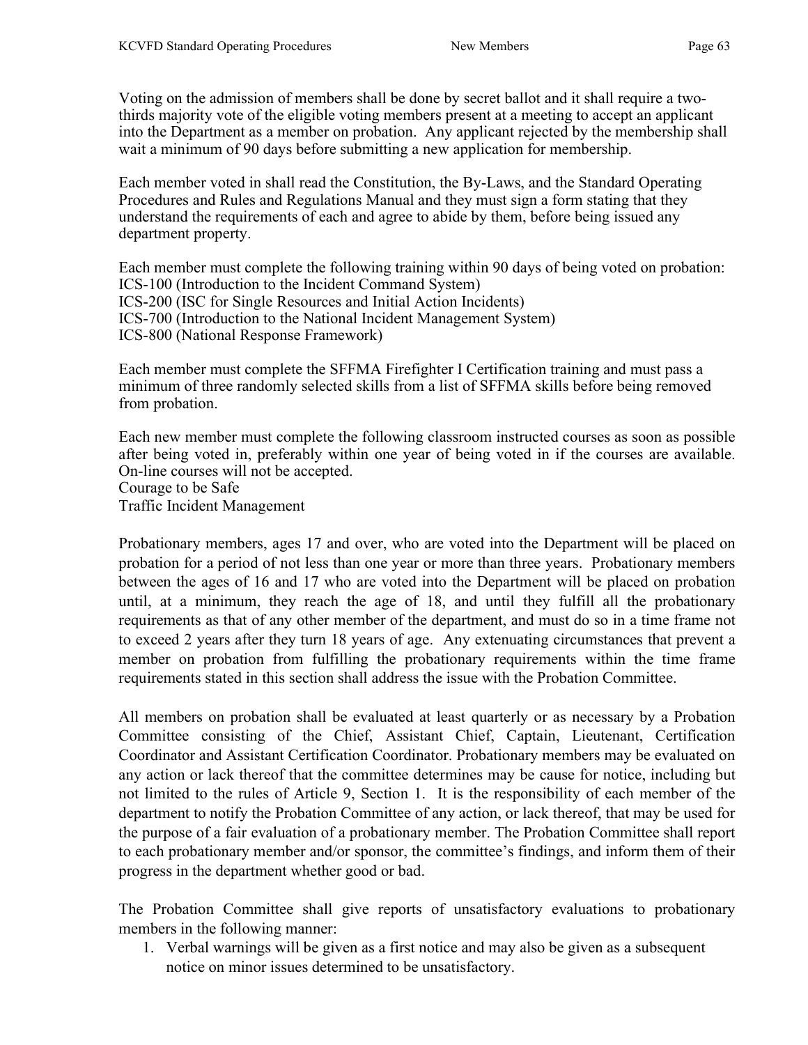Voting on the admission of members shall be done by secret ballot and it shall require a two-thirds majority vote of the eligible voting members present at a meeting to accept an applicant into the Department as a member on probation. Any applicant rejected by the membership shall wait a minimum of 90 days before submitting a new application for membership.

Each member voted in shall read the Constitution, the By-Laws, and the Standard Operating Procedures and Rules and Regulations Manual and they must sign a form stating that they understand the requirements of each and agree to abide by them, before being issued any department property.

Each member must complete the following training within 90 days of being voted on probation:
ICS-100 (Introduction to the Incident Command System)
ICS-200 (ISC for Single Resources and Initial Action Incidents)
ICS-700 (Introduction to the National Incident Management System)
ICS-800 (National Response Framework)

Each member must complete the SFFMA Firefighter I Certification training and must pass a minimum of three randomly selected skills from a list of SFFMA skills before being removed from probation.

Each new member must complete the following classroom instructed courses as soon as possible after being voted in, preferably within one year of being voted in if the courses are available. On-line courses will not be accepted.
Courage to be Safe
Traffic Incident Management

Probationary members, ages 17 and over, who are voted into the Department will be placed on probation for a period of not less than one year or more than three years. Probationary members between the ages of 16 and 17 who are voted into the Department will be placed on probation until, at a minimum, they reach the age of 18, and until they fulfill all the probationary requirements as that of any other member of the department, and must do so in a time frame not to exceed 2 years after they turn 18 years of age. Any extenuating circumstances that prevent a member on probation from fulfilling the probationary requirements within the time frame requirements stated in this section shall address the issue with the Probation Committee.

All members on probation shall be evaluated at least quarterly or as necessary by a Probation Committee consisting of the Chief, Assistant Chief, Captain, Lieutenant, Certification Coordinator and Assistant Certification Coordinator. Probationary members may be evaluated on any action or lack thereof that the committee determines may be cause for notice, including but not limited to the rules of Article 9, Section 1. It is the responsibility of each member of the department to notify the Probation Committee of any action, or lack thereof, that may be used for the purpose of a fair evaluation of a probationary member. The Probation Committee shall report to each probationary member and/or sponsor, the committee's findings, and inform them of their progress in the department whether good or bad.

The Probation Committee shall give reports of unsatisfactory evaluations to probationary members in the following manner:

1. Verbal warnings will be given as a first notice and may also be given as a subsequent notice on minor issues determined to be unsatisfactory.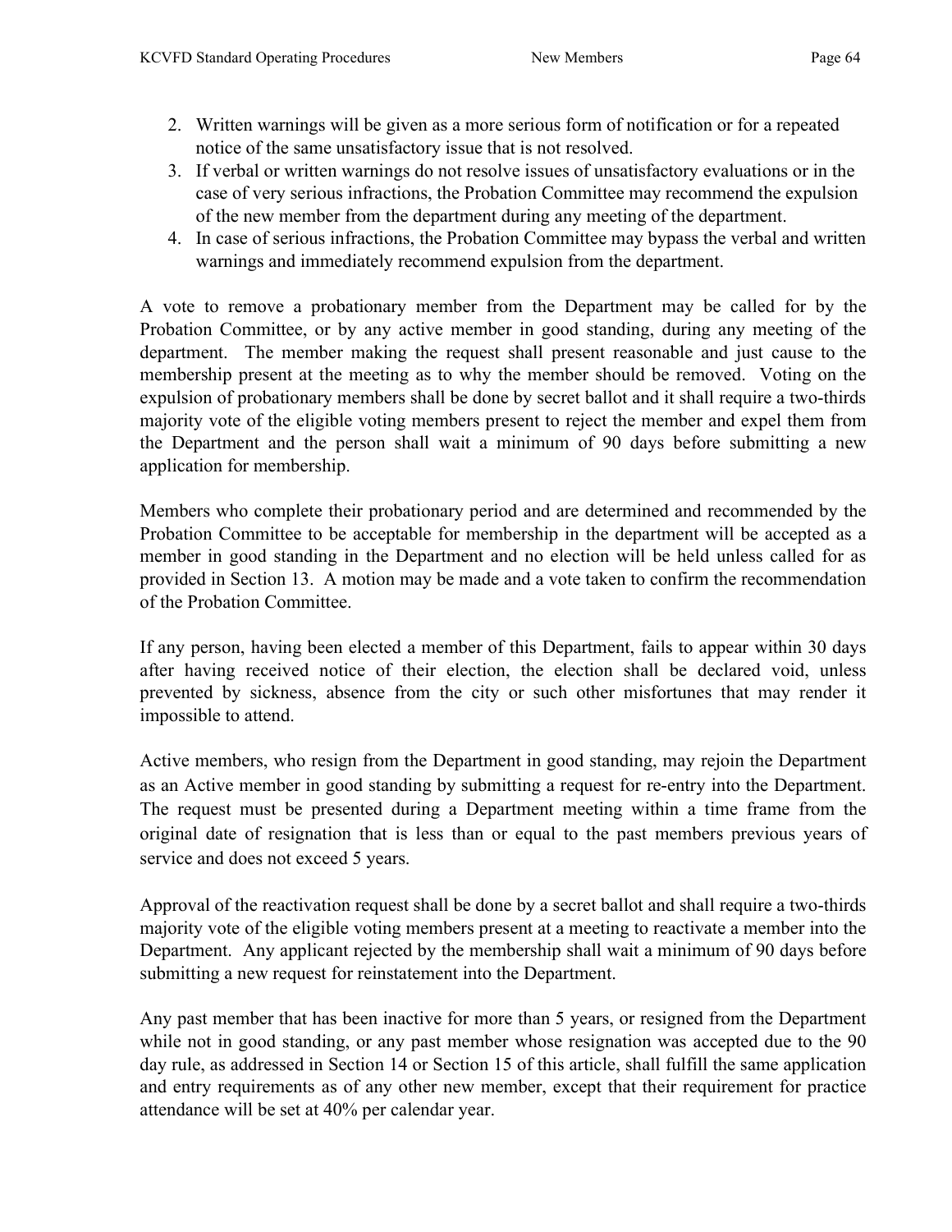2. Written warnings will be given as a more serious form of notification or for a repeated notice of the same unsatisfactory issue that is not resolved.
3. If verbal or written warnings do not resolve issues of unsatisfactory evaluations or in the case of very serious infractions, the Probation Committee may recommend the expulsion of the new member from the department during any meeting of the department.
4. In case of serious infractions, the Probation Committee may bypass the verbal and written warnings and immediately recommend expulsion from the department.

A vote to remove a probationary member from the Department may be called for by the Probation Committee, or by any active member in good standing, during any meeting of the department. The member making the request shall present reasonable and just cause to the membership present at the meeting as to why the member should be removed. Voting on the expulsion of probationary members shall be done by secret ballot and it shall require a two-thirds majority vote of the eligible voting members present to reject the member and expel them from the Department and the person shall wait a minimum of 90 days before submitting a new application for membership.

Members who complete their probationary period and are determined and recommended by the Probation Committee to be acceptable for membership in the department will be accepted as a member in good standing in the Department and no election will be held unless called for as provided in Section 13. A motion may be made and a vote taken to confirm the recommendation of the Probation Committee.

If any person, having been elected a member of this Department, fails to appear within 30 days after having received notice of their election, the election shall be declared void, unless prevented by sickness, absence from the city or such other misfortunes that may render it impossible to attend.

Active members, who resign from the Department in good standing, may rejoin the Department as an Active member in good standing by submitting a request for re-entry into the Department. The request must be presented during a Department meeting within a time frame from the original date of resignation that is less than or equal to the past members previous years of service and does not exceed 5 years.

Approval of the reactivation request shall be done by a secret ballot and shall require a two-thirds majority vote of the eligible voting members present at a meeting to reactivate a member into the Department. Any applicant rejected by the membership shall wait a minimum of 90 days before submitting a new request for reinstatement into the Department.

Any past member that has been inactive for more than 5 years, or resigned from the Department while not in good standing, or any past member whose resignation was accepted due to the 90 day rule, as addressed in Section 14 or Section 15 of this article, shall fulfill the same application and entry requirements as of any other new member, except that their requirement for practice attendance will be set at 40% per calendar year.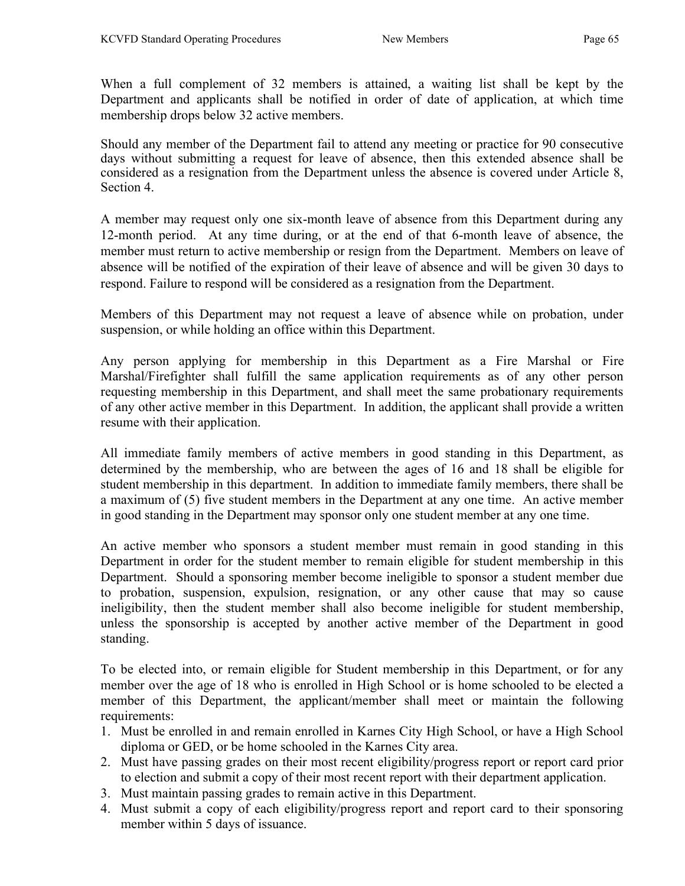When a full complement of 32 members is attained, a waiting list shall be kept by the Department and applicants shall be notified in order of date of application, at which time membership drops below 32 active members.

Should any member of the Department fail to attend any meeting or practice for 90 consecutive days without submitting a request for leave of absence, then this extended absence shall be considered as a resignation from the Department unless the absence is covered under Article 8, Section 4.

A member may request only one six-month leave of absence from this Department during any 12-month period. At any time during, or at the end of that 6-month leave of absence, the member must return to active membership or resign from the Department. Members on leave of absence will be notified of the expiration of their leave of absence and will be given 30 days to respond. Failure to respond will be considered as a resignation from the Department.

Members of this Department may not request a leave of absence while on probation, under suspension, or while holding an office within this Department.

Any person applying for membership in this Department as a Fire Marshal or Fire Marshal/Firefighter shall fulfill the same application requirements as of any other person requesting membership in this Department, and shall meet the same probationary requirements of any other active member in this Department. In addition, the applicant shall provide a written resume with their application.

All immediate family members of active members in good standing in this Department, as determined by the membership, who are between the ages of 16 and 18 shall be eligible for student membership in this department. In addition to immediate family members, there shall be a maximum of (5) five student members in the Department at any one time. An active member in good standing in the Department may sponsor only one student member at any one time.

An active member who sponsors a student member must remain in good standing in this Department in order for the student member to remain eligible for student membership in this Department. Should a sponsoring member become ineligible to sponsor a student member due to probation, suspension, expulsion, resignation, or any other cause that may so cause ineligibility, then the student member shall also become ineligible for student membership, unless the sponsorship is accepted by another active member of the Department in good standing.

To be elected into, or remain eligible for Student membership in this Department, or for any member over the age of 18 who is enrolled in High School or is home schooled to be elected a member of this Department, the applicant/member shall meet or maintain the following requirements:

1. Must be enrolled in and remain enrolled in Karnes City High School, or have a High School diploma or GED, or be home schooled in the Karnes City area.
2. Must have passing grades on their most recent eligibility/progress report or report card prior to election and submit a copy of their most recent report with their department application.
3. Must maintain passing grades to remain active in this Department.
4. Must submit a copy of each eligibility/progress report and report card to their sponsoring member within 5 days of issuance.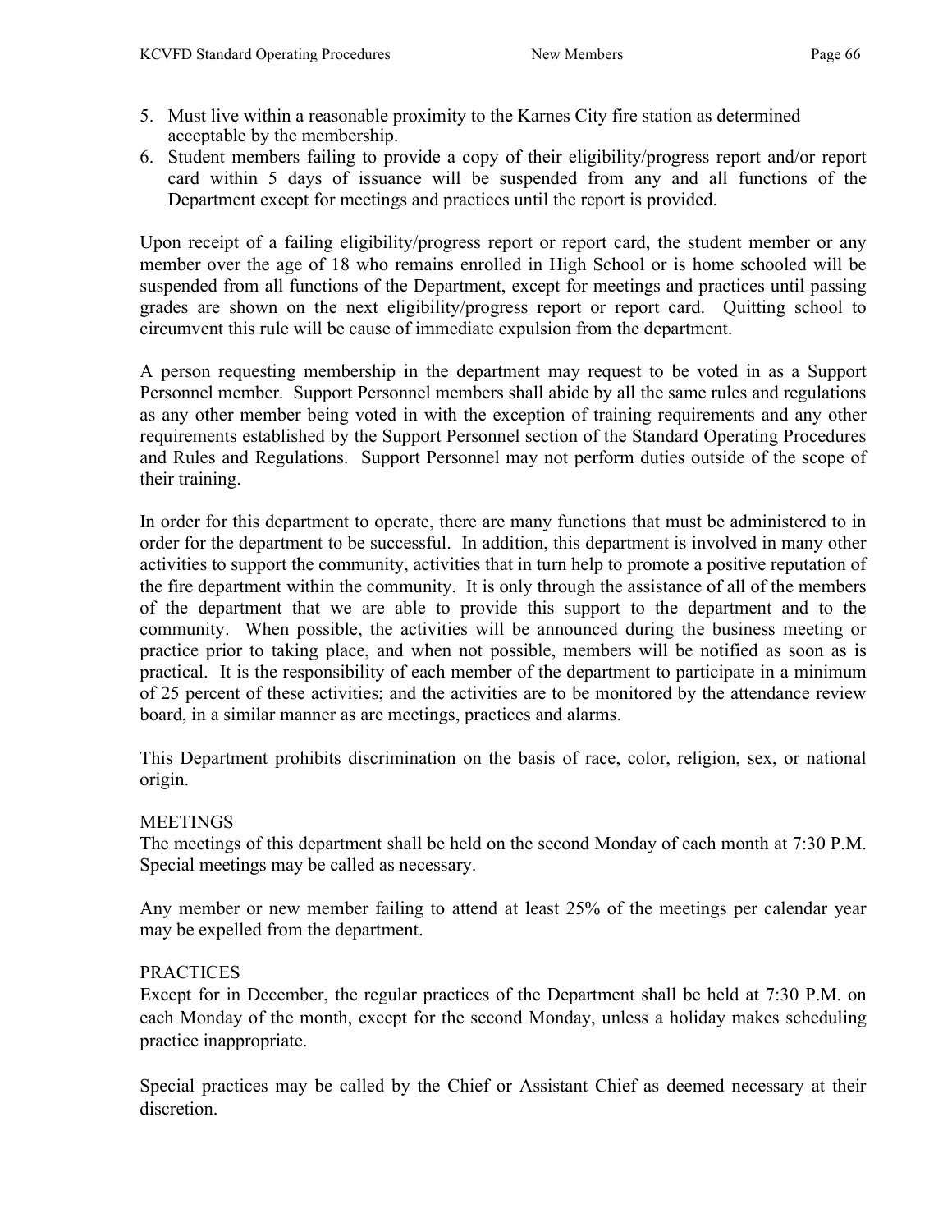5. Must live within a reasonable proximity to the Karnes City fire station as determined acceptable by the membership.
6. Student members failing to provide a copy of their eligibility/progress report and/or report card within 5 days of issuance will be suspended from any and all functions of the Department except for meetings and practices until the report is provided.

Upon receipt of a failing eligibility/progress report or report card, the student member or any member over the age of 18 who remains enrolled in High School or is home schooled will be suspended from all functions of the Department, except for meetings and practices until passing grades are shown on the next eligibility/progress report or report card. Quitting school to circumvent this rule will be cause of immediate expulsion from the department.

A person requesting membership in the department may request to be voted in as a Support Personnel member. Support Personnel members shall abide by all the same rules and regulations as any other member being voted in with the exception of training requirements and any other requirements established by the Support Personnel section of the Standard Operating Procedures and Rules and Regulations. Support Personnel may not perform duties outside of the scope of their training.

In order for this department to operate, there are many functions that must be administered to in order for the department to be successful. In addition, this department is involved in many other activities to support the community, activities that in turn help to promote a positive reputation of the fire department within the community. It is only through the assistance of all of the members of the department that we are able to provide this support to the department and to the community. When possible, the activities will be announced during the business meeting or practice prior to taking place, and when not possible, members will be notified as soon as is practical. It is the responsibility of each member of the department to participate in a minimum of 25 percent of these activities; and the activities are to be monitored by the attendance review board, in a similar manner as are meetings, practices and alarms.

This Department prohibits discrimination on the basis of race, color, religion, sex, or national origin.

## MEETINGS

The meetings of this department shall be held on the second Monday of each month at 7:30 P.M. Special meetings may be called as necessary.

Any member or new member failing to attend at least 25% of the meetings per calendar year may be expelled from the department.

## PRACTICES

Except for in December, the regular practices of the Department shall be held at 7:30 P.M. on each Monday of the month, except for the second Monday, unless a holiday makes scheduling practice inappropriate.

Special practices may be called by the Chief or Assistant Chief as deemed necessary at their discretion.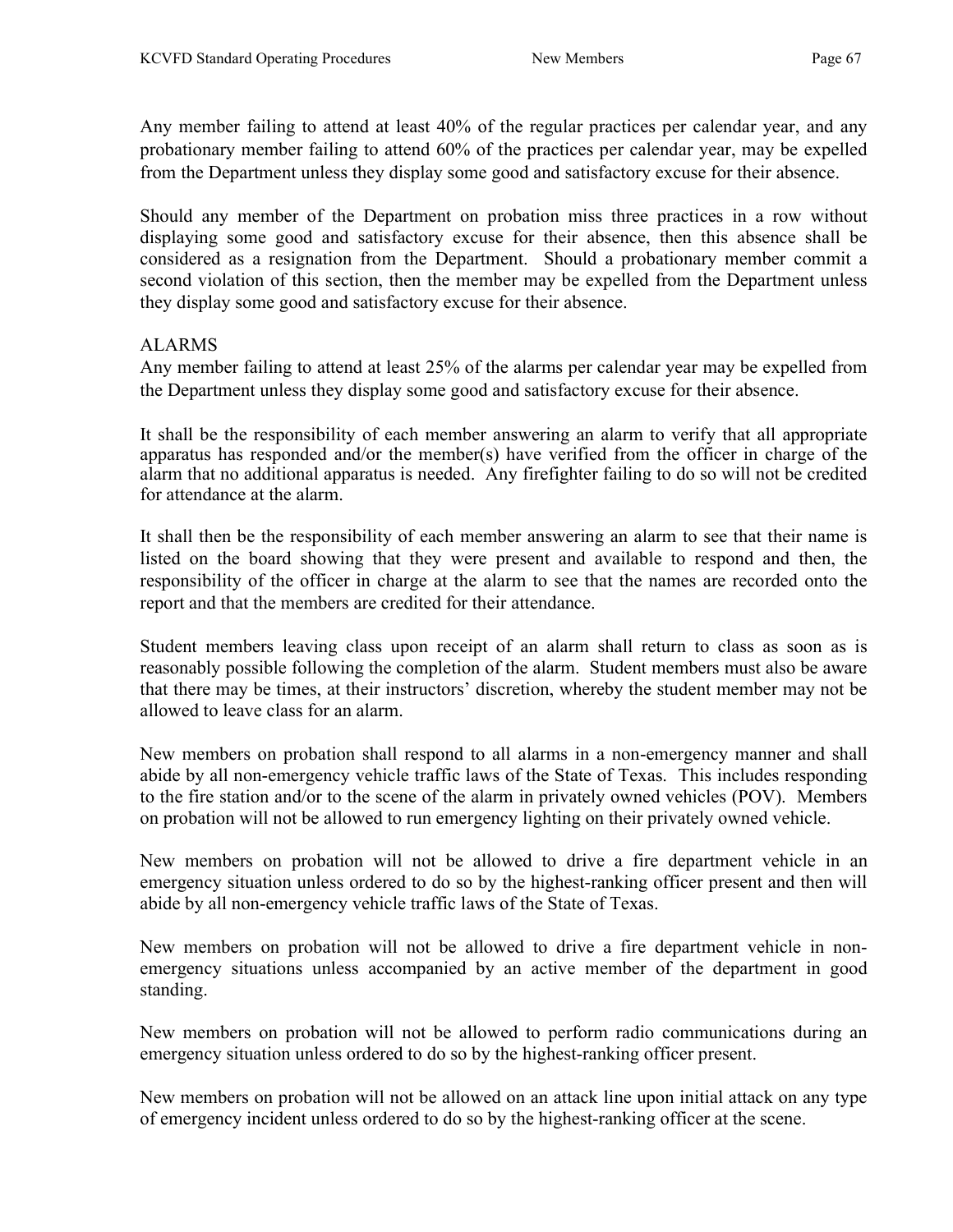Any member failing to attend at least 40% of the regular practices per calendar year, and any probationary member failing to attend 60% of the practices per calendar year, may be expelled from the Department unless they display some good and satisfactory excuse for their absence.

Should any member of the Department on probation miss three practices in a row without displaying some good and satisfactory excuse for their absence, then this absence shall be considered as a resignation from the Department. Should a probationary member commit a second violation of this section, then the member may be expelled from the Department unless they display some good and satisfactory excuse for their absence.

## ALARMS

Any member failing to attend at least 25% of the alarms per calendar year may be expelled from the Department unless they display some good and satisfactory excuse for their absence.

It shall be the responsibility of each member answering an alarm to verify that all appropriate apparatus has responded and/or the member(s) have verified from the officer in charge of the alarm that no additional apparatus is needed. Any firefighter failing to do so will not be credited for attendance at the alarm.

It shall then be the responsibility of each member answering an alarm to see that their name is listed on the board showing that they were present and available to respond and then, the responsibility of the officer in charge at the alarm to see that the names are recorded onto the report and that the members are credited for their attendance.

Student members leaving class upon receipt of an alarm shall return to class as soon as is reasonably possible following the completion of the alarm. Student members must also be aware that there may be times, at their instructors' discretion, whereby the student member may not be allowed to leave class for an alarm.

New members on probation shall respond to all alarms in a non-emergency manner and shall abide by all non-emergency vehicle traffic laws of the State of Texas. This includes responding to the fire station and/or to the scene of the alarm in privately owned vehicles (POV). Members on probation will not be allowed to run emergency lighting on their privately owned vehicle.

New members on probation will not be allowed to drive a fire department vehicle in an emergency situation unless ordered to do so by the highest-ranking officer present and then will abide by all non-emergency vehicle traffic laws of the State of Texas.

New members on probation will not be allowed to drive a fire department vehicle in non-emergency situations unless accompanied by an active member of the department in good standing.

New members on probation will not be allowed to perform radio communications during an emergency situation unless ordered to do so by the highest-ranking officer present.

New members on probation will not be allowed on an attack line upon initial attack on any type of emergency incident unless ordered to do so by the highest-ranking officer at the scene.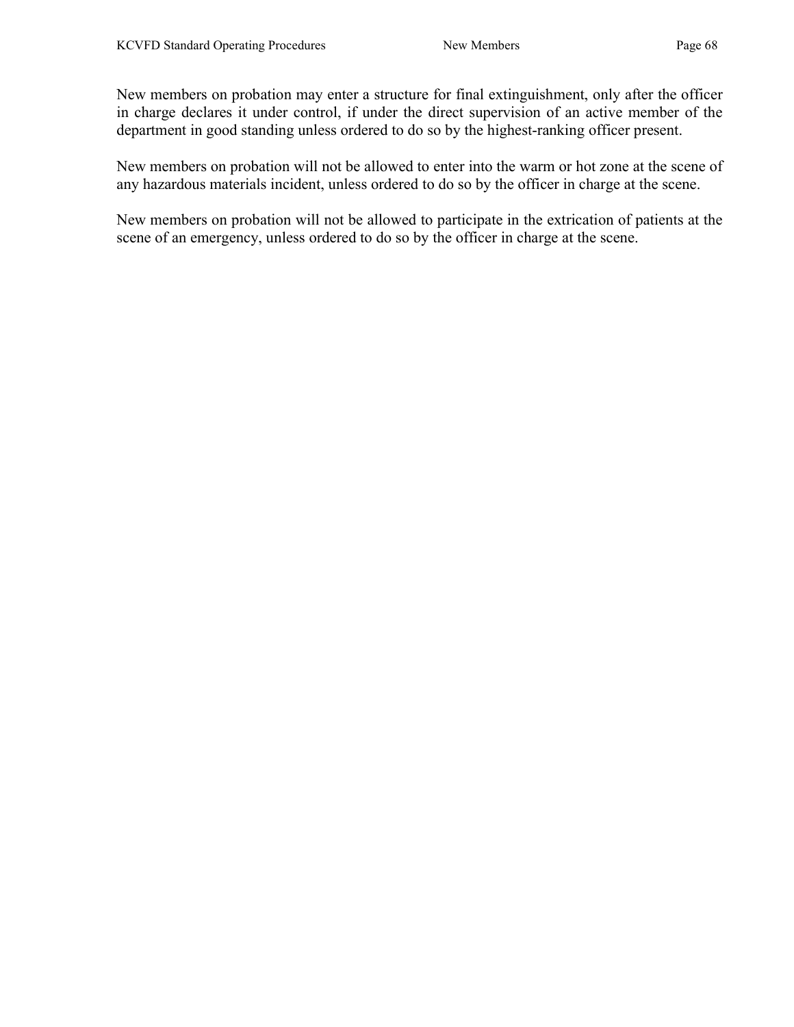New members on probation may enter a structure for final extinguishment, only after the officer in charge declares it under control, if under the direct supervision of an active member of the department in good standing unless ordered to do so by the highest-ranking officer present.

New members on probation will not be allowed to enter into the warm or hot zone at the scene of any hazardous materials incident, unless ordered to do so by the officer in charge at the scene.

New members on probation will not be allowed to participate in the extrication of patients at the scene of an emergency, unless ordered to do so by the officer in charge at the scene.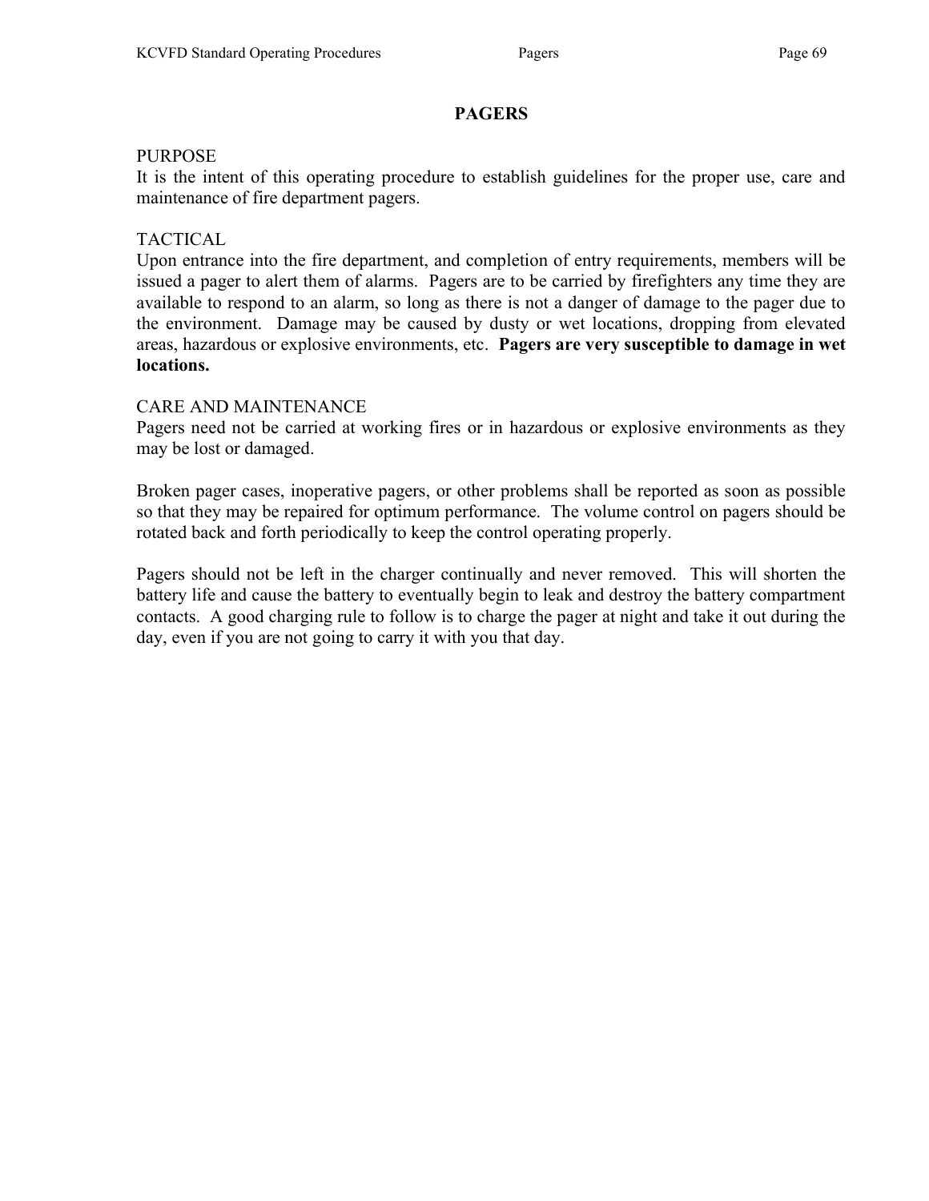# PAGERS

PURPOSE
It is the intent of this operating procedure to establish guidelines for the proper use, care and maintenance of fire department pagers.

TACTICAL
Upon entrance into the fire department, and completion of entry requirements, members will be issued a pager to alert them of alarms. Pagers are to be carried by firefighters any time they are available to respond to an alarm, so long as there is not a danger of damage to the pager due to the environment. Damage may be caused by dusty or wet locations, dropping from elevated areas, hazardous or explosive environments, etc. **Pagers are very susceptible to damage in wet locations.**

CARE AND MAINTENANCE
Pagers need not be carried at working fires or in hazardous or explosive environments as they may be lost or damaged.

Broken pager cases, inoperative pagers, or other problems shall be reported as soon as possible so that they may be repaired for optimum performance. The volume control on pagers should be rotated back and forth periodically to keep the control operating properly.

Pagers should not be left in the charger continually and never removed. This will shorten the battery life and cause the battery to eventually begin to leak and destroy the battery compartment contacts. A good charging rule to follow is to charge the pager at night and take it out during the day, even if you are not going to carry it with you that day.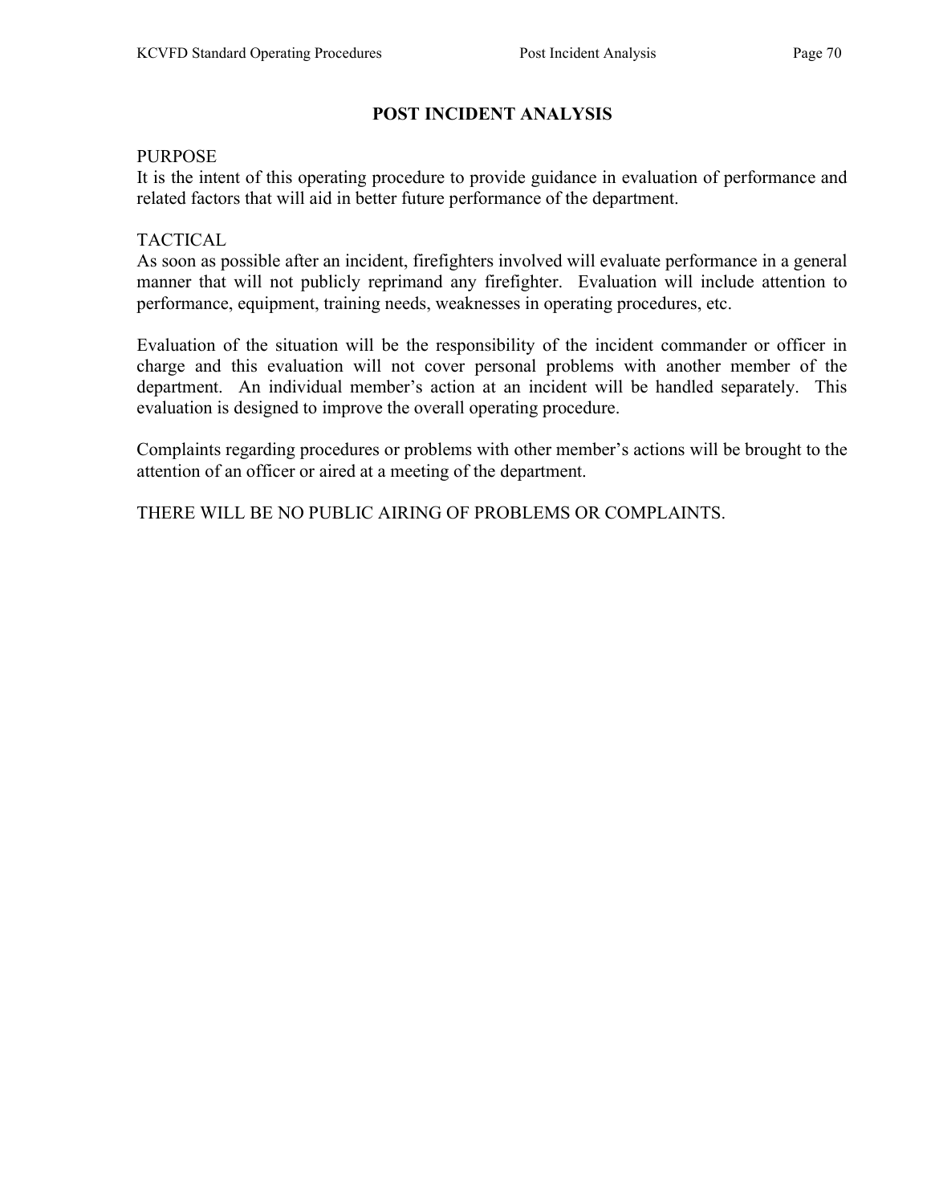# POST INCIDENT ANALYSIS

PURPOSE

It is the intent of this operating procedure to provide guidance in evaluation of performance and related factors that will aid in better future performance of the department.

TACTICAL

As soon as possible after an incident, firefighters involved will evaluate performance in a general manner that will not publicly reprimand any firefighter. Evaluation will include attention to performance, equipment, training needs, weaknesses in operating procedures, etc.

Evaluation of the situation will be the responsibility of the incident commander or officer in charge and this evaluation will not cover personal problems with another member of the department. An individual member's action at an incident will be handled separately. This evaluation is designed to improve the overall operating procedure.

Complaints regarding procedures or problems with other member's actions will be brought to the attention of an officer or aired at a meeting of the department.

THERE WILL BE NO PUBLIC AIRING OF PROBLEMS OR COMPLAINTS.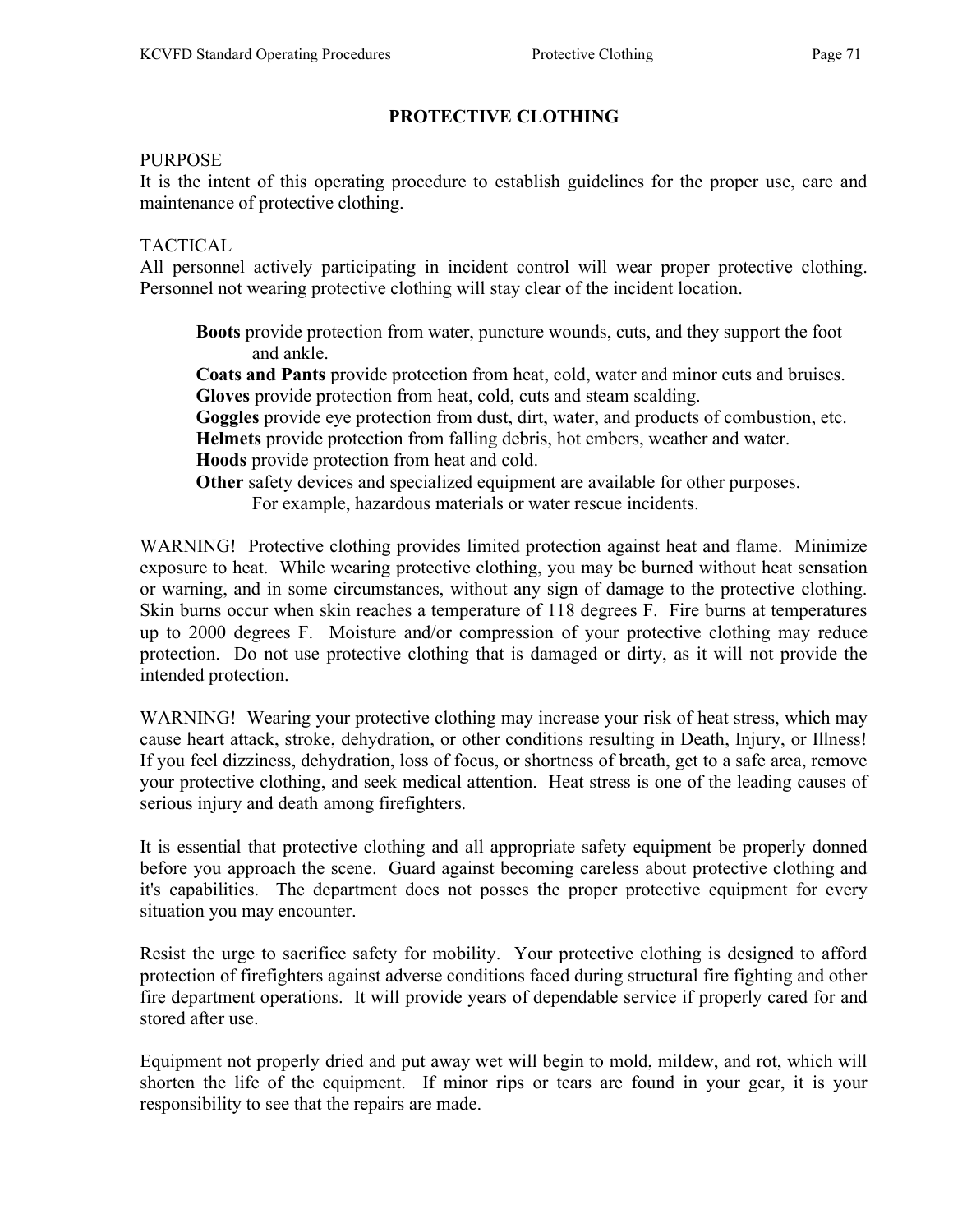# PROTECTIVE CLOTHING

PURPOSE

It is the intent of this operating procedure to establish guidelines for the proper use, care and maintenance of protective clothing.

TACTICAL

All personnel actively participating in incident control will wear proper protective clothing. Personnel not wearing protective clothing will stay clear of the incident location.

**Boots** provide protection from water, puncture wounds, cuts, and they support the foot and ankle.
**Coats and Pants** provide protection from heat, cold, water and minor cuts and bruises.
**Gloves** provide protection from heat, cold, cuts and steam scalding.
**Goggles** provide eye protection from dust, dirt, water, and products of combustion, etc.
**Helmets** provide protection from falling debris, hot embers, weather and water.
**Hoods** provide protection from heat and cold.
**Other** safety devices and specialized equipment are available for other purposes. For example, hazardous materials or water rescue incidents.

WARNING! Protective clothing provides limited protection against heat and flame. Minimize exposure to heat. While wearing protective clothing, you may be burned without heat sensation or warning, and in some circumstances, without any sign of damage to the protective clothing. Skin burns occur when skin reaches a temperature of 118 degrees F. Fire burns at temperatures up to 2000 degrees F. Moisture and/or compression of your protective clothing may reduce protection. Do not use protective clothing that is damaged or dirty, as it will not provide the intended protection.

WARNING! Wearing your protective clothing may increase your risk of heat stress, which may cause heart attack, stroke, dehydration, or other conditions resulting in Death, Injury, or Illness! If you feel dizziness, dehydration, loss of focus, or shortness of breath, get to a safe area, remove your protective clothing, and seek medical attention. Heat stress is one of the leading causes of serious injury and death among firefighters.

It is essential that protective clothing and all appropriate safety equipment be properly donned before you approach the scene. Guard against becoming careless about protective clothing and it's capabilities. The department does not posses the proper protective equipment for every situation you may encounter.

Resist the urge to sacrifice safety for mobility. Your protective clothing is designed to afford protection of firefighters against adverse conditions faced during structural fire fighting and other fire department operations. It will provide years of dependable service if properly cared for and stored after use.

Equipment not properly dried and put away wet will begin to mold, mildew, and rot, which will shorten the life of the equipment. If minor rips or tears are found in your gear, it is your responsibility to see that the repairs are made.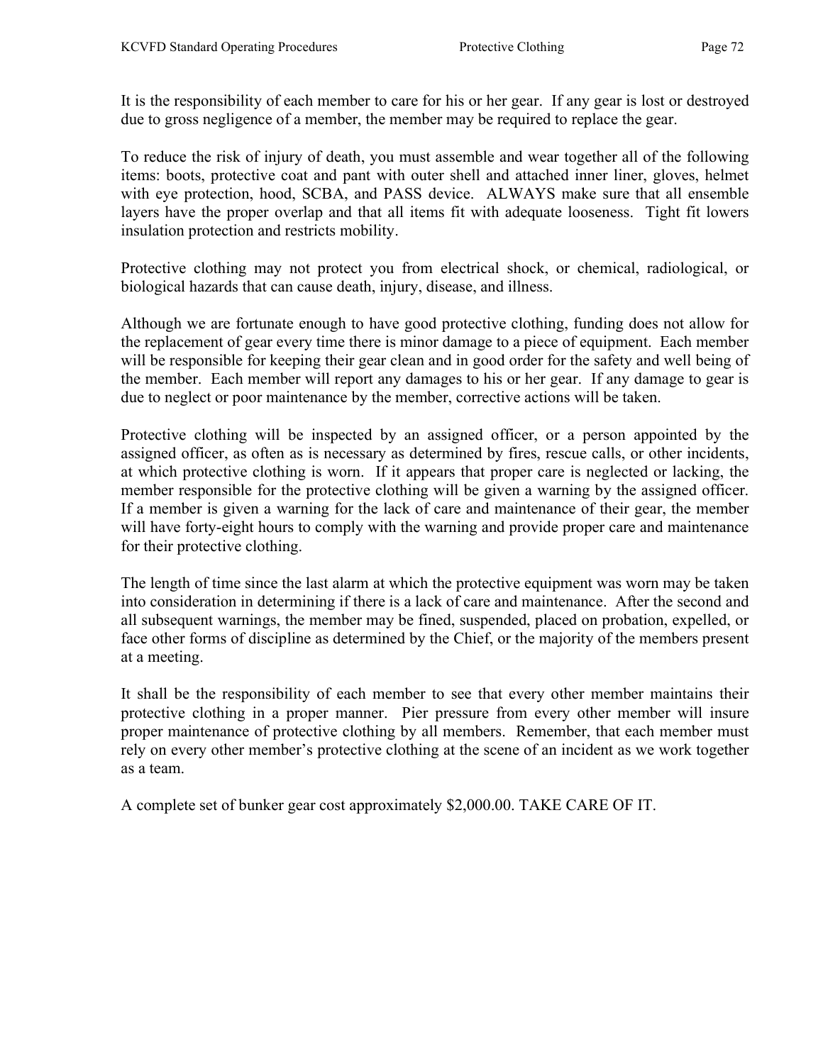It is the responsibility of each member to care for his or her gear. If any gear is lost or destroyed due to gross negligence of a member, the member may be required to replace the gear.

To reduce the risk of injury of death, you must assemble and wear together all of the following items: boots, protective coat and pant with outer shell and attached inner liner, gloves, helmet with eye protection, hood, SCBA, and PASS device. ALWAYS make sure that all ensemble layers have the proper overlap and that all items fit with adequate looseness. Tight fit lowers insulation protection and restricts mobility.

Protective clothing may not protect you from electrical shock, or chemical, radiological, or biological hazards that can cause death, injury, disease, and illness.

Although we are fortunate enough to have good protective clothing, funding does not allow for the replacement of gear every time there is minor damage to a piece of equipment. Each member will be responsible for keeping their gear clean and in good order for the safety and well being of the member. Each member will report any damages to his or her gear. If any damage to gear is due to neglect or poor maintenance by the member, corrective actions will be taken.

Protective clothing will be inspected by an assigned officer, or a person appointed by the assigned officer, as often as is necessary as determined by fires, rescue calls, or other incidents, at which protective clothing is worn. If it appears that proper care is neglected or lacking, the member responsible for the protective clothing will be given a warning by the assigned officer. If a member is given a warning for the lack of care and maintenance of their gear, the member will have forty-eight hours to comply with the warning and provide proper care and maintenance for their protective clothing.

The length of time since the last alarm at which the protective equipment was worn may be taken into consideration in determining if there is a lack of care and maintenance. After the second and all subsequent warnings, the member may be fined, suspended, placed on probation, expelled, or face other forms of discipline as determined by the Chief, or the majority of the members present at a meeting.

It shall be the responsibility of each member to see that every other member maintains their protective clothing in a proper manner. Pier pressure from every other member will insure proper maintenance of protective clothing by all members. Remember, that each member must rely on every other member's protective clothing at the scene of an incident as we work together as a team.

A complete set of bunker gear cost approximately $2,000.00. TAKE CARE OF IT.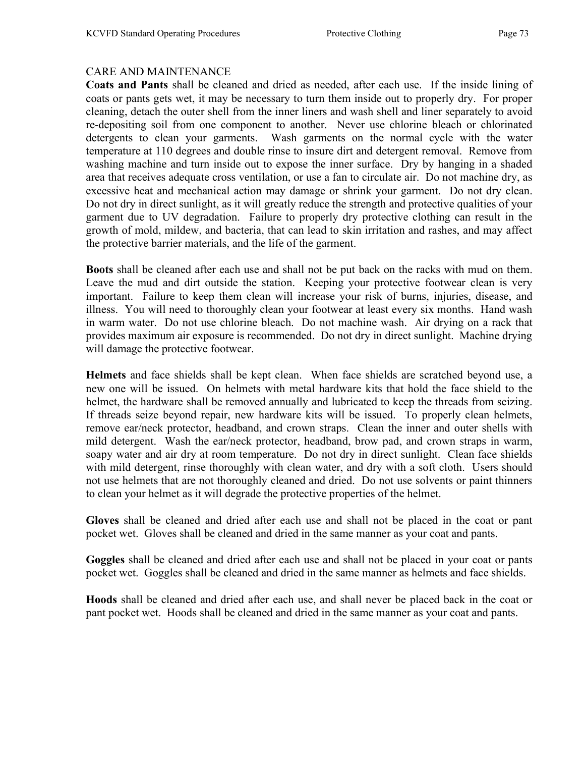CARE AND MAINTENANCE

**Coats and Pants** shall be cleaned and dried as needed, after each use. If the inside lining of coats or pants gets wet, it may be necessary to turn them inside out to properly dry. For proper cleaning, detach the outer shell from the inner liners and wash shell and liner separately to avoid re-depositing soil from one component to another. Never use chlorine bleach or chlorinated detergents to clean your garments. Wash garments on the normal cycle with the water temperature at 110 degrees and double rinse to insure dirt and detergent removal. Remove from washing machine and turn inside out to expose the inner surface. Dry by hanging in a shaded area that receives adequate cross ventilation, or use a fan to circulate air. Do not machine dry, as excessive heat and mechanical action may damage or shrink your garment. Do not dry clean. Do not dry in direct sunlight, as it will greatly reduce the strength and protective qualities of your garment due to UV degradation. Failure to properly dry protective clothing can result in the growth of mold, mildew, and bacteria, that can lead to skin irritation and rashes, and may affect the protective barrier materials, and the life of the garment.

**Boots** shall be cleaned after each use and shall not be put back on the racks with mud on them. Leave the mud and dirt outside the station. Keeping your protective footwear clean is very important. Failure to keep them clean will increase your risk of burns, injuries, disease, and illness. You will need to thoroughly clean your footwear at least every six months. Hand wash in warm water. Do not use chlorine bleach. Do not machine wash. Air drying on a rack that provides maximum air exposure is recommended. Do not dry in direct sunlight. Machine drying will damage the protective footwear.

**Helmets** and face shields shall be kept clean. When face shields are scratched beyond use, a new one will be issued. On helmets with metal hardware kits that hold the face shield to the helmet, the hardware shall be removed annually and lubricated to keep the threads from seizing. If threads seize beyond repair, new hardware kits will be issued. To properly clean helmets, remove ear/neck protector, headband, and crown straps. Clean the inner and outer shells with mild detergent. Wash the ear/neck protector, headband, brow pad, and crown straps in warm, soapy water and air dry at room temperature. Do not dry in direct sunlight. Clean face shields with mild detergent, rinse thoroughly with clean water, and dry with a soft cloth. Users should not use helmets that are not thoroughly cleaned and dried. Do not use solvents or paint thinners to clean your helmet as it will degrade the protective properties of the helmet.

**Gloves** shall be cleaned and dried after each use and shall not be placed in the coat or pant pocket wet. Gloves shall be cleaned and dried in the same manner as your coat and pants.

**Goggles** shall be cleaned and dried after each use and shall not be placed in your coat or pants pocket wet. Goggles shall be cleaned and dried in the same manner as helmets and face shields.

**Hoods** shall be cleaned and dried after each use, and shall never be placed back in the coat or pant pocket wet. Hoods shall be cleaned and dried in the same manner as your coat and pants.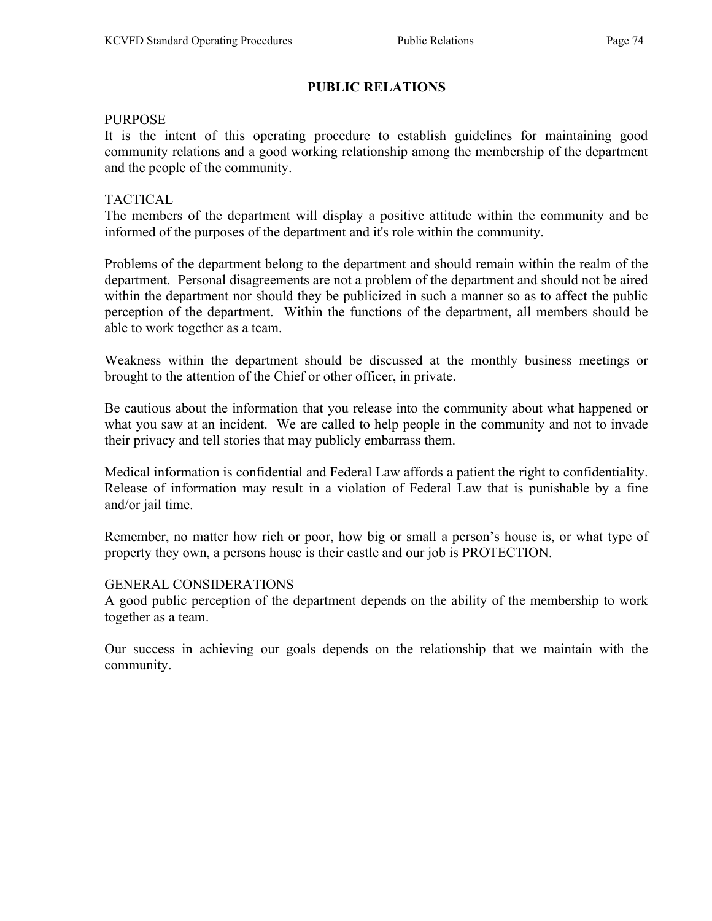# PUBLIC RELATIONS

PURPOSE
It is the intent of this operating procedure to establish guidelines for maintaining good community relations and a good working relationship among the membership of the department and the people of the community.

TACTICAL
The members of the department will display a positive attitude within the community and be informed of the purposes of the department and it's role within the community.

Problems of the department belong to the department and should remain within the realm of the department. Personal disagreements are not a problem of the department and should not be aired within the department nor should they be publicized in such a manner so as to affect the public perception of the department. Within the functions of the department, all members should be able to work together as a team.

Weakness within the department should be discussed at the monthly business meetings or brought to the attention of the Chief or other officer, in private.

Be cautious about the information that you release into the community about what happened or what you saw at an incident. We are called to help people in the community and not to invade their privacy and tell stories that may publicly embarrass them.

Medical information is confidential and Federal Law affords a patient the right to confidentiality. Release of information may result in a violation of Federal Law that is punishable by a fine and/or jail time.

Remember, no matter how rich or poor, how big or small a person's house is, or what type of property they own, a persons house is their castle and our job is PROTECTION.

GENERAL CONSIDERATIONS
A good public perception of the department depends on the ability of the membership to work together as a team.

Our success in achieving our goals depends on the relationship that we maintain with the community.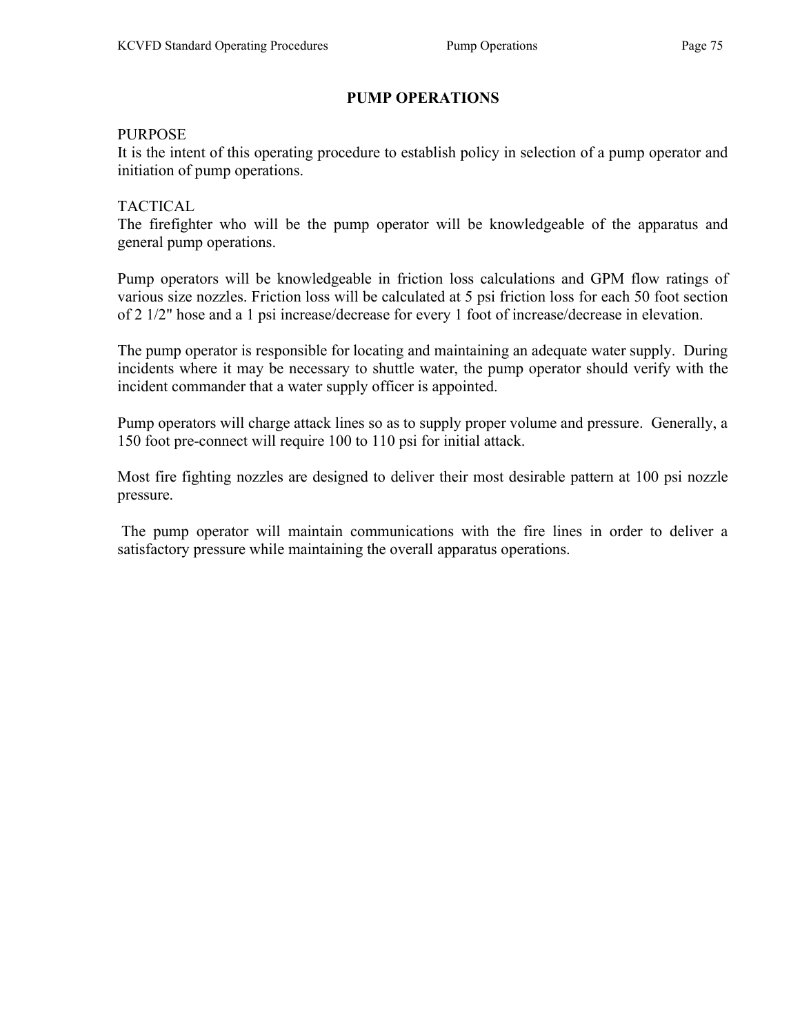# PUMP OPERATIONS

PURPOSE

It is the intent of this operating procedure to establish policy in selection of a pump operator and initiation of pump operations.

TACTICAL

The firefighter who will be the pump operator will be knowledgeable of the apparatus and general pump operations.

Pump operators will be knowledgeable in friction loss calculations and GPM flow ratings of various size nozzles. Friction loss will be calculated at 5 psi friction loss for each 50 foot section of 2 1/2" hose and a 1 psi increase/decrease for every 1 foot of increase/decrease in elevation.

The pump operator is responsible for locating and maintaining an adequate water supply. During incidents where it may be necessary to shuttle water, the pump operator should verify with the incident commander that a water supply officer is appointed.

Pump operators will charge attack lines so as to supply proper volume and pressure. Generally, a 150 foot pre-connect will require 100 to 110 psi for initial attack.

Most fire fighting nozzles are designed to deliver their most desirable pattern at 100 psi nozzle pressure.

The pump operator will maintain communications with the fire lines in order to deliver a satisfactory pressure while maintaining the overall apparatus operations.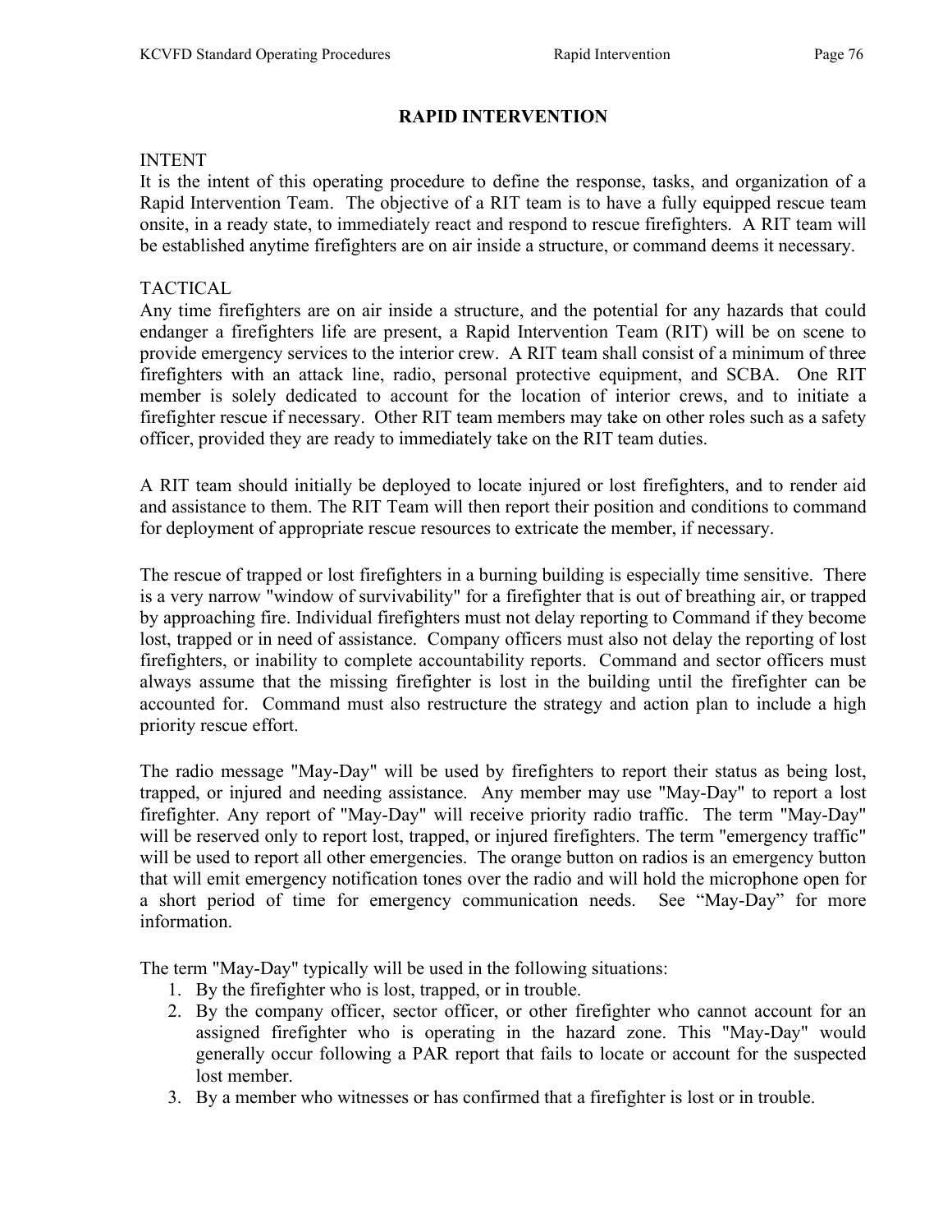# RAPID INTERVENTION

INTENT

It is the intent of this operating procedure to define the response, tasks, and organization of a Rapid Intervention Team. The objective of a RIT team is to have a fully equipped rescue team onsite, in a ready state, to immediately react and respond to rescue firefighters. A RIT team will be established anytime firefighters are on air inside a structure, or command deems it necessary.

TACTICAL

Any time firefighters are on air inside a structure, and the potential for any hazards that could endanger a firefighters life are present, a Rapid Intervention Team (RIT) will be on scene to provide emergency services to the interior crew. A RIT team shall consist of a minimum of three firefighters with an attack line, radio, personal protective equipment, and SCBA. One RIT member is solely dedicated to account for the location of interior crews, and to initiate a firefighter rescue if necessary. Other RIT team members may take on other roles such as a safety officer, provided they are ready to immediately take on the RIT team duties.

A RIT team should initially be deployed to locate injured or lost firefighters, and to render aid and assistance to them. The RIT Team will then report their position and conditions to command for deployment of appropriate rescue resources to extricate the member, if necessary.

The rescue of trapped or lost firefighters in a burning building is especially time sensitive. There is a very narrow "window of survivability" for a firefighter that is out of breathing air, or trapped by approaching fire. Individual firefighters must not delay reporting to Command if they become lost, trapped or in need of assistance. Company officers must also not delay the reporting of lost firefighters, or inability to complete accountability reports. Command and sector officers must always assume that the missing firefighter is lost in the building until the firefighter can be accounted for. Command must also restructure the strategy and action plan to include a high priority rescue effort.

The radio message "May-Day" will be used by firefighters to report their status as being lost, trapped, or injured and needing assistance. Any member may use "May-Day" to report a lost firefighter. Any report of "May-Day" will receive priority radio traffic. The term "May-Day" will be reserved only to report lost, trapped, or injured firefighters. The term "emergency traffic" will be used to report all other emergencies. The orange button on radios is an emergency button that will emit emergency notification tones over the radio and will hold the microphone open for a short period of time for emergency communication needs. See "May-Day" for more information.

The term "May-Day" typically will be used in the following situations:

1. By the firefighter who is lost, trapped, or in trouble.
2. By the company officer, sector officer, or other firefighter who cannot account for an assigned firefighter who is operating in the hazard zone. This "May-Day" would generally occur following a PAR report that fails to locate or account for the suspected lost member.
3. By a member who witnesses or has confirmed that a firefighter is lost or in trouble.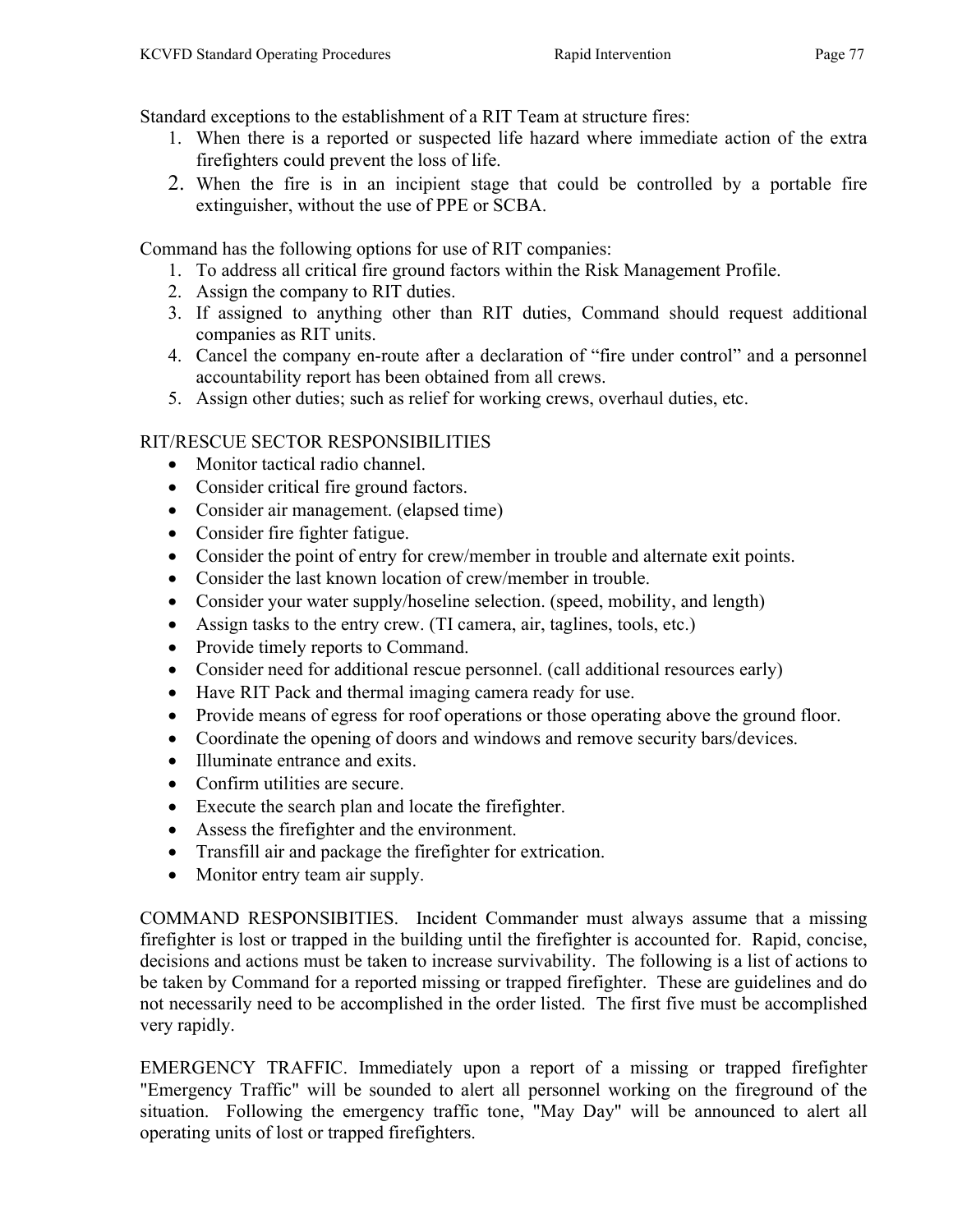Standard exceptions to the establishment of a RIT Team at structure fires:

1. When there is a reported or suspected life hazard where immediate action of the extra firefighters could prevent the loss of life.
2. When the fire is in an incipient stage that could be controlled by a portable fire extinguisher, without the use of PPE or SCBA.

Command has the following options for use of RIT companies:

1. To address all critical fire ground factors within the Risk Management Profile.
2. Assign the company to RIT duties.
3. If assigned to anything other than RIT duties, Command should request additional companies as RIT units.
4. Cancel the company en-route after a declaration of "fire under control" and a personnel accountability report has been obtained from all crews.
5. Assign other duties; such as relief for working crews, overhaul duties, etc.

RIT/RESCUE SECTOR RESPONSIBILITIES

- Monitor tactical radio channel.
- Consider critical fire ground factors.
- Consider air management. (elapsed time)
- Consider fire fighter fatigue.
- Consider the point of entry for crew/member in trouble and alternate exit points.
- Consider the last known location of crew/member in trouble.
- Consider your water supply/hoseline selection. (speed, mobility, and length)
- Assign tasks to the entry crew. (TI camera, air, taglines, tools, etc.)
- Provide timely reports to Command.
- Consider need for additional rescue personnel. (call additional resources early)
- Have RIT Pack and thermal imaging camera ready for use.
- Provide means of egress for roof operations or those operating above the ground floor.
- Coordinate the opening of doors and windows and remove security bars/devices.
- Illuminate entrance and exits.
- Confirm utilities are secure.
- Execute the search plan and locate the firefighter.
- Assess the firefighter and the environment.
- Transfill air and package the firefighter for extrication.
- Monitor entry team air supply.

COMMAND RESPONSIBITIES. Incident Commander must always assume that a missing firefighter is lost or trapped in the building until the firefighter is accounted for. Rapid, concise, decisions and actions must be taken to increase survivability. The following is a list of actions to be taken by Command for a reported missing or trapped firefighter. These are guidelines and do not necessarily need to be accomplished in the order listed. The first five must be accomplished very rapidly.

EMERGENCY TRAFFIC. Immediately upon a report of a missing or trapped firefighter "Emergency Traffic" will be sounded to alert all personnel working on the fireground of the situation. Following the emergency traffic tone, "May Day" will be announced to alert all operating units of lost or trapped firefighters.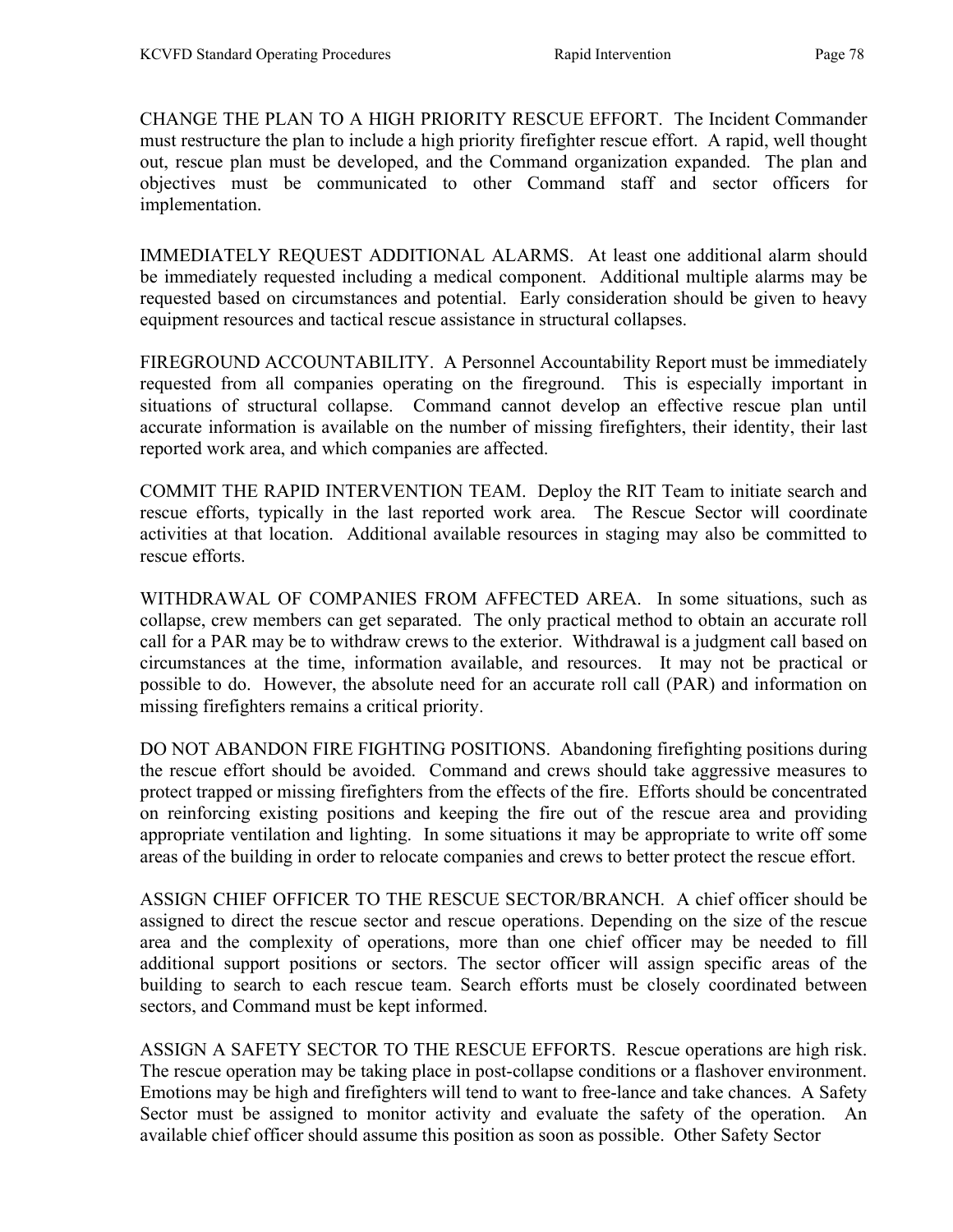CHANGE THE PLAN TO A HIGH PRIORITY RESCUE EFFORT. The Incident Commander must restructure the plan to include a high priority firefighter rescue effort. A rapid, well thought out, rescue plan must be developed, and the Command organization expanded. The plan and objectives must be communicated to other Command staff and sector officers for implementation.

IMMEDIATELY REQUEST ADDITIONAL ALARMS. At least one additional alarm should be immediately requested including a medical component. Additional multiple alarms may be requested based on circumstances and potential. Early consideration should be given to heavy equipment resources and tactical rescue assistance in structural collapses.

FIREGROUND ACCOUNTABILITY. A Personnel Accountability Report must be immediately requested from all companies operating on the fireground. This is especially important in situations of structural collapse. Command cannot develop an effective rescue plan until accurate information is available on the number of missing firefighters, their identity, their last reported work area, and which companies are affected.

COMMIT THE RAPID INTERVENTION TEAM. Deploy the RIT Team to initiate search and rescue efforts, typically in the last reported work area. The Rescue Sector will coordinate activities at that location. Additional available resources in staging may also be committed to rescue efforts.

WITHDRAWAL OF COMPANIES FROM AFFECTED AREA. In some situations, such as collapse, crew members can get separated. The only practical method to obtain an accurate roll call for a PAR may be to withdraw crews to the exterior. Withdrawal is a judgment call based on circumstances at the time, information available, and resources. It may not be practical or possible to do. However, the absolute need for an accurate roll call (PAR) and information on missing firefighters remains a critical priority.

DO NOT ABANDON FIRE FIGHTING POSITIONS. Abandoning firefighting positions during the rescue effort should be avoided. Command and crews should take aggressive measures to protect trapped or missing firefighters from the effects of the fire. Efforts should be concentrated on reinforcing existing positions and keeping the fire out of the rescue area and providing appropriate ventilation and lighting. In some situations it may be appropriate to write off some areas of the building in order to relocate companies and crews to better protect the rescue effort.

ASSIGN CHIEF OFFICER TO THE RESCUE SECTOR/BRANCH. A chief officer should be assigned to direct the rescue sector and rescue operations. Depending on the size of the rescue area and the complexity of operations, more than one chief officer may be needed to fill additional support positions or sectors. The sector officer will assign specific areas of the building to search to each rescue team. Search efforts must be closely coordinated between sectors, and Command must be kept informed.

ASSIGN A SAFETY SECTOR TO THE RESCUE EFFORTS. Rescue operations are high risk. The rescue operation may be taking place in post-collapse conditions or a flashover environment. Emotions may be high and firefighters will tend to want to free-lance and take chances. A Safety Sector must be assigned to monitor activity and evaluate the safety of the operation. An available chief officer should assume this position as soon as possible. Other Safety Sector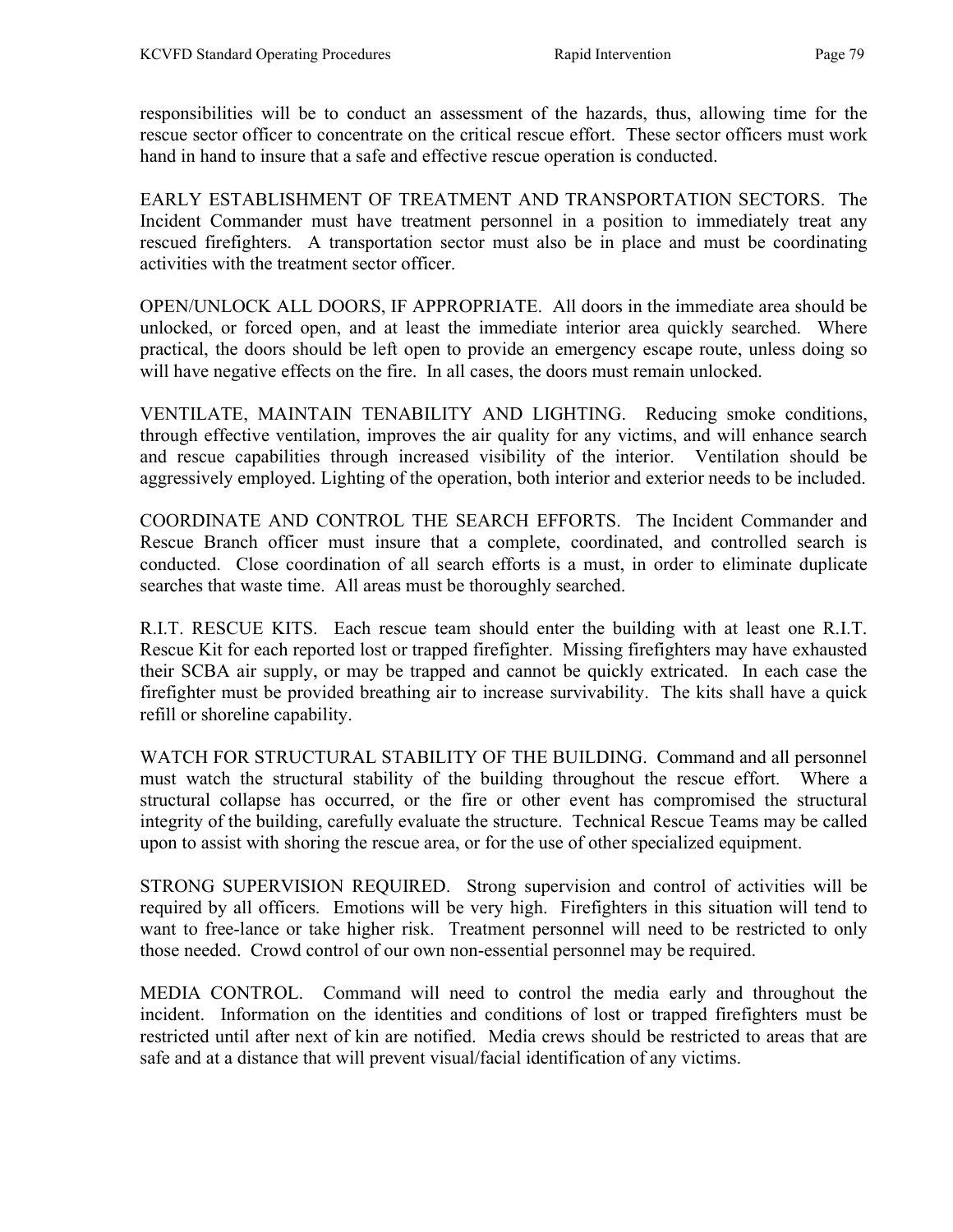responsibilities will be to conduct an assessment of the hazards, thus, allowing time for the rescue sector officer to concentrate on the critical rescue effort. These sector officers must work hand in hand to insure that a safe and effective rescue operation is conducted.

EARLY ESTABLISHMENT OF TREATMENT AND TRANSPORTATION SECTORS. The Incident Commander must have treatment personnel in a position to immediately treat any rescued firefighters. A transportation sector must also be in place and must be coordinating activities with the treatment sector officer.

OPEN/UNLOCK ALL DOORS, IF APPROPRIATE. All doors in the immediate area should be unlocked, or forced open, and at least the immediate interior area quickly searched. Where practical, the doors should be left open to provide an emergency escape route, unless doing so will have negative effects on the fire. In all cases, the doors must remain unlocked.

VENTILATE, MAINTAIN TENABILITY AND LIGHTING. Reducing smoke conditions, through effective ventilation, improves the air quality for any victims, and will enhance search and rescue capabilities through increased visibility of the interior. Ventilation should be aggressively employed. Lighting of the operation, both interior and exterior needs to be included.

COORDINATE AND CONTROL THE SEARCH EFFORTS. The Incident Commander and Rescue Branch officer must insure that a complete, coordinated, and controlled search is conducted. Close coordination of all search efforts is a must, in order to eliminate duplicate searches that waste time. All areas must be thoroughly searched.

R.I.T. RESCUE KITS. Each rescue team should enter the building with at least one R.I.T. Rescue Kit for each reported lost or trapped firefighter. Missing firefighters may have exhausted their SCBA air supply, or may be trapped and cannot be quickly extricated. In each case the firefighter must be provided breathing air to increase survivability. The kits shall have a quick refill or shoreline capability.

WATCH FOR STRUCTURAL STABILITY OF THE BUILDING. Command and all personnel must watch the structural stability of the building throughout the rescue effort. Where a structural collapse has occurred, or the fire or other event has compromised the structural integrity of the building, carefully evaluate the structure. Technical Rescue Teams may be called upon to assist with shoring the rescue area, or for the use of other specialized equipment.

STRONG SUPERVISION REQUIRED. Strong supervision and control of activities will be required by all officers. Emotions will be very high. Firefighters in this situation will tend to want to free-lance or take higher risk. Treatment personnel will need to be restricted to only those needed. Crowd control of our own non-essential personnel may be required.

MEDIA CONTROL. Command will need to control the media early and throughout the incident. Information on the identities and conditions of lost or trapped firefighters must be restricted until after next of kin are notified. Media crews should be restricted to areas that are safe and at a distance that will prevent visual/facial identification of any victims.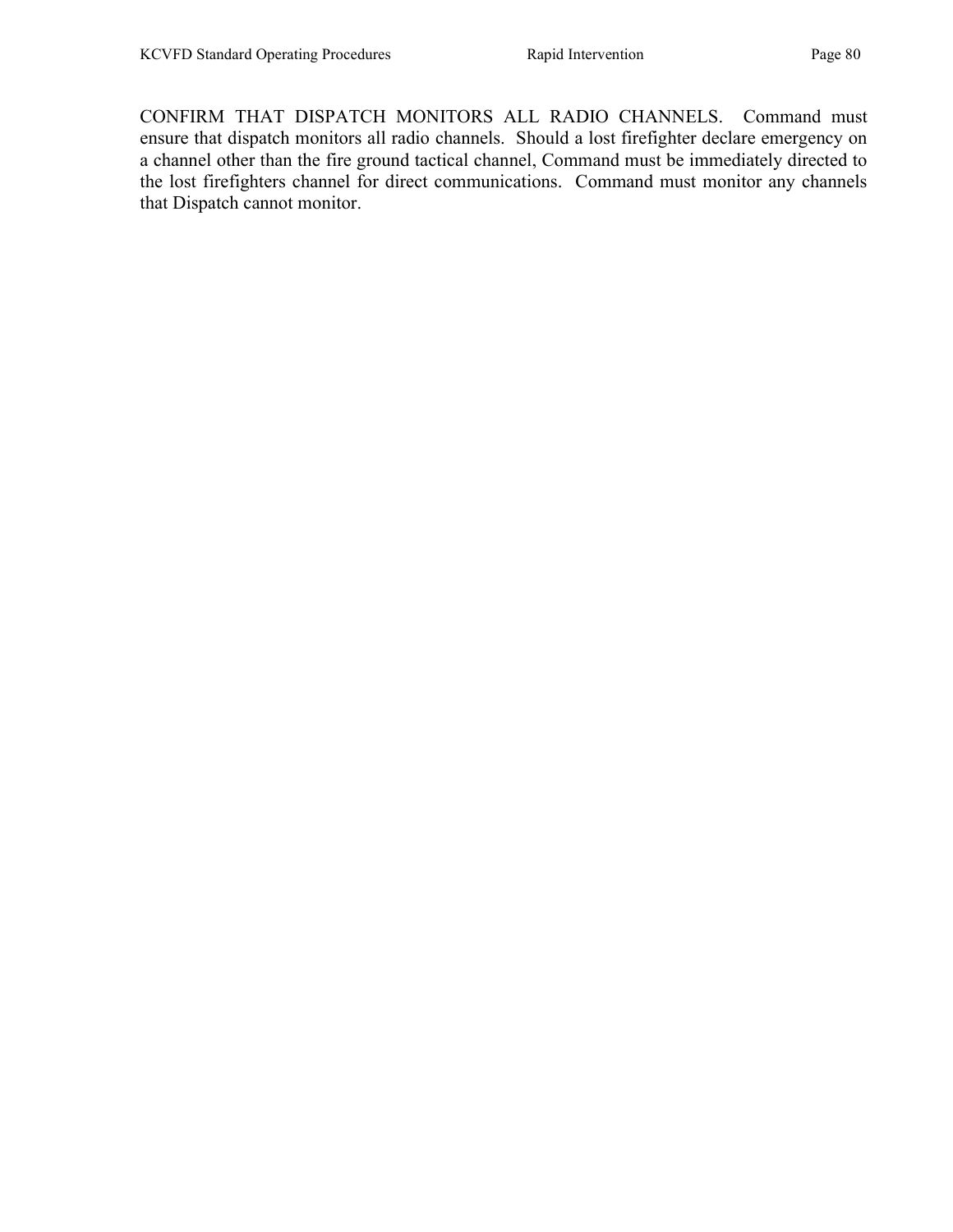CONFIRM THAT DISPATCH MONITORS ALL RADIO CHANNELS. Command must ensure that dispatch monitors all radio channels. Should a lost firefighter declare emergency on a channel other than the fire ground tactical channel, Command must be immediately directed to the lost firefighters channel for direct communications. Command must monitor any channels that Dispatch cannot monitor.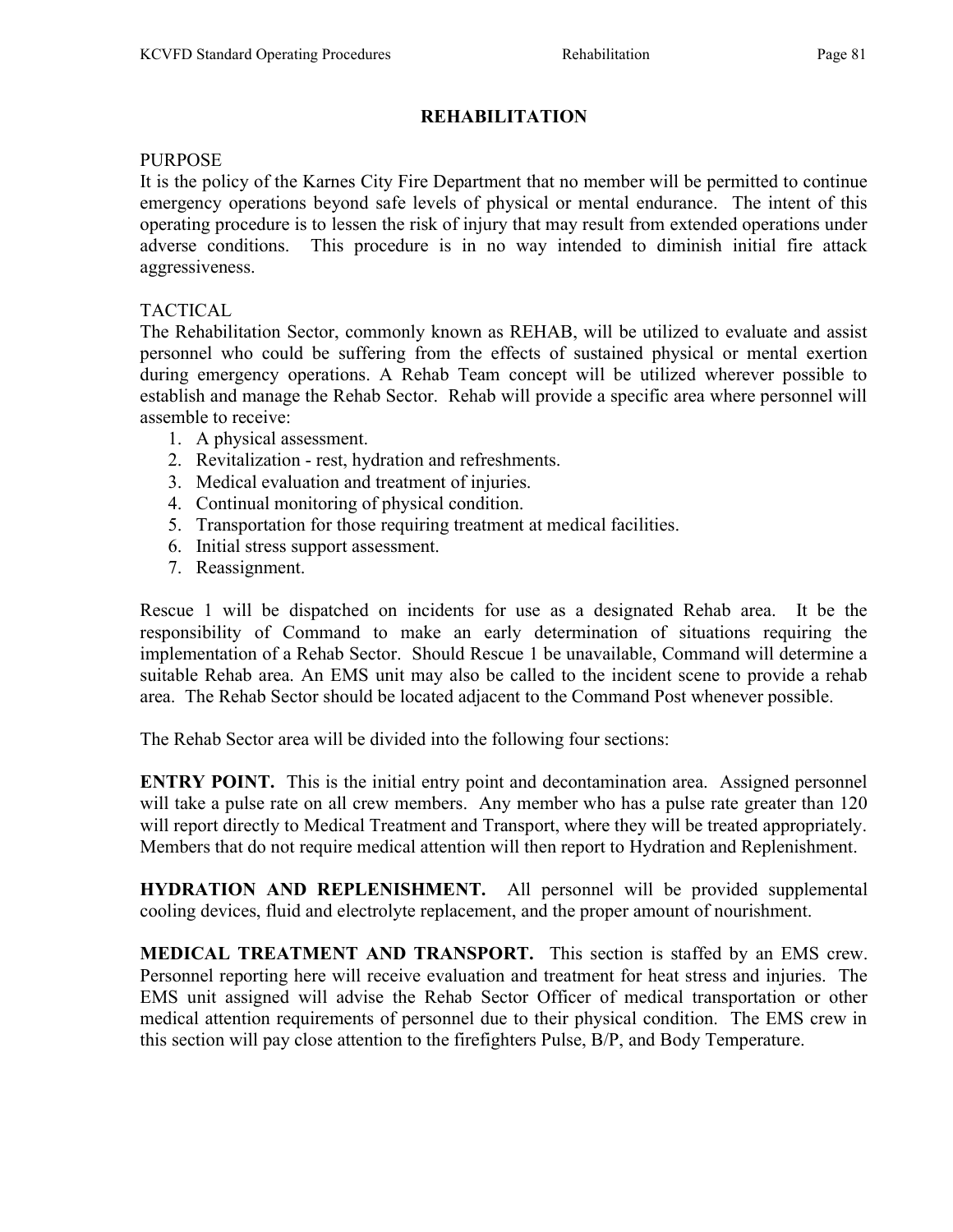# REHABILITATION

PURPOSE

It is the policy of the Karnes City Fire Department that no member will be permitted to continue emergency operations beyond safe levels of physical or mental endurance. The intent of this operating procedure is to lessen the risk of injury that may result from extended operations under adverse conditions. This procedure is in no way intended to diminish initial fire attack aggressiveness.

TACTICAL

The Rehabilitation Sector, commonly known as REHAB, will be utilized to evaluate and assist personnel who could be suffering from the effects of sustained physical or mental exertion during emergency operations. A Rehab Team concept will be utilized wherever possible to establish and manage the Rehab Sector. Rehab will provide a specific area where personnel will assemble to receive:

1. A physical assessment.
2. Revitalization - rest, hydration and refreshments.
3. Medical evaluation and treatment of injuries.
4. Continual monitoring of physical condition.
5. Transportation for those requiring treatment at medical facilities.
6. Initial stress support assessment.
7. Reassignment.

Rescue 1 will be dispatched on incidents for use as a designated Rehab area. It be the responsibility of Command to make an early determination of situations requiring the implementation of a Rehab Sector. Should Rescue 1 be unavailable, Command will determine a suitable Rehab area. An EMS unit may also be called to the incident scene to provide a rehab area. The Rehab Sector should be located adjacent to the Command Post whenever possible.

The Rehab Sector area will be divided into the following four sections:

**ENTRY POINT.** This is the initial entry point and decontamination area. Assigned personnel will take a pulse rate on all crew members. Any member who has a pulse rate greater than 120 will report directly to Medical Treatment and Transport, where they will be treated appropriately. Members that do not require medical attention will then report to Hydration and Replenishment.

**HYDRATION AND REPLENISHMENT.** All personnel will be provided supplemental cooling devices, fluid and electrolyte replacement, and the proper amount of nourishment.

**MEDICAL TREATMENT AND TRANSPORT.** This section is staffed by an EMS crew. Personnel reporting here will receive evaluation and treatment for heat stress and injuries. The EMS unit assigned will advise the Rehab Sector Officer of medical transportation or other medical attention requirements of personnel due to their physical condition. The EMS crew in this section will pay close attention to the firefighters Pulse, B/P, and Body Temperature.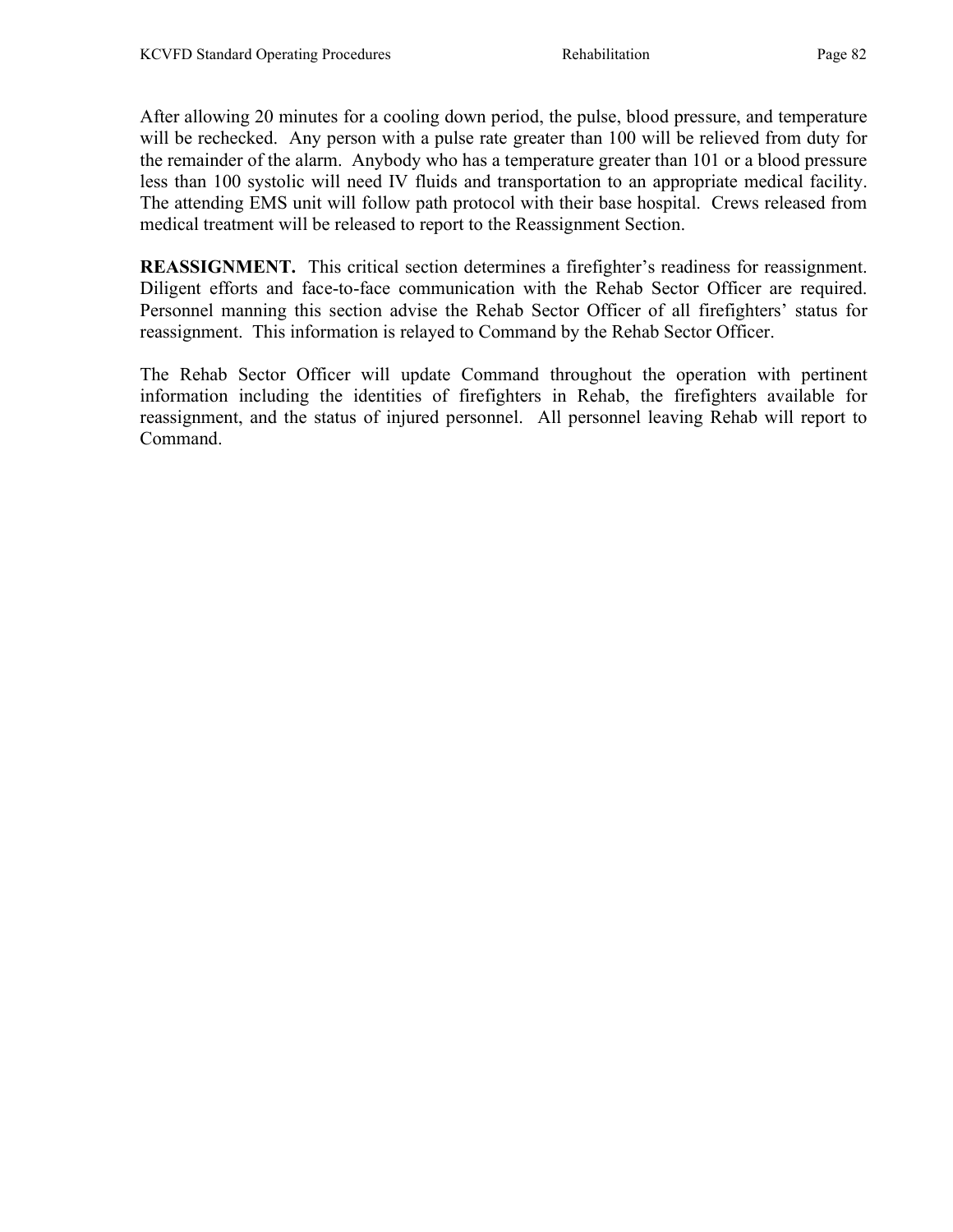After allowing 20 minutes for a cooling down period, the pulse, blood pressure, and temperature will be rechecked. Any person with a pulse rate greater than 100 will be relieved from duty for the remainder of the alarm. Anybody who has a temperature greater than 101 or a blood pressure less than 100 systolic will need IV fluids and transportation to an appropriate medical facility. The attending EMS unit will follow path protocol with their base hospital. Crews released from medical treatment will be released to report to the Reassignment Section.

**REASSIGNMENT.** This critical section determines a firefighter's readiness for reassignment. Diligent efforts and face-to-face communication with the Rehab Sector Officer are required. Personnel manning this section advise the Rehab Sector Officer of all firefighters' status for reassignment. This information is relayed to Command by the Rehab Sector Officer.

The Rehab Sector Officer will update Command throughout the operation with pertinent information including the identities of firefighters in Rehab, the firefighters available for reassignment, and the status of injured personnel. All personnel leaving Rehab will report to Command.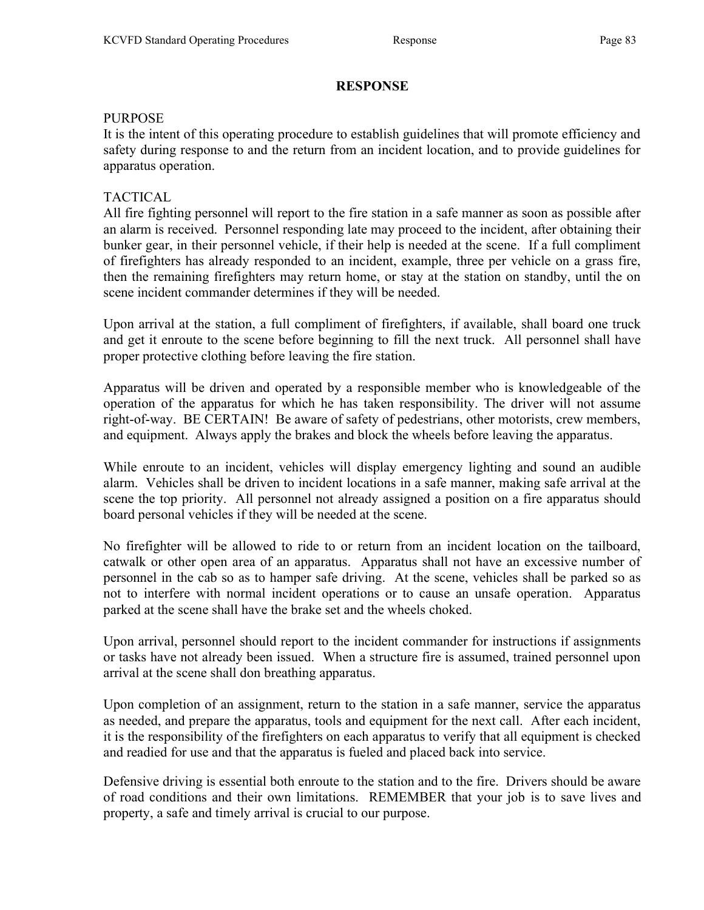# RESPONSE

PURPOSE

It is the intent of this operating procedure to establish guidelines that will promote efficiency and safety during response to and the return from an incident location, and to provide guidelines for apparatus operation.

TACTICAL

All fire fighting personnel will report to the fire station in a safe manner as soon as possible after an alarm is received. Personnel responding late may proceed to the incident, after obtaining their bunker gear, in their personnel vehicle, if their help is needed at the scene. If a full compliment of firefighters has already responded to an incident, example, three per vehicle on a grass fire, then the remaining firefighters may return home, or stay at the station on standby, until the on scene incident commander determines if they will be needed.

Upon arrival at the station, a full compliment of firefighters, if available, shall board one truck and get it enroute to the scene before beginning to fill the next truck. All personnel shall have proper protective clothing before leaving the fire station.

Apparatus will be driven and operated by a responsible member who is knowledgeable of the operation of the apparatus for which he has taken responsibility. The driver will not assume right-of-way. BE CERTAIN! Be aware of safety of pedestrians, other motorists, crew members, and equipment. Always apply the brakes and block the wheels before leaving the apparatus.

While enroute to an incident, vehicles will display emergency lighting and sound an audible alarm. Vehicles shall be driven to incident locations in a safe manner, making safe arrival at the scene the top priority. All personnel not already assigned a position on a fire apparatus should board personal vehicles if they will be needed at the scene.

No firefighter will be allowed to ride to or return from an incident location on the tailboard, catwalk or other open area of an apparatus. Apparatus shall not have an excessive number of personnel in the cab so as to hamper safe driving. At the scene, vehicles shall be parked so as not to interfere with normal incident operations or to cause an unsafe operation. Apparatus parked at the scene shall have the brake set and the wheels choked.

Upon arrival, personnel should report to the incident commander for instructions if assignments or tasks have not already been issued. When a structure fire is assumed, trained personnel upon arrival at the scene shall don breathing apparatus.

Upon completion of an assignment, return to the station in a safe manner, service the apparatus as needed, and prepare the apparatus, tools and equipment for the next call. After each incident, it is the responsibility of the firefighters on each apparatus to verify that all equipment is checked and readied for use and that the apparatus is fueled and placed back into service.

Defensive driving is essential both enroute to the station and to the fire. Drivers should be aware of road conditions and their own limitations. REMEMBER that your job is to save lives and property, a safe and timely arrival is crucial to our purpose.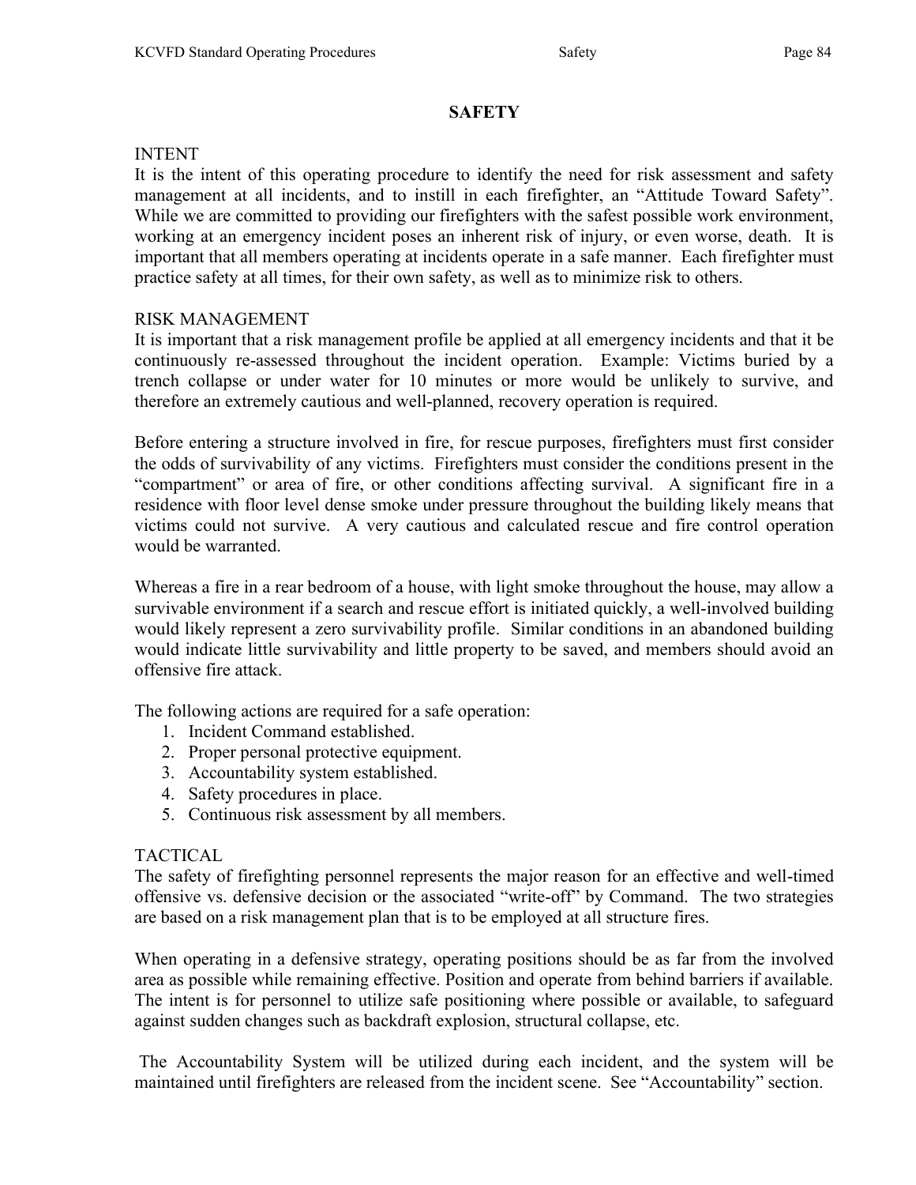# SAFETY

## INTENT

It is the intent of this operating procedure to identify the need for risk assessment and safety management at all incidents, and to instill in each firefighter, an "Attitude Toward Safety". While we are committed to providing our firefighters with the safest possible work environment, working at an emergency incident poses an inherent risk of injury, or even worse, death. It is important that all members operating at incidents operate in a safe manner. Each firefighter must practice safety at all times, for their own safety, as well as to minimize risk to others.

## RISK MANAGEMENT

It is important that a risk management profile be applied at all emergency incidents and that it be continuously re-assessed throughout the incident operation. Example: Victims buried by a trench collapse or under water for 10 minutes or more would be unlikely to survive, and therefore an extremely cautious and well-planned, recovery operation is required.

Before entering a structure involved in fire, for rescue purposes, firefighters must first consider the odds of survivability of any victims. Firefighters must consider the conditions present in the "compartment" or area of fire, or other conditions affecting survival. A significant fire in a residence with floor level dense smoke under pressure throughout the building likely means that victims could not survive. A very cautious and calculated rescue and fire control operation would be warranted.

Whereas a fire in a rear bedroom of a house, with light smoke throughout the house, may allow a survivable environment if a search and rescue effort is initiated quickly, a well-involved building would likely represent a zero survivability profile. Similar conditions in an abandoned building would indicate little survivability and little property to be saved, and members should avoid an offensive fire attack.

The following actions are required for a safe operation:

1. Incident Command established.
2. Proper personal protective equipment.
3. Accountability system established.
4. Safety procedures in place.
5. Continuous risk assessment by all members.

## TACTICAL

The safety of firefighting personnel represents the major reason for an effective and well-timed offensive vs. defensive decision or the associated "write-off" by Command. The two strategies are based on a risk management plan that is to be employed at all structure fires.

When operating in a defensive strategy, operating positions should be as far from the involved area as possible while remaining effective. Position and operate from behind barriers if available. The intent is for personnel to utilize safe positioning where possible or available, to safeguard against sudden changes such as backdraft explosion, structural collapse, etc.

The Accountability System will be utilized during each incident, and the system will be maintained until firefighters are released from the incident scene. See "Accountability" section.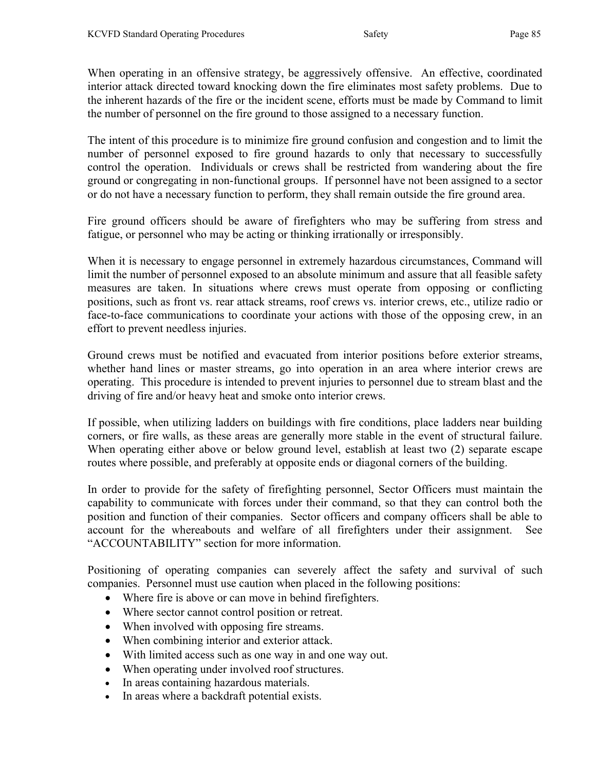When operating in an offensive strategy, be aggressively offensive. An effective, coordinated interior attack directed toward knocking down the fire eliminates most safety problems. Due to the inherent hazards of the fire or the incident scene, efforts must be made by Command to limit the number of personnel on the fire ground to those assigned to a necessary function.

The intent of this procedure is to minimize fire ground confusion and congestion and to limit the number of personnel exposed to fire ground hazards to only that necessary to successfully control the operation. Individuals or crews shall be restricted from wandering about the fire ground or congregating in non-functional groups. If personnel have not been assigned to a sector or do not have a necessary function to perform, they shall remain outside the fire ground area.

Fire ground officers should be aware of firefighters who may be suffering from stress and fatigue, or personnel who may be acting or thinking irrationally or irresponsibly.

When it is necessary to engage personnel in extremely hazardous circumstances, Command will limit the number of personnel exposed to an absolute minimum and assure that all feasible safety measures are taken. In situations where crews must operate from opposing or conflicting positions, such as front vs. rear attack streams, roof crews vs. interior crews, etc., utilize radio or face-to-face communications to coordinate your actions with those of the opposing crew, in an effort to prevent needless injuries.

Ground crews must be notified and evacuated from interior positions before exterior streams, whether hand lines or master streams, go into operation in an area where interior crews are operating. This procedure is intended to prevent injuries to personnel due to stream blast and the driving of fire and/or heavy heat and smoke onto interior crews.

If possible, when utilizing ladders on buildings with fire conditions, place ladders near building corners, or fire walls, as these areas are generally more stable in the event of structural failure. When operating either above or below ground level, establish at least two (2) separate escape routes where possible, and preferably at opposite ends or diagonal corners of the building.

In order to provide for the safety of firefighting personnel, Sector Officers must maintain the capability to communicate with forces under their command, so that they can control both the position and function of their companies. Sector officers and company officers shall be able to account for the whereabouts and welfare of all firefighters under their assignment. See "ACCOUNTABILITY" section for more information.

Positioning of operating companies can severely affect the safety and survival of such companies. Personnel must use caution when placed in the following positions:

- Where fire is above or can move in behind firefighters.
- Where sector cannot control position or retreat.
- When involved with opposing fire streams.
- When combining interior and exterior attack.
- With limited access such as one way in and one way out.
- When operating under involved roof structures.
- In areas containing hazardous materials.
- In areas where a backdraft potential exists.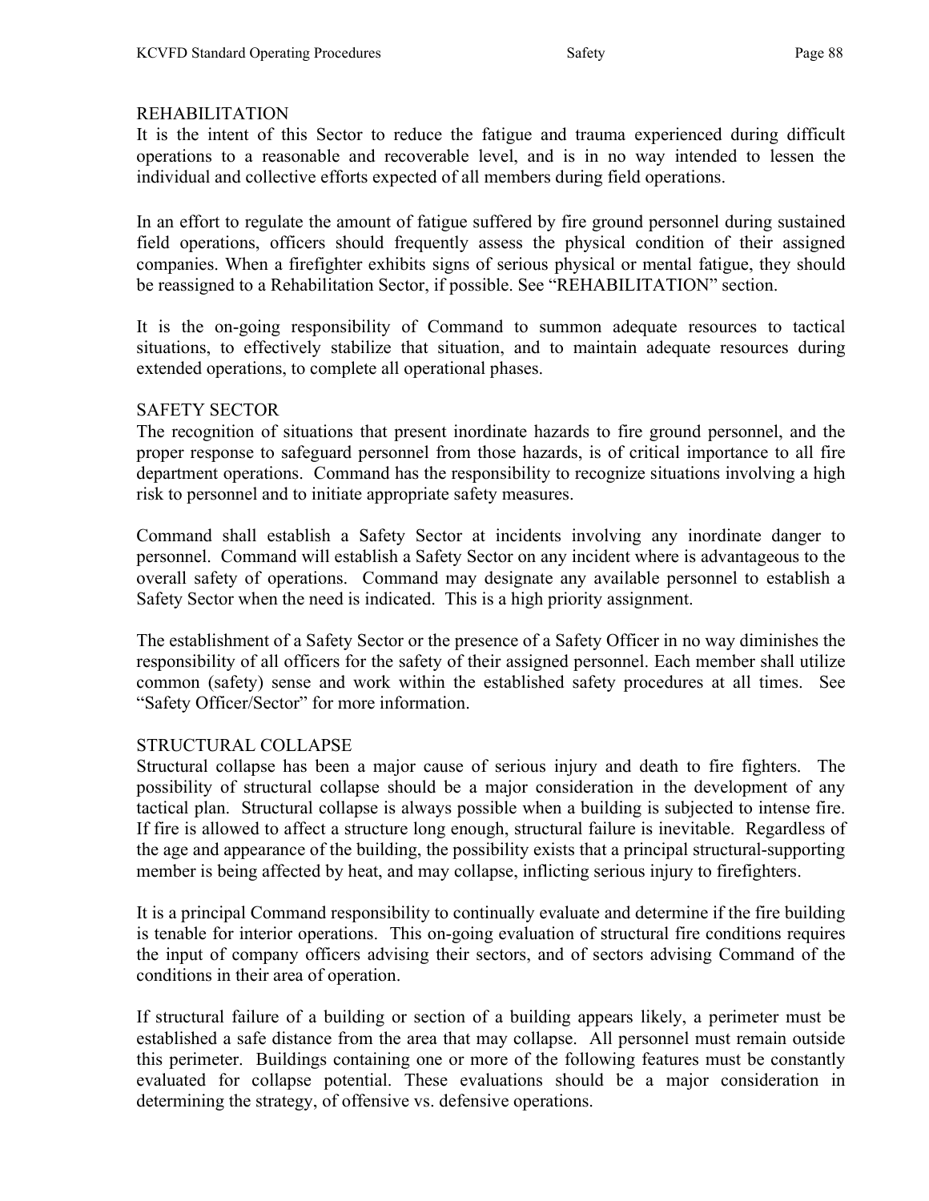## REHABILITATION

It is the intent of this Sector to reduce the fatigue and trauma experienced during difficult operations to a reasonable and recoverable level, and is in no way intended to lessen the individual and collective efforts expected of all members during field operations.

In an effort to regulate the amount of fatigue suffered by fire ground personnel during sustained field operations, officers should frequently assess the physical condition of their assigned companies. When a firefighter exhibits signs of serious physical or mental fatigue, they should be reassigned to a Rehabilitation Sector, if possible. See "REHABILITATION" section.

It is the on-going responsibility of Command to summon adequate resources to tactical situations, to effectively stabilize that situation, and to maintain adequate resources during extended operations, to complete all operational phases.

## SAFETY SECTOR

The recognition of situations that present inordinate hazards to fire ground personnel, and the proper response to safeguard personnel from those hazards, is of critical importance to all fire department operations. Command has the responsibility to recognize situations involving a high risk to personnel and to initiate appropriate safety measures.

Command shall establish a Safety Sector at incidents involving any inordinate danger to personnel. Command will establish a Safety Sector on any incident where is advantageous to the overall safety of operations. Command may designate any available personnel to establish a Safety Sector when the need is indicated. This is a high priority assignment.

The establishment of a Safety Sector or the presence of a Safety Officer in no way diminishes the responsibility of all officers for the safety of their assigned personnel. Each member shall utilize common (safety) sense and work within the established safety procedures at all times. See "Safety Officer/Sector" for more information.

## STRUCTURAL COLLAPSE

Structural collapse has been a major cause of serious injury and death to fire fighters. The possibility of structural collapse should be a major consideration in the development of any tactical plan. Structural collapse is always possible when a building is subjected to intense fire. If fire is allowed to affect a structure long enough, structural failure is inevitable. Regardless of the age and appearance of the building, the possibility exists that a principal structural-supporting member is being affected by heat, and may collapse, inflicting serious injury to firefighters.

It is a principal Command responsibility to continually evaluate and determine if the fire building is tenable for interior operations. This on-going evaluation of structural fire conditions requires the input of company officers advising their sectors, and of sectors advising Command of the conditions in their area of operation.

If structural failure of a building or section of a building appears likely, a perimeter must be established a safe distance from the area that may collapse. All personnel must remain outside this perimeter. Buildings containing one or more of the following features must be constantly evaluated for collapse potential. These evaluations should be a major consideration in determining the strategy, of offensive vs. defensive operations.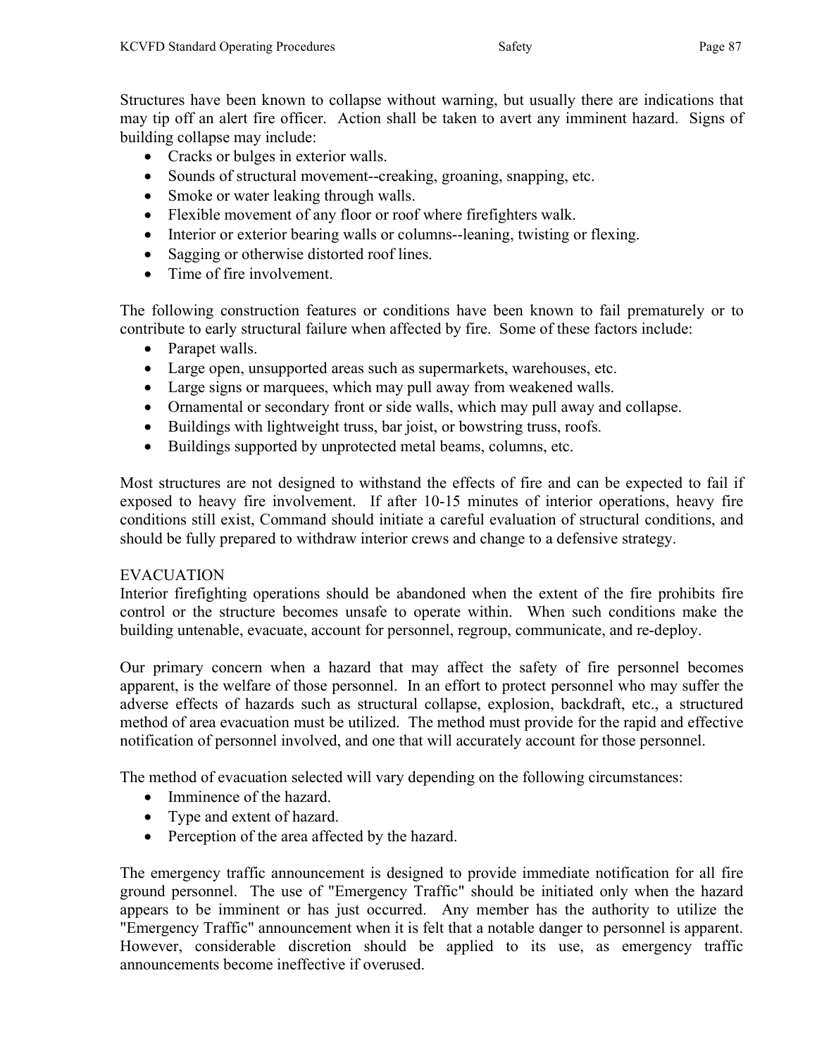Structures have been known to collapse without warning, but usually there are indications that may tip off an alert fire officer. Action shall be taken to avert any imminent hazard. Signs of building collapse may include:

- Cracks or bulges in exterior walls.
- Sounds of structural movement--creaking, groaning, snapping, etc.
- Smoke or water leaking through walls.
- Flexible movement of any floor or roof where firefighters walk.
- Interior or exterior bearing walls or columns--leaning, twisting or flexing.
- Sagging or otherwise distorted roof lines.
- Time of fire involvement.

The following construction features or conditions have been known to fail prematurely or to contribute to early structural failure when affected by fire. Some of these factors include:

- Parapet walls.
- Large open, unsupported areas such as supermarkets, warehouses, etc.
- Large signs or marquees, which may pull away from weakened walls.
- Ornamental or secondary front or side walls, which may pull away and collapse.
- Buildings with lightweight truss, bar joist, or bowstring truss, roofs.
- Buildings supported by unprotected metal beams, columns, etc.

Most structures are not designed to withstand the effects of fire and can be expected to fail if exposed to heavy fire involvement. If after 10-15 minutes of interior operations, heavy fire conditions still exist, Command should initiate a careful evaluation of structural conditions, and should be fully prepared to withdraw interior crews and change to a defensive strategy.

## EVACUATION

Interior firefighting operations should be abandoned when the extent of the fire prohibits fire control or the structure becomes unsafe to operate within. When such conditions make the building untenable, evacuate, account for personnel, regroup, communicate, and re-deploy.

Our primary concern when a hazard that may affect the safety of fire personnel becomes apparent, is the welfare of those personnel. In an effort to protect personnel who may suffer the adverse effects of hazards such as structural collapse, explosion, backdraft, etc., a structured method of area evacuation must be utilized. The method must provide for the rapid and effective notification of personnel involved, and one that will accurately account for those personnel.

The method of evacuation selected will vary depending on the following circumstances:

- Imminence of the hazard.
- Type and extent of hazard.
- Perception of the area affected by the hazard.

The emergency traffic announcement is designed to provide immediate notification for all fire ground personnel. The use of "Emergency Traffic" should be initiated only when the hazard appears to be imminent or has just occurred. Any member has the authority to utilize the "Emergency Traffic" announcement when it is felt that a notable danger to personnel is apparent. However, considerable discretion should be applied to its use, as emergency traffic announcements become ineffective if overused.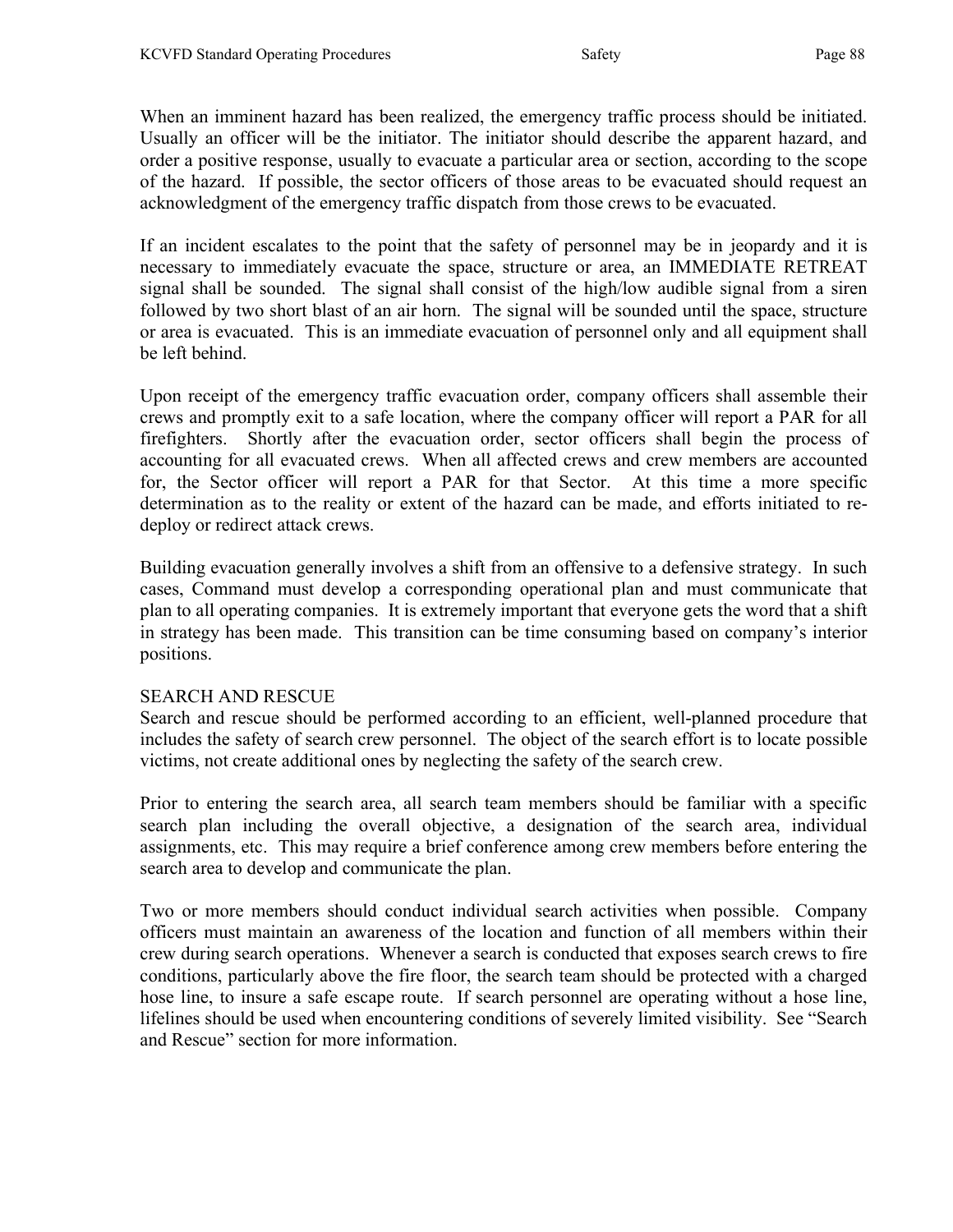When an imminent hazard has been realized, the emergency traffic process should be initiated. Usually an officer will be the initiator. The initiator should describe the apparent hazard, and order a positive response, usually to evacuate a particular area or section, according to the scope of the hazard. If possible, the sector officers of those areas to be evacuated should request an acknowledgment of the emergency traffic dispatch from those crews to be evacuated.

If an incident escalates to the point that the safety of personnel may be in jeopardy and it is necessary to immediately evacuate the space, structure or area, an IMMEDIATE RETREAT signal shall be sounded. The signal shall consist of the high/low audible signal from a siren followed by two short blast of an air horn. The signal will be sounded until the space, structure or area is evacuated. This is an immediate evacuation of personnel only and all equipment shall be left behind.

Upon receipt of the emergency traffic evacuation order, company officers shall assemble their crews and promptly exit to a safe location, where the company officer will report a PAR for all firefighters. Shortly after the evacuation order, sector officers shall begin the process of accounting for all evacuated crews. When all affected crews and crew members are accounted for, the Sector officer will report a PAR for that Sector. At this time a more specific determination as to the reality or extent of the hazard can be made, and efforts initiated to re-deploy or redirect attack crews.

Building evacuation generally involves a shift from an offensive to a defensive strategy. In such cases, Command must develop a corresponding operational plan and must communicate that plan to all operating companies. It is extremely important that everyone gets the word that a shift in strategy has been made. This transition can be time consuming based on company's interior positions.

## SEARCH AND RESCUE

Search and rescue should be performed according to an efficient, well-planned procedure that includes the safety of search crew personnel. The object of the search effort is to locate possible victims, not create additional ones by neglecting the safety of the search crew.

Prior to entering the search area, all search team members should be familiar with a specific search plan including the overall objective, a designation of the search area, individual assignments, etc. This may require a brief conference among crew members before entering the search area to develop and communicate the plan.

Two or more members should conduct individual search activities when possible. Company officers must maintain an awareness of the location and function of all members within their crew during search operations. Whenever a search is conducted that exposes search crews to fire conditions, particularly above the fire floor, the search team should be protected with a charged hose line, to insure a safe escape route. If search personnel are operating without a hose line, lifelines should be used when encountering conditions of severely limited visibility. See "Search and Rescue" section for more information.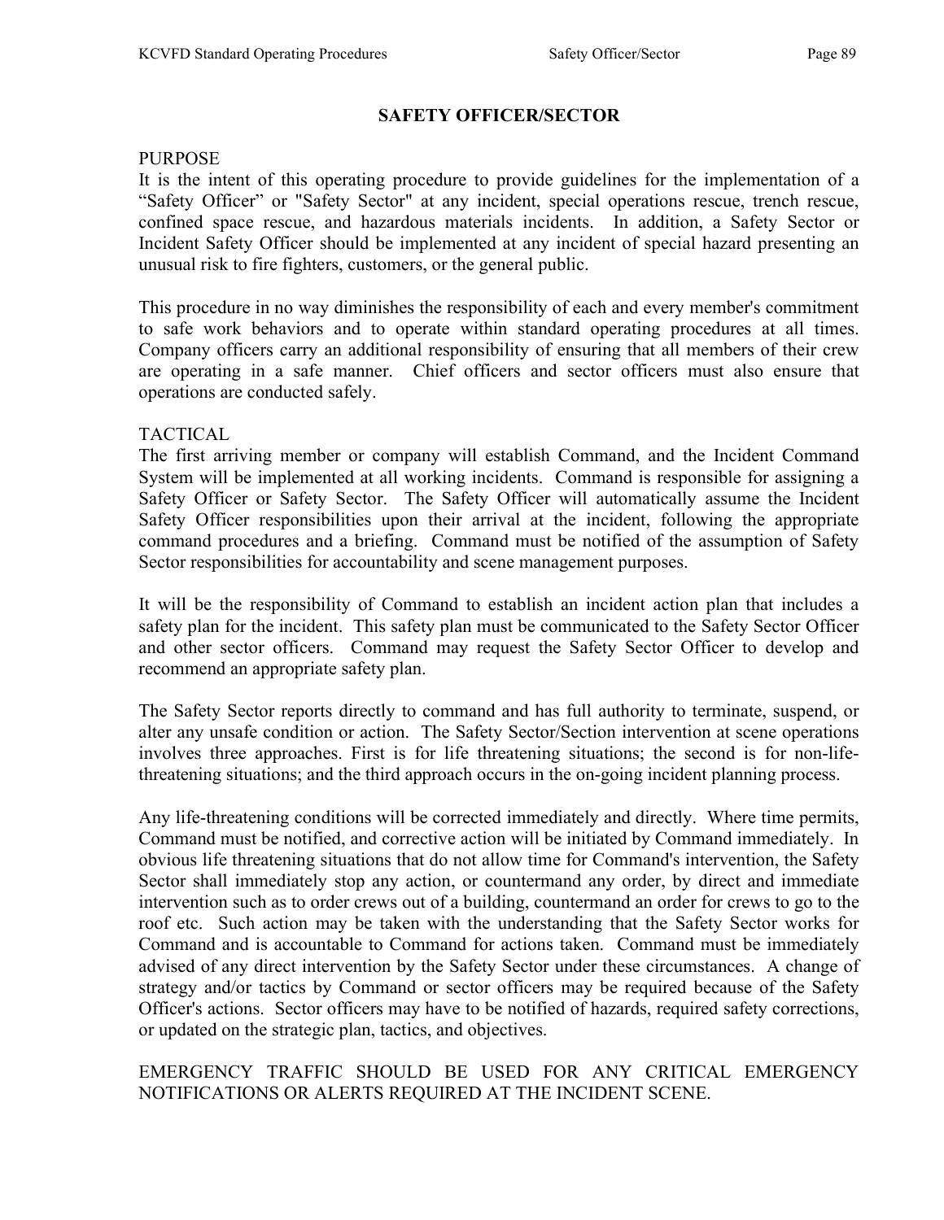# SAFETY OFFICER/SECTOR

## PURPOSE

It is the intent of this operating procedure to provide guidelines for the implementation of a "Safety Officer" or "Safety Sector" at any incident, special operations rescue, trench rescue, confined space rescue, and hazardous materials incidents. In addition, a Safety Sector or Incident Safety Officer should be implemented at any incident of special hazard presenting an unusual risk to fire fighters, customers, or the general public.

This procedure in no way diminishes the responsibility of each and every member's commitment to safe work behaviors and to operate within standard operating procedures at all times. Company officers carry an additional responsibility of ensuring that all members of their crew are operating in a safe manner. Chief officers and sector officers must also ensure that operations are conducted safely.

## TACTICAL

The first arriving member or company will establish Command, and the Incident Command System will be implemented at all working incidents. Command is responsible for assigning a Safety Officer or Safety Sector. The Safety Officer will automatically assume the Incident Safety Officer responsibilities upon their arrival at the incident, following the appropriate command procedures and a briefing. Command must be notified of the assumption of Safety Sector responsibilities for accountability and scene management purposes.

It will be the responsibility of Command to establish an incident action plan that includes a safety plan for the incident. This safety plan must be communicated to the Safety Sector Officer and other sector officers. Command may request the Safety Sector Officer to develop and recommend an appropriate safety plan.

The Safety Sector reports directly to command and has full authority to terminate, suspend, or alter any unsafe condition or action. The Safety Sector/Section intervention at scene operations involves three approaches. First is for life threatening situations; the second is for non-life-threatening situations; and the third approach occurs in the on-going incident planning process.

Any life-threatening conditions will be corrected immediately and directly. Where time permits, Command must be notified, and corrective action will be initiated by Command immediately. In obvious life threatening situations that do not allow time for Command's intervention, the Safety Sector shall immediately stop any action, or countermand any order, by direct and immediate intervention such as to order crews out of a building, countermand an order for crews to go to the roof etc. Such action may be taken with the understanding that the Safety Sector works for Command and is accountable to Command for actions taken. Command must be immediately advised of any direct intervention by the Safety Sector under these circumstances. A change of strategy and/or tactics by Command or sector officers may be required because of the Safety Officer's actions. Sector officers may have to be notified of hazards, required safety corrections, or updated on the strategic plan, tactics, and objectives.

EMERGENCY TRAFFIC SHOULD BE USED FOR ANY CRITICAL EMERGENCY NOTIFICATIONS OR ALERTS REQUIRED AT THE INCIDENT SCENE.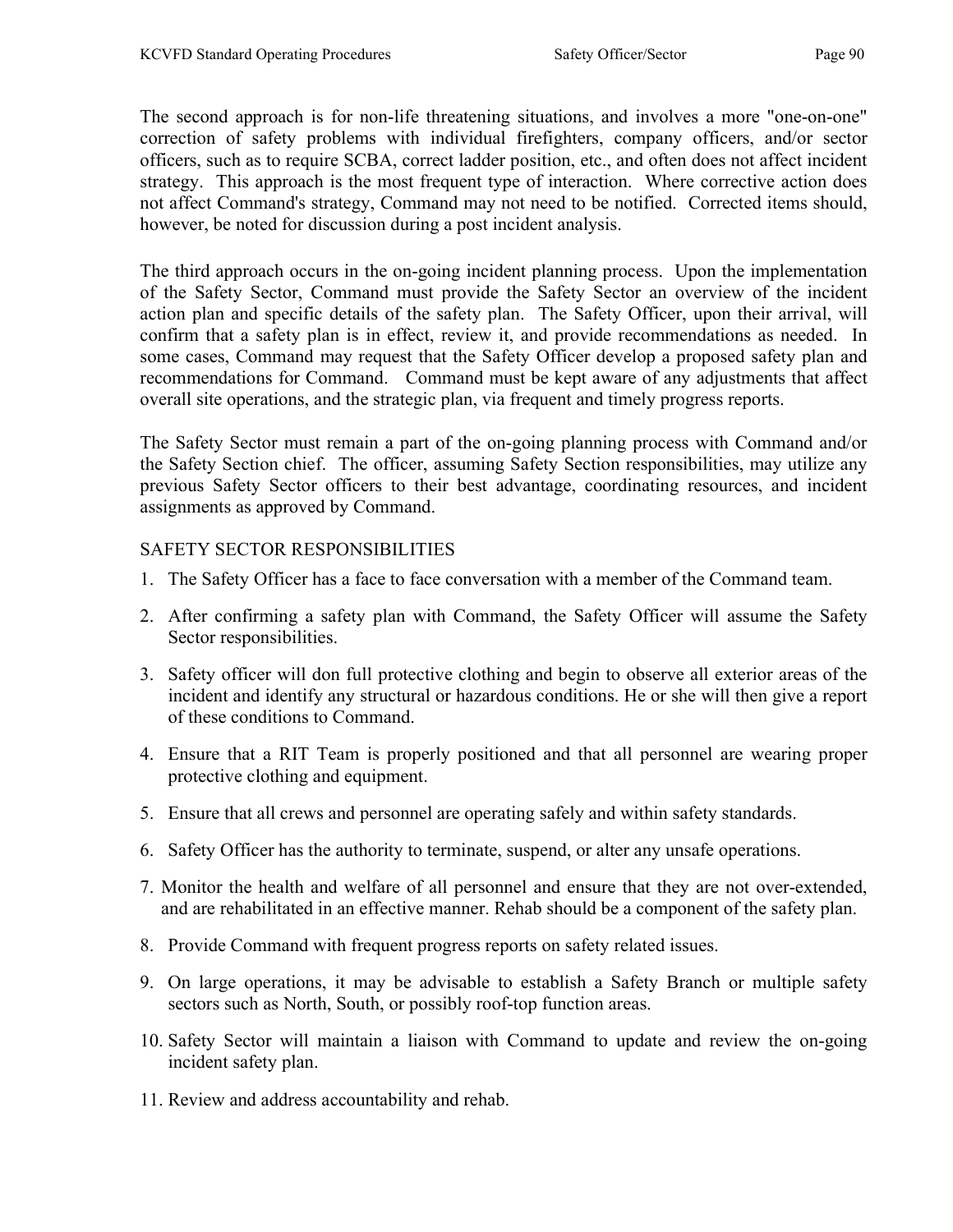The second approach is for non-life threatening situations, and involves a more "one-on-one" correction of safety problems with individual firefighters, company officers, and/or sector officers, such as to require SCBA, correct ladder position, etc., and often does not affect incident strategy. This approach is the most frequent type of interaction. Where corrective action does not affect Command's strategy, Command may not need to be notified. Corrected items should, however, be noted for discussion during a post incident analysis.

The third approach occurs in the on-going incident planning process. Upon the implementation of the Safety Sector, Command must provide the Safety Sector an overview of the incident action plan and specific details of the safety plan. The Safety Officer, upon their arrival, will confirm that a safety plan is in effect, review it, and provide recommendations as needed. In some cases, Command may request that the Safety Officer develop a proposed safety plan and recommendations for Command. Command must be kept aware of any adjustments that affect overall site operations, and the strategic plan, via frequent and timely progress reports.

The Safety Sector must remain a part of the on-going planning process with Command and/or the Safety Section chief. The officer, assuming Safety Section responsibilities, may utilize any previous Safety Sector officers to their best advantage, coordinating resources, and incident assignments as approved by Command.

## SAFETY SECTOR RESPONSIBILITIES

1. The Safety Officer has a face to face conversation with a member of the Command team.
2. After confirming a safety plan with Command, the Safety Officer will assume the Safety Sector responsibilities.
3. Safety officer will don full protective clothing and begin to observe all exterior areas of the incident and identify any structural or hazardous conditions. He or she will then give a report of these conditions to Command.
4. Ensure that a RIT Team is properly positioned and that all personnel are wearing proper protective clothing and equipment.
5. Ensure that all crews and personnel are operating safely and within safety standards.
6. Safety Officer has the authority to terminate, suspend, or alter any unsafe operations.
7. Monitor the health and welfare of all personnel and ensure that they are not over-extended, and are rehabilitated in an effective manner. Rehab should be a component of the safety plan.
8. Provide Command with frequent progress reports on safety related issues.
9. On large operations, it may be advisable to establish a Safety Branch or multiple safety sectors such as North, South, or possibly roof-top function areas.
10. Safety Sector will maintain a liaison with Command to update and review the on-going incident safety plan.
11. Review and address accountability and rehab.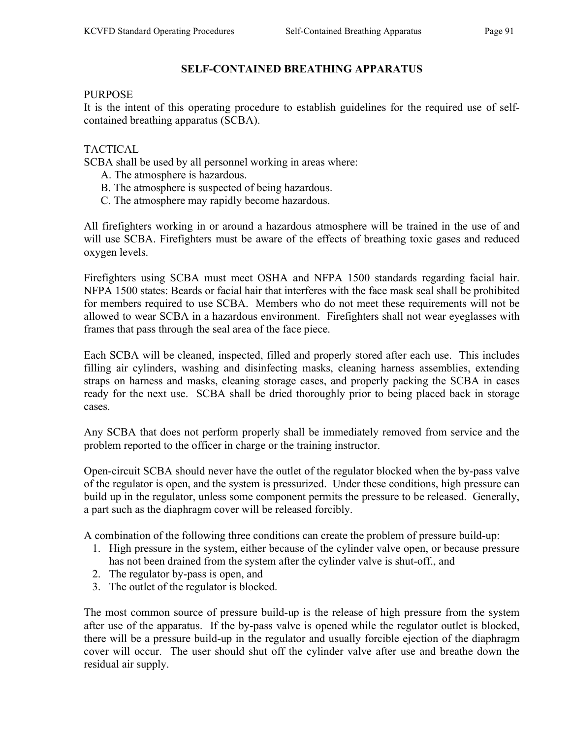# SELF-CONTAINED BREATHING APPARATUS

PURPOSE

It is the intent of this operating procedure to establish guidelines for the required use of self-contained breathing apparatus (SCBA).

TACTICAL

SCBA shall be used by all personnel working in areas where:

A. The atmosphere is hazardous.
B. The atmosphere is suspected of being hazardous.
C. The atmosphere may rapidly become hazardous.

All firefighters working in or around a hazardous atmosphere will be trained in the use of and will use SCBA. Firefighters must be aware of the effects of breathing toxic gases and reduced oxygen levels.

Firefighters using SCBA must meet OSHA and NFPA 1500 standards regarding facial hair. NFPA 1500 states: Beards or facial hair that interferes with the face mask seal shall be prohibited for members required to use SCBA. Members who do not meet these requirements will not be allowed to wear SCBA in a hazardous environment. Firefighters shall not wear eyeglasses with frames that pass through the seal area of the face piece.

Each SCBA will be cleaned, inspected, filled and properly stored after each use. This includes filling air cylinders, washing and disinfecting masks, cleaning harness assemblies, extending straps on harness and masks, cleaning storage cases, and properly packing the SCBA in cases ready for the next use. SCBA shall be dried thoroughly prior to being placed back in storage cases.

Any SCBA that does not perform properly shall be immediately removed from service and the problem reported to the officer in charge or the training instructor.

Open-circuit SCBA should never have the outlet of the regulator blocked when the by-pass valve of the regulator is open, and the system is pressurized. Under these conditions, high pressure can build up in the regulator, unless some component permits the pressure to be released. Generally, a part such as the diaphragm cover will be released forcibly.

A combination of the following three conditions can create the problem of pressure build-up:

1. High pressure in the system, either because of the cylinder valve open, or because pressure has not been drained from the system after the cylinder valve is shut-off., and
2. The regulator by-pass is open, and
3. The outlet of the regulator is blocked.

The most common source of pressure build-up is the release of high pressure from the system after use of the apparatus. If the by-pass valve is opened while the regulator outlet is blocked, there will be a pressure build-up in the regulator and usually forcible ejection of the diaphragm cover will occur. The user should shut off the cylinder valve after use and breathe down the residual air supply.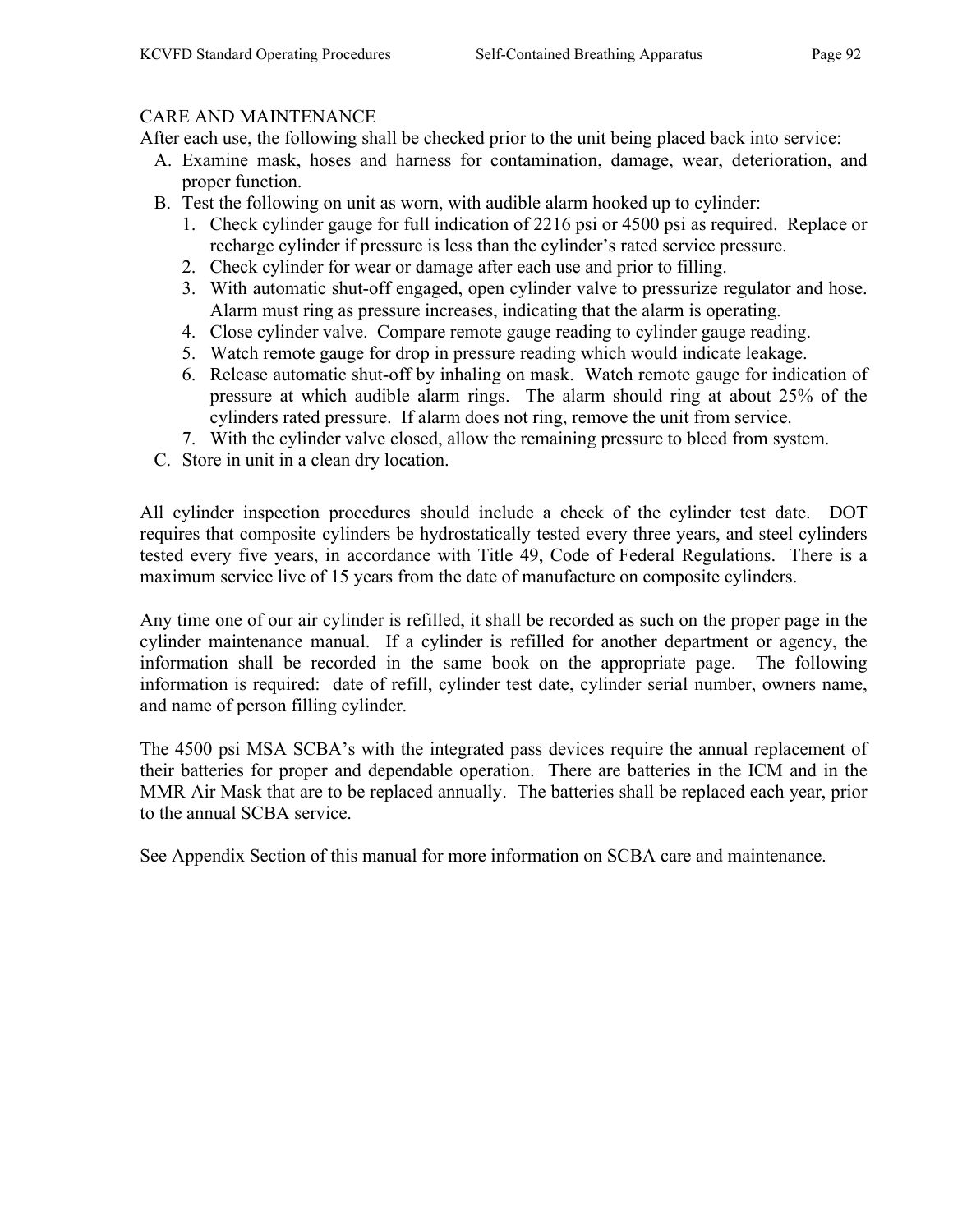## CARE AND MAINTENANCE

After each use, the following shall be checked prior to the unit being placed back into service:

A. Examine mask, hoses and harness for contamination, damage, wear, deterioration, and proper function.
B. Test the following on unit as worn, with audible alarm hooked up to cylinder:
   1. Check cylinder gauge for full indication of 2216 psi or 4500 psi as required. Replace or recharge cylinder if pressure is less than the cylinder's rated service pressure.
   2. Check cylinder for wear or damage after each use and prior to filling.
   3. With automatic shut-off engaged, open cylinder valve to pressurize regulator and hose. Alarm must ring as pressure increases, indicating that the alarm is operating.
   4. Close cylinder valve. Compare remote gauge reading to cylinder gauge reading.
   5. Watch remote gauge for drop in pressure reading which would indicate leakage.
   6. Release automatic shut-off by inhaling on mask. Watch remote gauge for indication of pressure at which audible alarm rings. The alarm should ring at about 25% of the cylinders rated pressure. If alarm does not ring, remove the unit from service.
   7. With the cylinder valve closed, allow the remaining pressure to bleed from system.
C. Store in unit in a clean dry location.

All cylinder inspection procedures should include a check of the cylinder test date. DOT requires that composite cylinders be hydrostatically tested every three years, and steel cylinders tested every five years, in accordance with Title 49, Code of Federal Regulations. There is a maximum service live of 15 years from the date of manufacture on composite cylinders.

Any time one of our air cylinder is refilled, it shall be recorded as such on the proper page in the cylinder maintenance manual. If a cylinder is refilled for another department or agency, the information shall be recorded in the same book on the appropriate page. The following information is required: date of refill, cylinder test date, cylinder serial number, owners name, and name of person filling cylinder.

The 4500 psi MSA SCBA's with the integrated pass devices require the annual replacement of their batteries for proper and dependable operation. There are batteries in the ICM and in the MMR Air Mask that are to be replaced annually. The batteries shall be replaced each year, prior to the annual SCBA service.

See Appendix Section of this manual for more information on SCBA care and maintenance.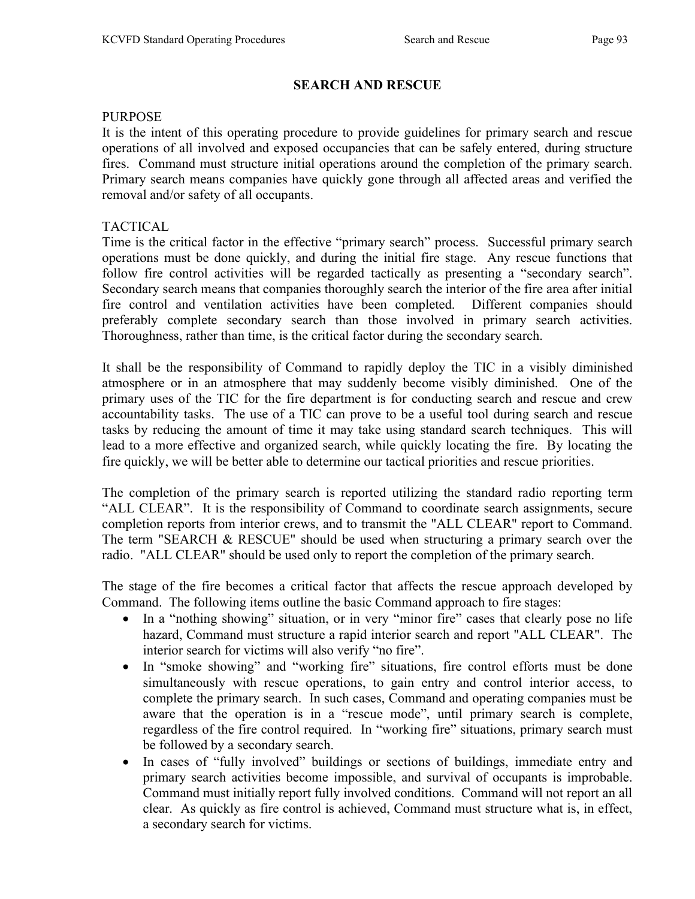# SEARCH AND RESCUE

## PURPOSE

It is the intent of this operating procedure to provide guidelines for primary search and rescue operations of all involved and exposed occupancies that can be safely entered, during structure fires. Command must structure initial operations around the completion of the primary search. Primary search means companies have quickly gone through all affected areas and verified the removal and/or safety of all occupants.

## TACTICAL

Time is the critical factor in the effective "primary search" process. Successful primary search operations must be done quickly, and during the initial fire stage. Any rescue functions that follow fire control activities will be regarded tactically as presenting a "secondary search". Secondary search means that companies thoroughly search the interior of the fire area after initial fire control and ventilation activities have been completed. Different companies should preferably complete secondary search than those involved in primary search activities. Thoroughness, rather than time, is the critical factor during the secondary search.

It shall be the responsibility of Command to rapidly deploy the TIC in a visibly diminished atmosphere or in an atmosphere that may suddenly become visibly diminished. One of the primary uses of the TIC for the fire department is for conducting search and rescue and crew accountability tasks. The use of a TIC can prove to be a useful tool during search and rescue tasks by reducing the amount of time it may take using standard search techniques. This will lead to a more effective and organized search, while quickly locating the fire. By locating the fire quickly, we will be better able to determine our tactical priorities and rescue priorities.

The completion of the primary search is reported utilizing the standard radio reporting term "ALL CLEAR". It is the responsibility of Command to coordinate search assignments, secure completion reports from interior crews, and to transmit the "ALL CLEAR" report to Command. The term "SEARCH & RESCUE" should be used when structuring a primary search over the radio. "ALL CLEAR" should be used only to report the completion of the primary search.

The stage of the fire becomes a critical factor that affects the rescue approach developed by Command. The following items outline the basic Command approach to fire stages:

- In a "nothing showing" situation, or in very "minor fire" cases that clearly pose no life hazard, Command must structure a rapid interior search and report "ALL CLEAR". The interior search for victims will also verify "no fire".
- In "smoke showing" and "working fire" situations, fire control efforts must be done simultaneously with rescue operations, to gain entry and control interior access, to complete the primary search. In such cases, Command and operating companies must be aware that the operation is in a "rescue mode", until primary search is complete, regardless of the fire control required. In "working fire" situations, primary search must be followed by a secondary search.
- In cases of "fully involved" buildings or sections of buildings, immediate entry and primary search activities become impossible, and survival of occupants is improbable. Command must initially report fully involved conditions. Command will not report an all clear. As quickly as fire control is achieved, Command must structure what is, in effect, a secondary search for victims.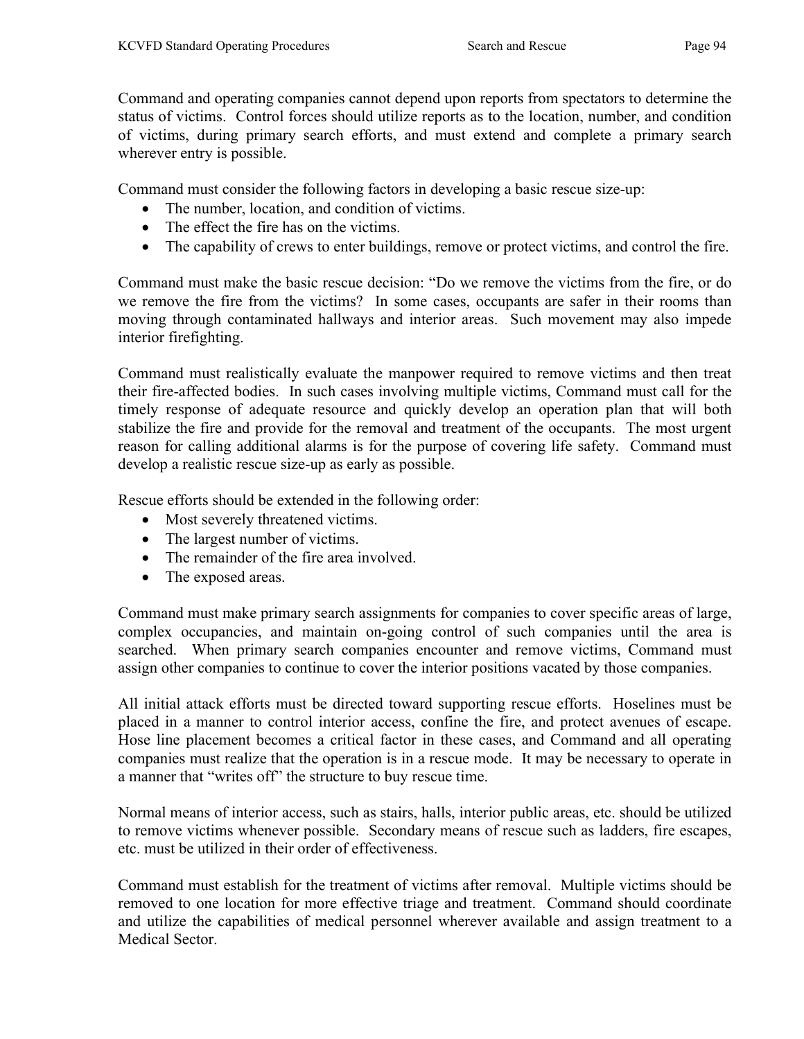Command and operating companies cannot depend upon reports from spectators to determine the status of victims. Control forces should utilize reports as to the location, number, and condition of victims, during primary search efforts, and must extend and complete a primary search wherever entry is possible.

Command must consider the following factors in developing a basic rescue size-up:

- The number, location, and condition of victims.
- The effect the fire has on the victims.
- The capability of crews to enter buildings, remove or protect victims, and control the fire.

Command must make the basic rescue decision: "Do we remove the victims from the fire, or do we remove the fire from the victims? In some cases, occupants are safer in their rooms than moving through contaminated hallways and interior areas. Such movement may also impede interior firefighting.

Command must realistically evaluate the manpower required to remove victims and then treat their fire-affected bodies. In such cases involving multiple victims, Command must call for the timely response of adequate resource and quickly develop an operation plan that will both stabilize the fire and provide for the removal and treatment of the occupants. The most urgent reason for calling additional alarms is for the purpose of covering life safety. Command must develop a realistic rescue size-up as early as possible.

Rescue efforts should be extended in the following order:

- Most severely threatened victims.
- The largest number of victims.
- The remainder of the fire area involved.
- The exposed areas.

Command must make primary search assignments for companies to cover specific areas of large, complex occupancies, and maintain on-going control of such companies until the area is searched. When primary search companies encounter and remove victims, Command must assign other companies to continue to cover the interior positions vacated by those companies.

All initial attack efforts must be directed toward supporting rescue efforts. Hoselines must be placed in a manner to control interior access, confine the fire, and protect avenues of escape. Hose line placement becomes a critical factor in these cases, and Command and all operating companies must realize that the operation is in a rescue mode. It may be necessary to operate in a manner that "writes off" the structure to buy rescue time.

Normal means of interior access, such as stairs, halls, interior public areas, etc. should be utilized to remove victims whenever possible. Secondary means of rescue such as ladders, fire escapes, etc. must be utilized in their order of effectiveness.

Command must establish for the treatment of victims after removal. Multiple victims should be removed to one location for more effective triage and treatment. Command should coordinate and utilize the capabilities of medical personnel wherever available and assign treatment to a Medical Sector.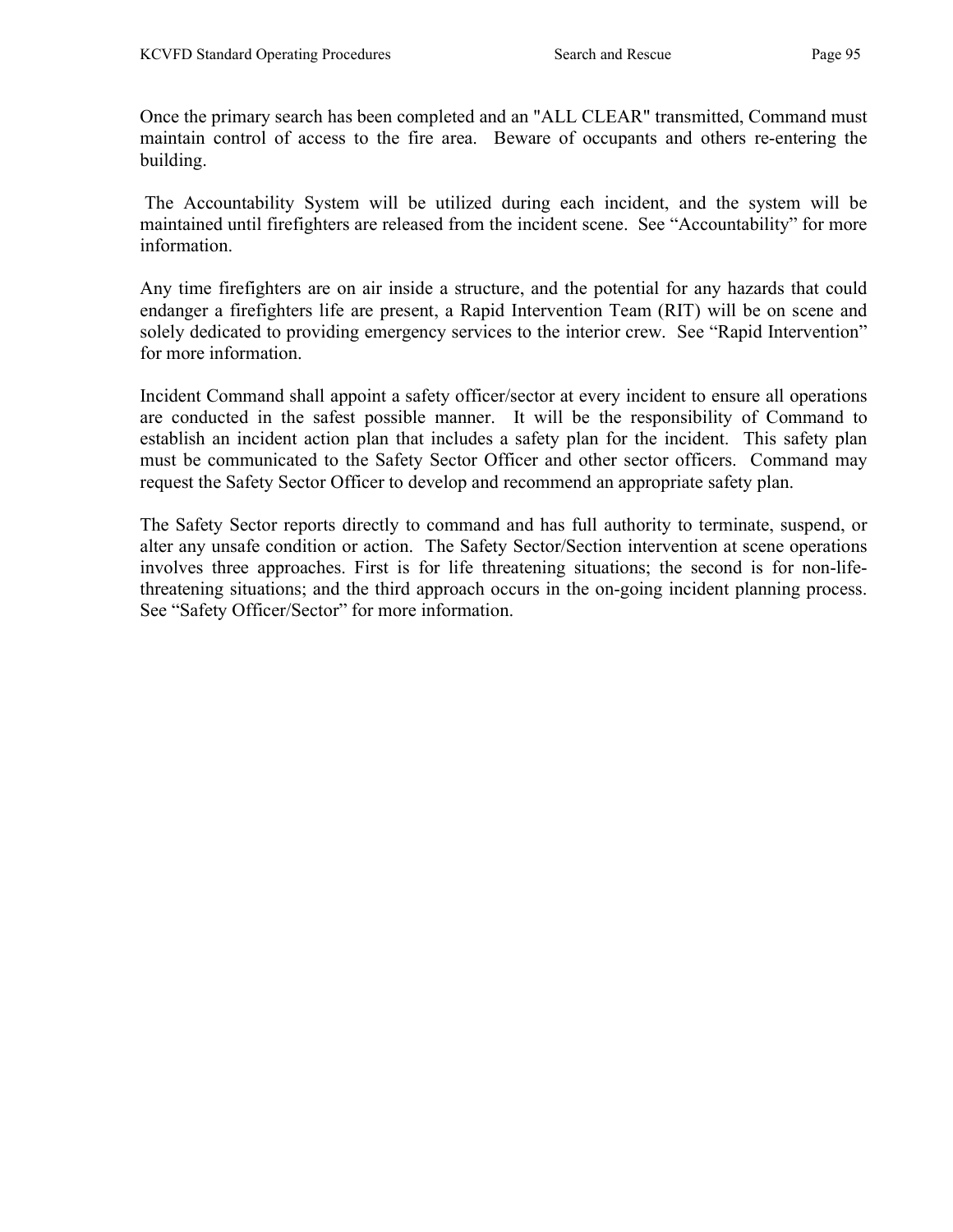Once the primary search has been completed and an "ALL CLEAR" transmitted, Command must maintain control of access to the fire area. Beware of occupants and others re-entering the building.

The Accountability System will be utilized during each incident, and the system will be maintained until firefighters are released from the incident scene. See "Accountability" for more information.

Any time firefighters are on air inside a structure, and the potential for any hazards that could endanger a firefighters life are present, a Rapid Intervention Team (RIT) will be on scene and solely dedicated to providing emergency services to the interior crew. See "Rapid Intervention" for more information.

Incident Command shall appoint a safety officer/sector at every incident to ensure all operations are conducted in the safest possible manner. It will be the responsibility of Command to establish an incident action plan that includes a safety plan for the incident. This safety plan must be communicated to the Safety Sector Officer and other sector officers. Command may request the Safety Sector Officer to develop and recommend an appropriate safety plan.

The Safety Sector reports directly to command and has full authority to terminate, suspend, or alter any unsafe condition or action. The Safety Sector/Section intervention at scene operations involves three approaches. First is for life threatening situations; the second is for non-life-threatening situations; and the third approach occurs in the on-going incident planning process. See "Safety Officer/Sector" for more information.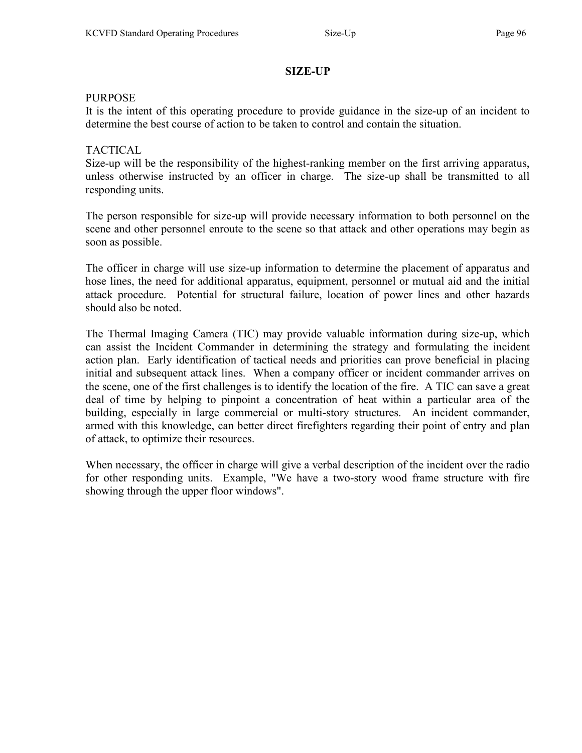# SIZE-UP

PURPOSE

It is the intent of this operating procedure to provide guidance in the size-up of an incident to determine the best course of action to be taken to control and contain the situation.

TACTICAL

Size-up will be the responsibility of the highest-ranking member on the first arriving apparatus, unless otherwise instructed by an officer in charge. The size-up shall be transmitted to all responding units.

The person responsible for size-up will provide necessary information to both personnel on the scene and other personnel enroute to the scene so that attack and other operations may begin as soon as possible.

The officer in charge will use size-up information to determine the placement of apparatus and hose lines, the need for additional apparatus, equipment, personnel or mutual aid and the initial attack procedure. Potential for structural failure, location of power lines and other hazards should also be noted.

The Thermal Imaging Camera (TIC) may provide valuable information during size-up, which can assist the Incident Commander in determining the strategy and formulating the incident action plan. Early identification of tactical needs and priorities can prove beneficial in placing initial and subsequent attack lines. When a company officer or incident commander arrives on the scene, one of the first challenges is to identify the location of the fire. A TIC can save a great deal of time by helping to pinpoint a concentration of heat within a particular area of the building, especially in large commercial or multi-story structures. An incident commander, armed with this knowledge, can better direct firefighters regarding their point of entry and plan of attack, to optimize their resources.

When necessary, the officer in charge will give a verbal description of the incident over the radio for other responding units. Example, "We have a two-story wood frame structure with fire showing through the upper floor windows".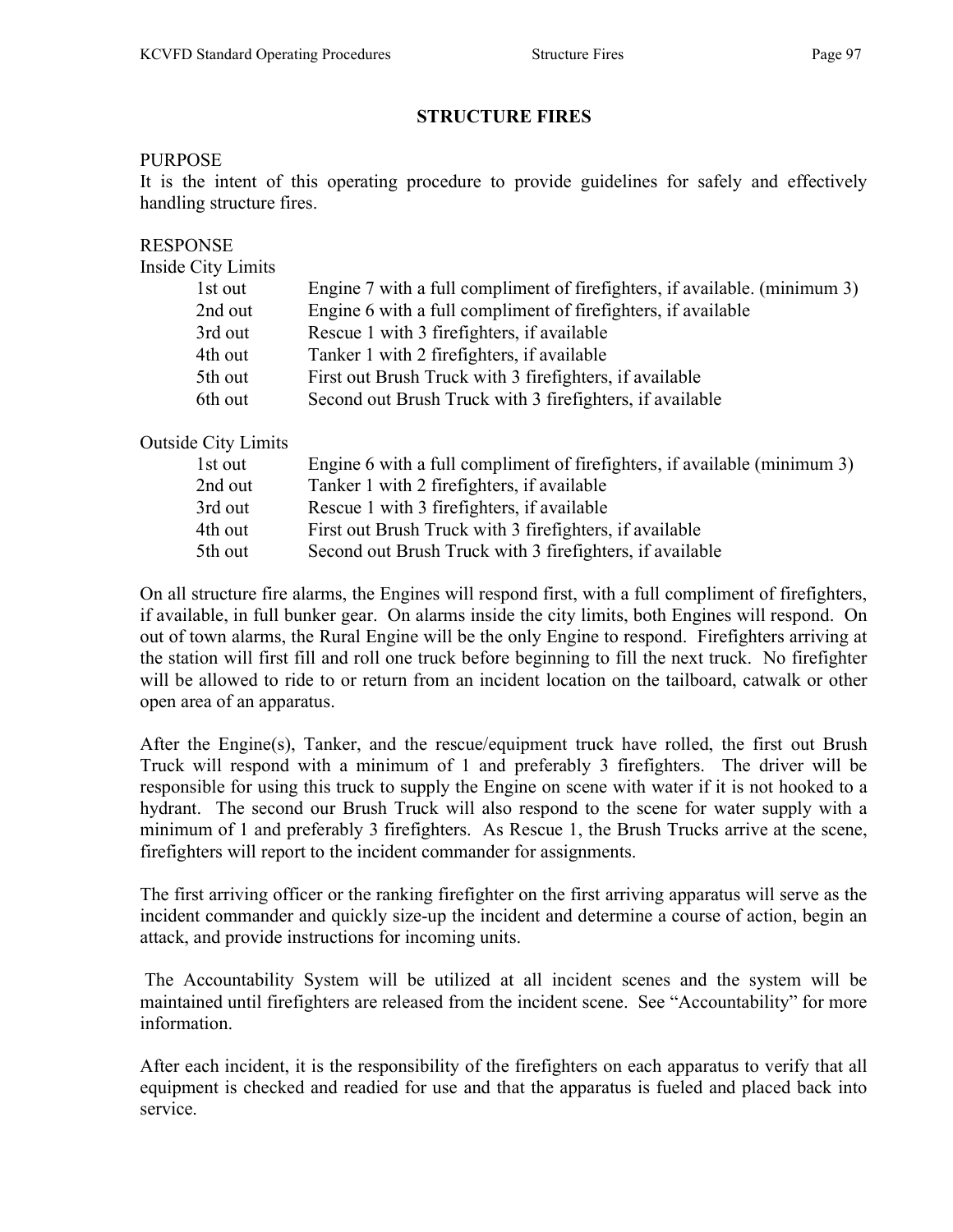# STRUCTURE FIRES

PURPOSE

It is the intent of this operating procedure to provide guidelines for safely and effectively handling structure fires.

RESPONSE

Inside City Limits

| | |
|---|---|
| 1st out | Engine 7 with a full compliment of firefighters, if available. (minimum 3) |
| 2nd out | Engine 6 with a full compliment of firefighters, if available |
| 3rd out | Rescue 1 with 3 firefighters, if available |
| 4th out | Tanker 1 with 2 firefighters, if available |
| 5th out | First out Brush Truck with 3 firefighters, if available |
| 6th out | Second out Brush Truck with 3 firefighters, if available |

Outside City Limits

| | |
|---|---|
| 1st out | Engine 6 with a full compliment of firefighters, if available (minimum 3) |
| 2nd out | Tanker 1 with 2 firefighters, if available |
| 3rd out | Rescue 1 with 3 firefighters, if available |
| 4th out | First out Brush Truck with 3 firefighters, if available |
| 5th out | Second out Brush Truck with 3 firefighters, if available |

On all structure fire alarms, the Engines will respond first, with a full compliment of firefighters, if available, in full bunker gear. On alarms inside the city limits, both Engines will respond. On out of town alarms, the Rural Engine will be the only Engine to respond. Firefighters arriving at the station will first fill and roll one truck before beginning to fill the next truck. No firefighter will be allowed to ride to or return from an incident location on the tailboard, catwalk or other open area of an apparatus.

After the Engine(s), Tanker, and the rescue/equipment truck have rolled, the first out Brush Truck will respond with a minimum of 1 and preferably 3 firefighters. The driver will be responsible for using this truck to supply the Engine on scene with water if it is not hooked to a hydrant. The second our Brush Truck will also respond to the scene for water supply with a minimum of 1 and preferably 3 firefighters. As Rescue 1, the Brush Trucks arrive at the scene, firefighters will report to the incident commander for assignments.

The first arriving officer or the ranking firefighter on the first arriving apparatus will serve as the incident commander and quickly size-up the incident and determine a course of action, begin an attack, and provide instructions for incoming units.

The Accountability System will be utilized at all incident scenes and the system will be maintained until firefighters are released from the incident scene. See "Accountability" for more information.

After each incident, it is the responsibility of the firefighters on each apparatus to verify that all equipment is checked and readied for use and that the apparatus is fueled and placed back into service.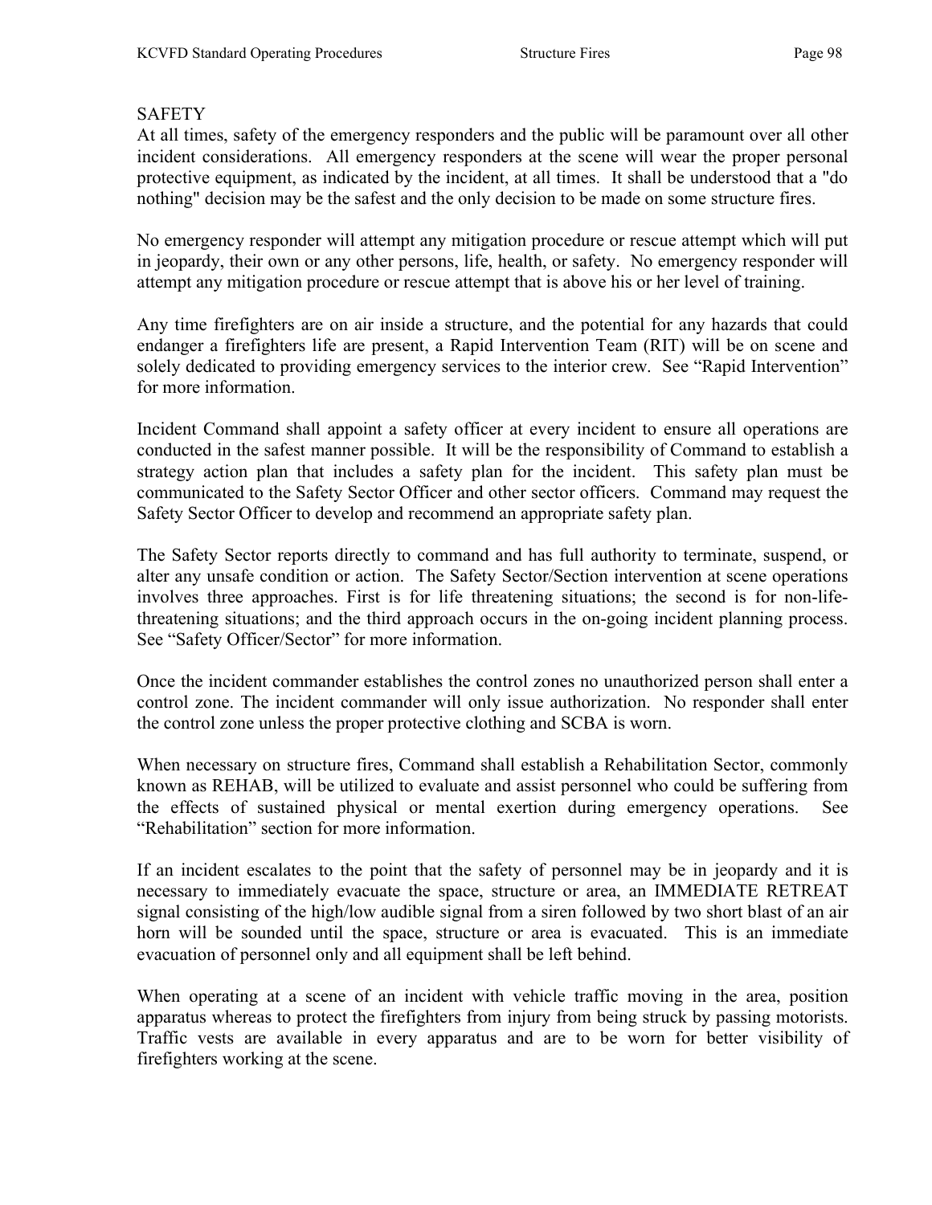## SAFETY

At all times, safety of the emergency responders and the public will be paramount over all other incident considerations. All emergency responders at the scene will wear the proper personal protective equipment, as indicated by the incident, at all times. It shall be understood that a "do nothing" decision may be the safest and the only decision to be made on some structure fires.

No emergency responder will attempt any mitigation procedure or rescue attempt which will put in jeopardy, their own or any other persons, life, health, or safety. No emergency responder will attempt any mitigation procedure or rescue attempt that is above his or her level of training.

Any time firefighters are on air inside a structure, and the potential for any hazards that could endanger a firefighters life are present, a Rapid Intervention Team (RIT) will be on scene and solely dedicated to providing emergency services to the interior crew. See "Rapid Intervention" for more information.

Incident Command shall appoint a safety officer at every incident to ensure all operations are conducted in the safest manner possible. It will be the responsibility of Command to establish a strategy action plan that includes a safety plan for the incident. This safety plan must be communicated to the Safety Sector Officer and other sector officers. Command may request the Safety Sector Officer to develop and recommend an appropriate safety plan.

The Safety Sector reports directly to command and has full authority to terminate, suspend, or alter any unsafe condition or action. The Safety Sector/Section intervention at scene operations involves three approaches. First is for life threatening situations; the second is for non-life-threatening situations; and the third approach occurs in the on-going incident planning process. See "Safety Officer/Sector" for more information.

Once the incident commander establishes the control zones no unauthorized person shall enter a control zone. The incident commander will only issue authorization. No responder shall enter the control zone unless the proper protective clothing and SCBA is worn.

When necessary on structure fires, Command shall establish a Rehabilitation Sector, commonly known as REHAB, will be utilized to evaluate and assist personnel who could be suffering from the effects of sustained physical or mental exertion during emergency operations. See "Rehabilitation" section for more information.

If an incident escalates to the point that the safety of personnel may be in jeopardy and it is necessary to immediately evacuate the space, structure or area, an IMMEDIATE RETREAT signal consisting of the high/low audible signal from a siren followed by two short blast of an air horn will be sounded until the space, structure or area is evacuated. This is an immediate evacuation of personnel only and all equipment shall be left behind.

When operating at a scene of an incident with vehicle traffic moving in the area, position apparatus whereas to protect the firefighters from injury from being struck by passing motorists. Traffic vests are available in every apparatus and are to be worn for better visibility of firefighters working at the scene.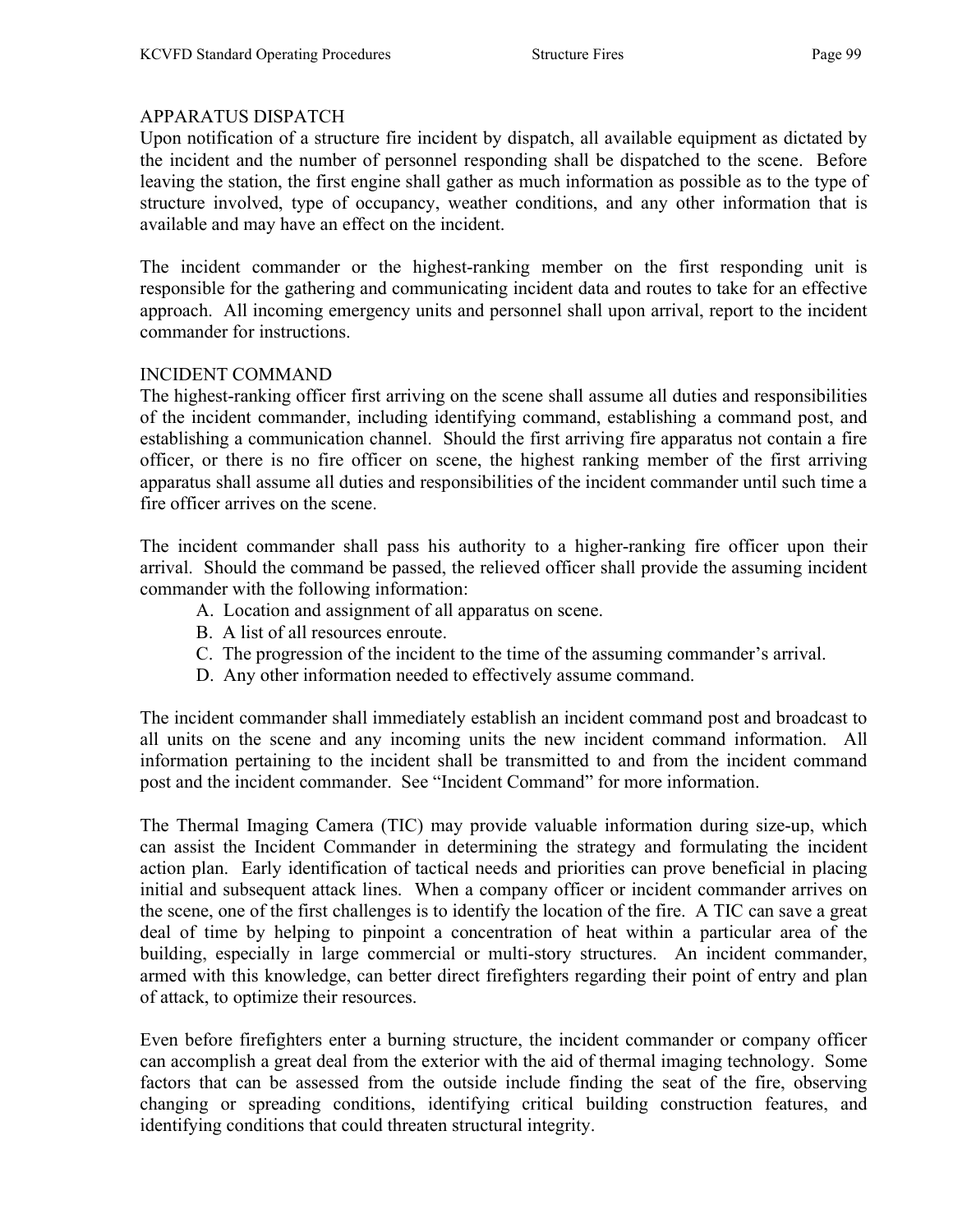## APPARATUS DISPATCH

Upon notification of a structure fire incident by dispatch, all available equipment as dictated by the incident and the number of personnel responding shall be dispatched to the scene. Before leaving the station, the first engine shall gather as much information as possible as to the type of structure involved, type of occupancy, weather conditions, and any other information that is available and may have an effect on the incident.

The incident commander or the highest-ranking member on the first responding unit is responsible for the gathering and communicating incident data and routes to take for an effective approach. All incoming emergency units and personnel shall upon arrival, report to the incident commander for instructions.

## INCIDENT COMMAND

The highest-ranking officer first arriving on the scene shall assume all duties and responsibilities of the incident commander, including identifying command, establishing a command post, and establishing a communication channel. Should the first arriving fire apparatus not contain a fire officer, or there is no fire officer on scene, the highest ranking member of the first arriving apparatus shall assume all duties and responsibilities of the incident commander until such time a fire officer arrives on the scene.

The incident commander shall pass his authority to a higher-ranking fire officer upon their arrival. Should the command be passed, the relieved officer shall provide the assuming incident commander with the following information:

A. Location and assignment of all apparatus on scene.
B. A list of all resources enroute.
C. The progression of the incident to the time of the assuming commander's arrival.
D. Any other information needed to effectively assume command.

The incident commander shall immediately establish an incident command post and broadcast to all units on the scene and any incoming units the new incident command information. All information pertaining to the incident shall be transmitted to and from the incident command post and the incident commander. See "Incident Command" for more information.

The Thermal Imaging Camera (TIC) may provide valuable information during size-up, which can assist the Incident Commander in determining the strategy and formulating the incident action plan. Early identification of tactical needs and priorities can prove beneficial in placing initial and subsequent attack lines. When a company officer or incident commander arrives on the scene, one of the first challenges is to identify the location of the fire. A TIC can save a great deal of time by helping to pinpoint a concentration of heat within a particular area of the building, especially in large commercial or multi-story structures. An incident commander, armed with this knowledge, can better direct firefighters regarding their point of entry and plan of attack, to optimize their resources.

Even before firefighters enter a burning structure, the incident commander or company officer can accomplish a great deal from the exterior with the aid of thermal imaging technology. Some factors that can be assessed from the outside include finding the seat of the fire, observing changing or spreading conditions, identifying critical building construction features, and identifying conditions that could threaten structural integrity.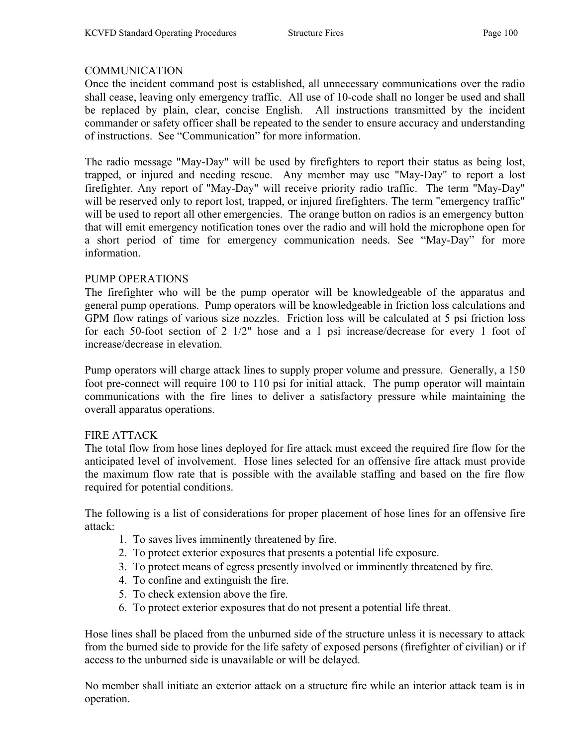## COMMUNICATION

Once the incident command post is established, all unnecessary communications over the radio shall cease, leaving only emergency traffic. All use of 10-code shall no longer be used and shall be replaced by plain, clear, concise English. All instructions transmitted by the incident commander or safety officer shall be repeated to the sender to ensure accuracy and understanding of instructions. See "Communication" for more information.

The radio message "May-Day" will be used by firefighters to report their status as being lost, trapped, or injured and needing rescue. Any member may use "May-Day" to report a lost firefighter. Any report of "May-Day" will receive priority radio traffic. The term "May-Day" will be reserved only to report lost, trapped, or injured firefighters. The term "emergency traffic" will be used to report all other emergencies. The orange button on radios is an emergency button that will emit emergency notification tones over the radio and will hold the microphone open for a short period of time for emergency communication needs. See "May-Day" for more information.

## PUMP OPERATIONS

The firefighter who will be the pump operator will be knowledgeable of the apparatus and general pump operations. Pump operators will be knowledgeable in friction loss calculations and GPM flow ratings of various size nozzles. Friction loss will be calculated at 5 psi friction loss for each 50-foot section of 2 1/2" hose and a 1 psi increase/decrease for every 1 foot of increase/decrease in elevation.

Pump operators will charge attack lines to supply proper volume and pressure. Generally, a 150 foot pre-connect will require 100 to 110 psi for initial attack. The pump operator will maintain communications with the fire lines to deliver a satisfactory pressure while maintaining the overall apparatus operations.

## FIRE ATTACK

The total flow from hose lines deployed for fire attack must exceed the required fire flow for the anticipated level of involvement. Hose lines selected for an offensive fire attack must provide the maximum flow rate that is possible with the available staffing and based on the fire flow required for potential conditions.

The following is a list of considerations for proper placement of hose lines for an offensive fire attack:

1. To saves lives imminently threatened by fire.
2. To protect exterior exposures that presents a potential life exposure.
3. To protect means of egress presently involved or imminently threatened by fire.
4. To confine and extinguish the fire.
5. To check extension above the fire.
6. To protect exterior exposures that do not present a potential life threat.

Hose lines shall be placed from the unburned side of the structure unless it is necessary to attack from the burned side to provide for the life safety of exposed persons (firefighter of civilian) or if access to the unburned side is unavailable or will be delayed.

No member shall initiate an exterior attack on a structure fire while an interior attack team is in operation.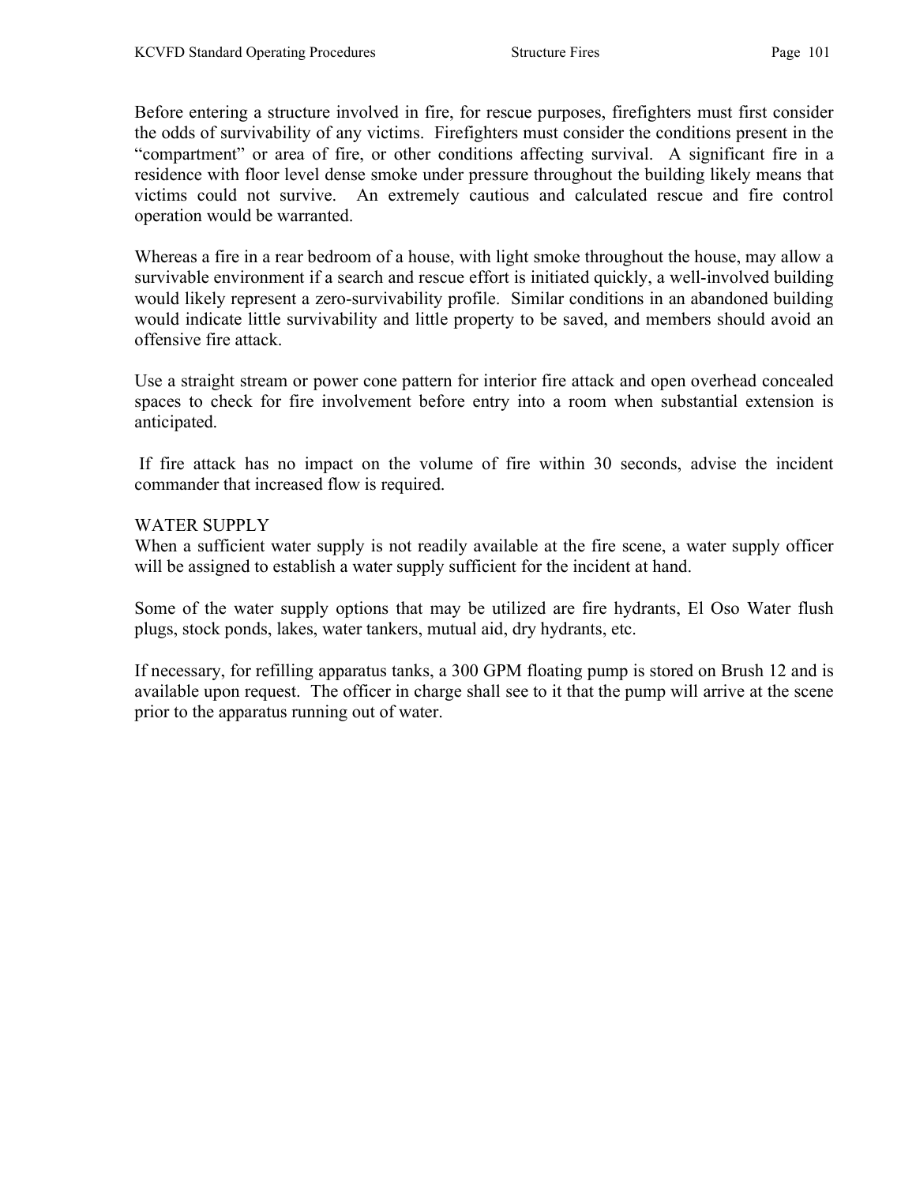Before entering a structure involved in fire, for rescue purposes, firefighters must first consider the odds of survivability of any victims. Firefighters must consider the conditions present in the "compartment" or area of fire, or other conditions affecting survival. A significant fire in a residence with floor level dense smoke under pressure throughout the building likely means that victims could not survive. An extremely cautious and calculated rescue and fire control operation would be warranted.

Whereas a fire in a rear bedroom of a house, with light smoke throughout the house, may allow a survivable environment if a search and rescue effort is initiated quickly, a well-involved building would likely represent a zero-survivability profile. Similar conditions in an abandoned building would indicate little survivability and little property to be saved, and members should avoid an offensive fire attack.

Use a straight stream or power cone pattern for interior fire attack and open overhead concealed spaces to check for fire involvement before entry into a room when substantial extension is anticipated.

If fire attack has no impact on the volume of fire within 30 seconds, advise the incident commander that increased flow is required.

WATER SUPPLY

When a sufficient water supply is not readily available at the fire scene, a water supply officer will be assigned to establish a water supply sufficient for the incident at hand.

Some of the water supply options that may be utilized are fire hydrants, El Oso Water flush plugs, stock ponds, lakes, water tankers, mutual aid, dry hydrants, etc.

If necessary, for refilling apparatus tanks, a 300 GPM floating pump is stored on Brush 12 and is available upon request. The officer in charge shall see to it that the pump will arrive at the scene prior to the apparatus running out of water.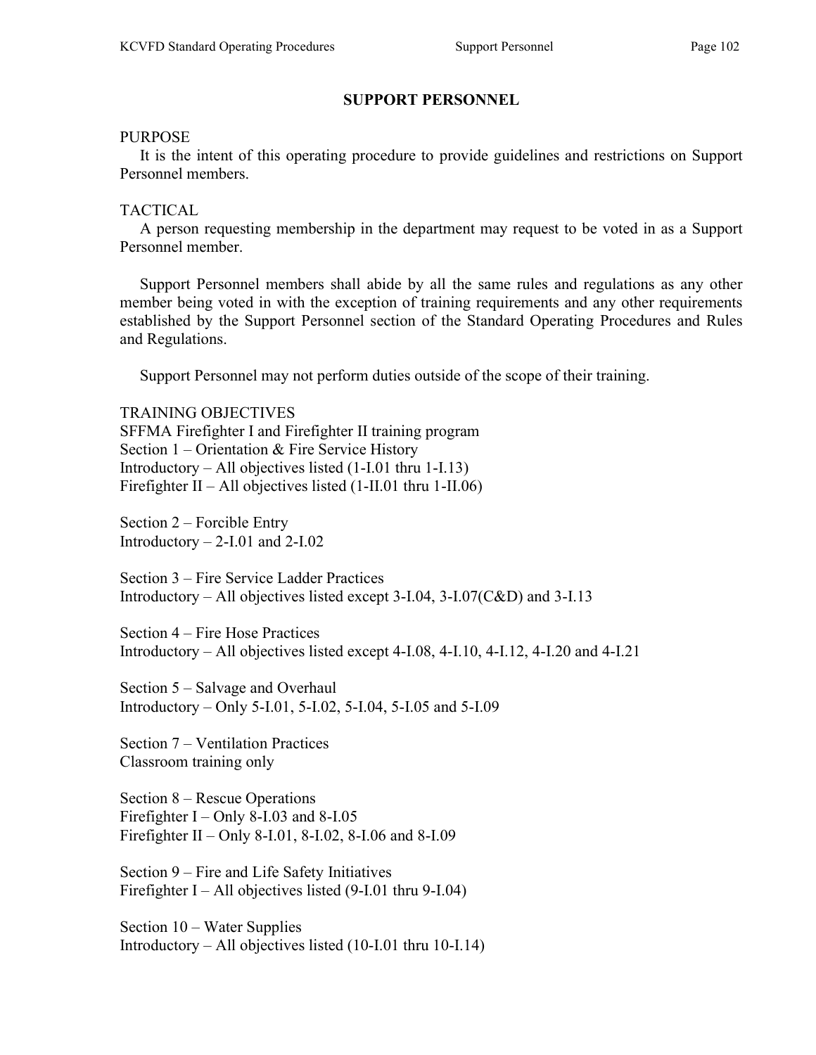# SUPPORT PERSONNEL

PURPOSE

It is the intent of this operating procedure to provide guidelines and restrictions on Support Personnel members.

TACTICAL

A person requesting membership in the department may request to be voted in as a Support Personnel member.

Support Personnel members shall abide by all the same rules and regulations as any other member being voted in with the exception of training requirements and any other requirements established by the Support Personnel section of the Standard Operating Procedures and Rules and Regulations.

Support Personnel may not perform duties outside of the scope of their training.

TRAINING OBJECTIVES

SFFMA Firefighter I and Firefighter II training program
Section 1 – Orientation & Fire Service History
Introductory – All objectives listed (1-I.01 thru 1-I.13)
Firefighter II – All objectives listed (1-II.01 thru 1-II.06)

Section 2 – Forcible Entry
Introductory – 2-I.01 and 2-I.02

Section 3 – Fire Service Ladder Practices
Introductory – All objectives listed except 3-I.04, 3-I.07(C&D) and 3-I.13

Section 4 – Fire Hose Practices
Introductory – All objectives listed except 4-I.08, 4-I.10, 4-I.12, 4-I.20 and 4-I.21

Section 5 – Salvage and Overhaul
Introductory – Only 5-I.01, 5-I.02, 5-I.04, 5-I.05 and 5-I.09

Section 7 – Ventilation Practices
Classroom training only

Section 8 – Rescue Operations
Firefighter I – Only 8-I.03 and 8-I.05
Firefighter II – Only 8-I.01, 8-I.02, 8-I.06 and 8-I.09

Section 9 – Fire and Life Safety Initiatives
Firefighter I – All objectives listed (9-I.01 thru 9-I.04)

Section 10 – Water Supplies
Introductory – All objectives listed (10-I.01 thru 10-I.14)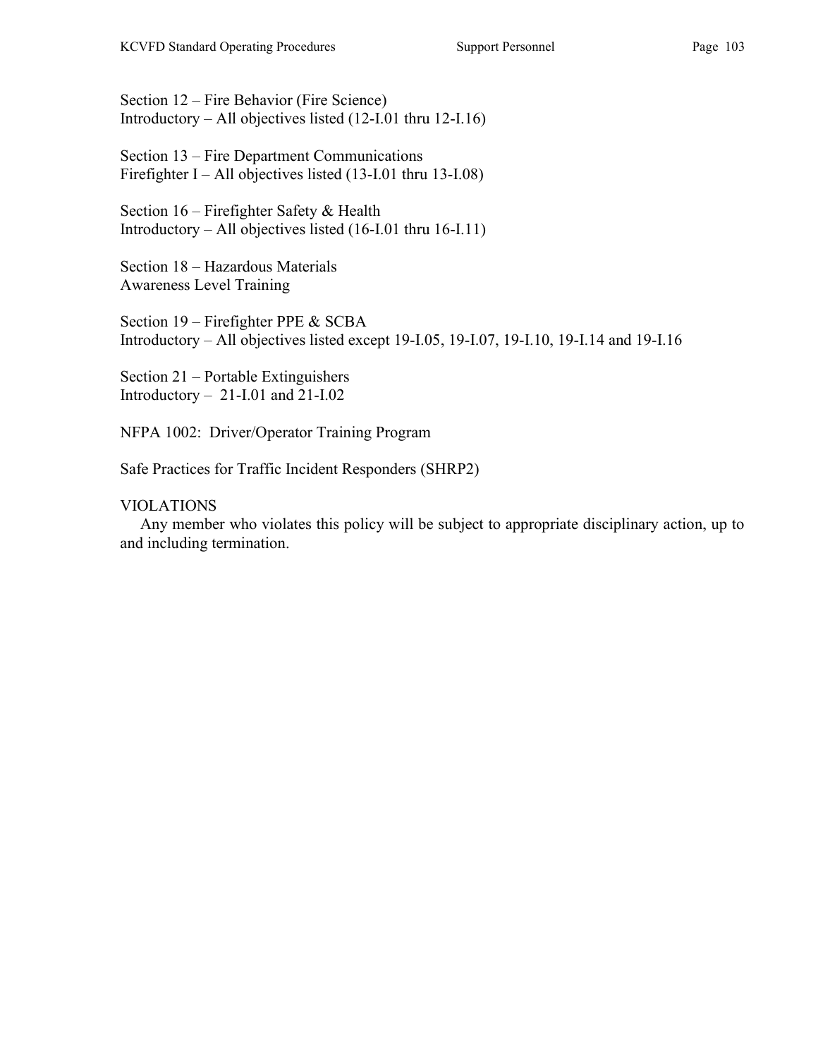Section 12 – Fire Behavior (Fire Science)
Introductory – All objectives listed (12-I.01 thru 12-I.16)

Section 13 – Fire Department Communications
Firefighter I – All objectives listed (13-I.01 thru 13-I.08)

Section 16 – Firefighter Safety & Health
Introductory – All objectives listed (16-I.01 thru 16-I.11)

Section 18 – Hazardous Materials
Awareness Level Training

Section 19 – Firefighter PPE & SCBA
Introductory – All objectives listed except 19-I.05, 19-I.07, 19-I.10, 19-I.14 and 19-I.16

Section 21 – Portable Extinguishers
Introductory – 21-I.01 and 21-I.02

NFPA 1002: Driver/Operator Training Program

Safe Practices for Traffic Incident Responders (SHRP2)

VIOLATIONS

Any member who violates this policy will be subject to appropriate disciplinary action, up to and including termination.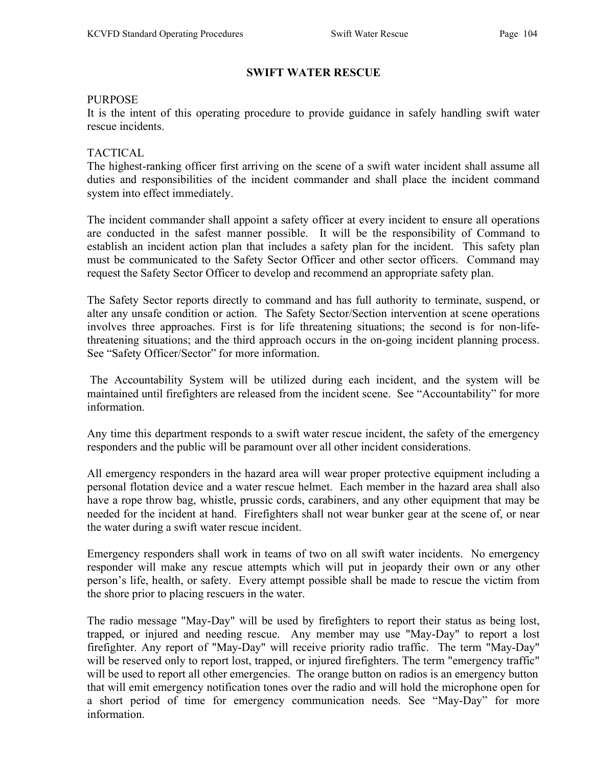# SWIFT WATER RESCUE

PURPOSE

It is the intent of this operating procedure to provide guidance in safely handling swift water rescue incidents.

TACTICAL

The highest-ranking officer first arriving on the scene of a swift water incident shall assume all duties and responsibilities of the incident commander and shall place the incident command system into effect immediately.

The incident commander shall appoint a safety officer at every incident to ensure all operations are conducted in the safest manner possible. It will be the responsibility of Command to establish an incident action plan that includes a safety plan for the incident. This safety plan must be communicated to the Safety Sector Officer and other sector officers. Command may request the Safety Sector Officer to develop and recommend an appropriate safety plan.

The Safety Sector reports directly to command and has full authority to terminate, suspend, or alter any unsafe condition or action. The Safety Sector/Section intervention at scene operations involves three approaches. First is for life threatening situations; the second is for non-life-threatening situations; and the third approach occurs in the on-going incident planning process. See "Safety Officer/Sector" for more information.

The Accountability System will be utilized during each incident, and the system will be maintained until firefighters are released from the incident scene. See "Accountability" for more information.

Any time this department responds to a swift water rescue incident, the safety of the emergency responders and the public will be paramount over all other incident considerations.

All emergency responders in the hazard area will wear proper protective equipment including a personal flotation device and a water rescue helmet. Each member in the hazard area shall also have a rope throw bag, whistle, prussic cords, carabiners, and any other equipment that may be needed for the incident at hand. Firefighters shall not wear bunker gear at the scene of, or near the water during a swift water rescue incident.

Emergency responders shall work in teams of two on all swift water incidents. No emergency responder will make any rescue attempts which will put in jeopardy their own or any other person's life, health, or safety. Every attempt possible shall be made to rescue the victim from the shore prior to placing rescuers in the water.

The radio message "May-Day" will be used by firefighters to report their status as being lost, trapped, or injured and needing rescue. Any member may use "May-Day" to report a lost firefighter. Any report of "May-Day" will receive priority radio traffic. The term "May-Day" will be reserved only to report lost, trapped, or injured firefighters. The term "emergency traffic" will be used to report all other emergencies. The orange button on radios is an emergency button that will emit emergency notification tones over the radio and will hold the microphone open for a short period of time for emergency communication needs. See "May-Day" for more information.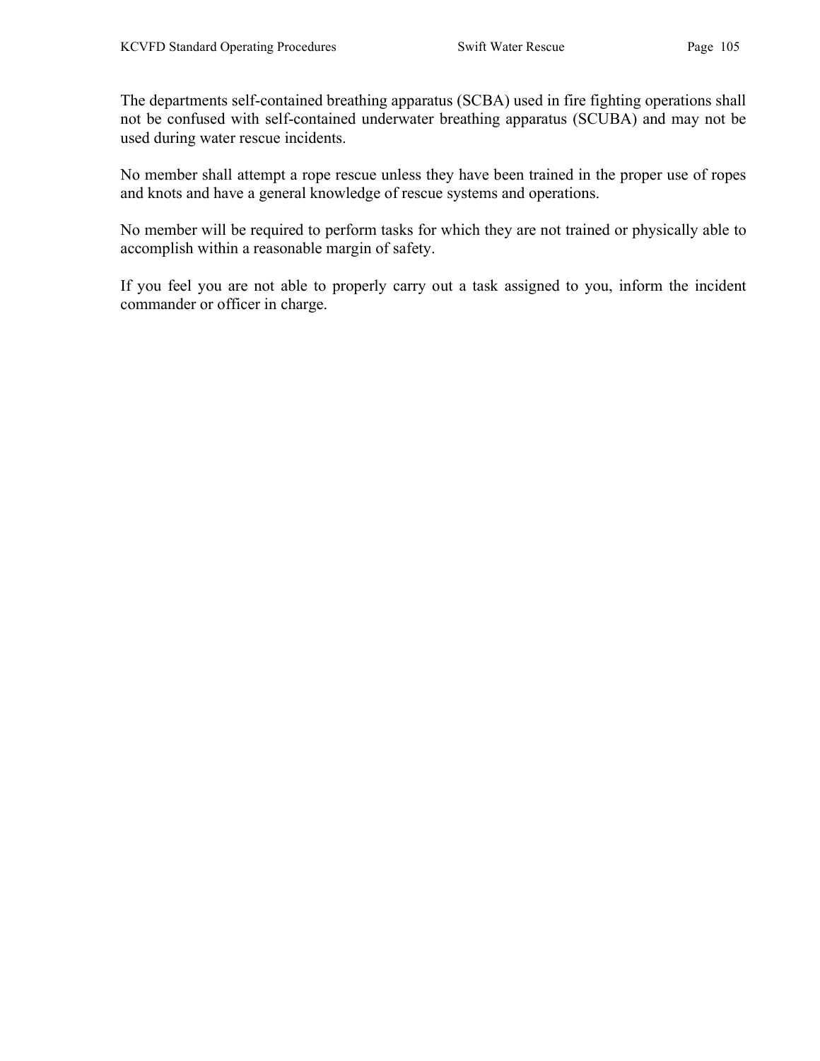The departments self-contained breathing apparatus (SCBA) used in fire fighting operations shall not be confused with self-contained underwater breathing apparatus (SCUBA) and may not be used during water rescue incidents.

No member shall attempt a rope rescue unless they have been trained in the proper use of ropes and knots and have a general knowledge of rescue systems and operations.

No member will be required to perform tasks for which they are not trained or physically able to accomplish within a reasonable margin of safety.

If you feel you are not able to properly carry out a task assigned to you, inform the incident commander or officer in charge.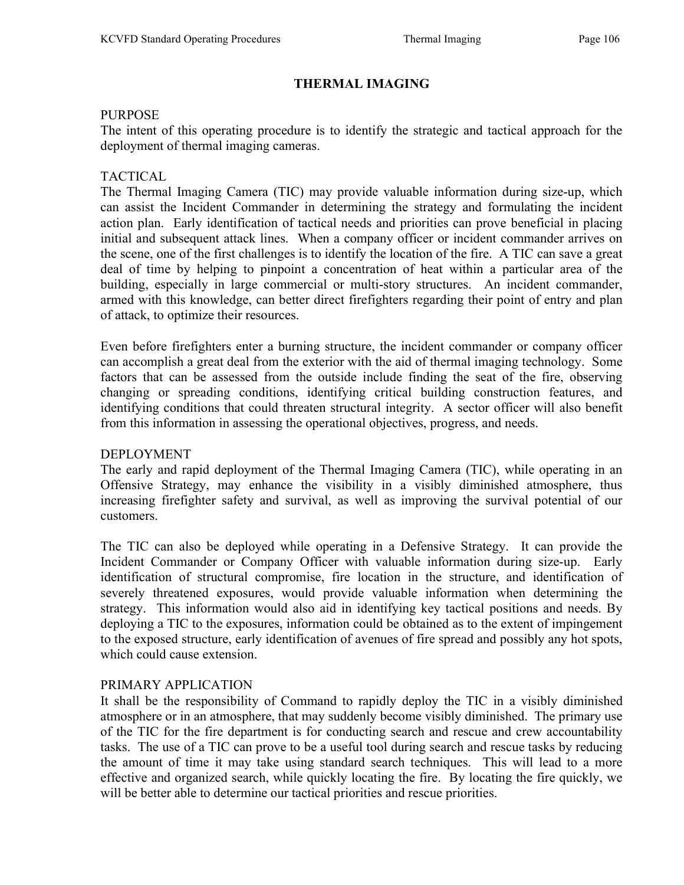# THERMAL IMAGING

## PURPOSE

The intent of this operating procedure is to identify the strategic and tactical approach for the deployment of thermal imaging cameras.

## TACTICAL

The Thermal Imaging Camera (TIC) may provide valuable information during size-up, which can assist the Incident Commander in determining the strategy and formulating the incident action plan. Early identification of tactical needs and priorities can prove beneficial in placing initial and subsequent attack lines. When a company officer or incident commander arrives on the scene, one of the first challenges is to identify the location of the fire. A TIC can save a great deal of time by helping to pinpoint a concentration of heat within a particular area of the building, especially in large commercial or multi-story structures. An incident commander, armed with this knowledge, can better direct firefighters regarding their point of entry and plan of attack, to optimize their resources.

Even before firefighters enter a burning structure, the incident commander or company officer can accomplish a great deal from the exterior with the aid of thermal imaging technology. Some factors that can be assessed from the outside include finding the seat of the fire, observing changing or spreading conditions, identifying critical building construction features, and identifying conditions that could threaten structural integrity. A sector officer will also benefit from this information in assessing the operational objectives, progress, and needs.

## DEPLOYMENT

The early and rapid deployment of the Thermal Imaging Camera (TIC), while operating in an Offensive Strategy, may enhance the visibility in a visibly diminished atmosphere, thus increasing firefighter safety and survival, as well as improving the survival potential of our customers.

The TIC can also be deployed while operating in a Defensive Strategy. It can provide the Incident Commander or Company Officer with valuable information during size-up. Early identification of structural compromise, fire location in the structure, and identification of severely threatened exposures, would provide valuable information when determining the strategy. This information would also aid in identifying key tactical positions and needs. By deploying a TIC to the exposures, information could be obtained as to the extent of impingement to the exposed structure, early identification of avenues of fire spread and possibly any hot spots, which could cause extension.

## PRIMARY APPLICATION

It shall be the responsibility of Command to rapidly deploy the TIC in a visibly diminished atmosphere or in an atmosphere, that may suddenly become visibly diminished. The primary use of the TIC for the fire department is for conducting search and rescue and crew accountability tasks. The use of a TIC can prove to be a useful tool during search and rescue tasks by reducing the amount of time it may take using standard search techniques. This will lead to a more effective and organized search, while quickly locating the fire. By locating the fire quickly, we will be better able to determine our tactical priorities and rescue priorities.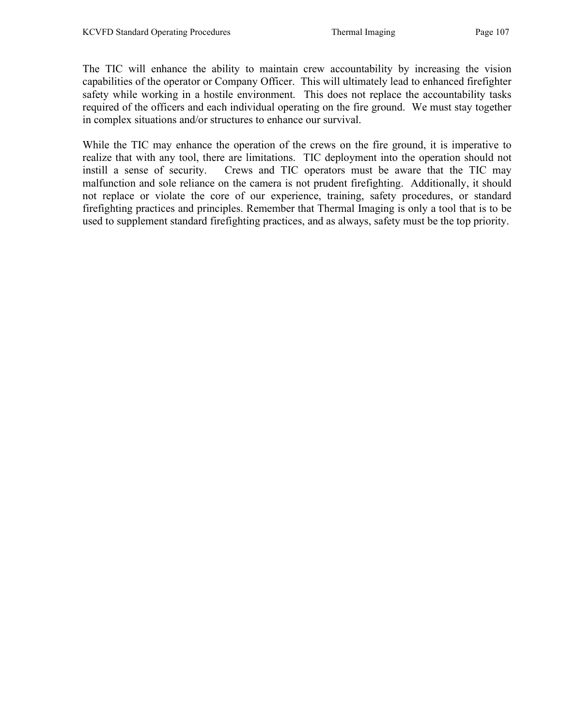The TIC will enhance the ability to maintain crew accountability by increasing the vision capabilities of the operator or Company Officer. This will ultimately lead to enhanced firefighter safety while working in a hostile environment. This does not replace the accountability tasks required of the officers and each individual operating on the fire ground. We must stay together in complex situations and/or structures to enhance our survival.

While the TIC may enhance the operation of the crews on the fire ground, it is imperative to realize that with any tool, there are limitations. TIC deployment into the operation should not instill a sense of security. Crews and TIC operators must be aware that the TIC may malfunction and sole reliance on the camera is not prudent firefighting. Additionally, it should not replace or violate the core of our experience, training, safety procedures, or standard firefighting practices and principles. Remember that Thermal Imaging is only a tool that is to be used to supplement standard firefighting practices, and as always, safety must be the top priority.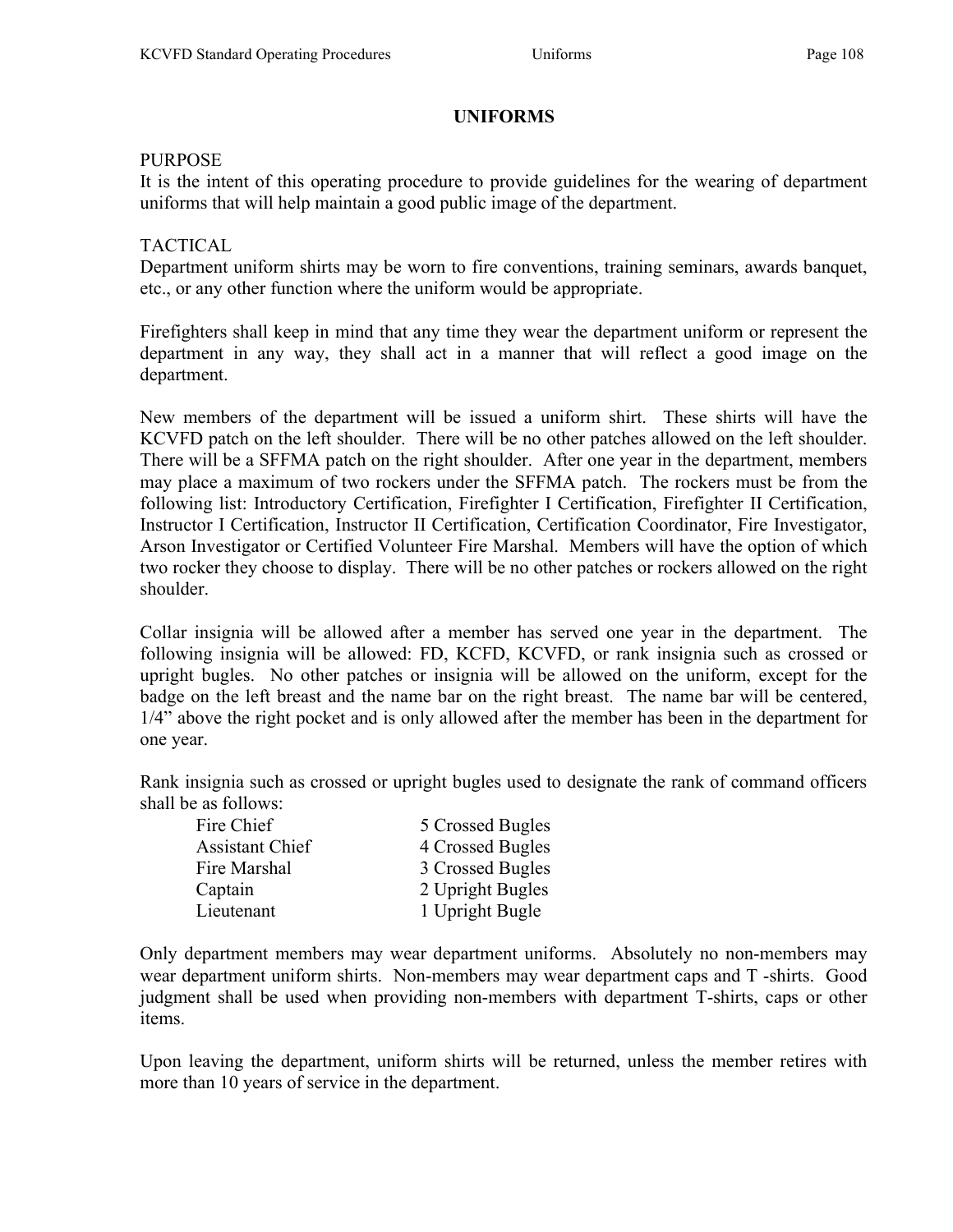# UNIFORMS

PURPOSE
It is the intent of this operating procedure to provide guidelines for the wearing of department uniforms that will help maintain a good public image of the department.

TACTICAL
Department uniform shirts may be worn to fire conventions, training seminars, awards banquet, etc., or any other function where the uniform would be appropriate.

Firefighters shall keep in mind that any time they wear the department uniform or represent the department in any way, they shall act in a manner that will reflect a good image on the department.

New members of the department will be issued a uniform shirt. These shirts will have the KCVFD patch on the left shoulder. There will be no other patches allowed on the left shoulder. There will be a SFFMA patch on the right shoulder. After one year in the department, members may place a maximum of two rockers under the SFFMA patch. The rockers must be from the following list: Introductory Certification, Firefighter I Certification, Firefighter II Certification, Instructor I Certification, Instructor II Certification, Certification Coordinator, Fire Investigator, Arson Investigator or Certified Volunteer Fire Marshal. Members will have the option of which two rocker they choose to display. There will be no other patches or rockers allowed on the right shoulder.

Collar insignia will be allowed after a member has served one year in the department. The following insignia will be allowed: FD, KCFD, KCVFD, or rank insignia such as crossed or upright bugles. No other patches or insignia will be allowed on the uniform, except for the badge on the left breast and the name bar on the right breast. The name bar will be centered, 1/4" above the right pocket and is only allowed after the member has been in the department for one year.

Rank insignia such as crossed or upright bugles used to designate the rank of command officers shall be as follows:

| | |
|---|---|
| Fire Chief | 5 Crossed Bugles |
| Assistant Chief | 4 Crossed Bugles |
| Fire Marshal | 3 Crossed Bugles |
| Captain | 2 Upright Bugles |
| Lieutenant | 1 Upright Bugle |

Only department members may wear department uniforms. Absolutely no non-members may wear department uniform shirts. Non-members may wear department caps and T -shirts. Good judgment shall be used when providing non-members with department T-shirts, caps or other items.

Upon leaving the department, uniform shirts will be returned, unless the member retires with more than 10 years of service in the department.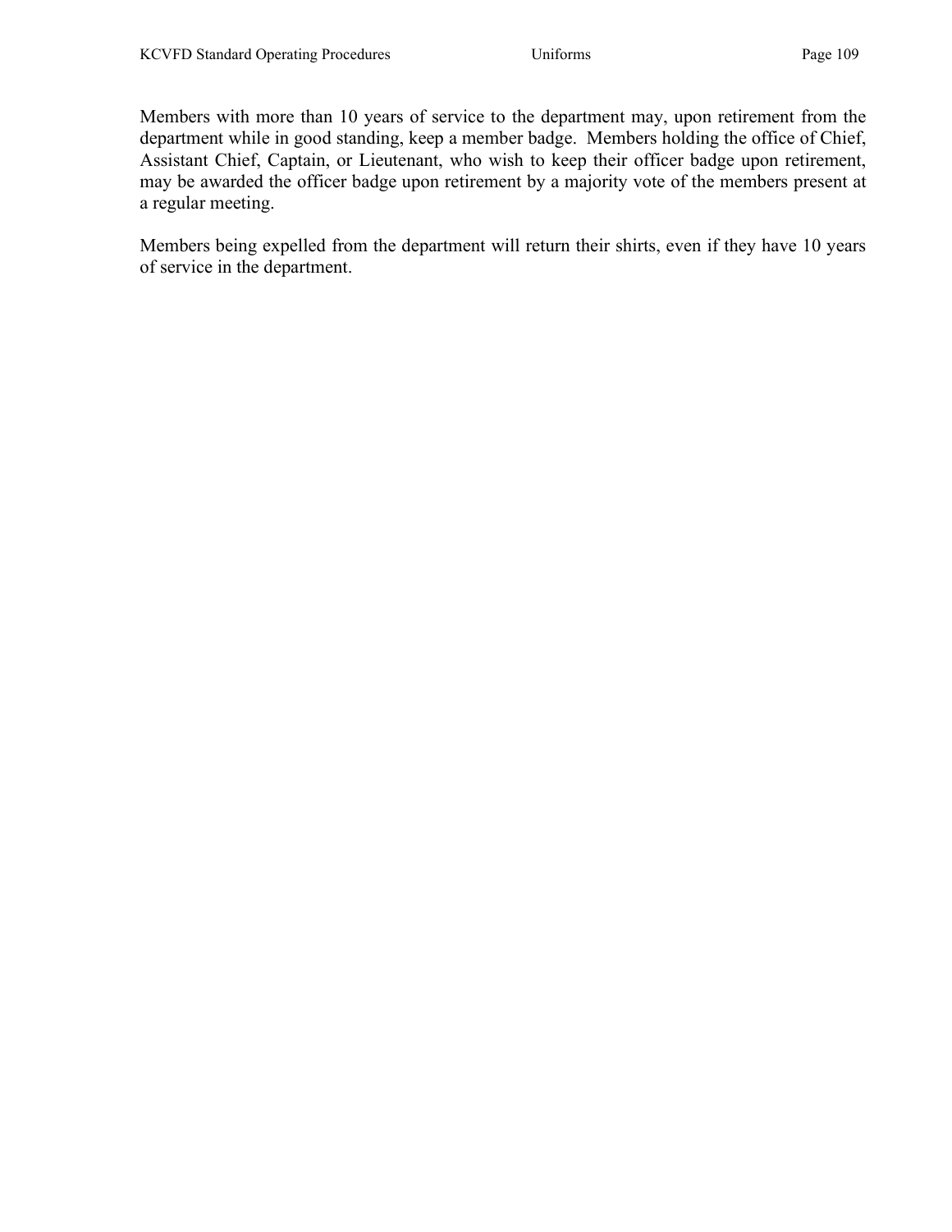Members with more than 10 years of service to the department may, upon retirement from the department while in good standing, keep a member badge. Members holding the office of Chief, Assistant Chief, Captain, or Lieutenant, who wish to keep their officer badge upon retirement, may be awarded the officer badge upon retirement by a majority vote of the members present at a regular meeting.

Members being expelled from the department will return their shirts, even if they have 10 years of service in the department.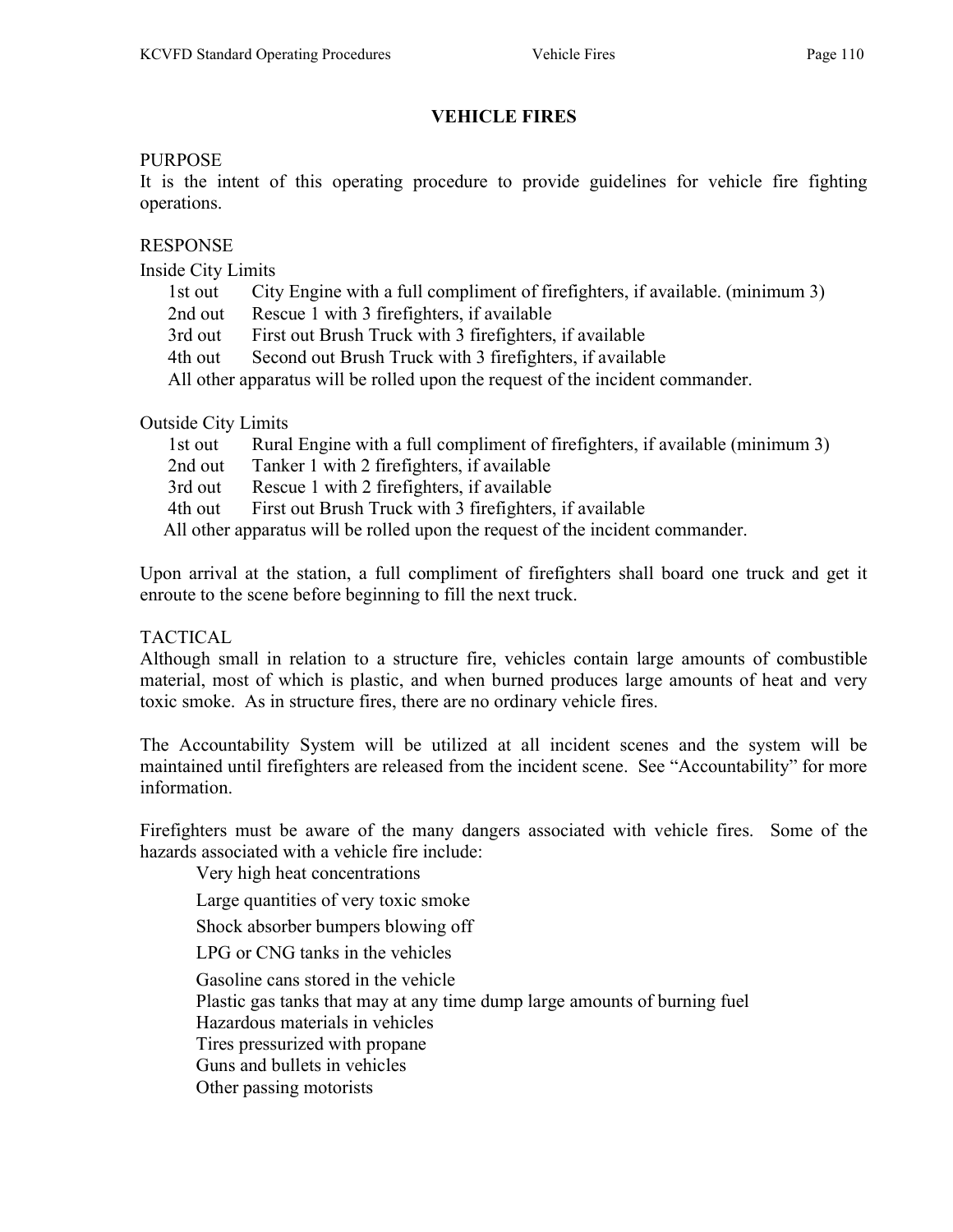# VEHICLE FIRES

PURPOSE

It is the intent of this operating procedure to provide guidelines for vehicle fire fighting operations.

RESPONSE

Inside City Limits

- 1st out City Engine with a full compliment of firefighters, if available. (minimum 3)
- 2nd out Rescue 1 with 3 firefighters, if available
- 3rd out First out Brush Truck with 3 firefighters, if available
- 4th out Second out Brush Truck with 3 firefighters, if available

All other apparatus will be rolled upon the request of the incident commander.

Outside City Limits

- 1st out Rural Engine with a full compliment of firefighters, if available (minimum 3)
- 2nd out Tanker 1 with 2 firefighters, if available
- 3rd out Rescue 1 with 2 firefighters, if available
- 4th out First out Brush Truck with 3 firefighters, if available

All other apparatus will be rolled upon the request of the incident commander.

Upon arrival at the station, a full compliment of firefighters shall board one truck and get it enroute to the scene before beginning to fill the next truck.

TACTICAL

Although small in relation to a structure fire, vehicles contain large amounts of combustible material, most of which is plastic, and when burned produces large amounts of heat and very toxic smoke. As in structure fires, there are no ordinary vehicle fires.

The Accountability System will be utilized at all incident scenes and the system will be maintained until firefighters are released from the incident scene. See "Accountability" for more information.

Firefighters must be aware of the many dangers associated with vehicle fires. Some of the hazards associated with a vehicle fire include:

- Very high heat concentrations
- Large quantities of very toxic smoke
- Shock absorber bumpers blowing off
- LPG or CNG tanks in the vehicles
- Gasoline cans stored in the vehicle
- Plastic gas tanks that may at any time dump large amounts of burning fuel
- Hazardous materials in vehicles
- Tires pressurized with propane
- Guns and bullets in vehicles
- Other passing motorists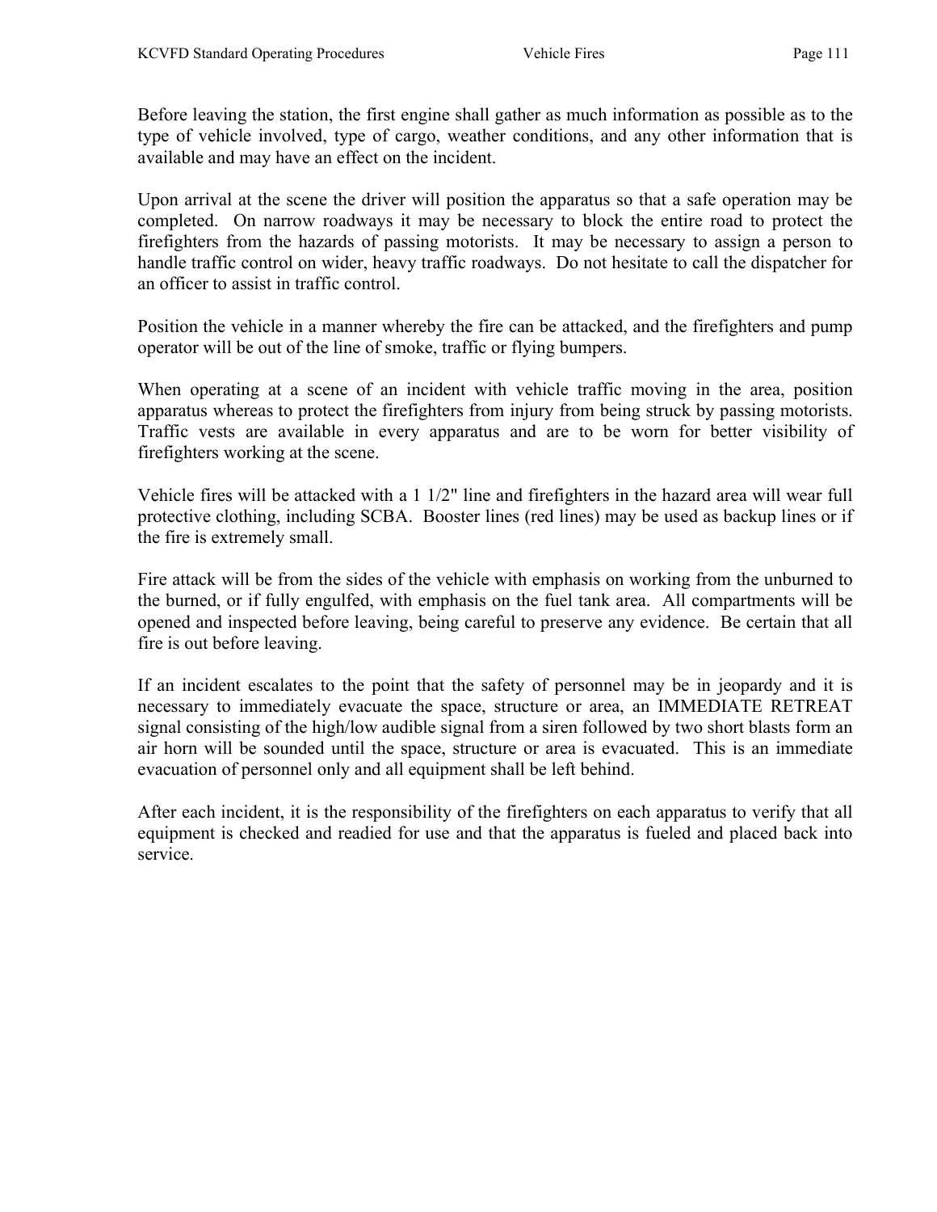Before leaving the station, the first engine shall gather as much information as possible as to the type of vehicle involved, type of cargo, weather conditions, and any other information that is available and may have an effect on the incident.

Upon arrival at the scene the driver will position the apparatus so that a safe operation may be completed. On narrow roadways it may be necessary to block the entire road to protect the firefighters from the hazards of passing motorists. It may be necessary to assign a person to handle traffic control on wider, heavy traffic roadways. Do not hesitate to call the dispatcher for an officer to assist in traffic control.

Position the vehicle in a manner whereby the fire can be attacked, and the firefighters and pump operator will be out of the line of smoke, traffic or flying bumpers.

When operating at a scene of an incident with vehicle traffic moving in the area, position apparatus whereas to protect the firefighters from injury from being struck by passing motorists. Traffic vests are available in every apparatus and are to be worn for better visibility of firefighters working at the scene.

Vehicle fires will be attacked with a 1 1/2" line and firefighters in the hazard area will wear full protective clothing, including SCBA. Booster lines (red lines) may be used as backup lines or if the fire is extremely small.

Fire attack will be from the sides of the vehicle with emphasis on working from the unburned to the burned, or if fully engulfed, with emphasis on the fuel tank area. All compartments will be opened and inspected before leaving, being careful to preserve any evidence. Be certain that all fire is out before leaving.

If an incident escalates to the point that the safety of personnel may be in jeopardy and it is necessary to immediately evacuate the space, structure or area, an IMMEDIATE RETREAT signal consisting of the high/low audible signal from a siren followed by two short blasts form an air horn will be sounded until the space, structure or area is evacuated. This is an immediate evacuation of personnel only and all equipment shall be left behind.

After each incident, it is the responsibility of the firefighters on each apparatus to verify that all equipment is checked and readied for use and that the apparatus is fueled and placed back into service.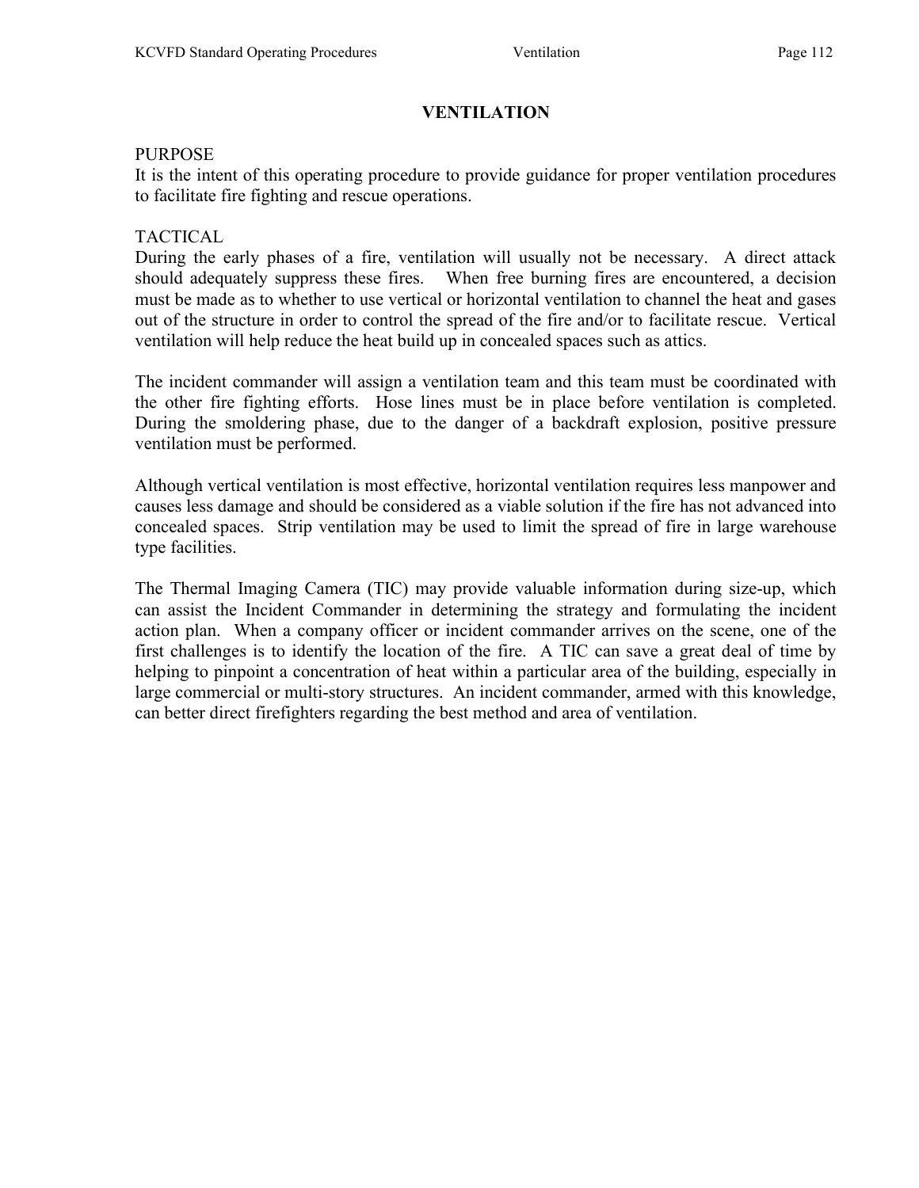# VENTILATION

## PURPOSE

It is the intent of this operating procedure to provide guidance for proper ventilation procedures to facilitate fire fighting and rescue operations.

## TACTICAL

During the early phases of a fire, ventilation will usually not be necessary. A direct attack should adequately suppress these fires. When free burning fires are encountered, a decision must be made as to whether to use vertical or horizontal ventilation to channel the heat and gases out of the structure in order to control the spread of the fire and/or to facilitate rescue. Vertical ventilation will help reduce the heat build up in concealed spaces such as attics.

The incident commander will assign a ventilation team and this team must be coordinated with the other fire fighting efforts. Hose lines must be in place before ventilation is completed. During the smoldering phase, due to the danger of a backdraft explosion, positive pressure ventilation must be performed.

Although vertical ventilation is most effective, horizontal ventilation requires less manpower and causes less damage and should be considered as a viable solution if the fire has not advanced into concealed spaces. Strip ventilation may be used to limit the spread of fire in large warehouse type facilities.

The Thermal Imaging Camera (TIC) may provide valuable information during size-up, which can assist the Incident Commander in determining the strategy and formulating the incident action plan. When a company officer or incident commander arrives on the scene, one of the first challenges is to identify the location of the fire. A TIC can save a great deal of time by helping to pinpoint a concentration of heat within a particular area of the building, especially in large commercial or multi-story structures. An incident commander, armed with this knowledge, can better direct firefighters regarding the best method and area of ventilation.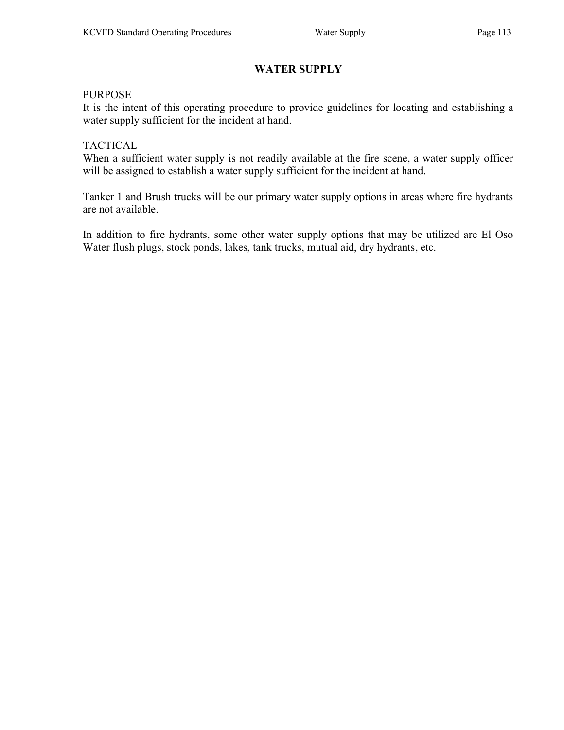# WATER SUPPLY

PURPOSE

It is the intent of this operating procedure to provide guidelines for locating and establishing a water supply sufficient for the incident at hand.

TACTICAL

When a sufficient water supply is not readily available at the fire scene, a water supply officer will be assigned to establish a water supply sufficient for the incident at hand.

Tanker 1 and Brush trucks will be our primary water supply options in areas where fire hydrants are not available.

In addition to fire hydrants, some other water supply options that may be utilized are El Oso Water flush plugs, stock ponds, lakes, tank trucks, mutual aid, dry hydrants, etc.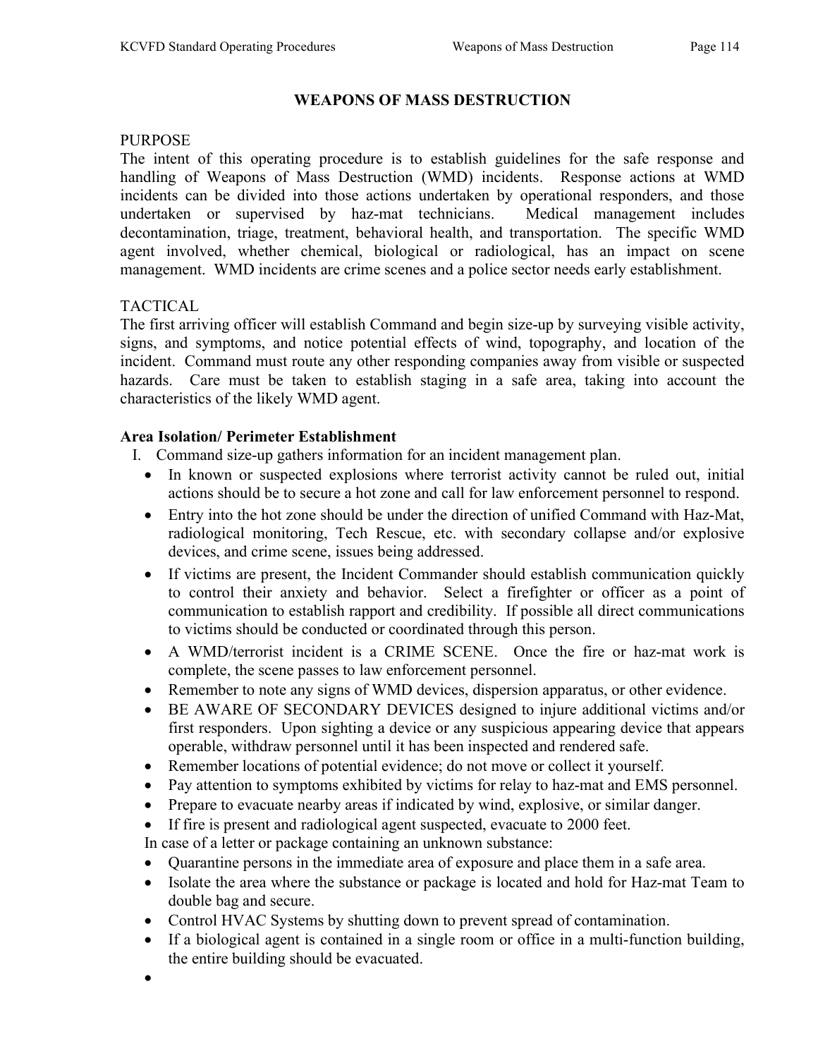# WEAPONS OF MASS DESTRUCTION

PURPOSE

The intent of this operating procedure is to establish guidelines for the safe response and handling of Weapons of Mass Destruction (WMD) incidents. Response actions at WMD incidents can be divided into those actions undertaken by operational responders, and those undertaken or supervised by haz-mat technicians. Medical management includes decontamination, triage, treatment, behavioral health, and transportation. The specific WMD agent involved, whether chemical, biological or radiological, has an impact on scene management. WMD incidents are crime scenes and a police sector needs early establishment.

TACTICAL

The first arriving officer will establish Command and begin size-up by surveying visible activity, signs, and symptoms, and notice potential effects of wind, topography, and location of the incident. Command must route any other responding companies away from visible or suspected hazards. Care must be taken to establish staging in a safe area, taking into account the characteristics of the likely WMD agent.

**Area Isolation/ Perimeter Establishment**

I. Command size-up gathers information for an incident management plan.
   - In known or suspected explosions where terrorist activity cannot be ruled out, initial actions should be to secure a hot zone and call for law enforcement personnel to respond.
   - Entry into the hot zone should be under the direction of unified Command with Haz-Mat, radiological monitoring, Tech Rescue, etc. with secondary collapse and/or explosive devices, and crime scene, issues being addressed.
   - If victims are present, the Incident Commander should establish communication quickly to control their anxiety and behavior. Select a firefighter or officer as a point of communication to establish rapport and credibility. If possible all direct communications to victims should be conducted or coordinated through this person.
   - A WMD/terrorist incident is a CRIME SCENE. Once the fire or haz-mat work is complete, the scene passes to law enforcement personnel.
   - Remember to note any signs of WMD devices, dispersion apparatus, or other evidence.
   - BE AWARE OF SECONDARY DEVICES designed to injure additional victims and/or first responders. Upon sighting a device or any suspicious appearing device that appears operable, withdraw personnel until it has been inspected and rendered safe.
   - Remember locations of potential evidence; do not move or collect it yourself.
   - Pay attention to symptoms exhibited by victims for relay to haz-mat and EMS personnel.
   - Prepare to evacuate nearby areas if indicated by wind, explosive, or similar danger.
   - If fire is present and radiological agent suspected, evacuate to 2000 feet.

   In case of a letter or package containing an unknown substance:
   - Quarantine persons in the immediate area of exposure and place them in a safe area.
   - Isolate the area where the substance or package is located and hold for Haz-mat Team to double bag and secure.
   - Control HVAC Systems by shutting down to prevent spread of contamination.
   - If a biological agent is contained in a single room or office in a multi-function building, the entire building should be evacuated.
   -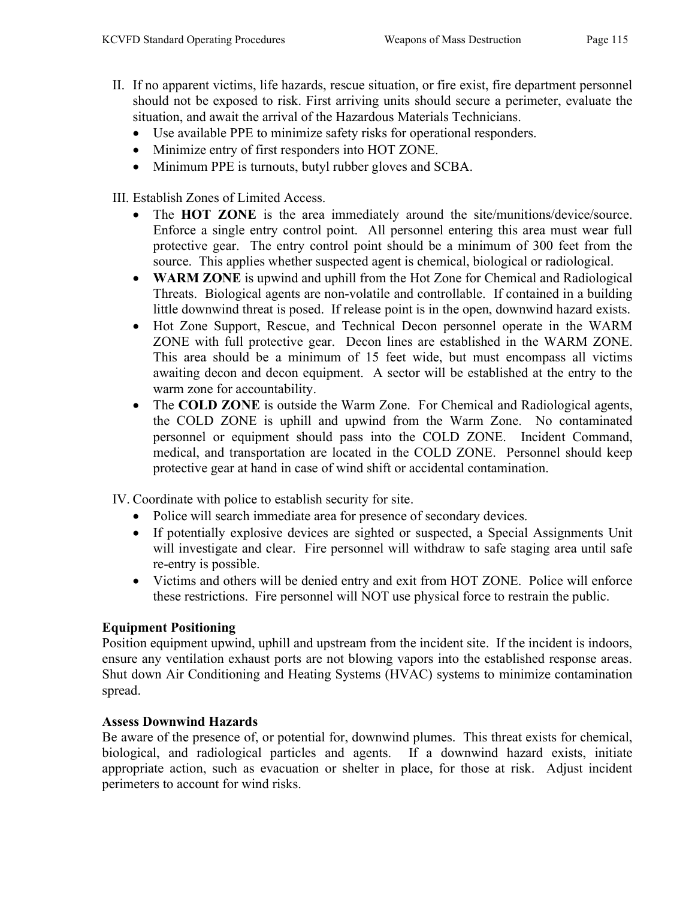II. If no apparent victims, life hazards, rescue situation, or fire exist, fire department personnel should not be exposed to risk. First arriving units should secure a perimeter, evaluate the situation, and await the arrival of the Hazardous Materials Technicians.
    - Use available PPE to minimize safety risks for operational responders.
    - Minimize entry of first responders into HOT ZONE.
    - Minimum PPE is turnouts, butyl rubber gloves and SCBA.

III. Establish Zones of Limited Access.
    - The **HOT ZONE** is the area immediately around the site/munitions/device/source. Enforce a single entry control point. All personnel entering this area must wear full protective gear. The entry control point should be a minimum of 300 feet from the source. This applies whether suspected agent is chemical, biological or radiological.
    - **WARM ZONE** is upwind and uphill from the Hot Zone for Chemical and Radiological Threats. Biological agents are non-volatile and controllable. If contained in a building little downwind threat is posed. If release point is in the open, downwind hazard exists.
    - Hot Zone Support, Rescue, and Technical Decon personnel operate in the WARM ZONE with full protective gear. Decon lines are established in the WARM ZONE. This area should be a minimum of 15 feet wide, but must encompass all victims awaiting decon and decon equipment. A sector will be established at the entry to the warm zone for accountability.
    - The **COLD ZONE** is outside the Warm Zone. For Chemical and Radiological agents, the COLD ZONE is uphill and upwind from the Warm Zone. No contaminated personnel or equipment should pass into the COLD ZONE. Incident Command, medical, and transportation are located in the COLD ZONE. Personnel should keep protective gear at hand in case of wind shift or accidental contamination.

IV. Coordinate with police to establish security for site.
    - Police will search immediate area for presence of secondary devices.
    - If potentially explosive devices are sighted or suspected, a Special Assignments Unit will investigate and clear. Fire personnel will withdraw to safe staging area until safe re-entry is possible.
    - Victims and others will be denied entry and exit from HOT ZONE. Police will enforce these restrictions. Fire personnel will NOT use physical force to restrain the public.

**Equipment Positioning**

Position equipment upwind, uphill and upstream from the incident site. If the incident is indoors, ensure any ventilation exhaust ports are not blowing vapors into the established response areas. Shut down Air Conditioning and Heating Systems (HVAC) systems to minimize contamination spread.

**Assess Downwind Hazards**

Be aware of the presence of, or potential for, downwind plumes. This threat exists for chemical, biological, and radiological particles and agents. If a downwind hazard exists, initiate appropriate action, such as evacuation or shelter in place, for those at risk. Adjust incident perimeters to account for wind risks.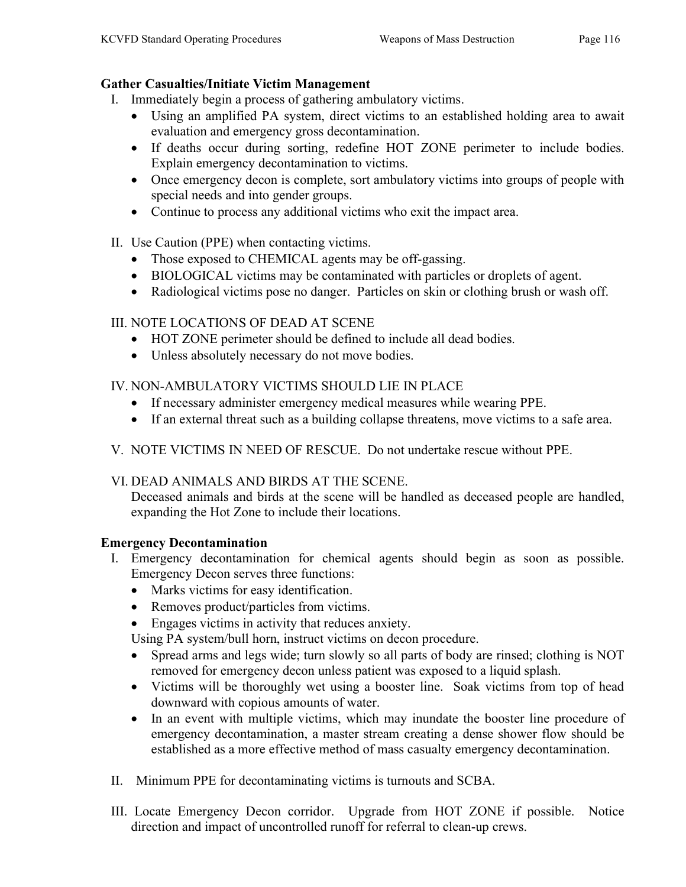**Gather Casualties/Initiate Victim Management**

I. Immediately begin a process of gathering ambulatory victims.
   - Using an amplified PA system, direct victims to an established holding area to await evaluation and emergency gross decontamination.
   - If deaths occur during sorting, redefine HOT ZONE perimeter to include bodies. Explain emergency decontamination to victims.
   - Once emergency decon is complete, sort ambulatory victims into groups of people with special needs and into gender groups.
   - Continue to process any additional victims who exit the impact area.

II. Use Caution (PPE) when contacting victims.
   - Those exposed to CHEMICAL agents may be off-gassing.
   - BIOLOGICAL victims may be contaminated with particles or droplets of agent.
   - Radiological victims pose no danger. Particles on skin or clothing brush or wash off.

III. NOTE LOCATIONS OF DEAD AT SCENE
   - HOT ZONE perimeter should be defined to include all dead bodies.
   - Unless absolutely necessary do not move bodies.

IV. NON-AMBULATORY VICTIMS SHOULD LIE IN PLACE
   - If necessary administer emergency medical measures while wearing PPE.
   - If an external threat such as a building collapse threatens, move victims to a safe area.

V. NOTE VICTIMS IN NEED OF RESCUE. Do not undertake rescue without PPE.

VI. DEAD ANIMALS AND BIRDS AT THE SCENE.
   Deceased animals and birds at the scene will be handled as deceased people are handled, expanding the Hot Zone to include their locations.

**Emergency Decontamination**

I. Emergency decontamination for chemical agents should begin as soon as possible. Emergency Decon serves three functions:
   - Marks victims for easy identification.
   - Removes product/particles from victims.
   - Engages victims in activity that reduces anxiety.

   Using PA system/bull horn, instruct victims on decon procedure.
   - Spread arms and legs wide; turn slowly so all parts of body are rinsed; clothing is NOT removed for emergency decon unless patient was exposed to a liquid splash.
   - Victims will be thoroughly wet using a booster line. Soak victims from top of head downward with copious amounts of water.
   - In an event with multiple victims, which may inundate the booster line procedure of emergency decontamination, a master stream creating a dense shower flow should be established as a more effective method of mass casualty emergency decontamination.

II. Minimum PPE for decontaminating victims is turnouts and SCBA.

III. Locate Emergency Decon corridor. Upgrade from HOT ZONE if possible. Notice direction and impact of uncontrolled runoff for referral to clean-up crews.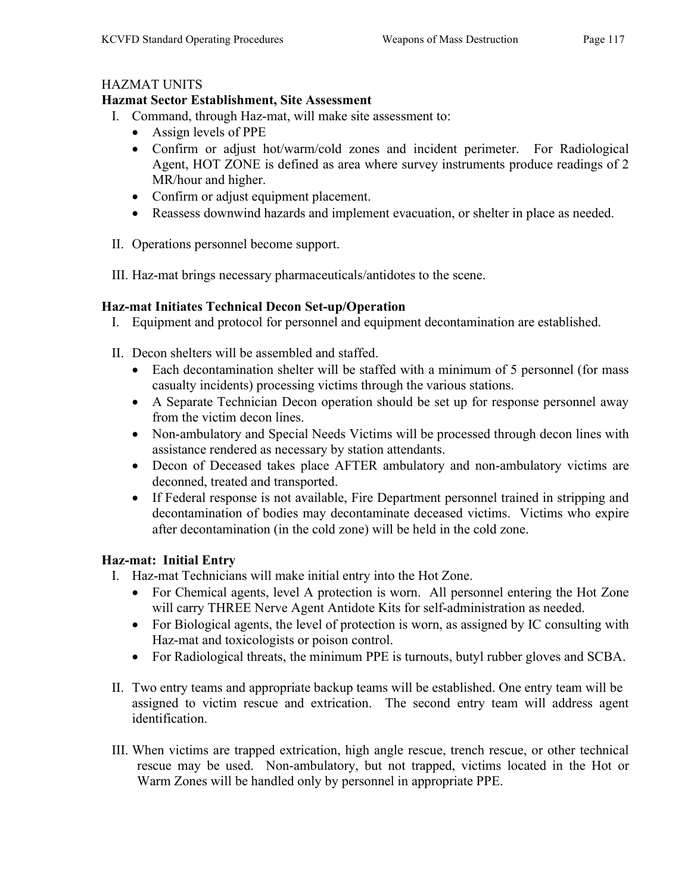## HAZMAT UNITS

### Hazmat Sector Establishment, Site Assessment

I. Command, through Haz-mat, will make site assessment to:
   - Assign levels of PPE
   - Confirm or adjust hot/warm/cold zones and incident perimeter. For Radiological Agent, HOT ZONE is defined as area where survey instruments produce readings of 2 MR/hour and higher.
   - Confirm or adjust equipment placement.
   - Reassess downwind hazards and implement evacuation, or shelter in place as needed.

II. Operations personnel become support.

III. Haz-mat brings necessary pharmaceuticals/antidotes to the scene.

### Haz-mat Initiates Technical Decon Set-up/Operation

I. Equipment and protocol for personnel and equipment decontamination are established.

II. Decon shelters will be assembled and staffed.
   - Each decontamination shelter will be staffed with a minimum of 5 personnel (for mass casualty incidents) processing victims through the various stations.
   - A Separate Technician Decon operation should be set up for response personnel away from the victim decon lines.
   - Non-ambulatory and Special Needs Victims will be processed through decon lines with assistance rendered as necessary by station attendants.
   - Decon of Deceased takes place AFTER ambulatory and non-ambulatory victims are deconned, treated and transported.
   - If Federal response is not available, Fire Department personnel trained in stripping and decontamination of bodies may decontaminate deceased victims. Victims who expire after decontamination (in the cold zone) will be held in the cold zone.

### Haz-mat: Initial Entry

I. Haz-mat Technicians will make initial entry into the Hot Zone.
   - For Chemical agents, level A protection is worn. All personnel entering the Hot Zone will carry THREE Nerve Agent Antidote Kits for self-administration as needed.
   - For Biological agents, the level of protection is worn, as assigned by IC consulting with Haz-mat and toxicologists or poison control.
   - For Radiological threats, the minimum PPE is turnouts, butyl rubber gloves and SCBA.

II. Two entry teams and appropriate backup teams will be established. One entry team will be assigned to victim rescue and extrication. The second entry team will address agent identification.

III. When victims are trapped extrication, high angle rescue, trench rescue, or other technical rescue may be used. Non-ambulatory, but not trapped, victims located in the Hot or Warm Zones will be handled only by personnel in appropriate PPE.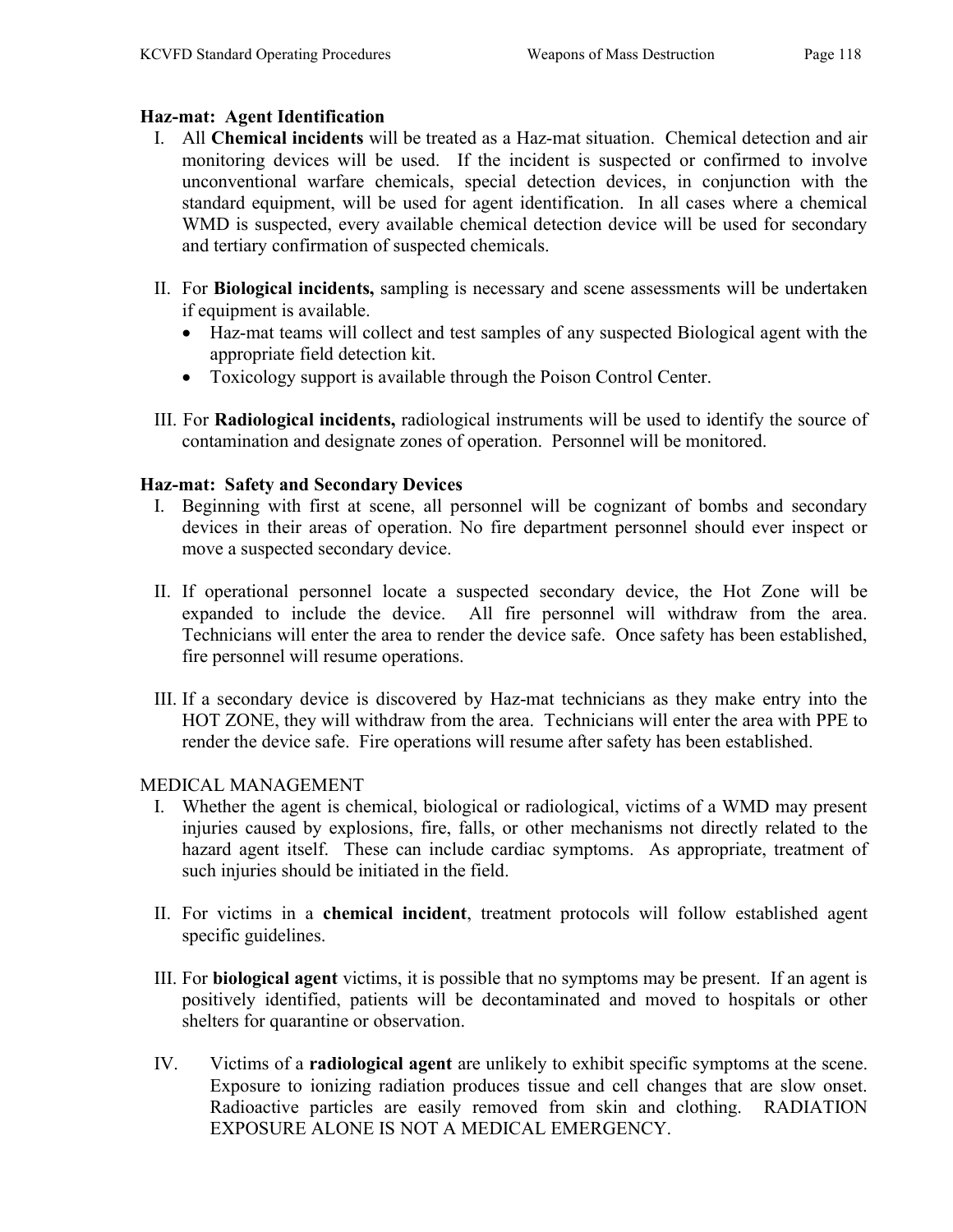### Haz-mat: Agent Identification

I. All **Chemical incidents** will be treated as a Haz-mat situation. Chemical detection and air monitoring devices will be used. If the incident is suspected or confirmed to involve unconventional warfare chemicals, special detection devices, in conjunction with the standard equipment, will be used for agent identification. In all cases where a chemical WMD is suspected, every available chemical detection device will be used for secondary and tertiary confirmation of suspected chemicals.

II. For **Biological incidents,** sampling is necessary and scene assessments will be undertaken if equipment is available.

- Haz-mat teams will collect and test samples of any suspected Biological agent with the appropriate field detection kit.
- Toxicology support is available through the Poison Control Center.

III. For **Radiological incidents,** radiological instruments will be used to identify the source of contamination and designate zones of operation. Personnel will be monitored.

### Haz-mat: Safety and Secondary Devices

I. Beginning with first at scene, all personnel will be cognizant of bombs and secondary devices in their areas of operation. No fire department personnel should ever inspect or move a suspected secondary device.

II. If operational personnel locate a suspected secondary device, the Hot Zone will be expanded to include the device. All fire personnel will withdraw from the area. Technicians will enter the area to render the device safe. Once safety has been established, fire personnel will resume operations.

III. If a secondary device is discovered by Haz-mat technicians as they make entry into the HOT ZONE, they will withdraw from the area. Technicians will enter the area with PPE to render the device safe. Fire operations will resume after safety has been established.

MEDICAL MANAGEMENT

I. Whether the agent is chemical, biological or radiological, victims of a WMD may present injuries caused by explosions, fire, falls, or other mechanisms not directly related to the hazard agent itself. These can include cardiac symptoms. As appropriate, treatment of such injuries should be initiated in the field.

II. For victims in a **chemical incident**, treatment protocols will follow established agent specific guidelines.

III. For **biological agent** victims, it is possible that no symptoms may be present. If an agent is positively identified, patients will be decontaminated and moved to hospitals or other shelters for quarantine or observation.

IV. Victims of a **radiological agent** are unlikely to exhibit specific symptoms at the scene. Exposure to ionizing radiation produces tissue and cell changes that are slow onset. Radioactive particles are easily removed from skin and clothing. RADIATION EXPOSURE ALONE IS NOT A MEDICAL EMERGENCY.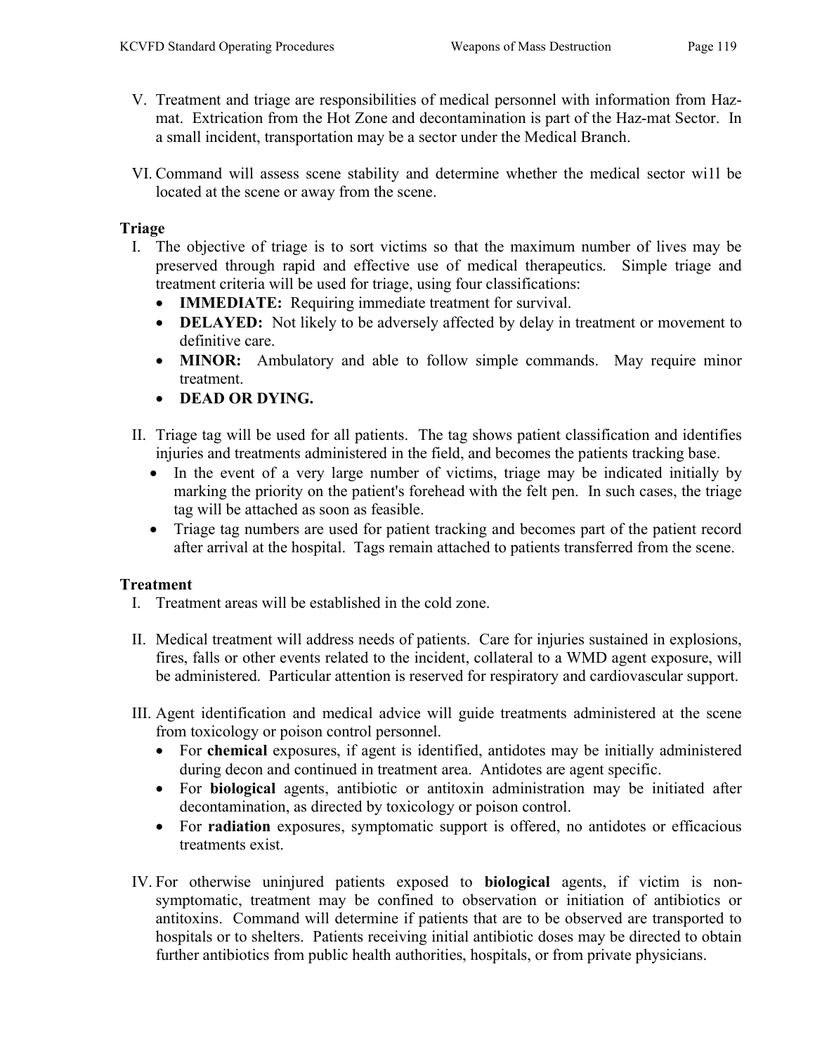V. Treatment and triage are responsibilities of medical personnel with information from Haz-mat. Extrication from the Hot Zone and decontamination is part of the Haz-mat Sector. In a small incident, transportation may be a sector under the Medical Branch.

VI. Command will assess scene stability and determine whether the medical sector wi1l be located at the scene or away from the scene.

**Triage**

I. The objective of triage is to sort victims so that the maximum number of lives may be preserved through rapid and effective use of medical therapeutics. Simple triage and treatment criteria will be used for triage, using four classifications:
   - **IMMEDIATE:** Requiring immediate treatment for survival.
   - **DELAYED:** Not likely to be adversely affected by delay in treatment or movement to definitive care.
   - **MINOR:** Ambulatory and able to follow simple commands. May require minor treatment.
   - **DEAD OR DYING.**

II. Triage tag will be used for all patients. The tag shows patient classification and identifies injuries and treatments administered in the field, and becomes the patients tracking base.
   - In the event of a very large number of victims, triage may be indicated initially by marking the priority on the patient's forehead with the felt pen. In such cases, the triage tag will be attached as soon as feasible.
   - Triage tag numbers are used for patient tracking and becomes part of the patient record after arrival at the hospital. Tags remain attached to patients transferred from the scene.

**Treatment**

I. Treatment areas will be established in the cold zone.

II. Medical treatment will address needs of patients. Care for injuries sustained in explosions, fires, falls or other events related to the incident, collateral to a WMD agent exposure, will be administered. Particular attention is reserved for respiratory and cardiovascular support.

III. Agent identification and medical advice will guide treatments administered at the scene from toxicology or poison control personnel.
   - For **chemical** exposures, if agent is identified, antidotes may be initially administered during decon and continued in treatment area. Antidotes are agent specific.
   - For **biological** agents, antibiotic or antitoxin administration may be initiated after decontamination, as directed by toxicology or poison control.
   - For **radiation** exposures, symptomatic support is offered, no antidotes or efficacious treatments exist.

IV. For otherwise uninjured patients exposed to **biological** agents, if victim is non-symptomatic, treatment may be confined to observation or initiation of antibiotics or antitoxins. Command will determine if patients that are to be observed are transported to hospitals or to shelters. Patients receiving initial antibiotic doses may be directed to obtain further antibiotics from public health authorities, hospitals, or from private physicians.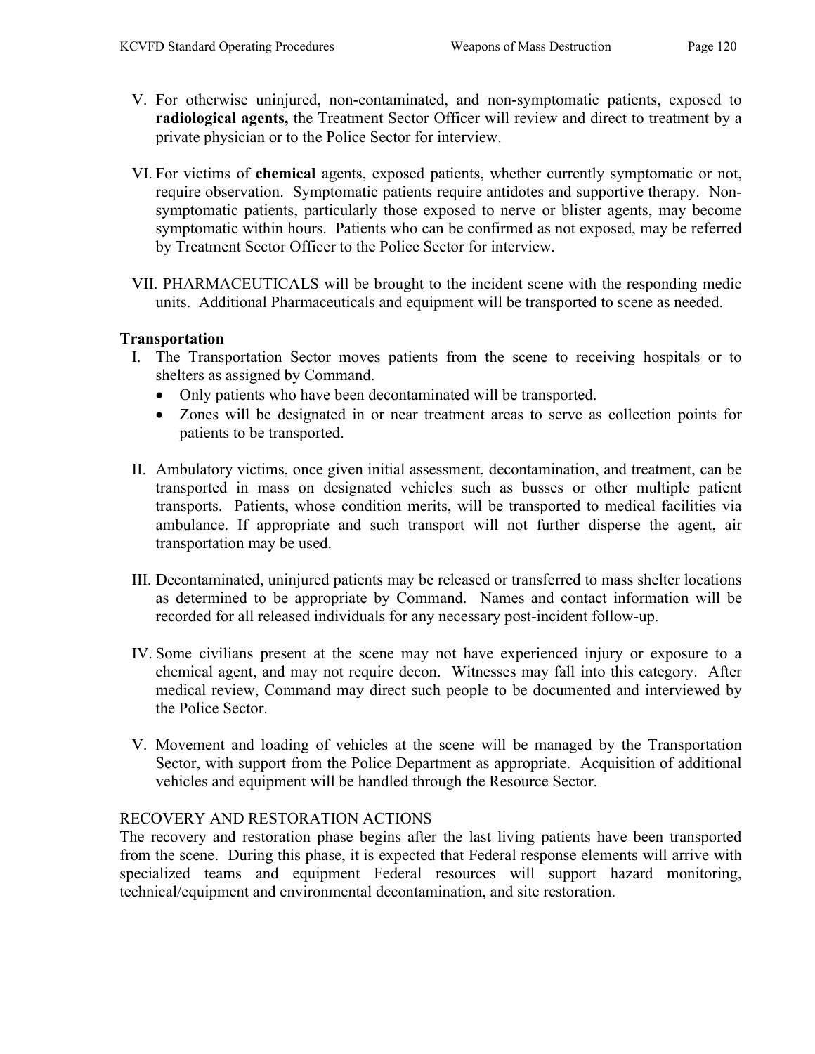V. For otherwise uninjured, non-contaminated, and non-symptomatic patients, exposed to **radiological agents,** the Treatment Sector Officer will review and direct to treatment by a private physician or to the Police Sector for interview.

VI. For victims of **chemical** agents, exposed patients, whether currently symptomatic or not, require observation. Symptomatic patients require antidotes and supportive therapy. Non-symptomatic patients, particularly those exposed to nerve or blister agents, may become symptomatic within hours. Patients who can be confirmed as not exposed, may be referred by Treatment Sector Officer to the Police Sector for interview.

VII. PHARMACEUTICALS will be brought to the incident scene with the responding medic units. Additional Pharmaceuticals and equipment will be transported to scene as needed.

**Transportation**

I. The Transportation Sector moves patients from the scene to receiving hospitals or to shelters as assigned by Command.
   - Only patients who have been decontaminated will be transported.
   - Zones will be designated in or near treatment areas to serve as collection points for patients to be transported.

II. Ambulatory victims, once given initial assessment, decontamination, and treatment, can be transported in mass on designated vehicles such as busses or other multiple patient transports. Patients, whose condition merits, will be transported to medical facilities via ambulance. If appropriate and such transport will not further disperse the agent, air transportation may be used.

III. Decontaminated, uninjured patients may be released or transferred to mass shelter locations as determined to be appropriate by Command. Names and contact information will be recorded for all released individuals for any necessary post-incident follow-up.

IV. Some civilians present at the scene may not have experienced injury or exposure to a chemical agent, and may not require decon. Witnesses may fall into this category. After medical review, Command may direct such people to be documented and interviewed by the Police Sector.

V. Movement and loading of vehicles at the scene will be managed by the Transportation Sector, with support from the Police Department as appropriate. Acquisition of additional vehicles and equipment will be handled through the Resource Sector.

RECOVERY AND RESTORATION ACTIONS

The recovery and restoration phase begins after the last living patients have been transported from the scene. During this phase, it is expected that Federal response elements will arrive with specialized teams and equipment Federal resources will support hazard monitoring, technical/equipment and environmental decontamination, and site restoration.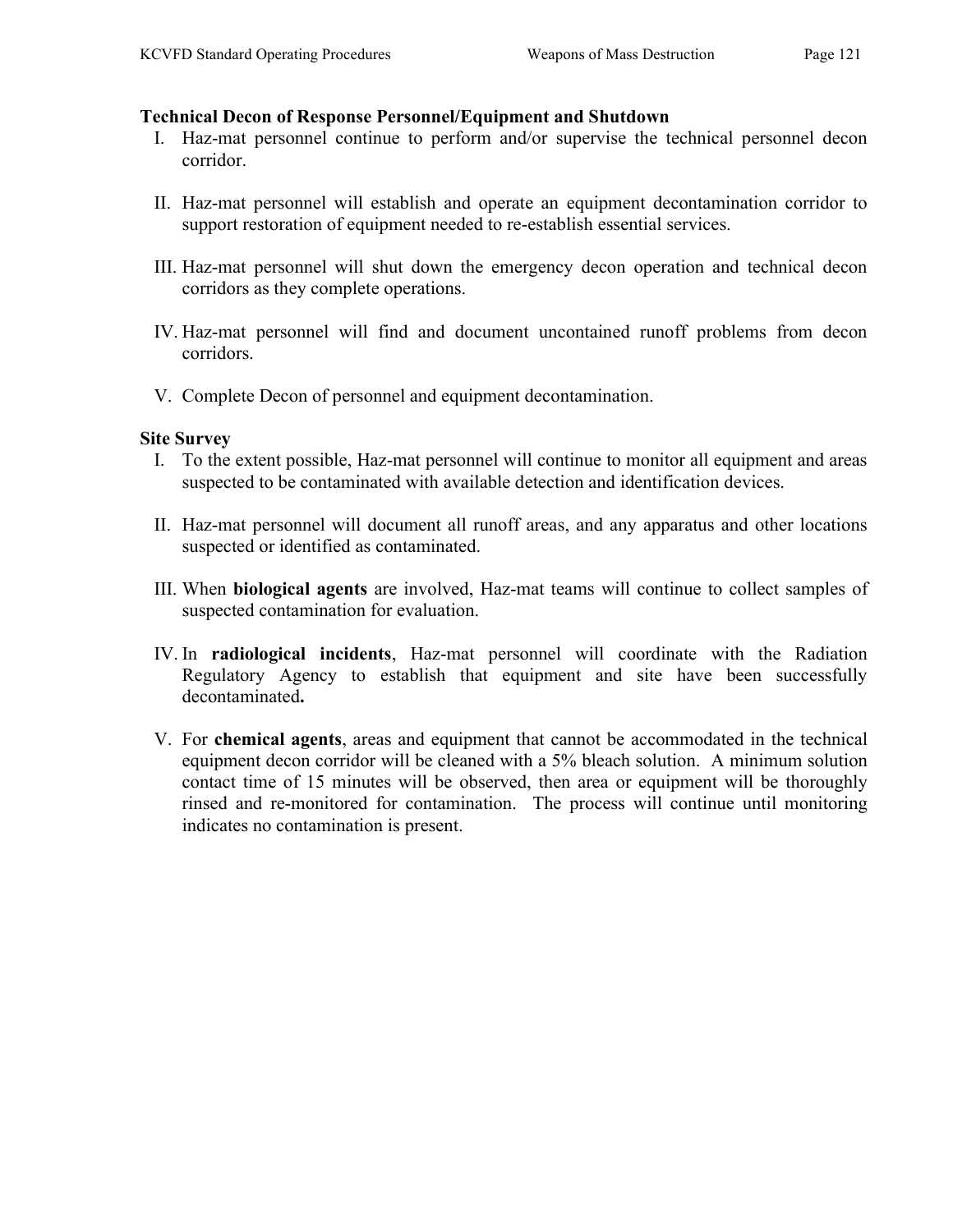**Technical Decon of Response Personnel/Equipment and Shutdown**

I. Haz-mat personnel continue to perform and/or supervise the technical personnel decon corridor.

II. Haz-mat personnel will establish and operate an equipment decontamination corridor to support restoration of equipment needed to re-establish essential services.

III. Haz-mat personnel will shut down the emergency decon operation and technical decon corridors as they complete operations.

IV. Haz-mat personnel will find and document uncontained runoff problems from decon corridors.

V. Complete Decon of personnel and equipment decontamination.

**Site Survey**

I. To the extent possible, Haz-mat personnel will continue to monitor all equipment and areas suspected to be contaminated with available detection and identification devices.

II. Haz-mat personnel will document all runoff areas, and any apparatus and other locations suspected or identified as contaminated.

III. When **biological agents** are involved, Haz-mat teams will continue to collect samples of suspected contamination for evaluation.

IV. In **radiological incidents**, Haz-mat personnel will coordinate with the Radiation Regulatory Agency to establish that equipment and site have been successfully decontaminated**.**

V. For **chemical agents**, areas and equipment that cannot be accommodated in the technical equipment decon corridor will be cleaned with a 5% bleach solution. A minimum solution contact time of 15 minutes will be observed, then area or equipment will be thoroughly rinsed and re-monitored for contamination. The process will continue until monitoring indicates no contamination is present.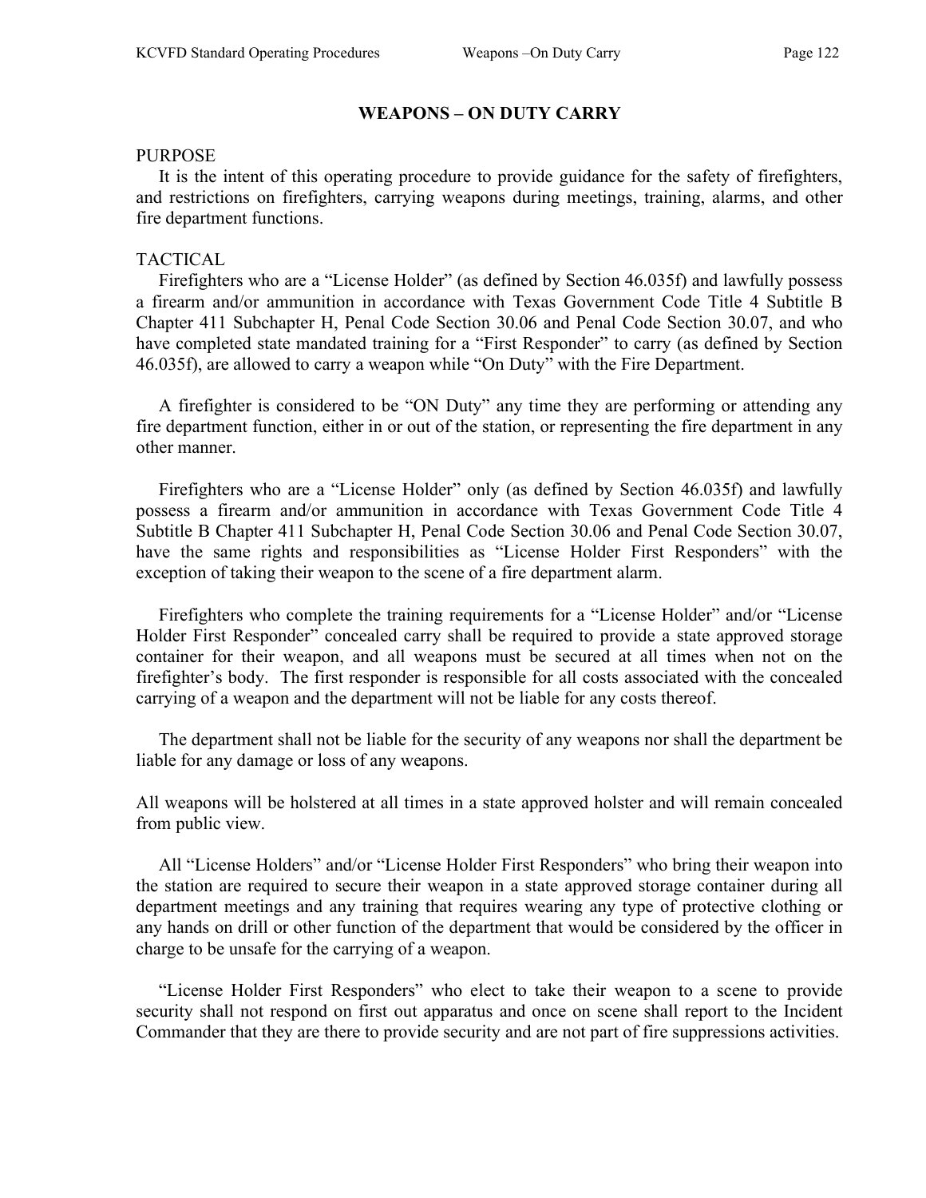# WEAPONS – ON DUTY CARRY

PURPOSE

It is the intent of this operating procedure to provide guidance for the safety of firefighters, and restrictions on firefighters, carrying weapons during meetings, training, alarms, and other fire department functions.

TACTICAL

Firefighters who are a "License Holder" (as defined by Section 46.035f) and lawfully possess a firearm and/or ammunition in accordance with Texas Government Code Title 4 Subtitle B Chapter 411 Subchapter H, Penal Code Section 30.06 and Penal Code Section 30.07, and who have completed state mandated training for a "First Responder" to carry (as defined by Section 46.035f), are allowed to carry a weapon while "On Duty" with the Fire Department.

A firefighter is considered to be "ON Duty" any time they are performing or attending any fire department function, either in or out of the station, or representing the fire department in any other manner.

Firefighters who are a "License Holder" only (as defined by Section 46.035f) and lawfully possess a firearm and/or ammunition in accordance with Texas Government Code Title 4 Subtitle B Chapter 411 Subchapter H, Penal Code Section 30.06 and Penal Code Section 30.07, have the same rights and responsibilities as "License Holder First Responders" with the exception of taking their weapon to the scene of a fire department alarm.

Firefighters who complete the training requirements for a "License Holder" and/or "License Holder First Responder" concealed carry shall be required to provide a state approved storage container for their weapon, and all weapons must be secured at all times when not on the firefighter's body. The first responder is responsible for all costs associated with the concealed carrying of a weapon and the department will not be liable for any costs thereof.

The department shall not be liable for the security of any weapons nor shall the department be liable for any damage or loss of any weapons.

All weapons will be holstered at all times in a state approved holster and will remain concealed from public view.

All "License Holders" and/or "License Holder First Responders" who bring their weapon into the station are required to secure their weapon in a state approved storage container during all department meetings and any training that requires wearing any type of protective clothing or any hands on drill or other function of the department that would be considered by the officer in charge to be unsafe for the carrying of a weapon.

"License Holder First Responders" who elect to take their weapon to a scene to provide security shall not respond on first out apparatus and once on scene shall report to the Incident Commander that they are there to provide security and are not part of fire suppressions activities.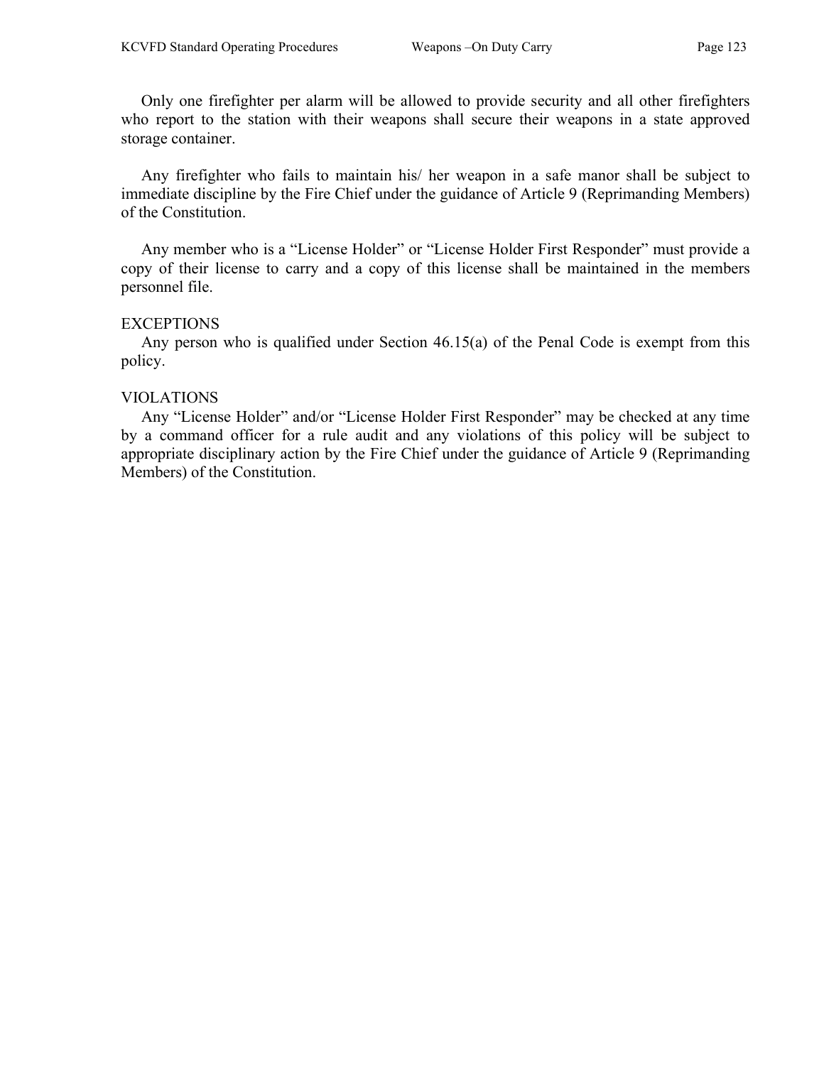Only one firefighter per alarm will be allowed to provide security and all other firefighters who report to the station with their weapons shall secure their weapons in a state approved storage container.

Any firefighter who fails to maintain his/ her weapon in a safe manor shall be subject to immediate discipline by the Fire Chief under the guidance of Article 9 (Reprimanding Members) of the Constitution.

Any member who is a “License Holder” or “License Holder First Responder” must provide a copy of their license to carry and a copy of this license shall be maintained in the members personnel file.

EXCEPTIONS

Any person who is qualified under Section 46.15(a) of the Penal Code is exempt from this policy.

VIOLATIONS

Any “License Holder” and/or “License Holder First Responder” may be checked at any time by a command officer for a rule audit and any violations of this policy will be subject to appropriate disciplinary action by the Fire Chief under the guidance of Article 9 (Reprimanding Members) of the Constitution.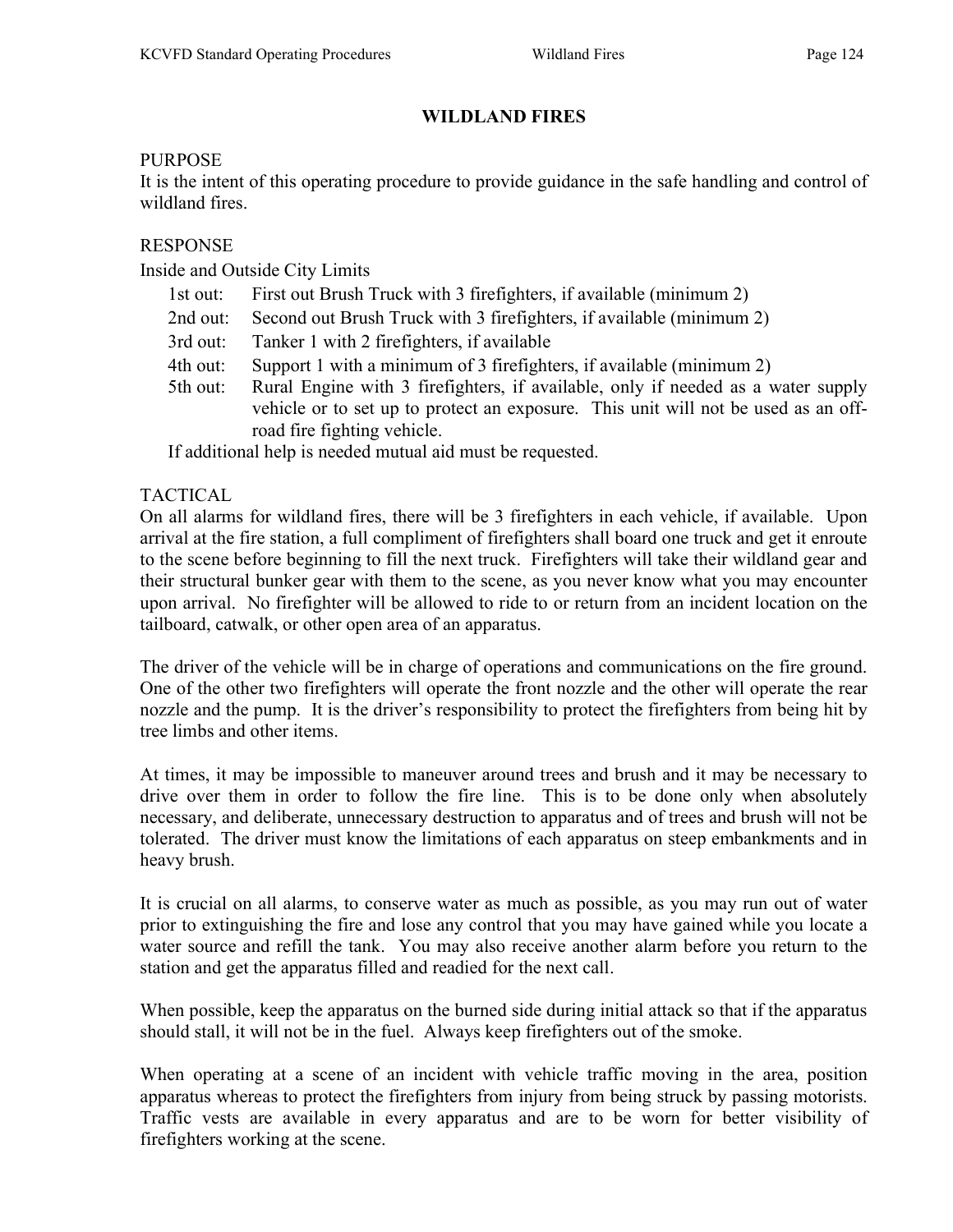# WILDLAND FIRES

PURPOSE
It is the intent of this operating procedure to provide guidance in the safe handling and control of wildland fires.

RESPONSE
Inside and Outside City Limits

- 1st out: First out Brush Truck with 3 firefighters, if available (minimum 2)
- 2nd out: Second out Brush Truck with 3 firefighters, if available (minimum 2)
- 3rd out: Tanker 1 with 2 firefighters, if available
- 4th out: Support 1 with a minimum of 3 firefighters, if available (minimum 2)
- 5th out: Rural Engine with 3 firefighters, if available, only if needed as a water supply vehicle or to set up to protect an exposure. This unit will not be used as an off-road fire fighting vehicle.

If additional help is needed mutual aid must be requested.

TACTICAL
On all alarms for wildland fires, there will be 3 firefighters in each vehicle, if available. Upon arrival at the fire station, a full compliment of firefighters shall board one truck and get it enroute to the scene before beginning to fill the next truck. Firefighters will take their wildland gear and their structural bunker gear with them to the scene, as you never know what you may encounter upon arrival. No firefighter will be allowed to ride to or return from an incident location on the tailboard, catwalk, or other open area of an apparatus.

The driver of the vehicle will be in charge of operations and communications on the fire ground. One of the other two firefighters will operate the front nozzle and the other will operate the rear nozzle and the pump. It is the driver's responsibility to protect the firefighters from being hit by tree limbs and other items.

At times, it may be impossible to maneuver around trees and brush and it may be necessary to drive over them in order to follow the fire line. This is to be done only when absolutely necessary, and deliberate, unnecessary destruction to apparatus and of trees and brush will not be tolerated. The driver must know the limitations of each apparatus on steep embankments and in heavy brush.

It is crucial on all alarms, to conserve water as much as possible, as you may run out of water prior to extinguishing the fire and lose any control that you may have gained while you locate a water source and refill the tank. You may also receive another alarm before you return to the station and get the apparatus filled and readied for the next call.

When possible, keep the apparatus on the burned side during initial attack so that if the apparatus should stall, it will not be in the fuel. Always keep firefighters out of the smoke.

When operating at a scene of an incident with vehicle traffic moving in the area, position apparatus whereas to protect the firefighters from injury from being struck by passing motorists. Traffic vests are available in every apparatus and are to be worn for better visibility of firefighters working at the scene.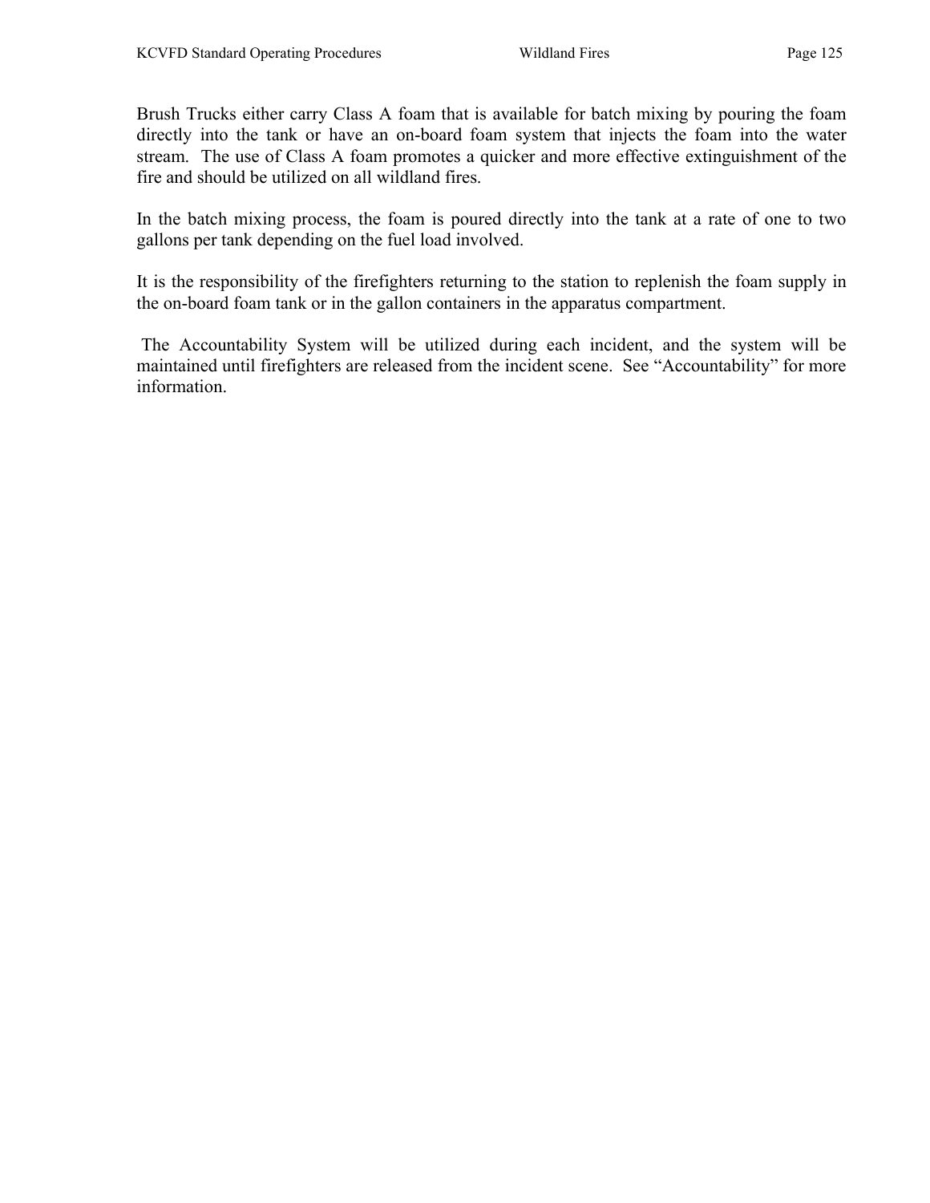Brush Trucks either carry Class A foam that is available for batch mixing by pouring the foam directly into the tank or have an on-board foam system that injects the foam into the water stream. The use of Class A foam promotes a quicker and more effective extinguishment of the fire and should be utilized on all wildland fires.

In the batch mixing process, the foam is poured directly into the tank at a rate of one to two gallons per tank depending on the fuel load involved.

It is the responsibility of the firefighters returning to the station to replenish the foam supply in the on-board foam tank or in the gallon containers in the apparatus compartment.

The Accountability System will be utilized during each incident, and the system will be maintained until firefighters are released from the incident scene. See "Accountability" for more information.